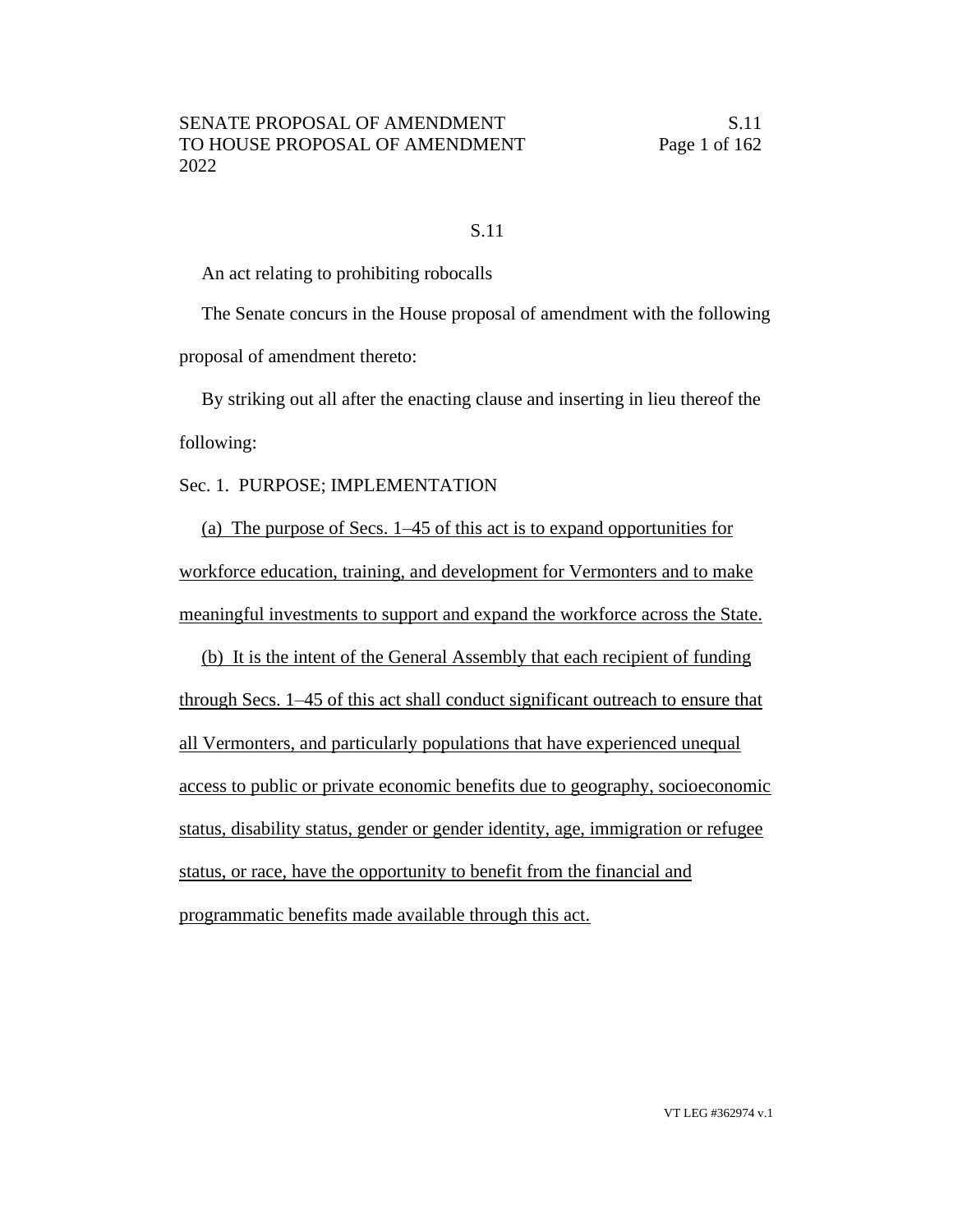# S.11

An act relating to prohibiting robocalls

The Senate concurs in the House proposal of amendment with the following proposal of amendment thereto:

By striking out all after the enacting clause and inserting in lieu thereof the following:

Sec. 1. PURPOSE; IMPLEMENTATION

<u>(a) The purpose of Secs. 1–45 of this act is to expand opportunities for workforce education, training, and development for Vermonters and to make meaningful investments to support and expand the workforce across the State.</u>

<u>(b) It is the intent of the General Assembly that each recipient of funding through Secs. 1–45 of this act shall conduct significant outreach to ensure that all Vermonters, and particularly populations that have experienced unequal access to public or private economic benefits due to geography, socioeconomic status, disability status, gender or gender identity, age, immigration or refugee status, or race, have the opportunity to benefit from the financial and programmatic benefits made available through this act.</u>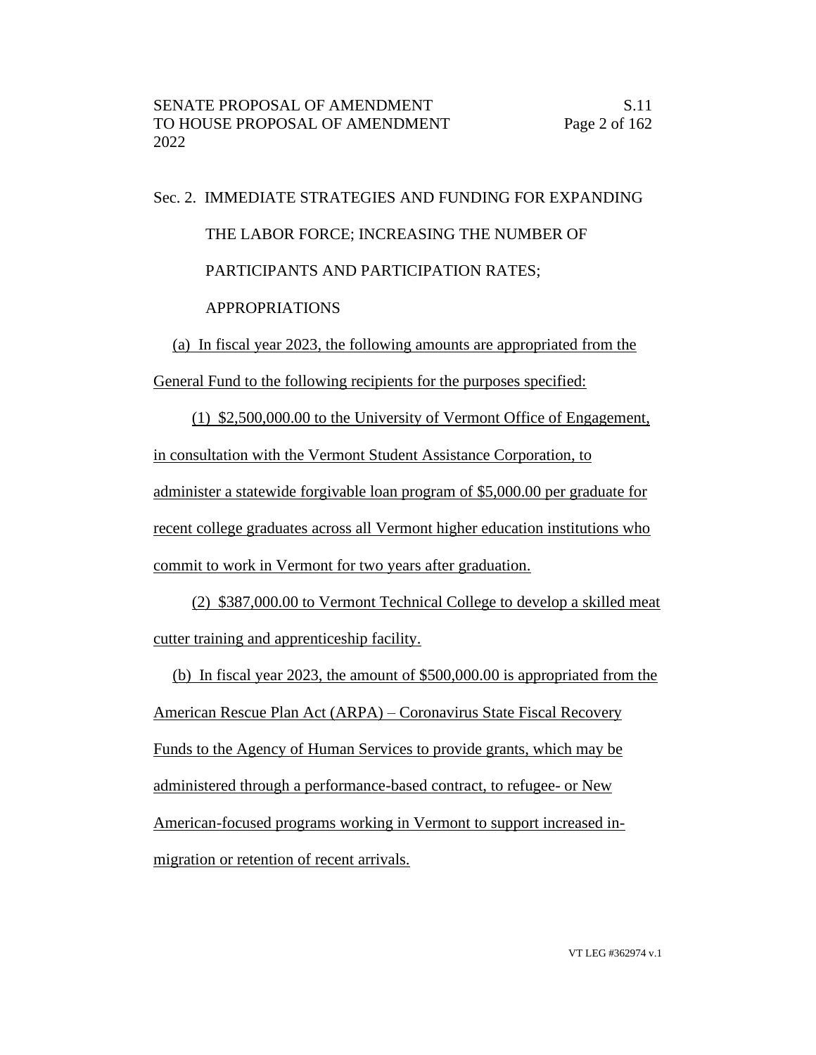Sec. 2. IMMEDIATE STRATEGIES AND FUNDING FOR EXPANDING THE LABOR FORCE; INCREASING THE NUMBER OF PARTICIPANTS AND PARTICIPATION RATES; APPROPRIATIONS

(a) In fiscal year 2023, the following amounts are appropriated from the General Fund to the following recipients for the purposes specified:

(1) $2,500,000.00 to the University of Vermont Office of Engagement, in consultation with the Vermont Student Assistance Corporation, to administer a statewide forgivable loan program of $5,000.00 per graduate for recent college graduates across all Vermont higher education institutions who commit to work in Vermont for two years after graduation.

(2) $387,000.00 to Vermont Technical College to develop a skilled meat cutter training and apprenticeship facility.

(b) In fiscal year 2023, the amount of $500,000.00 is appropriated from the American Rescue Plan Act (ARPA) – Coronavirus State Fiscal Recovery Funds to the Agency of Human Services to provide grants, which may be administered through a performance-based contract, to refugee- or New American-focused programs working in Vermont to support increased in-migration or retention of recent arrivals.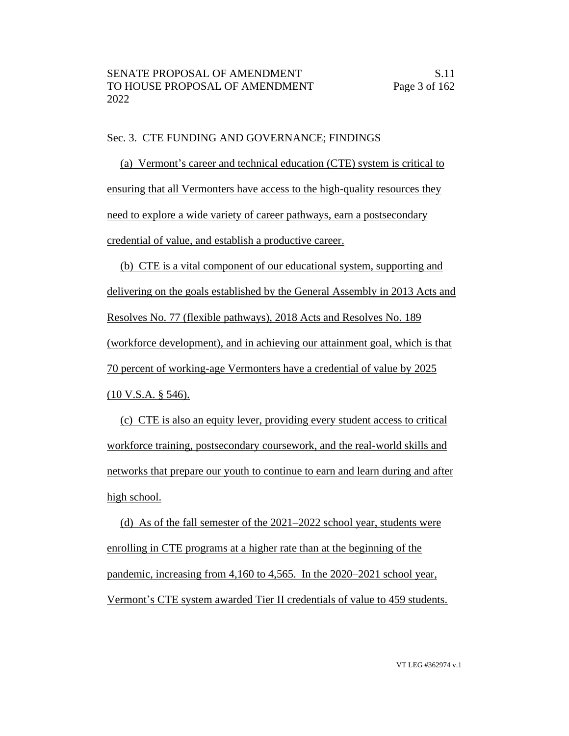Sec. 3. CTE FUNDING AND GOVERNANCE; FINDINGS

(a) Vermont's career and technical education (CTE) system is critical to ensuring that all Vermonters have access to the high-quality resources they need to explore a wide variety of career pathways, earn a postsecondary credential of value, and establish a productive career.

(b) CTE is a vital component of our educational system, supporting and delivering on the goals established by the General Assembly in 2013 Acts and Resolves No. 77 (flexible pathways), 2018 Acts and Resolves No. 189 (workforce development), and in achieving our attainment goal, which is that 70 percent of working-age Vermonters have a credential of value by 2025 (10 V.S.A. § 546).

(c) CTE is also an equity lever, providing every student access to critical workforce training, postsecondary coursework, and the real-world skills and networks that prepare our youth to continue to earn and learn during and after high school.

(d) As of the fall semester of the 2021–2022 school year, students were enrolling in CTE programs at a higher rate than at the beginning of the pandemic, increasing from 4,160 to 4,565. In the 2020–2021 school year, Vermont's CTE system awarded Tier II credentials of value to 459 students.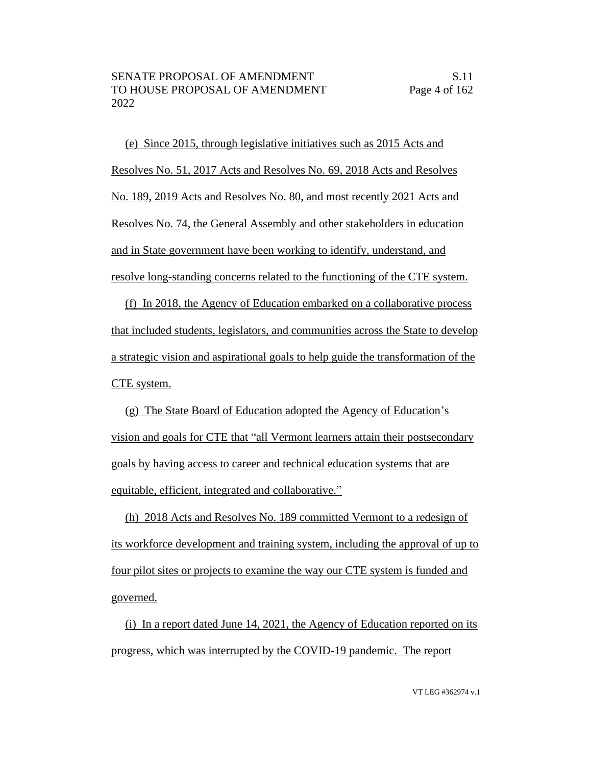(e) Since 2015, through legislative initiatives such as 2015 Acts and Resolves No. 51, 2017 Acts and Resolves No. 69, 2018 Acts and Resolves No. 189, 2019 Acts and Resolves No. 80, and most recently 2021 Acts and Resolves No. 74, the General Assembly and other stakeholders in education and in State government have been working to identify, understand, and resolve long-standing concerns related to the functioning of the CTE system.

(f) In 2018, the Agency of Education embarked on a collaborative process that included students, legislators, and communities across the State to develop a strategic vision and aspirational goals to help guide the transformation of the CTE system.

(g) The State Board of Education adopted the Agency of Education's vision and goals for CTE that "all Vermont learners attain their postsecondary goals by having access to career and technical education systems that are equitable, efficient, integrated and collaborative."

(h) 2018 Acts and Resolves No. 189 committed Vermont to a redesign of its workforce development and training system, including the approval of up to four pilot sites or projects to examine the way our CTE system is funded and governed.

(i) In a report dated June 14, 2021, the Agency of Education reported on its progress, which was interrupted by the COVID-19 pandemic. The report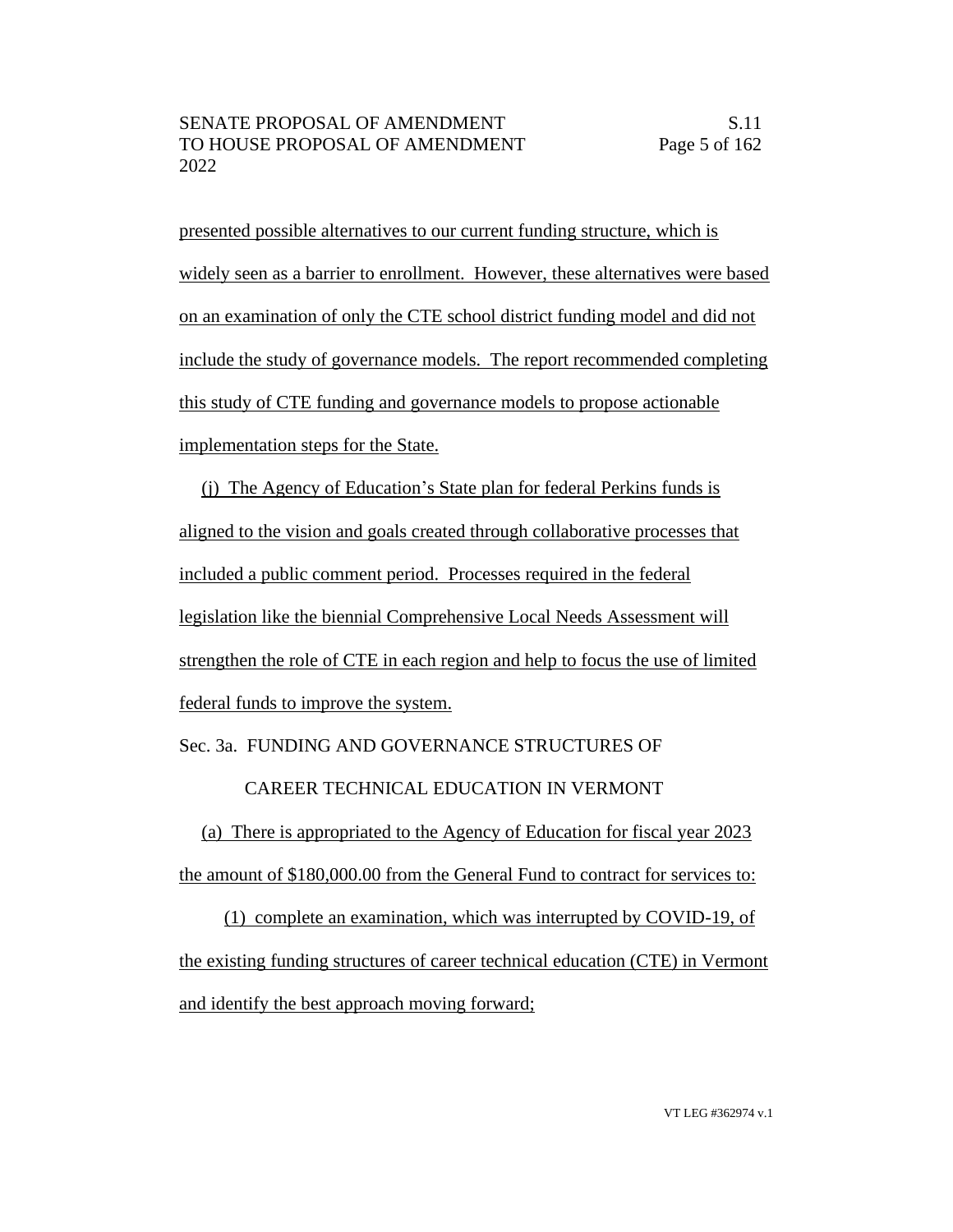presented possible alternatives to our current funding structure, which is widely seen as a barrier to enrollment. However, these alternatives were based on an examination of only the CTE school district funding model and did not include the study of governance models. The report recommended completing this study of CTE funding and governance models to propose actionable implementation steps for the State.

(j) The Agency of Education's State plan for federal Perkins funds is aligned to the vision and goals created through collaborative processes that included a public comment period. Processes required in the federal legislation like the biennial Comprehensive Local Needs Assessment will strengthen the role of CTE in each region and help to focus the use of limited federal funds to improve the system.

Sec. 3a. FUNDING AND GOVERNANCE STRUCTURES OF CAREER TECHNICAL EDUCATION IN VERMONT

(a) There is appropriated to the Agency of Education for fiscal year 2023 the amount of $180,000.00 from the General Fund to contract for services to:

(1) complete an examination, which was interrupted by COVID-19, of the existing funding structures of career technical education (CTE) in Vermont and identify the best approach moving forward;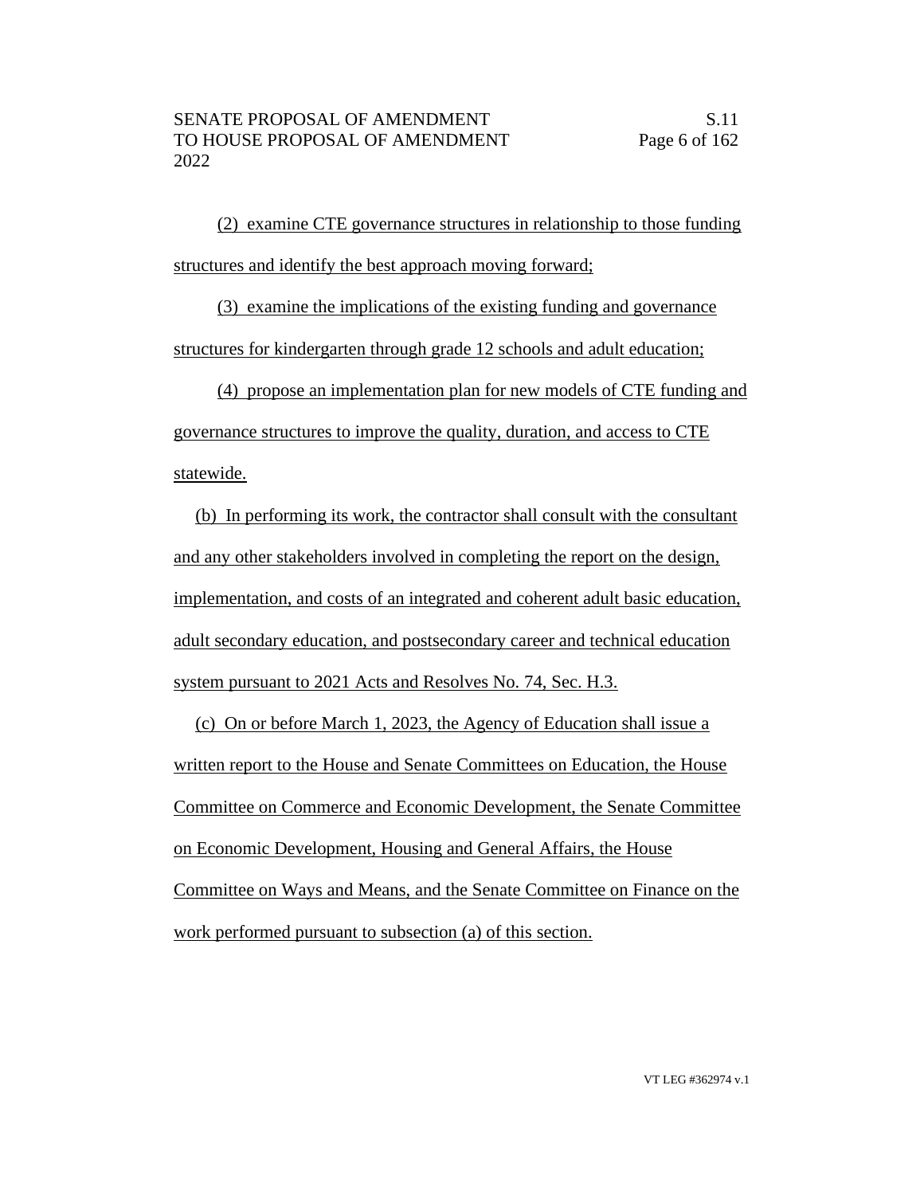(2) examine CTE governance structures in relationship to those funding structures and identify the best approach moving forward;

(3) examine the implications of the existing funding and governance structures for kindergarten through grade 12 schools and adult education;

(4) propose an implementation plan for new models of CTE funding and governance structures to improve the quality, duration, and access to CTE statewide.

(b) In performing its work, the contractor shall consult with the consultant and any other stakeholders involved in completing the report on the design, implementation, and costs of an integrated and coherent adult basic education, adult secondary education, and postsecondary career and technical education system pursuant to 2021 Acts and Resolves No. 74, Sec. H.3.

(c) On or before March 1, 2023, the Agency of Education shall issue a written report to the House and Senate Committees on Education, the House Committee on Commerce and Economic Development, the Senate Committee on Economic Development, Housing and General Affairs, the House Committee on Ways and Means, and the Senate Committee on Finance on the work performed pursuant to subsection (a) of this section.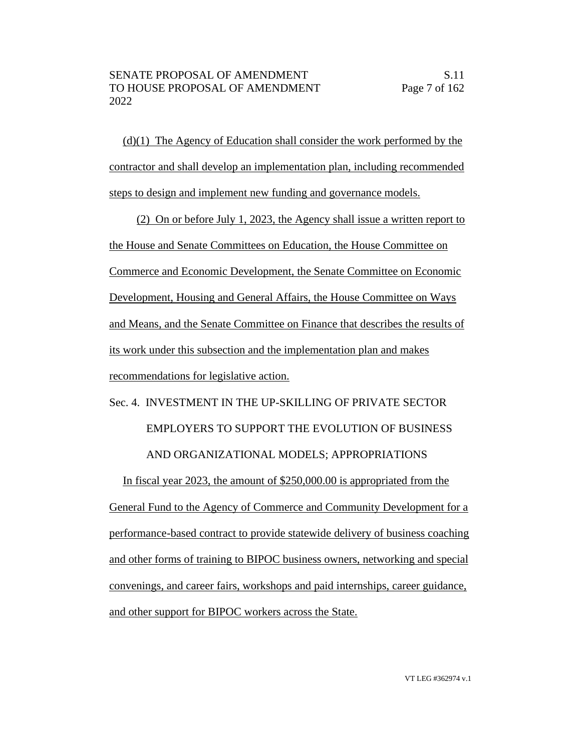(d)(1) The Agency of Education shall consider the work performed by the contractor and shall develop an implementation plan, including recommended steps to design and implement new funding and governance models.

(2) On or before July 1, 2023, the Agency shall issue a written report to the House and Senate Committees on Education, the House Committee on Commerce and Economic Development, the Senate Committee on Economic Development, Housing and General Affairs, the House Committee on Ways and Means, and the Senate Committee on Finance that describes the results of its work under this subsection and the implementation plan and makes recommendations for legislative action.

Sec. 4. INVESTMENT IN THE UP-SKILLING OF PRIVATE SECTOR EMPLOYERS TO SUPPORT THE EVOLUTION OF BUSINESS AND ORGANIZATIONAL MODELS; APPROPRIATIONS

In fiscal year 2023, the amount of $250,000.00 is appropriated from the General Fund to the Agency of Commerce and Community Development for a performance-based contract to provide statewide delivery of business coaching and other forms of training to BIPOC business owners, networking and special convenings, and career fairs, workshops and paid internships, career guidance, and other support for BIPOC workers across the State.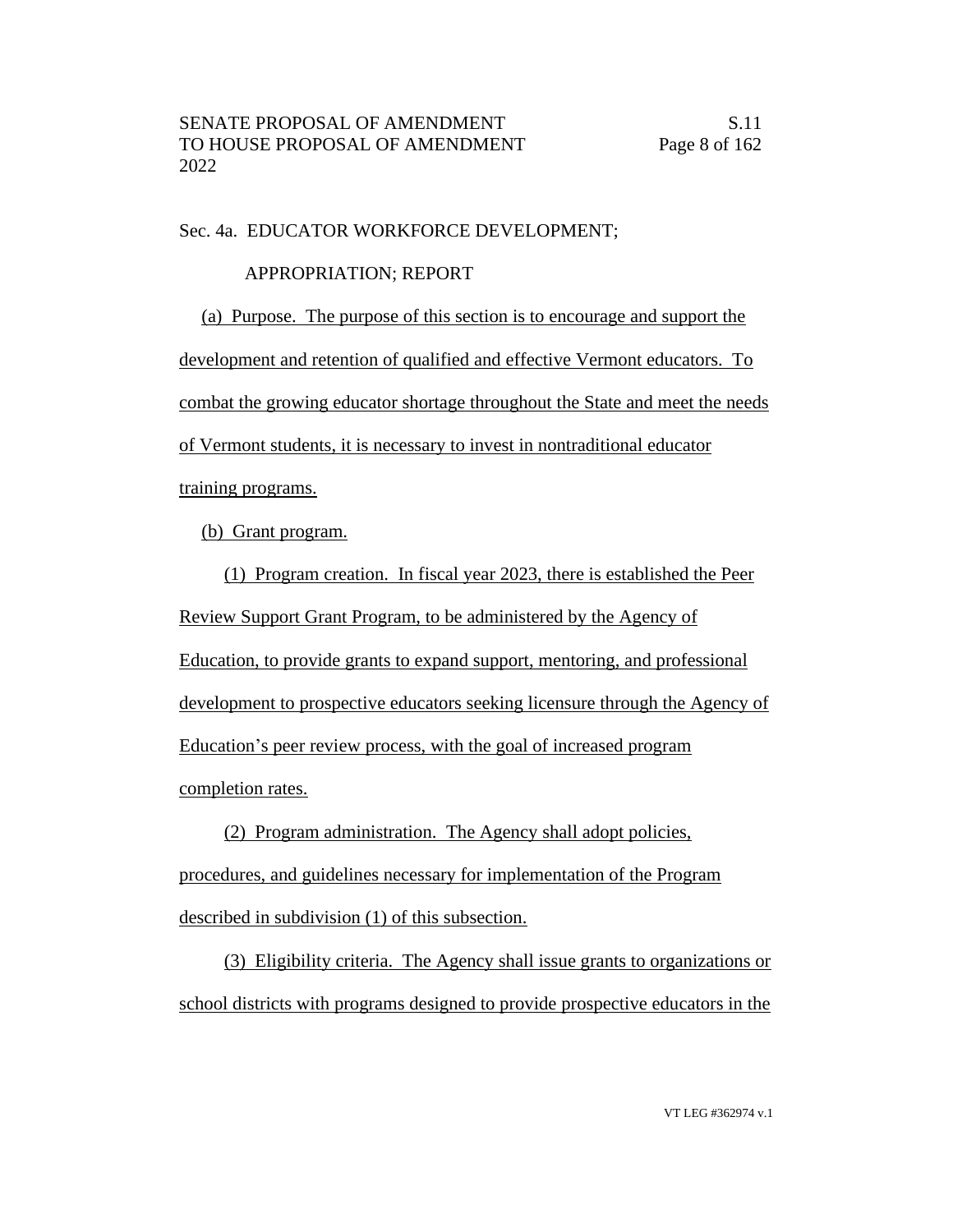Sec. 4a. EDUCATOR WORKFORCE DEVELOPMENT;

APPROPRIATION; REPORT

(a) Purpose. The purpose of this section is to encourage and support the development and retention of qualified and effective Vermont educators. To combat the growing educator shortage throughout the State and meet the needs of Vermont students, it is necessary to invest in nontraditional educator training programs.

(b) Grant program.

(1) Program creation. In fiscal year 2023, there is established the Peer Review Support Grant Program, to be administered by the Agency of Education, to provide grants to expand support, mentoring, and professional development to prospective educators seeking licensure through the Agency of Education's peer review process, with the goal of increased program completion rates.

(2) Program administration. The Agency shall adopt policies, procedures, and guidelines necessary for implementation of the Program described in subdivision (1) of this subsection.

(3) Eligibility criteria. The Agency shall issue grants to organizations or school districts with programs designed to provide prospective educators in the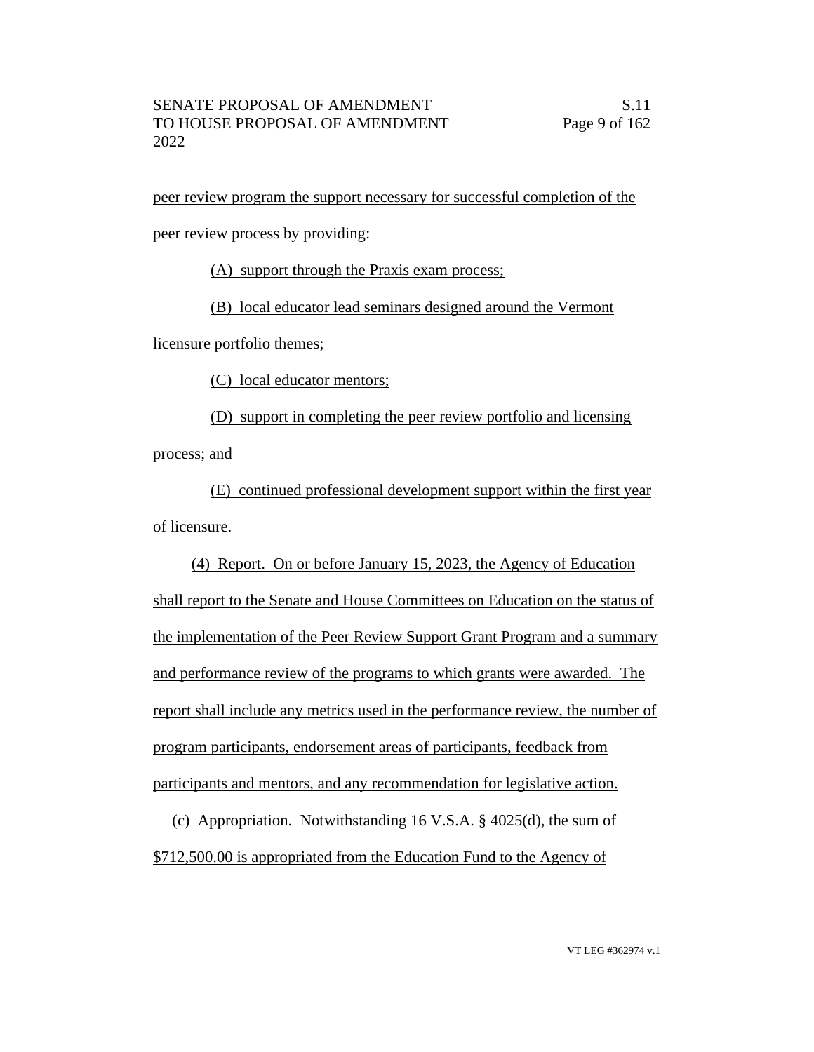peer review program the support necessary for successful completion of the peer review process by providing:

(A) support through the Praxis exam process;

(B) local educator lead seminars designed around the Vermont licensure portfolio themes;

(C) local educator mentors;

(D) support in completing the peer review portfolio and licensing process; and

(E) continued professional development support within the first year of licensure.

(4) Report. On or before January 15, 2023, the Agency of Education shall report to the Senate and House Committees on Education on the status of the implementation of the Peer Review Support Grant Program and a summary and performance review of the programs to which grants were awarded. The report shall include any metrics used in the performance review, the number of program participants, endorsement areas of participants, feedback from participants and mentors, and any recommendation for legislative action.

(c) Appropriation. Notwithstanding 16 V.S.A. § 4025(d), the sum of $712,500.00 is appropriated from the Education Fund to the Agency of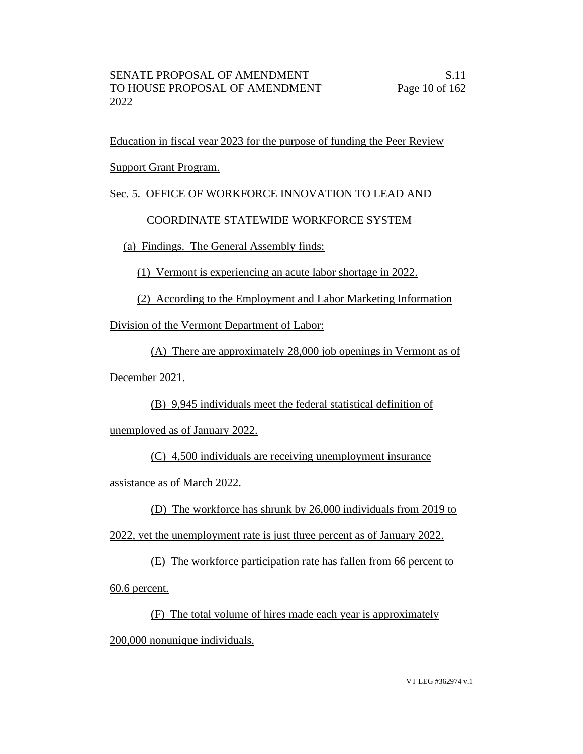Education in fiscal year 2023 for the purpose of funding the Peer Review Support Grant Program.

Sec. 5. OFFICE OF WORKFORCE INNOVATION TO LEAD AND COORDINATE STATEWIDE WORKFORCE SYSTEM

(a) Findings. The General Assembly finds:

(1) Vermont is experiencing an acute labor shortage in 2022.

(2) According to the Employment and Labor Marketing Information Division of the Vermont Department of Labor:

(A) There are approximately 28,000 job openings in Vermont as of December 2021.

(B) 9,945 individuals meet the federal statistical definition of unemployed as of January 2022.

(C) 4,500 individuals are receiving unemployment insurance assistance as of March 2022.

(D) The workforce has shrunk by 26,000 individuals from 2019 to 2022, yet the unemployment rate is just three percent as of January 2022.

(E) The workforce participation rate has fallen from 66 percent to 60.6 percent.

(F) The total volume of hires made each year is approximately 200,000 nonunique individuals.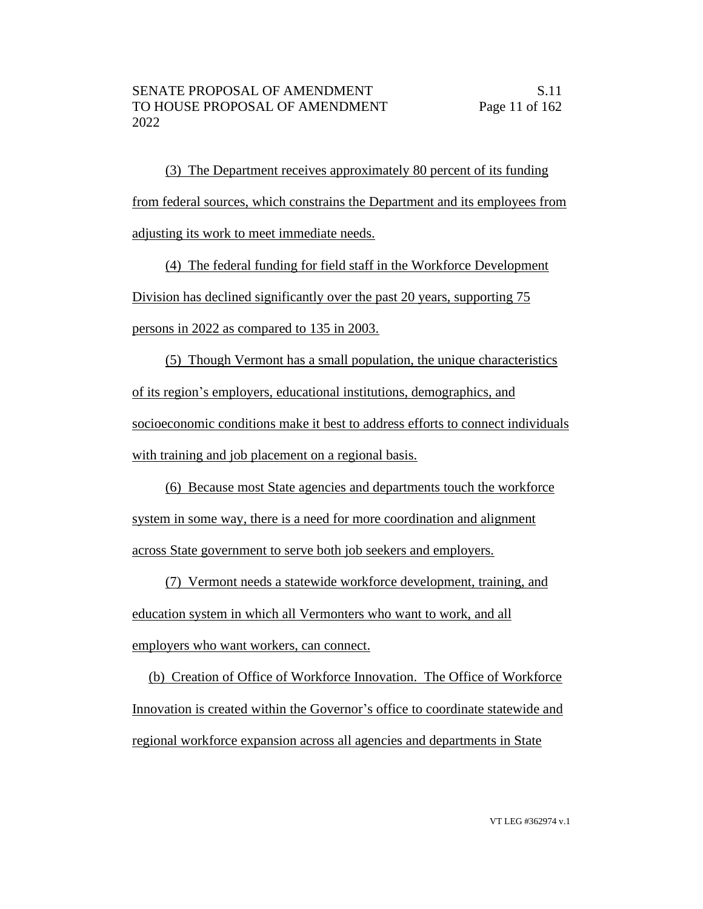(3) The Department receives approximately 80 percent of its funding from federal sources, which constrains the Department and its employees from adjusting its work to meet immediate needs.

(4) The federal funding for field staff in the Workforce Development Division has declined significantly over the past 20 years, supporting 75 persons in 2022 as compared to 135 in 2003.

(5) Though Vermont has a small population, the unique characteristics of its region's employers, educational institutions, demographics, and socioeconomic conditions make it best to address efforts to connect individuals with training and job placement on a regional basis.

(6) Because most State agencies and departments touch the workforce system in some way, there is a need for more coordination and alignment across State government to serve both job seekers and employers.

(7) Vermont needs a statewide workforce development, training, and education system in which all Vermonters who want to work, and all employers who want workers, can connect.

(b) Creation of Office of Workforce Innovation. The Office of Workforce Innovation is created within the Governor's office to coordinate statewide and regional workforce expansion across all agencies and departments in State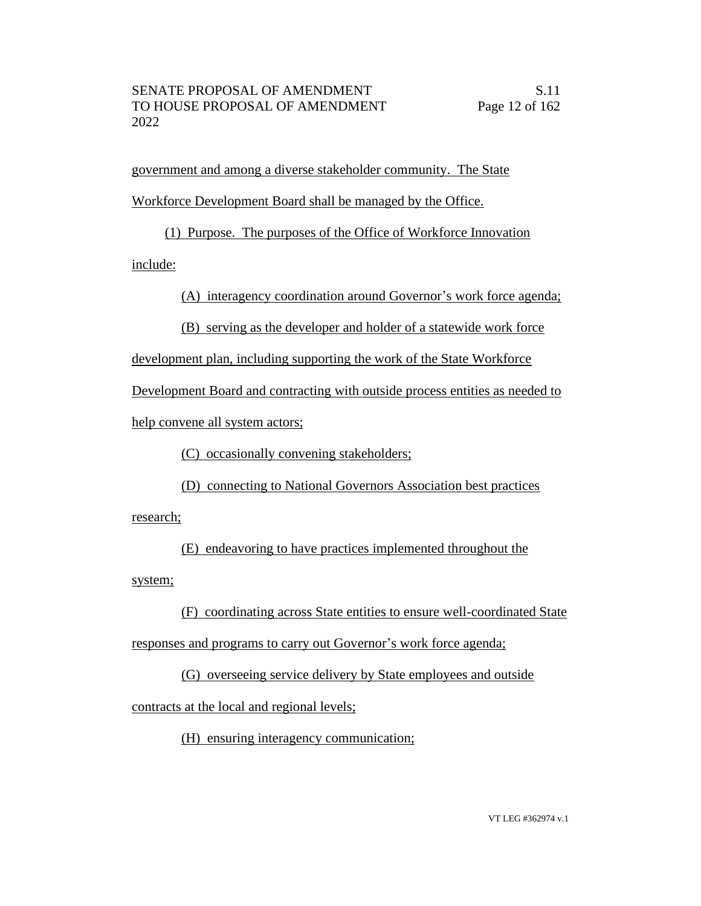government and among a diverse stakeholder community. The State Workforce Development Board shall be managed by the Office.

(1) Purpose. The purposes of the Office of Workforce Innovation include:

(A) interagency coordination around Governor's work force agenda;

(B) serving as the developer and holder of a statewide work force development plan, including supporting the work of the State Workforce Development Board and contracting with outside process entities as needed to help convene all system actors;

(C) occasionally convening stakeholders;

(D) connecting to National Governors Association best practices research;

(E) endeavoring to have practices implemented throughout the system;

(F) coordinating across State entities to ensure well-coordinated State responses and programs to carry out Governor's work force agenda;

(G) overseeing service delivery by State employees and outside contracts at the local and regional levels;

(H) ensuring interagency communication;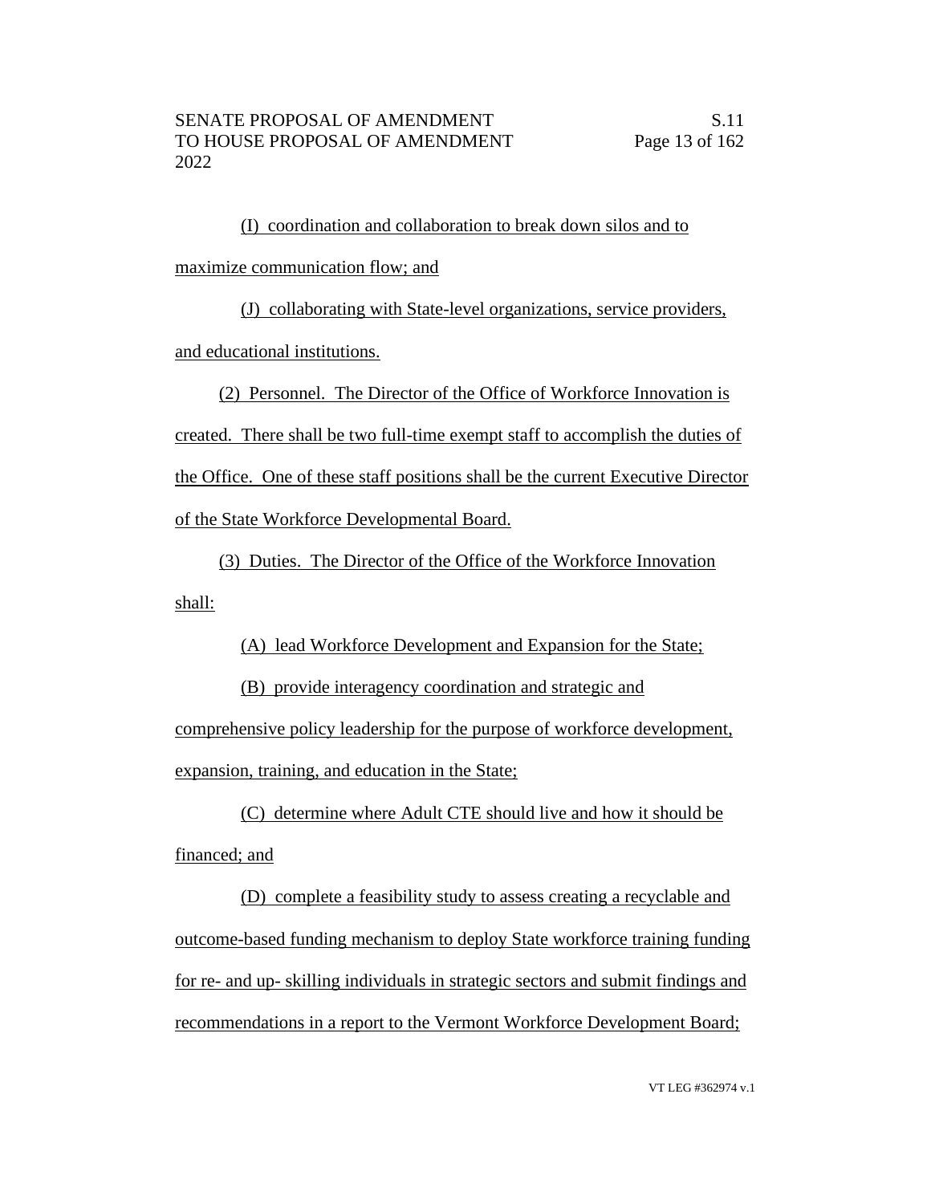(I) coordination and collaboration to break down silos and to maximize communication flow; and

(J) collaborating with State-level organizations, service providers, and educational institutions.

(2) Personnel. The Director of the Office of Workforce Innovation is created. There shall be two full-time exempt staff to accomplish the duties of the Office. One of these staff positions shall be the current Executive Director of the State Workforce Developmental Board.

(3) Duties. The Director of the Office of the Workforce Innovation shall:

(A) lead Workforce Development and Expansion for the State;

(B) provide interagency coordination and strategic and comprehensive policy leadership for the purpose of workforce development, expansion, training, and education in the State;

(C) determine where Adult CTE should live and how it should be financed; and

(D) complete a feasibility study to assess creating a recyclable and outcome-based funding mechanism to deploy State workforce training funding for re- and up- skilling individuals in strategic sectors and submit findings and recommendations in a report to the Vermont Workforce Development Board;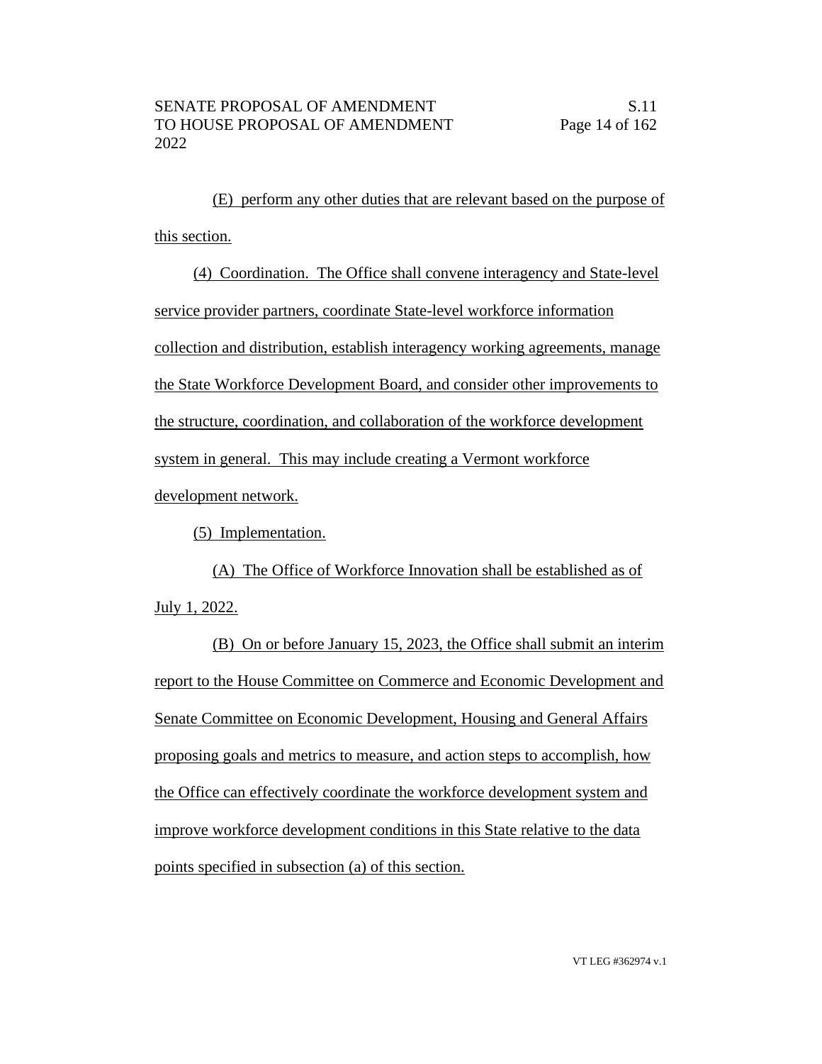(E) perform any other duties that are relevant based on the purpose of this section.

(4) Coordination. The Office shall convene interagency and State-level service provider partners, coordinate State-level workforce information collection and distribution, establish interagency working agreements, manage the State Workforce Development Board, and consider other improvements to the structure, coordination, and collaboration of the workforce development system in general. This may include creating a Vermont workforce development network.

(5) Implementation.

(A) The Office of Workforce Innovation shall be established as of July 1, 2022.

(B) On or before January 15, 2023, the Office shall submit an interim report to the House Committee on Commerce and Economic Development and Senate Committee on Economic Development, Housing and General Affairs proposing goals and metrics to measure, and action steps to accomplish, how the Office can effectively coordinate the workforce development system and improve workforce development conditions in this State relative to the data points specified in subsection (a) of this section.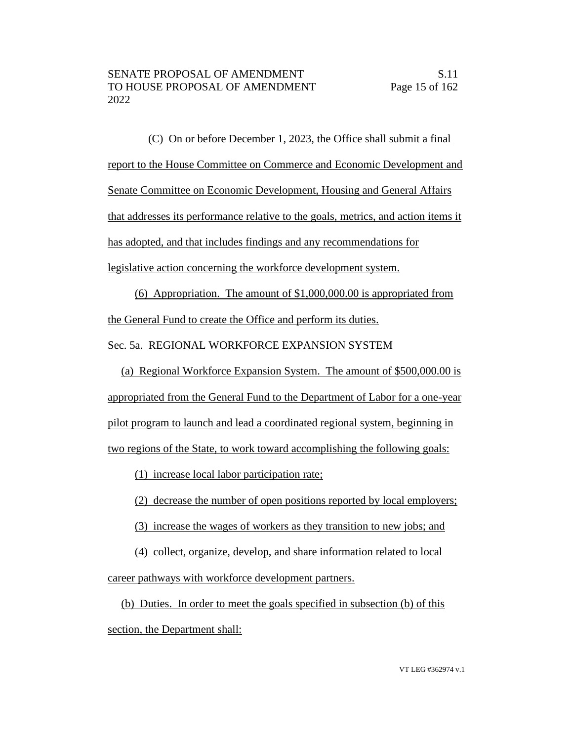(C) On or before December 1, 2023, the Office shall submit a final report to the House Committee on Commerce and Economic Development and Senate Committee on Economic Development, Housing and General Affairs that addresses its performance relative to the goals, metrics, and action items it has adopted, and that includes findings and any recommendations for legislative action concerning the workforce development system.

(6) Appropriation. The amount of $1,000,000.00 is appropriated from the General Fund to create the Office and perform its duties.

Sec. 5a. REGIONAL WORKFORCE EXPANSION SYSTEM

(a) Regional Workforce Expansion System. The amount of $500,000.00 is appropriated from the General Fund to the Department of Labor for a one-year pilot program to launch and lead a coordinated regional system, beginning in two regions of the State, to work toward accomplishing the following goals:

(1) increase local labor participation rate;

(2) decrease the number of open positions reported by local employers;

(3) increase the wages of workers as they transition to new jobs; and

(4) collect, organize, develop, and share information related to local career pathways with workforce development partners.

(b) Duties. In order to meet the goals specified in subsection (b) of this section, the Department shall: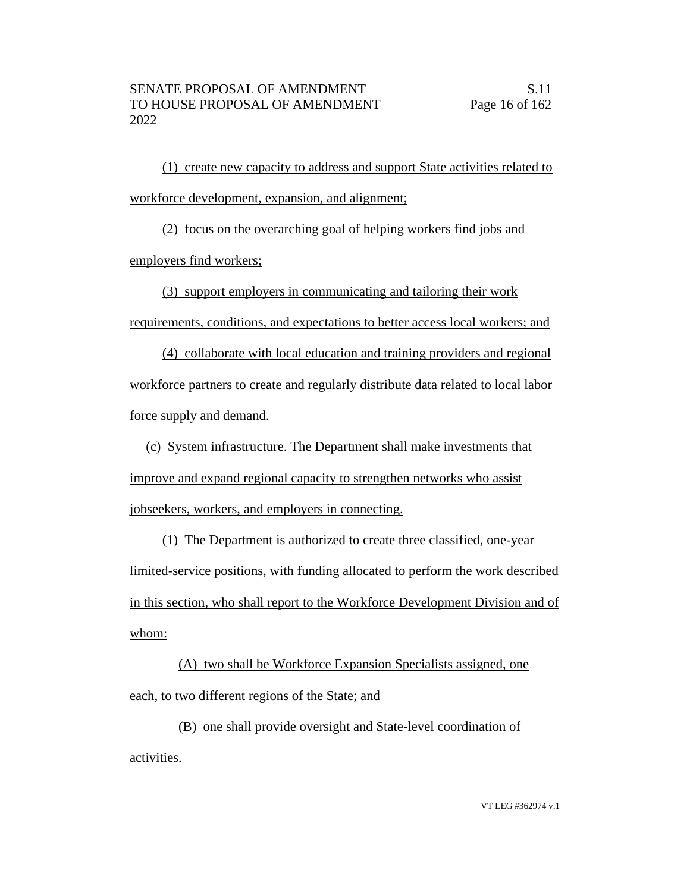(1) create new capacity to address and support State activities related to workforce development, expansion, and alignment;

(2) focus on the overarching goal of helping workers find jobs and employers find workers;

(3) support employers in communicating and tailoring their work requirements, conditions, and expectations to better access local workers; and

(4) collaborate with local education and training providers and regional workforce partners to create and regularly distribute data related to local labor force supply and demand.

(c) System infrastructure. The Department shall make investments that improve and expand regional capacity to strengthen networks who assist jobseekers, workers, and employers in connecting.

(1) The Department is authorized to create three classified, one-year limited-service positions, with funding allocated to perform the work described in this section, who shall report to the Workforce Development Division and of whom:

(A) two shall be Workforce Expansion Specialists assigned, one each, to two different regions of the State; and

(B) one shall provide oversight and State-level coordination of activities.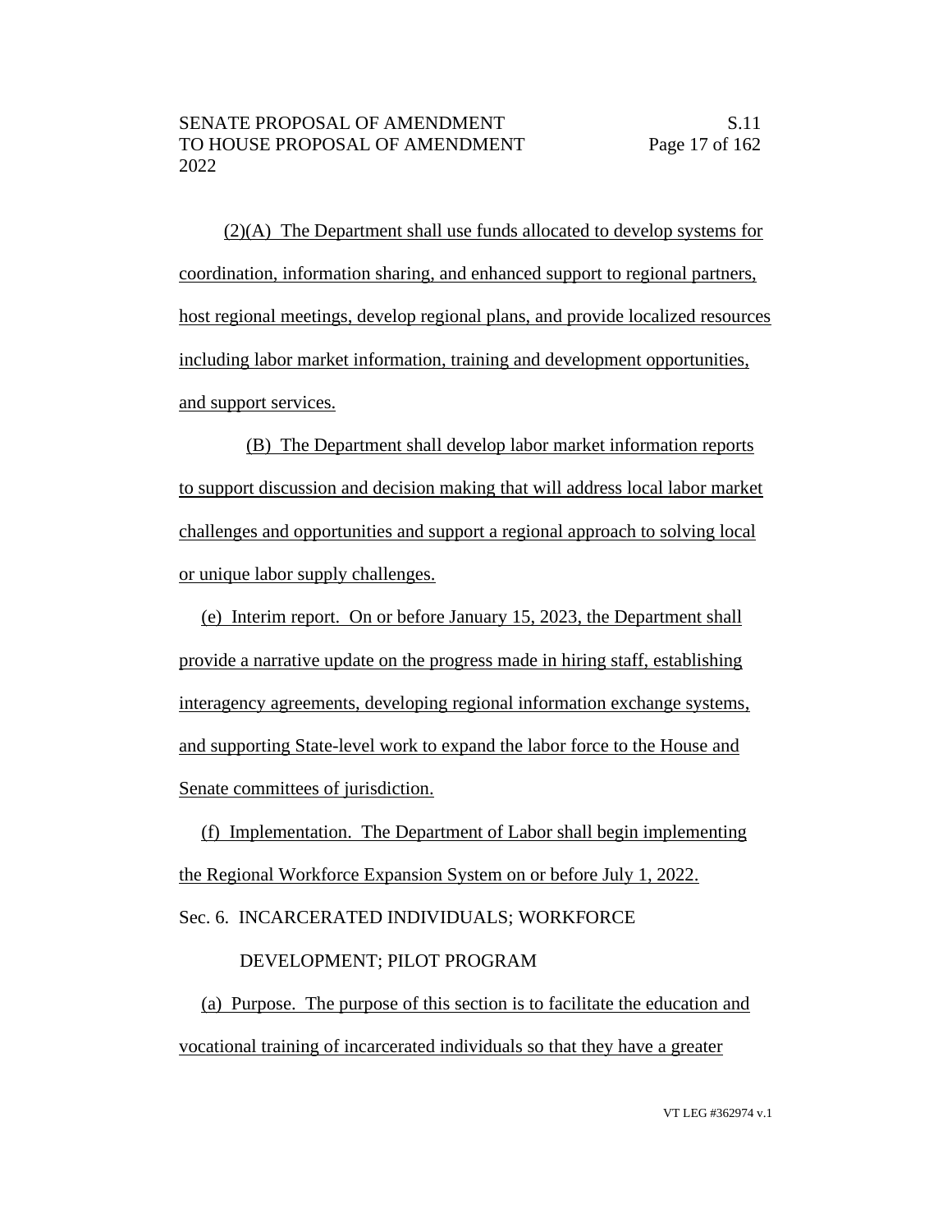(2)(A) The Department shall use funds allocated to develop systems for coordination, information sharing, and enhanced support to regional partners, host regional meetings, develop regional plans, and provide localized resources including labor market information, training and development opportunities, and support services.

(B) The Department shall develop labor market information reports to support discussion and decision making that will address local labor market challenges and opportunities and support a regional approach to solving local or unique labor supply challenges.

(e) Interim report. On or before January 15, 2023, the Department shall provide a narrative update on the progress made in hiring staff, establishing interagency agreements, developing regional information exchange systems, and supporting State-level work to expand the labor force to the House and Senate committees of jurisdiction.

(f) Implementation. The Department of Labor shall begin implementing the Regional Workforce Expansion System on or before July 1, 2022.

Sec. 6. INCARCERATED INDIVIDUALS; WORKFORCE DEVELOPMENT; PILOT PROGRAM

(a) Purpose. The purpose of this section is to facilitate the education and vocational training of incarcerated individuals so that they have a greater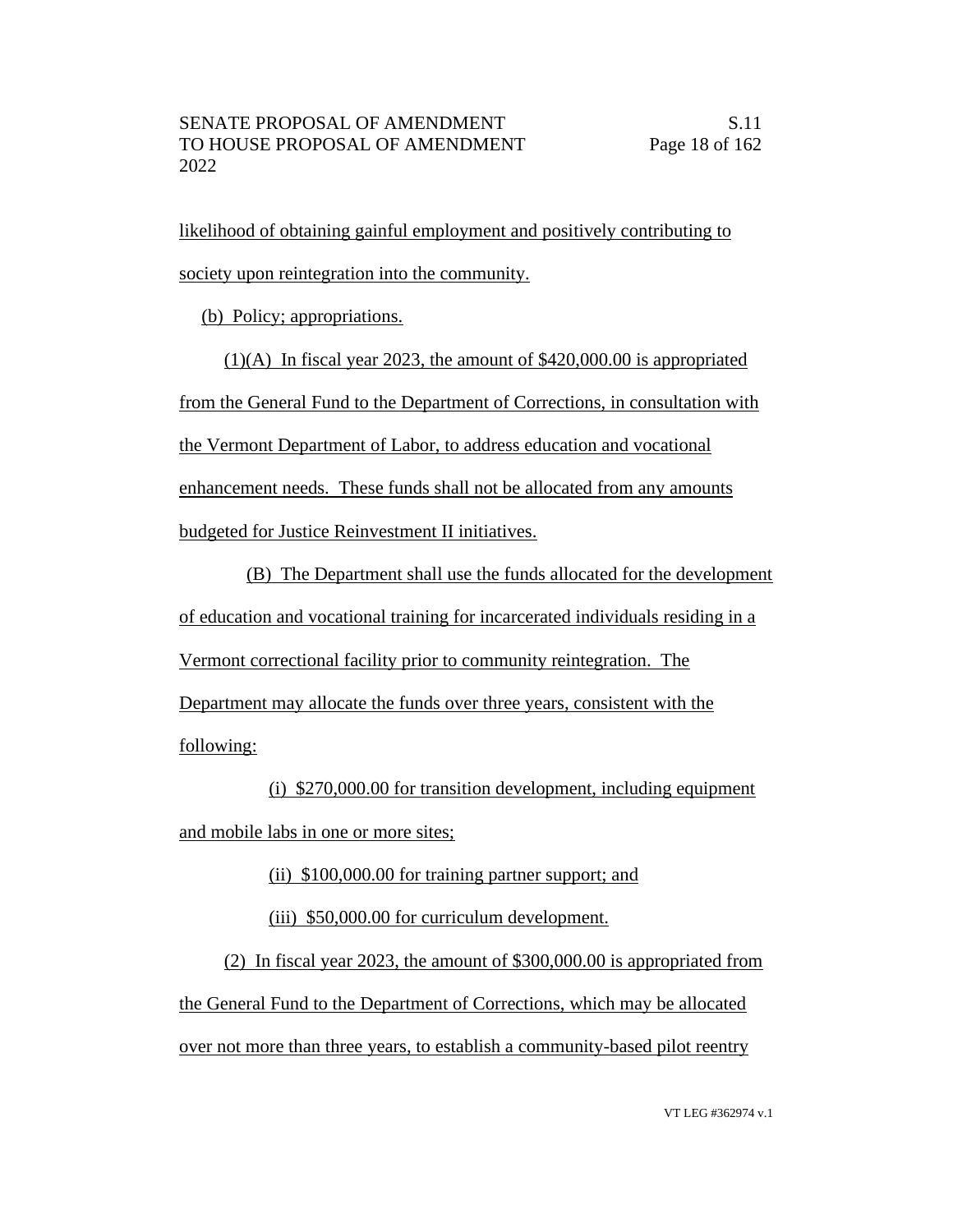likelihood of obtaining gainful employment and positively contributing to society upon reintegration into the community.

(b) Policy; appropriations.

(1)(A) In fiscal year 2023, the amount of $420,000.00 is appropriated from the General Fund to the Department of Corrections, in consultation with the Vermont Department of Labor, to address education and vocational enhancement needs. These funds shall not be allocated from any amounts budgeted for Justice Reinvestment II initiatives.

(B) The Department shall use the funds allocated for the development of education and vocational training for incarcerated individuals residing in a Vermont correctional facility prior to community reintegration. The Department may allocate the funds over three years, consistent with the following:

(i) $270,000.00 for transition development, including equipment and mobile labs in one or more sites;

(ii) $100,000.00 for training partner support; and

(iii) $50,000.00 for curriculum development.

(2) In fiscal year 2023, the amount of $300,000.00 is appropriated from the General Fund to the Department of Corrections, which may be allocated over not more than three years, to establish a community-based pilot reentry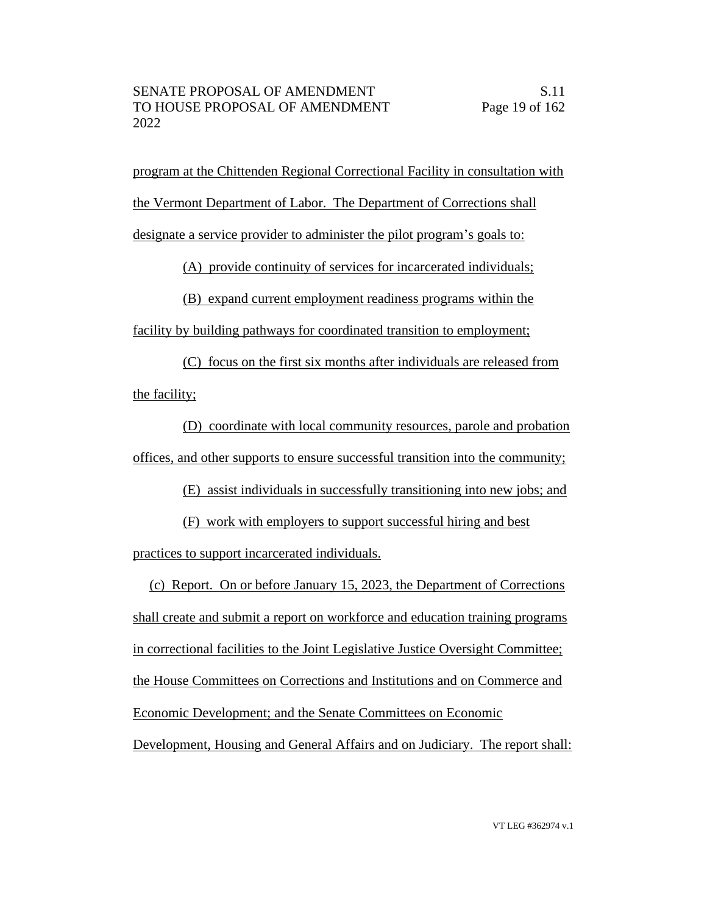program at the Chittenden Regional Correctional Facility in consultation with the Vermont Department of Labor. The Department of Corrections shall designate a service provider to administer the pilot program's goals to:

(A) provide continuity of services for incarcerated individuals;

(B) expand current employment readiness programs within the facility by building pathways for coordinated transition to employment;

(C) focus on the first six months after individuals are released from the facility;

(D) coordinate with local community resources, parole and probation offices, and other supports to ensure successful transition into the community;

(E) assist individuals in successfully transitioning into new jobs; and

(F) work with employers to support successful hiring and best practices to support incarcerated individuals.

(c) Report. On or before January 15, 2023, the Department of Corrections shall create and submit a report on workforce and education training programs in correctional facilities to the Joint Legislative Justice Oversight Committee; the House Committees on Corrections and Institutions and on Commerce and Economic Development; and the Senate Committees on Economic Development, Housing and General Affairs and on Judiciary. The report shall: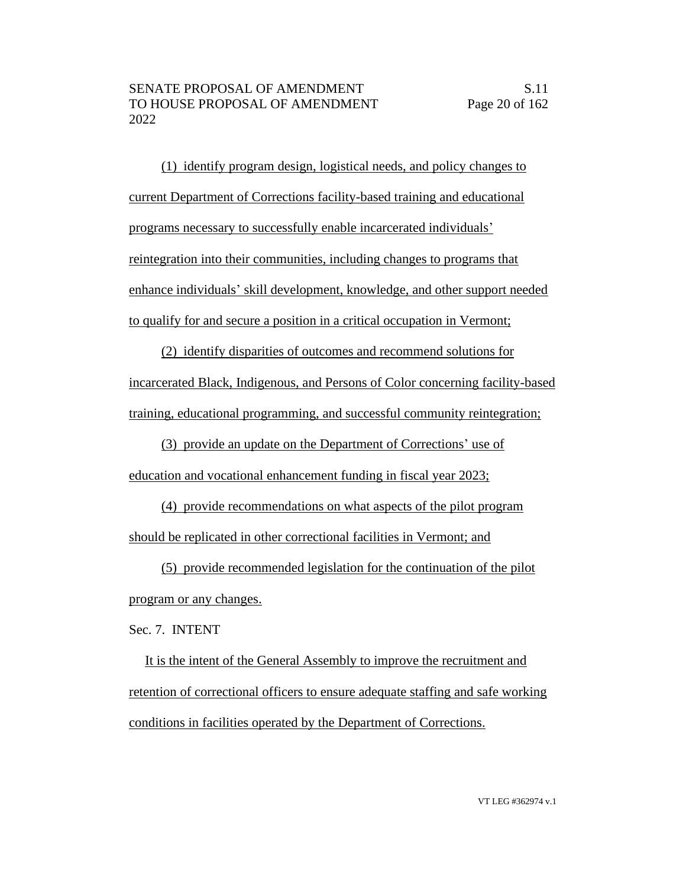(1) identify program design, logistical needs, and policy changes to current Department of Corrections facility-based training and educational programs necessary to successfully enable incarcerated individuals' reintegration into their communities, including changes to programs that enhance individuals' skill development, knowledge, and other support needed to qualify for and secure a position in a critical occupation in Vermont;

(2) identify disparities of outcomes and recommend solutions for incarcerated Black, Indigenous, and Persons of Color concerning facility-based training, educational programming, and successful community reintegration;

(3) provide an update on the Department of Corrections' use of education and vocational enhancement funding in fiscal year 2023;

(4) provide recommendations on what aspects of the pilot program should be replicated in other correctional facilities in Vermont; and

(5) provide recommended legislation for the continuation of the pilot program or any changes.

Sec. 7. INTENT

It is the intent of the General Assembly to improve the recruitment and retention of correctional officers to ensure adequate staffing and safe working conditions in facilities operated by the Department of Corrections.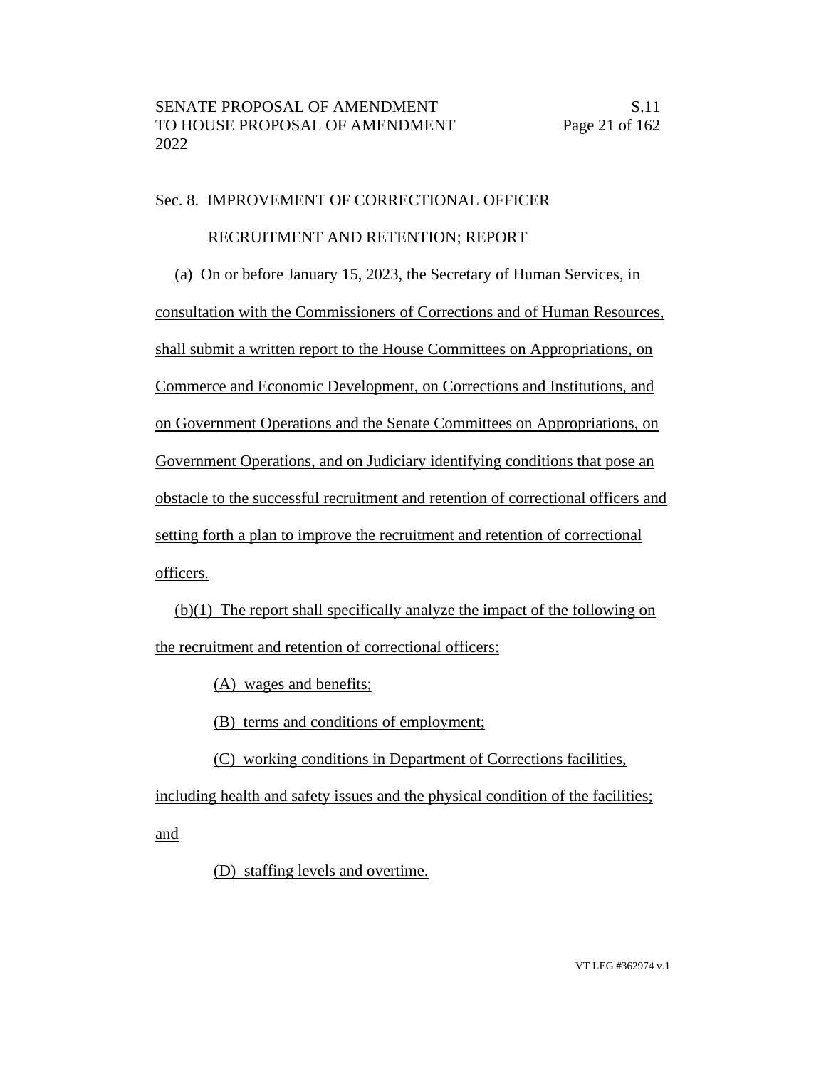Sec. 8. IMPROVEMENT OF CORRECTIONAL OFFICER RECRUITMENT AND RETENTION; REPORT

(a) On or before January 15, 2023, the Secretary of Human Services, in consultation with the Commissioners of Corrections and of Human Resources, shall submit a written report to the House Committees on Appropriations, on Commerce and Economic Development, on Corrections and Institutions, and on Government Operations and the Senate Committees on Appropriations, on Government Operations, and on Judiciary identifying conditions that pose an obstacle to the successful recruitment and retention of correctional officers and setting forth a plan to improve the recruitment and retention of correctional officers.

(b)(1) The report shall specifically analyze the impact of the following on the recruitment and retention of correctional officers:

(A) wages and benefits;

(B) terms and conditions of employment;

(C) working conditions in Department of Corrections facilities, including health and safety issues and the physical condition of the facilities; and

(D) staffing levels and overtime.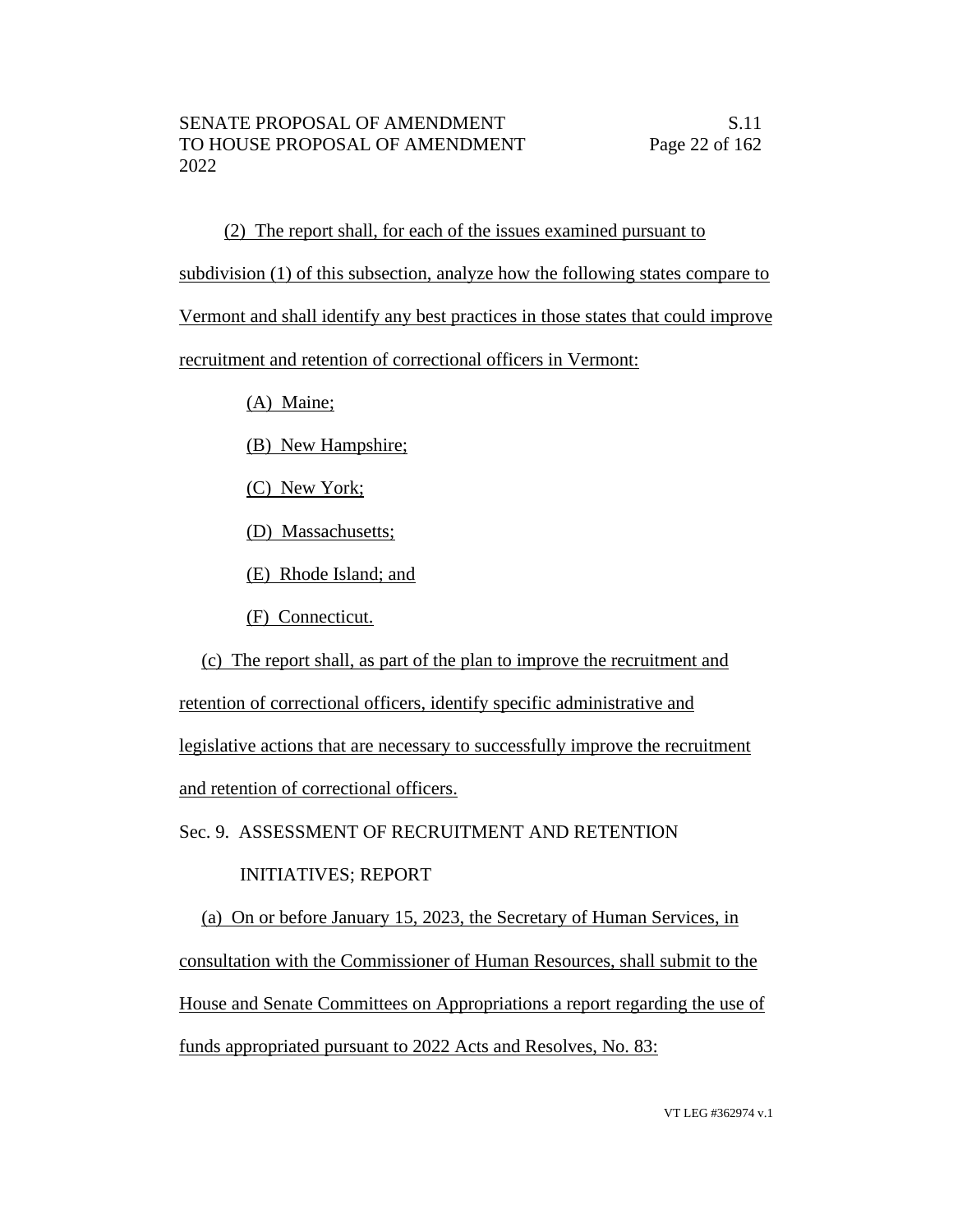(2) The report shall, for each of the issues examined pursuant to subdivision (1) of this subsection, analyze how the following states compare to Vermont and shall identify any best practices in those states that could improve recruitment and retention of correctional officers in Vermont:

(A) Maine;

(B) New Hampshire;

(C) New York;

(D) Massachusetts;

(E) Rhode Island; and

(F) Connecticut.

(c) The report shall, as part of the plan to improve the recruitment and retention of correctional officers, identify specific administrative and legislative actions that are necessary to successfully improve the recruitment and retention of correctional officers.

Sec. 9. ASSESSMENT OF RECRUITMENT AND RETENTION INITIATIVES; REPORT

(a) On or before January 15, 2023, the Secretary of Human Services, in consultation with the Commissioner of Human Resources, shall submit to the House and Senate Committees on Appropriations a report regarding the use of funds appropriated pursuant to 2022 Acts and Resolves, No. 83: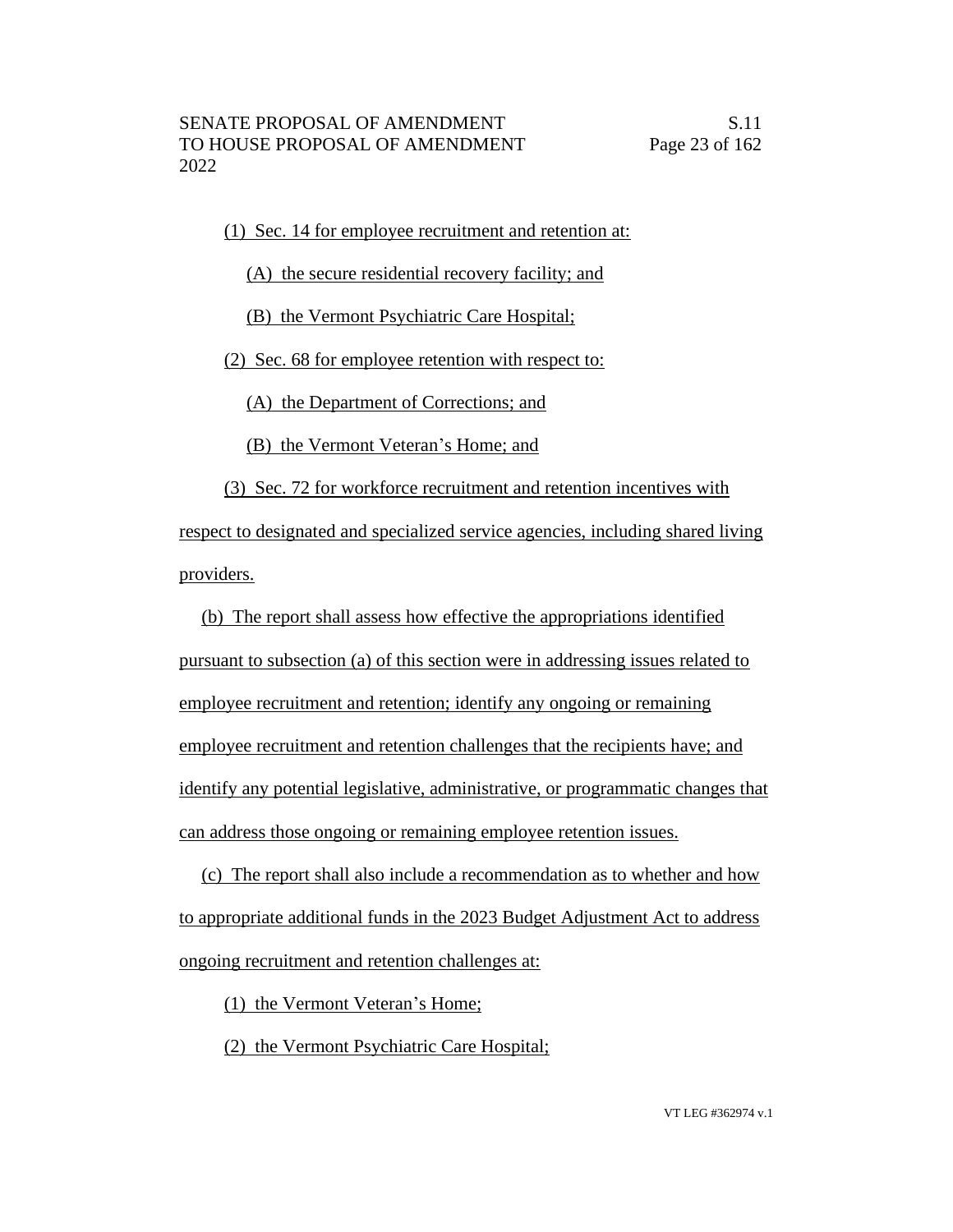(1) Sec. 14 for employee recruitment and retention at:

(A) the secure residential recovery facility; and

(B) the Vermont Psychiatric Care Hospital;

(2) Sec. 68 for employee retention with respect to:

(A) the Department of Corrections; and

(B) the Vermont Veteran's Home; and

(3) Sec. 72 for workforce recruitment and retention incentives with respect to designated and specialized service agencies, including shared living providers.

(b) The report shall assess how effective the appropriations identified pursuant to subsection (a) of this section were in addressing issues related to employee recruitment and retention; identify any ongoing or remaining employee recruitment and retention challenges that the recipients have; and identify any potential legislative, administrative, or programmatic changes that can address those ongoing or remaining employee retention issues.

(c) The report shall also include a recommendation as to whether and how to appropriate additional funds in the 2023 Budget Adjustment Act to address ongoing recruitment and retention challenges at:

(1) the Vermont Veteran's Home;

(2) the Vermont Psychiatric Care Hospital;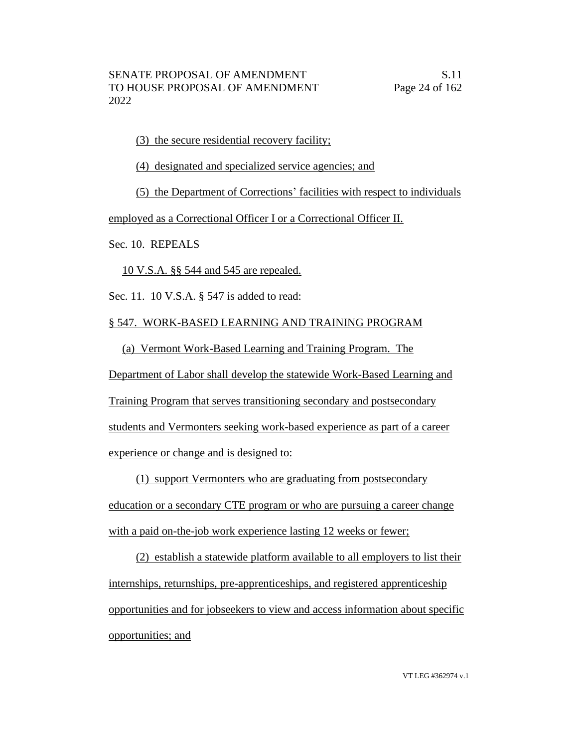(3) the secure residential recovery facility;

(4) designated and specialized service agencies; and

(5) the Department of Corrections' facilities with respect to individuals employed as a Correctional Officer I or a Correctional Officer II.

Sec. 10. REPEALS

10 V.S.A. §§ 544 and 545 are repealed.

Sec. 11. 10 V.S.A. § 547 is added to read:

§ 547. WORK-BASED LEARNING AND TRAINING PROGRAM

(a) Vermont Work-Based Learning and Training Program. The Department of Labor shall develop the statewide Work-Based Learning and Training Program that serves transitioning secondary and postsecondary students and Vermonters seeking work-based experience as part of a career experience or change and is designed to:

(1) support Vermonters who are graduating from postsecondary education or a secondary CTE program or who are pursuing a career change with a paid on-the-job work experience lasting 12 weeks or fewer;

(2) establish a statewide platform available to all employers to list their internships, returnships, pre-apprenticeships, and registered apprenticeship opportunities and for jobseekers to view and access information about specific opportunities; and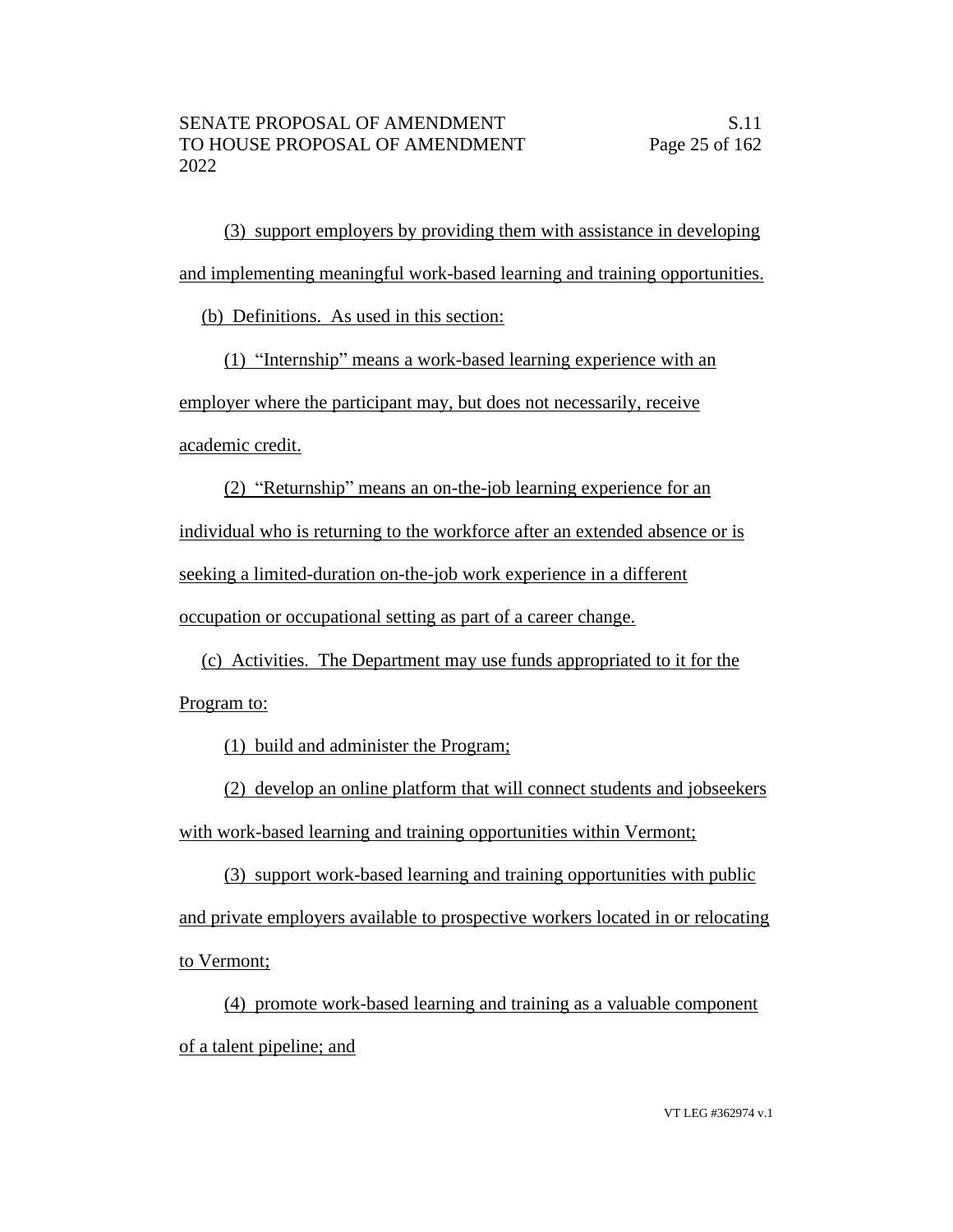(3) support employers by providing them with assistance in developing and implementing meaningful work-based learning and training opportunities.

(b) Definitions. As used in this section:

(1) "Internship" means a work-based learning experience with an employer where the participant may, but does not necessarily, receive academic credit.

(2) "Returnship" means an on-the-job learning experience for an individual who is returning to the workforce after an extended absence or is seeking a limited-duration on-the-job work experience in a different occupation or occupational setting as part of a career change.

(c) Activities. The Department may use funds appropriated to it for the Program to:

(1) build and administer the Program;

(2) develop an online platform that will connect students and jobseekers with work-based learning and training opportunities within Vermont;

(3) support work-based learning and training opportunities with public and private employers available to prospective workers located in or relocating to Vermont;

(4) promote work-based learning and training as a valuable component of a talent pipeline; and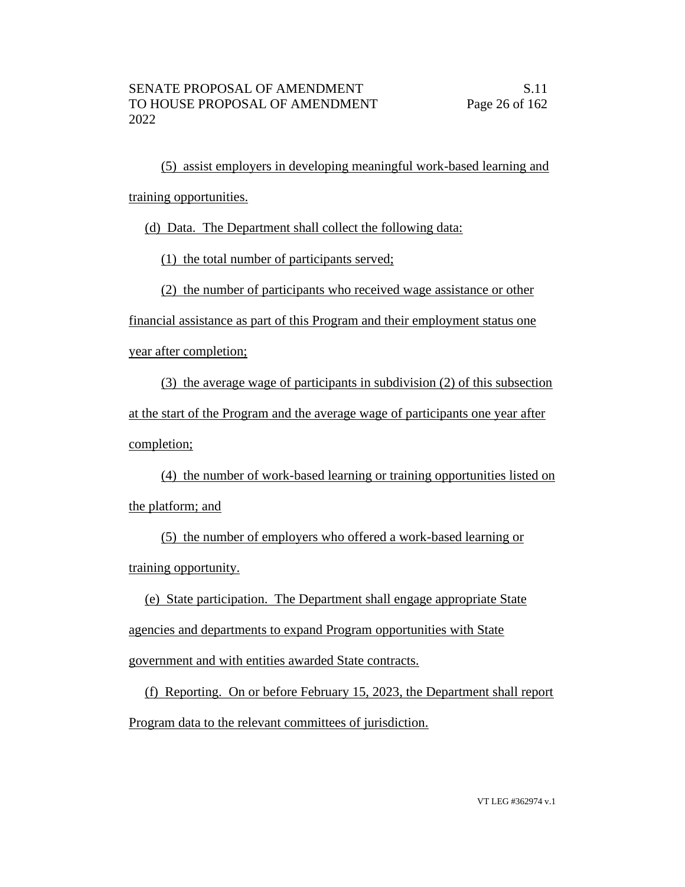(5) assist employers in developing meaningful work-based learning and training opportunities.

(d) Data. The Department shall collect the following data:

(1) the total number of participants served;

(2) the number of participants who received wage assistance or other financial assistance as part of this Program and their employment status one year after completion;

(3) the average wage of participants in subdivision (2) of this subsection at the start of the Program and the average wage of participants one year after completion;

(4) the number of work-based learning or training opportunities listed on the platform; and

(5) the number of employers who offered a work-based learning or training opportunity.

(e) State participation. The Department shall engage appropriate State agencies and departments to expand Program opportunities with State government and with entities awarded State contracts.

(f) Reporting. On or before February 15, 2023, the Department shall report Program data to the relevant committees of jurisdiction.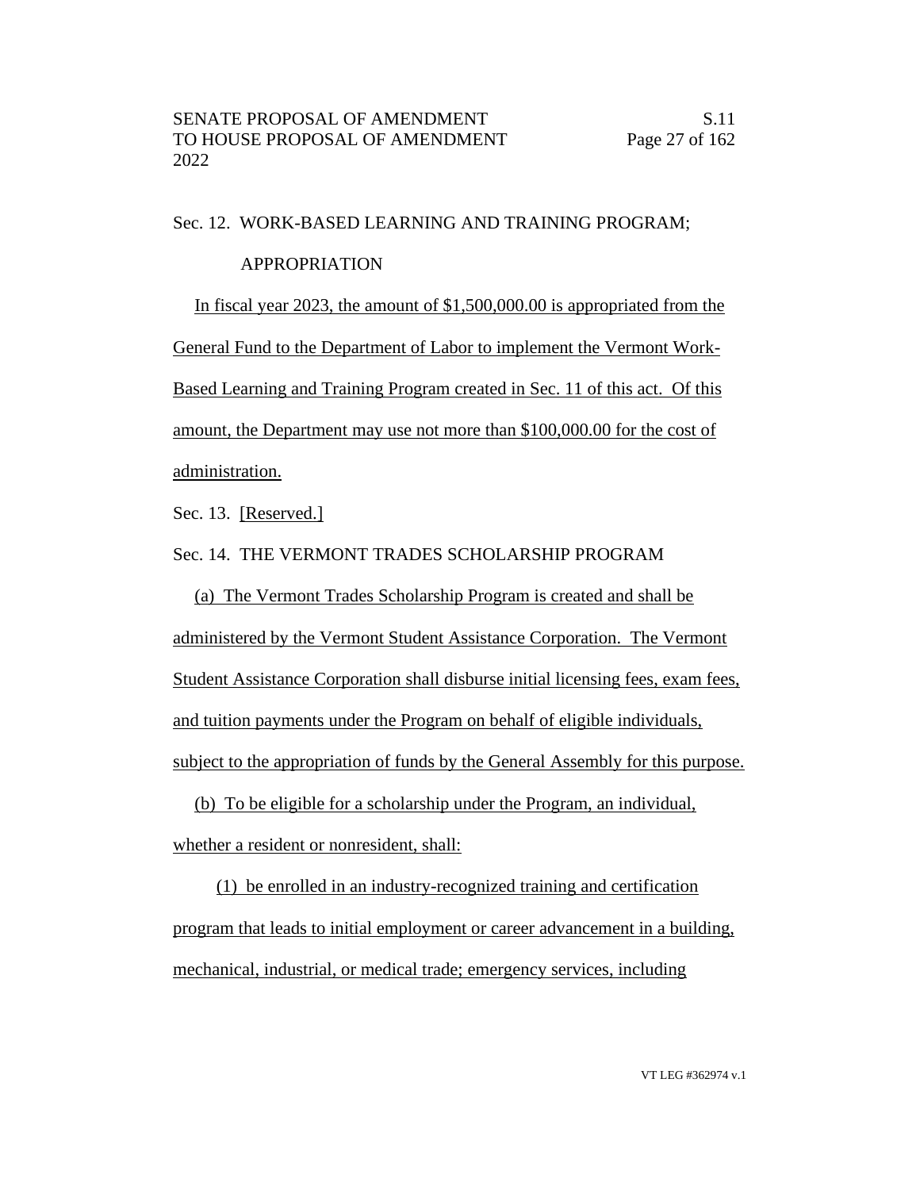Sec. 12. WORK-BASED LEARNING AND TRAINING PROGRAM; APPROPRIATION

In fiscal year 2023, the amount of $1,500,000.00 is appropriated from the General Fund to the Department of Labor to implement the Vermont Work-Based Learning and Training Program created in Sec. 11 of this act. Of this amount, the Department may use not more than $100,000.00 for the cost of administration.

Sec. 13. [Reserved.]

Sec. 14. THE VERMONT TRADES SCHOLARSHIP PROGRAM

(a) The Vermont Trades Scholarship Program is created and shall be administered by the Vermont Student Assistance Corporation. The Vermont Student Assistance Corporation shall disburse initial licensing fees, exam fees, and tuition payments under the Program on behalf of eligible individuals, subject to the appropriation of funds by the General Assembly for this purpose.

(b) To be eligible for a scholarship under the Program, an individual, whether a resident or nonresident, shall:

(1) be enrolled in an industry-recognized training and certification program that leads to initial employment or career advancement in a building, mechanical, industrial, or medical trade; emergency services, including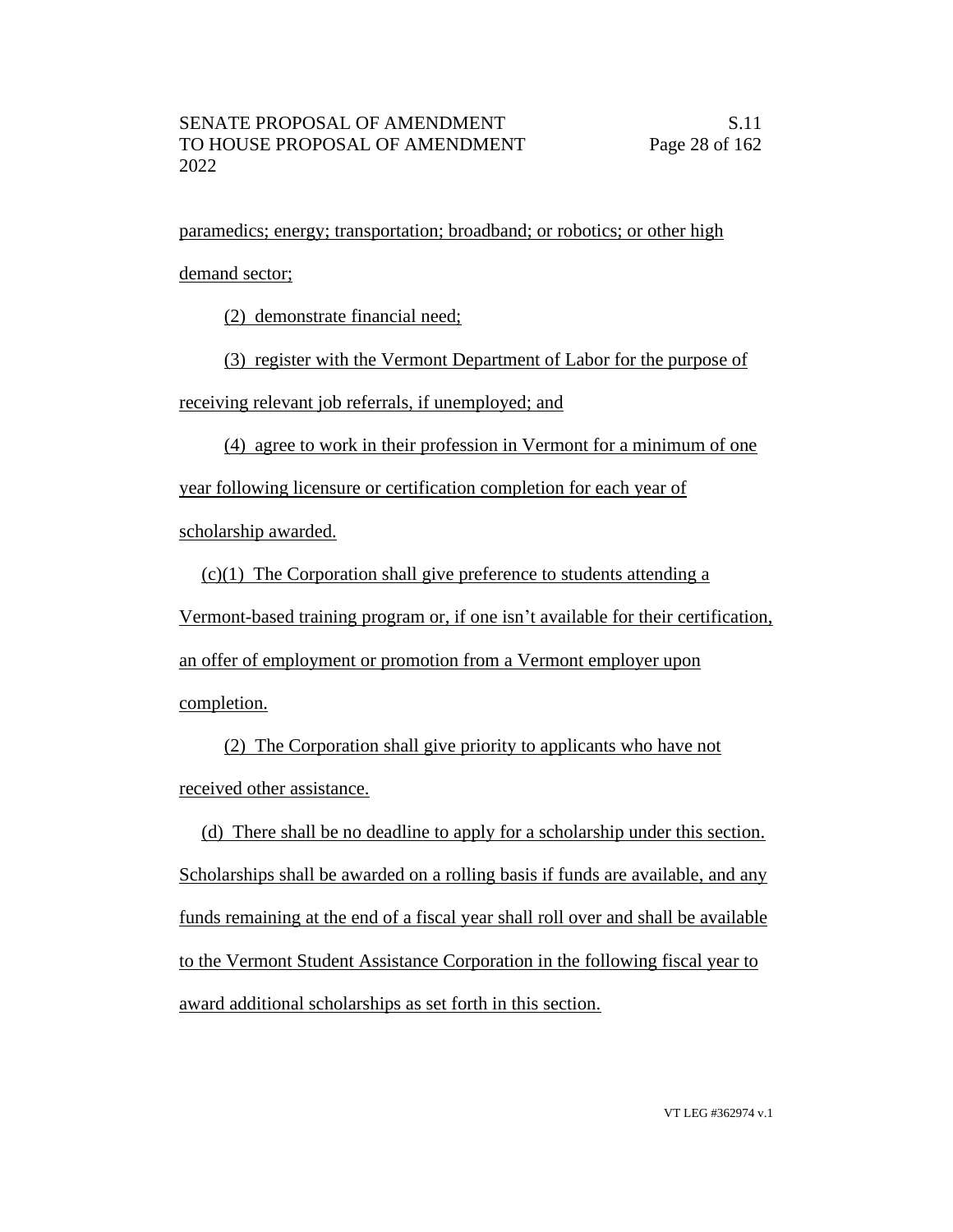paramedics; energy; transportation; broadband; or robotics; or other high demand sector;

(2) demonstrate financial need;

(3) register with the Vermont Department of Labor for the purpose of receiving relevant job referrals, if unemployed; and

(4) agree to work in their profession in Vermont for a minimum of one year following licensure or certification completion for each year of scholarship awarded.

(c)(1) The Corporation shall give preference to students attending a Vermont-based training program or, if one isn't available for their certification, an offer of employment or promotion from a Vermont employer upon completion.

(2) The Corporation shall give priority to applicants who have not received other assistance.

(d) There shall be no deadline to apply for a scholarship under this section. Scholarships shall be awarded on a rolling basis if funds are available, and any funds remaining at the end of a fiscal year shall roll over and shall be available to the Vermont Student Assistance Corporation in the following fiscal year to award additional scholarships as set forth in this section.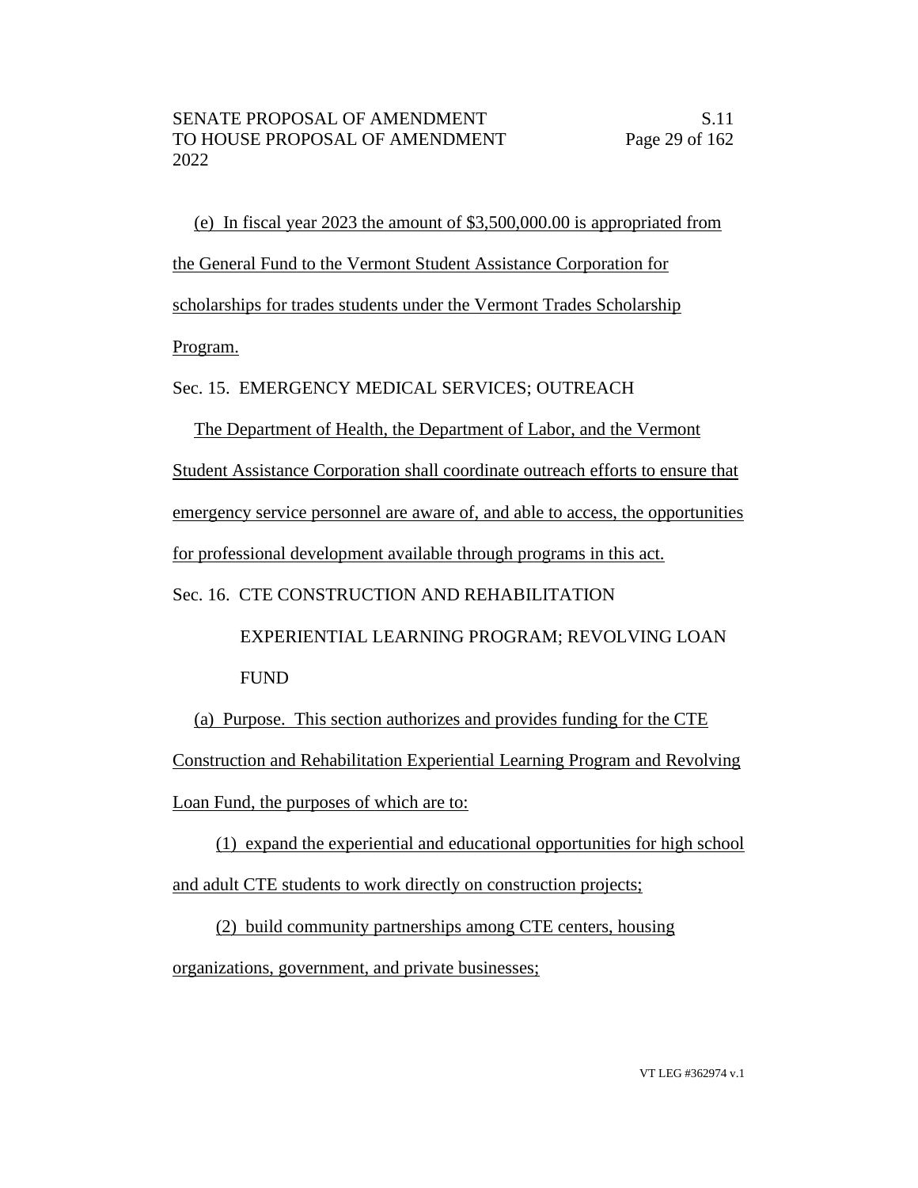(e) In fiscal year 2023 the amount of $3,500,000.00 is appropriated from the General Fund to the Vermont Student Assistance Corporation for scholarships for trades students under the Vermont Trades Scholarship Program.

Sec. 15. EMERGENCY MEDICAL SERVICES; OUTREACH

The Department of Health, the Department of Labor, and the Vermont Student Assistance Corporation shall coordinate outreach efforts to ensure that emergency service personnel are aware of, and able to access, the opportunities for professional development available through programs in this act.

Sec. 16. CTE CONSTRUCTION AND REHABILITATION EXPERIENTIAL LEARNING PROGRAM; REVOLVING LOAN FUND

(a) Purpose. This section authorizes and provides funding for the CTE Construction and Rehabilitation Experiential Learning Program and Revolving Loan Fund, the purposes of which are to:

(1) expand the experiential and educational opportunities for high school and adult CTE students to work directly on construction projects;

(2) build community partnerships among CTE centers, housing organizations, government, and private businesses;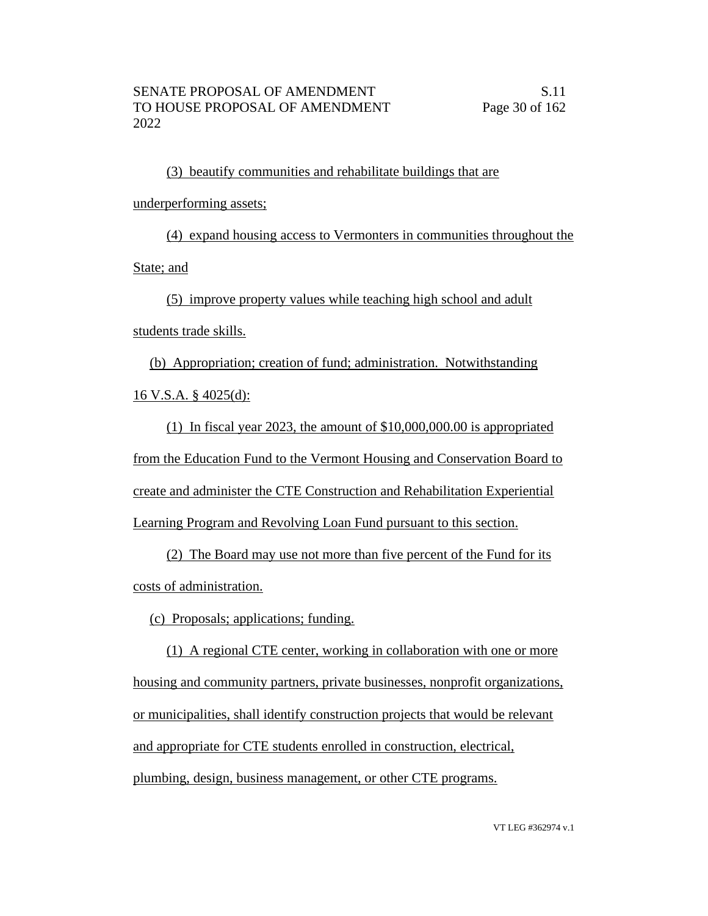(3) beautify communities and rehabilitate buildings that are underperforming assets;

(4) expand housing access to Vermonters in communities throughout the State; and

(5) improve property values while teaching high school and adult students trade skills.

(b) Appropriation; creation of fund; administration. Notwithstanding 16 V.S.A. § 4025(d):

(1) In fiscal year 2023, the amount of $10,000,000.00 is appropriated from the Education Fund to the Vermont Housing and Conservation Board to create and administer the CTE Construction and Rehabilitation Experiential Learning Program and Revolving Loan Fund pursuant to this section.

(2) The Board may use not more than five percent of the Fund for its costs of administration.

(c) Proposals; applications; funding.

(1) A regional CTE center, working in collaboration with one or more housing and community partners, private businesses, nonprofit organizations, or municipalities, shall identify construction projects that would be relevant and appropriate for CTE students enrolled in construction, electrical, plumbing, design, business management, or other CTE programs.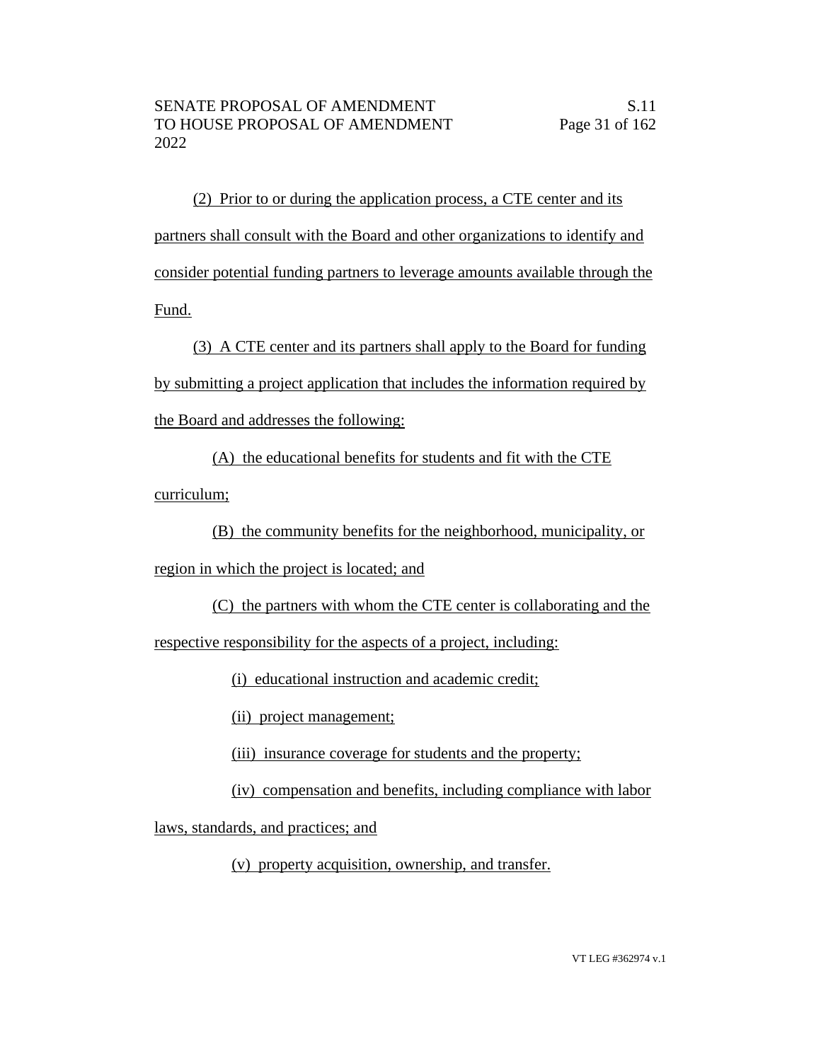(2) Prior to or during the application process, a CTE center and its partners shall consult with the Board and other organizations to identify and consider potential funding partners to leverage amounts available through the Fund.

(3) A CTE center and its partners shall apply to the Board for funding by submitting a project application that includes the information required by the Board and addresses the following:

(A) the educational benefits for students and fit with the CTE curriculum;

(B) the community benefits for the neighborhood, municipality, or region in which the project is located; and

(C) the partners with whom the CTE center is collaborating and the respective responsibility for the aspects of a project, including:

(i) educational instruction and academic credit;

(ii) project management;

(iii) insurance coverage for students and the property;

(iv) compensation and benefits, including compliance with labor laws, standards, and practices; and

(v) property acquisition, ownership, and transfer.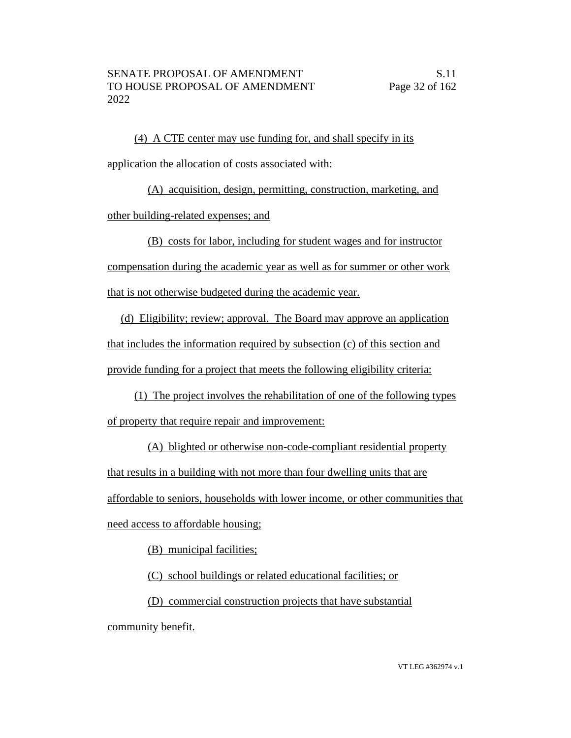(4) A CTE center may use funding for, and shall specify in its application the allocation of costs associated with:

(A) acquisition, design, permitting, construction, marketing, and other building-related expenses; and

(B) costs for labor, including for student wages and for instructor compensation during the academic year as well as for summer or other work that is not otherwise budgeted during the academic year.

(d) Eligibility; review; approval. The Board may approve an application that includes the information required by subsection (c) of this section and provide funding for a project that meets the following eligibility criteria:

(1) The project involves the rehabilitation of one of the following types of property that require repair and improvement:

(A) blighted or otherwise non-code-compliant residential property that results in a building with not more than four dwelling units that are affordable to seniors, households with lower income, or other communities that need access to affordable housing;

(B) municipal facilities;

(C) school buildings or related educational facilities; or

(D) commercial construction projects that have substantial community benefit.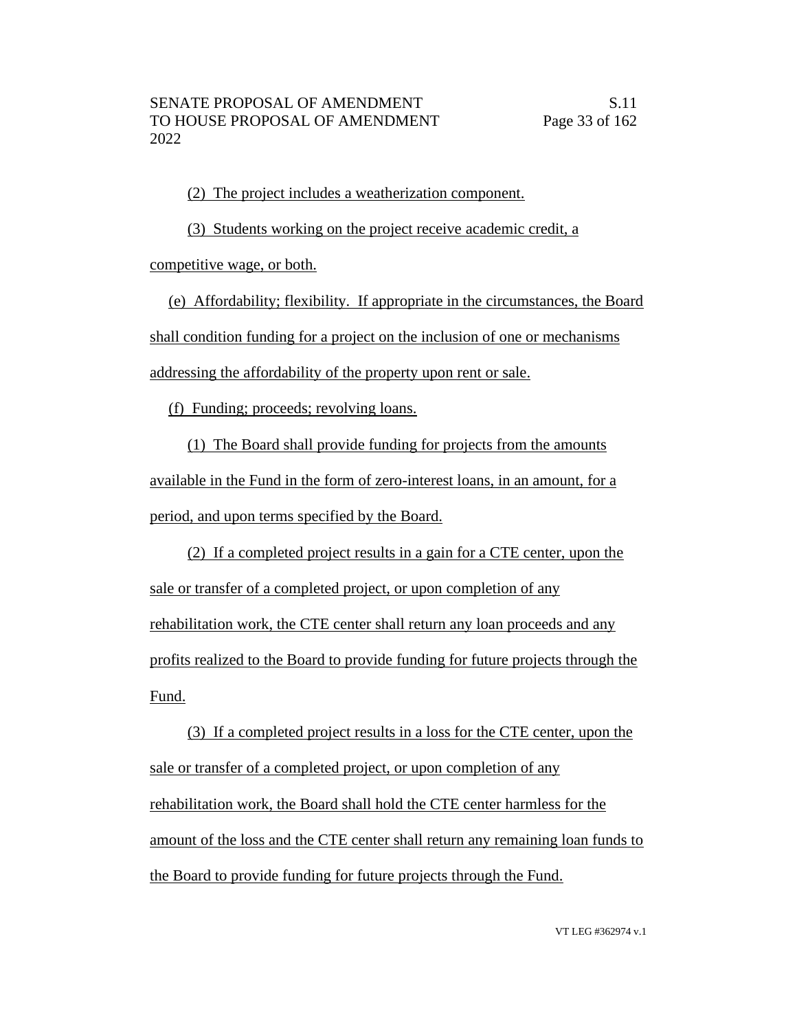(2) The project includes a weatherization component.

(3) Students working on the project receive academic credit, a competitive wage, or both.

(e) Affordability; flexibility. If appropriate in the circumstances, the Board shall condition funding for a project on the inclusion of one or mechanisms addressing the affordability of the property upon rent or sale.

(f) Funding; proceeds; revolving loans.

(1) The Board shall provide funding for projects from the amounts available in the Fund in the form of zero-interest loans, in an amount, for a period, and upon terms specified by the Board.

(2) If a completed project results in a gain for a CTE center, upon the sale or transfer of a completed project, or upon completion of any rehabilitation work, the CTE center shall return any loan proceeds and any profits realized to the Board to provide funding for future projects through the Fund.

(3) If a completed project results in a loss for the CTE center, upon the sale or transfer of a completed project, or upon completion of any rehabilitation work, the Board shall hold the CTE center harmless for the amount of the loss and the CTE center shall return any remaining loan funds to the Board to provide funding for future projects through the Fund.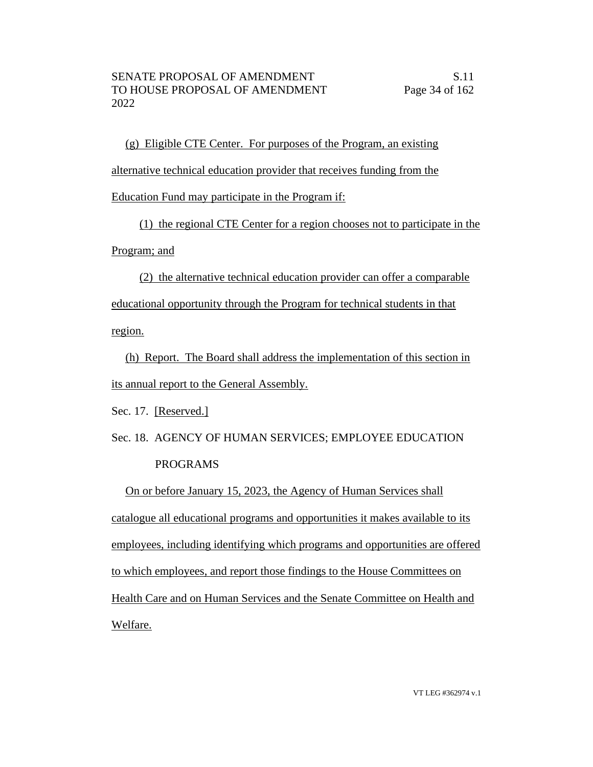(g) Eligible CTE Center. For purposes of the Program, an existing alternative technical education provider that receives funding from the Education Fund may participate in the Program if:

(1) the regional CTE Center for a region chooses not to participate in the Program; and

(2) the alternative technical education provider can offer a comparable educational opportunity through the Program for technical students in that region.

(h) Report. The Board shall address the implementation of this section in its annual report to the General Assembly.

Sec. 17. [Reserved.]

Sec. 18. AGENCY OF HUMAN SERVICES; EMPLOYEE EDUCATION PROGRAMS

On or before January 15, 2023, the Agency of Human Services shall catalogue all educational programs and opportunities it makes available to its employees, including identifying which programs and opportunities are offered to which employees, and report those findings to the House Committees on Health Care and on Human Services and the Senate Committee on Health and Welfare.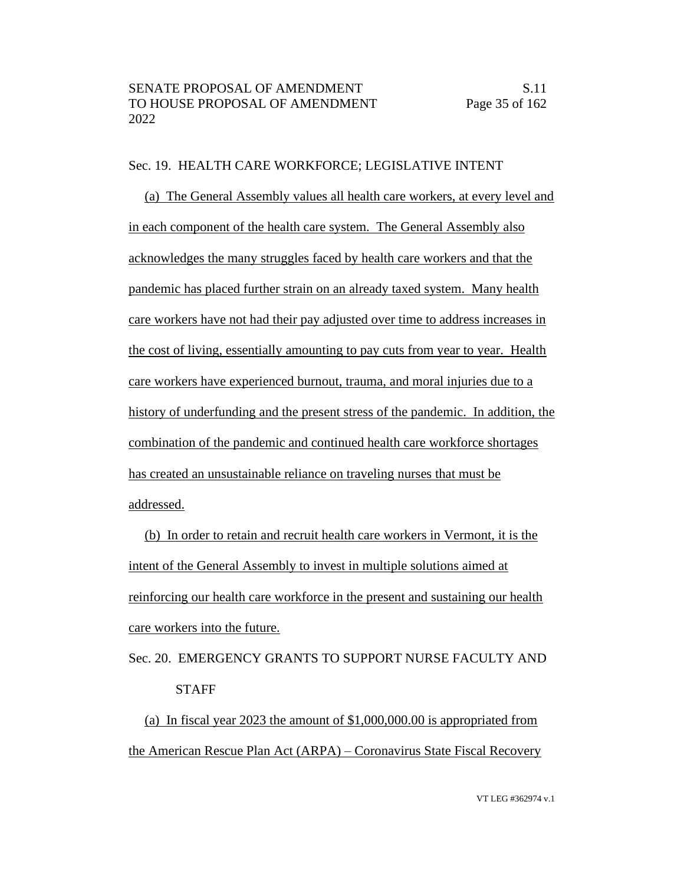Sec. 19. HEALTH CARE WORKFORCE; LEGISLATIVE INTENT

(a) The General Assembly values all health care workers, at every level and in each component of the health care system. The General Assembly also acknowledges the many struggles faced by health care workers and that the pandemic has placed further strain on an already taxed system. Many health care workers have not had their pay adjusted over time to address increases in the cost of living, essentially amounting to pay cuts from year to year. Health care workers have experienced burnout, trauma, and moral injuries due to a history of underfunding and the present stress of the pandemic. In addition, the combination of the pandemic and continued health care workforce shortages has created an unsustainable reliance on traveling nurses that must be addressed.

(b) In order to retain and recruit health care workers in Vermont, it is the intent of the General Assembly to invest in multiple solutions aimed at reinforcing our health care workforce in the present and sustaining our health care workers into the future.

Sec. 20. EMERGENCY GRANTS TO SUPPORT NURSE FACULTY AND STAFF

(a) In fiscal year 2023 the amount of $1,000,000.00 is appropriated from the American Rescue Plan Act (ARPA) – Coronavirus State Fiscal Recovery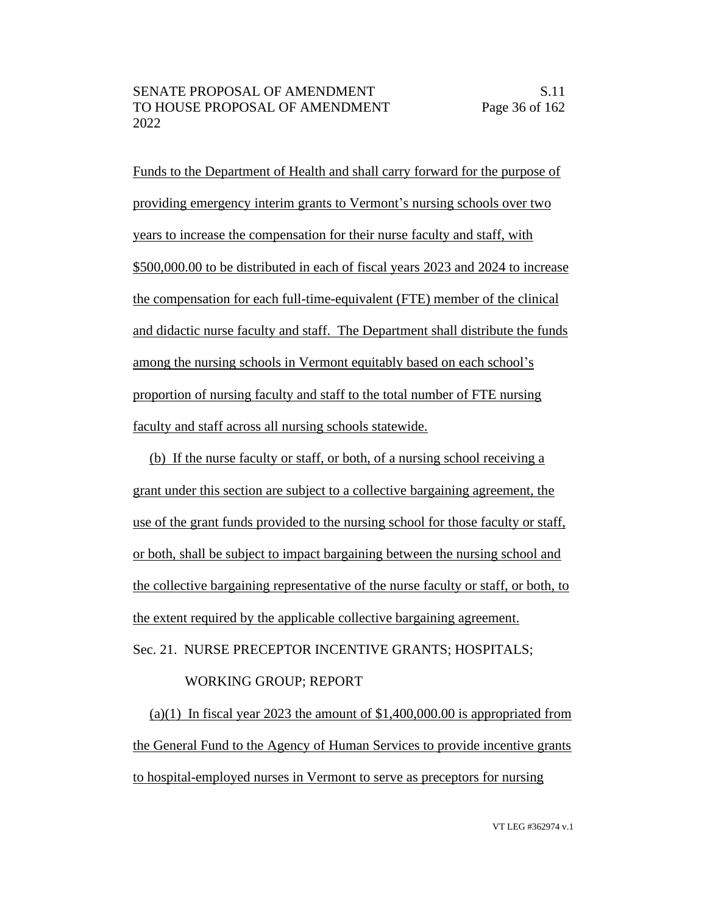Funds to the Department of Health and shall carry forward for the purpose of providing emergency interim grants to Vermont's nursing schools over two years to increase the compensation for their nurse faculty and staff, with $500,000.00 to be distributed in each of fiscal years 2023 and 2024 to increase the compensation for each full-time-equivalent (FTE) member of the clinical and didactic nurse faculty and staff. The Department shall distribute the funds among the nursing schools in Vermont equitably based on each school's proportion of nursing faculty and staff to the total number of FTE nursing faculty and staff across all nursing schools statewide.

(b) If the nurse faculty or staff, or both, of a nursing school receiving a grant under this section are subject to a collective bargaining agreement, the use of the grant funds provided to the nursing school for those faculty or staff, or both, shall be subject to impact bargaining between the nursing school and the collective bargaining representative of the nurse faculty or staff, or both, to the extent required by the applicable collective bargaining agreement.

Sec. 21. NURSE PRECEPTOR INCENTIVE GRANTS; HOSPITALS; WORKING GROUP; REPORT

(a)(1) In fiscal year 2023 the amount of $1,400,000.00 is appropriated from the General Fund to the Agency of Human Services to provide incentive grants to hospital-employed nurses in Vermont to serve as preceptors for nursing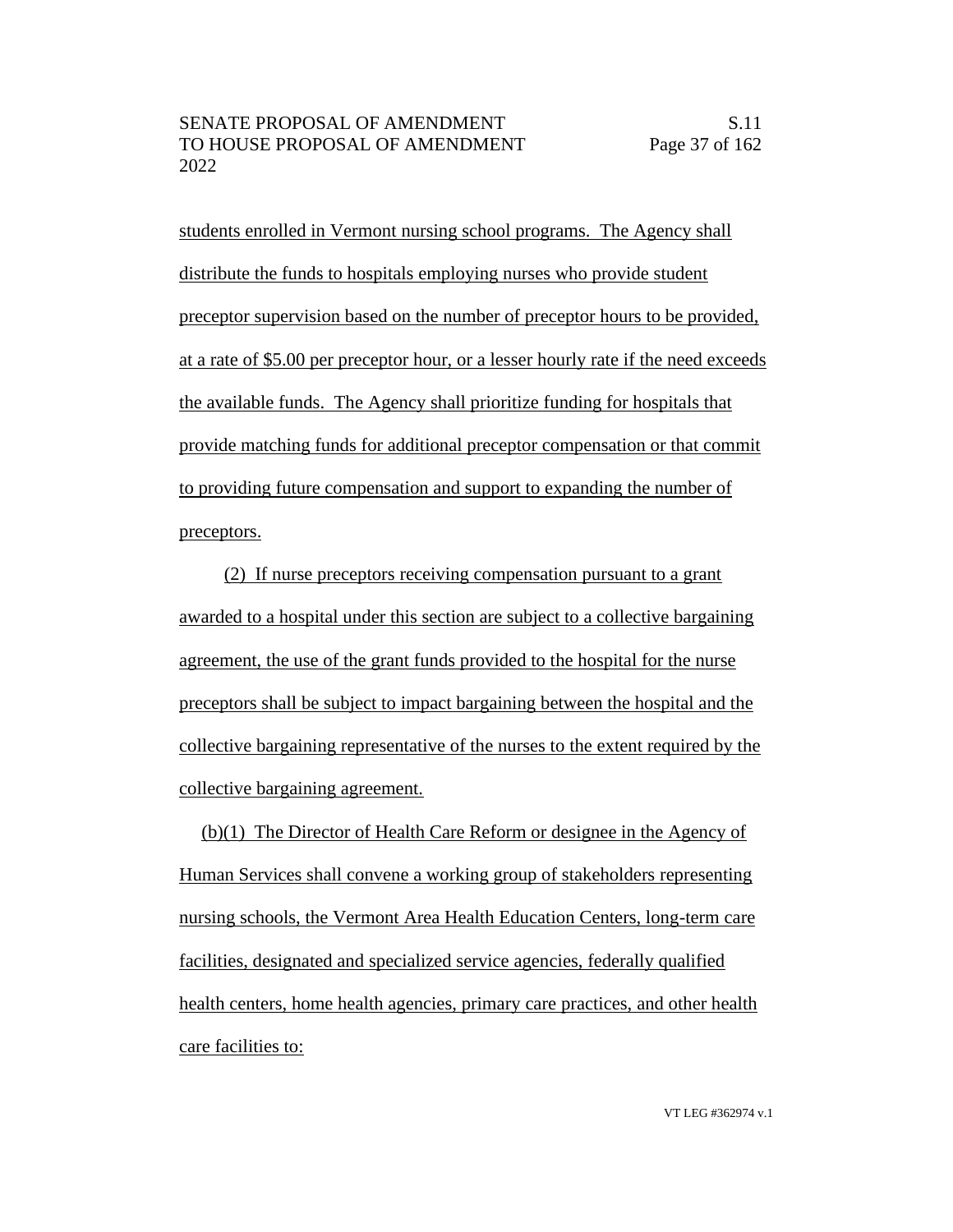students enrolled in Vermont nursing school programs. The Agency shall distribute the funds to hospitals employing nurses who provide student preceptor supervision based on the number of preceptor hours to be provided, at a rate of $5.00 per preceptor hour, or a lesser hourly rate if the need exceeds the available funds. The Agency shall prioritize funding for hospitals that provide matching funds for additional preceptor compensation or that commit to providing future compensation and support to expanding the number of preceptors.

(2) If nurse preceptors receiving compensation pursuant to a grant awarded to a hospital under this section are subject to a collective bargaining agreement, the use of the grant funds provided to the hospital for the nurse preceptors shall be subject to impact bargaining between the hospital and the collective bargaining representative of the nurses to the extent required by the collective bargaining agreement.

(b)(1) The Director of Health Care Reform or designee in the Agency of Human Services shall convene a working group of stakeholders representing nursing schools, the Vermont Area Health Education Centers, long-term care facilities, designated and specialized service agencies, federally qualified health centers, home health agencies, primary care practices, and other health care facilities to: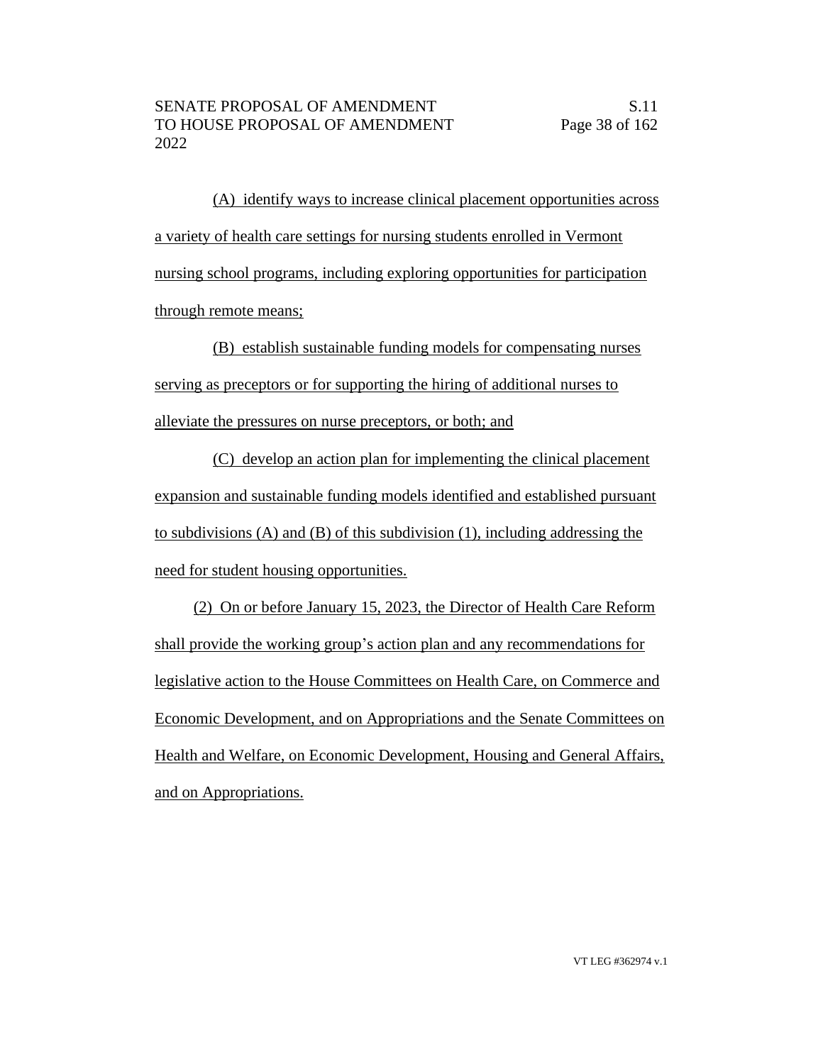(A) identify ways to increase clinical placement opportunities across a variety of health care settings for nursing students enrolled in Vermont nursing school programs, including exploring opportunities for participation through remote means;

(B) establish sustainable funding models for compensating nurses serving as preceptors or for supporting the hiring of additional nurses to alleviate the pressures on nurse preceptors, or both; and

(C) develop an action plan for implementing the clinical placement expansion and sustainable funding models identified and established pursuant to subdivisions (A) and (B) of this subdivision (1), including addressing the need for student housing opportunities.

(2) On or before January 15, 2023, the Director of Health Care Reform shall provide the working group's action plan and any recommendations for legislative action to the House Committees on Health Care, on Commerce and Economic Development, and on Appropriations and the Senate Committees on Health and Welfare, on Economic Development, Housing and General Affairs, and on Appropriations.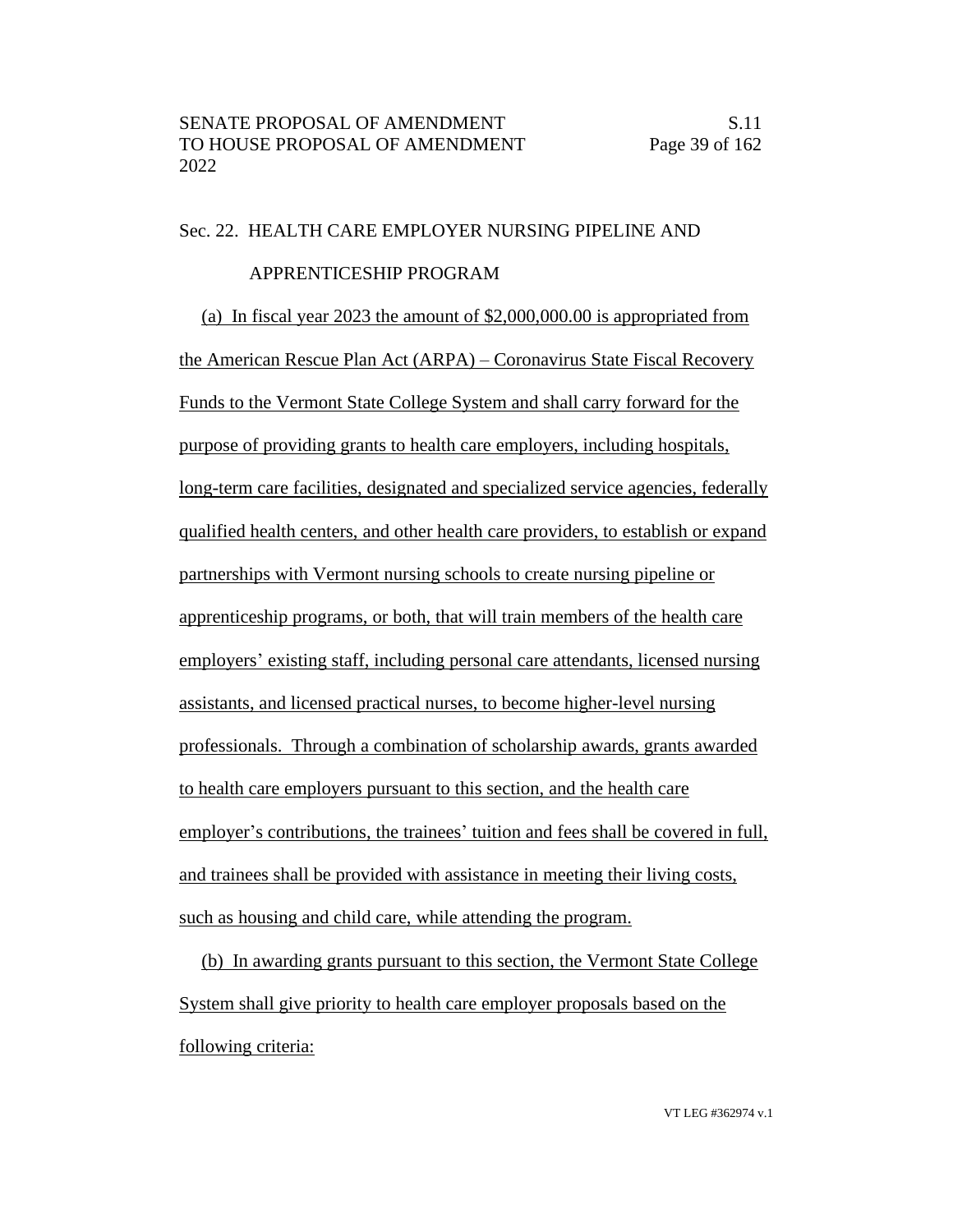Sec. 22. HEALTH CARE EMPLOYER NURSING PIPELINE AND APPRENTICESHIP PROGRAM

(a) In fiscal year 2023 the amount of $2,000,000.00 is appropriated from the American Rescue Plan Act (ARPA) – Coronavirus State Fiscal Recovery Funds to the Vermont State College System and shall carry forward for the purpose of providing grants to health care employers, including hospitals, long-term care facilities, designated and specialized service agencies, federally qualified health centers, and other health care providers, to establish or expand partnerships with Vermont nursing schools to create nursing pipeline or apprenticeship programs, or both, that will train members of the health care employers' existing staff, including personal care attendants, licensed nursing assistants, and licensed practical nurses, to become higher-level nursing professionals. Through a combination of scholarship awards, grants awarded to health care employers pursuant to this section, and the health care employer's contributions, the trainees' tuition and fees shall be covered in full, and trainees shall be provided with assistance in meeting their living costs, such as housing and child care, while attending the program.

(b) In awarding grants pursuant to this section, the Vermont State College System shall give priority to health care employer proposals based on the following criteria: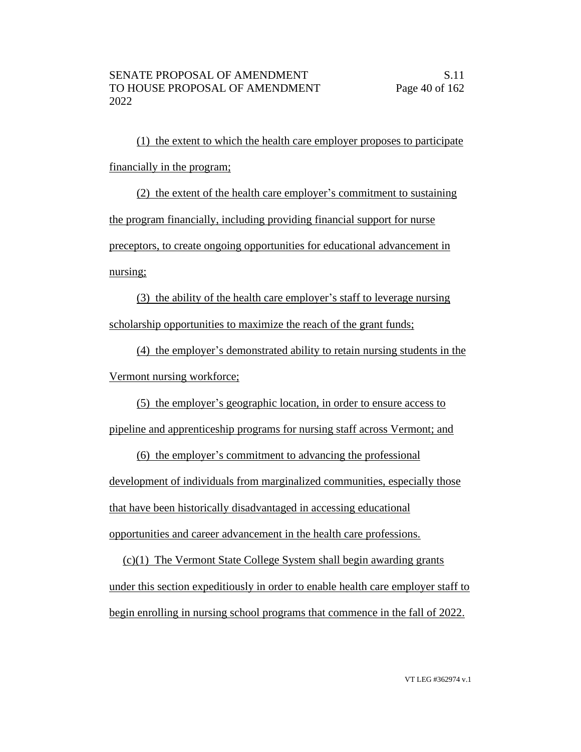(1) the extent to which the health care employer proposes to participate financially in the program;

(2) the extent of the health care employer's commitment to sustaining the program financially, including providing financial support for nurse preceptors, to create ongoing opportunities for educational advancement in nursing;

(3) the ability of the health care employer's staff to leverage nursing scholarship opportunities to maximize the reach of the grant funds;

(4) the employer's demonstrated ability to retain nursing students in the Vermont nursing workforce;

(5) the employer's geographic location, in order to ensure access to pipeline and apprenticeship programs for nursing staff across Vermont; and

(6) the employer's commitment to advancing the professional development of individuals from marginalized communities, especially those that have been historically disadvantaged in accessing educational opportunities and career advancement in the health care professions.

(c)(1) The Vermont State College System shall begin awarding grants under this section expeditiously in order to enable health care employer staff to begin enrolling in nursing school programs that commence in the fall of 2022.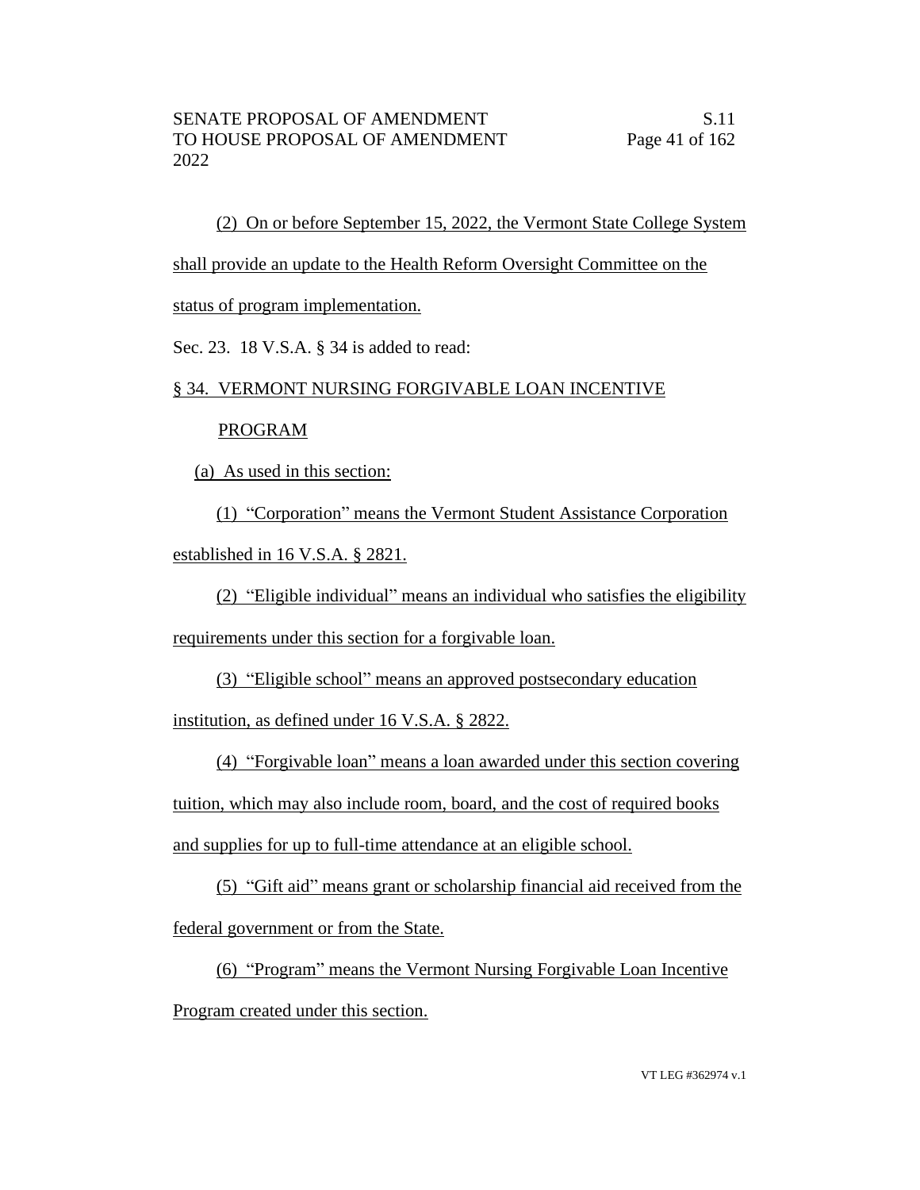(2) On or before September 15, 2022, the Vermont State College System shall provide an update to the Health Reform Oversight Committee on the status of program implementation.

Sec. 23. 18 V.S.A. § 34 is added to read:

§ 34. VERMONT NURSING FORGIVABLE LOAN INCENTIVE PROGRAM

(a) As used in this section:

(1) "Corporation" means the Vermont Student Assistance Corporation established in 16 V.S.A. § 2821.

(2) "Eligible individual" means an individual who satisfies the eligibility requirements under this section for a forgivable loan.

(3) "Eligible school" means an approved postsecondary education institution, as defined under 16 V.S.A. § 2822.

(4) "Forgivable loan" means a loan awarded under this section covering tuition, which may also include room, board, and the cost of required books and supplies for up to full-time attendance at an eligible school.

(5) "Gift aid" means grant or scholarship financial aid received from the federal government or from the State.

(6) "Program" means the Vermont Nursing Forgivable Loan Incentive Program created under this section.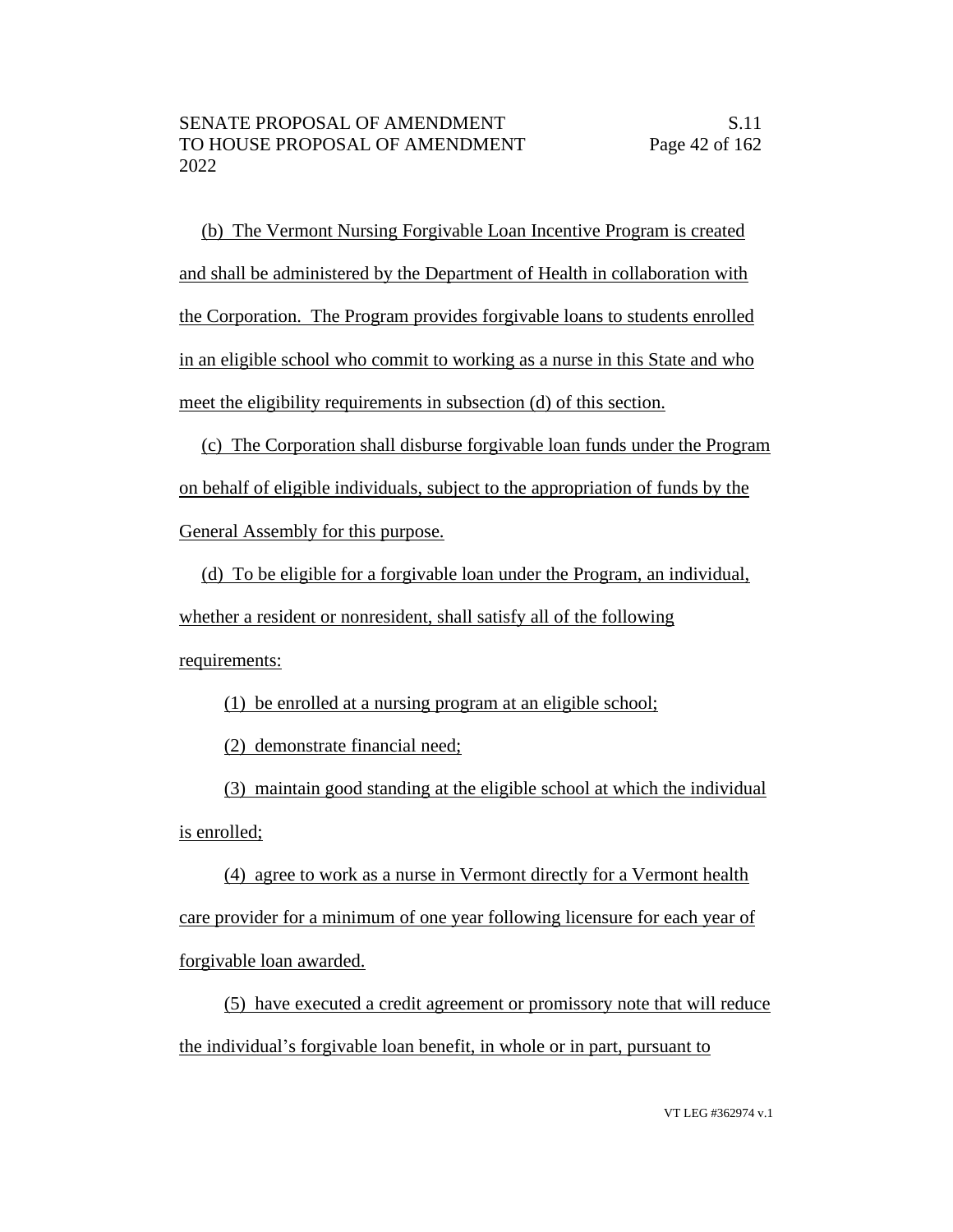(b) The Vermont Nursing Forgivable Loan Incentive Program is created and shall be administered by the Department of Health in collaboration with the Corporation. The Program provides forgivable loans to students enrolled in an eligible school who commit to working as a nurse in this State and who meet the eligibility requirements in subsection (d) of this section.

(c) The Corporation shall disburse forgivable loan funds under the Program on behalf of eligible individuals, subject to the appropriation of funds by the General Assembly for this purpose.

(d) To be eligible for a forgivable loan under the Program, an individual, whether a resident or nonresident, shall satisfy all of the following requirements:

(1) be enrolled at a nursing program at an eligible school;

(2) demonstrate financial need;

(3) maintain good standing at the eligible school at which the individual is enrolled;

(4) agree to work as a nurse in Vermont directly for a Vermont health care provider for a minimum of one year following licensure for each year of forgivable loan awarded.

(5) have executed a credit agreement or promissory note that will reduce the individual's forgivable loan benefit, in whole or in part, pursuant to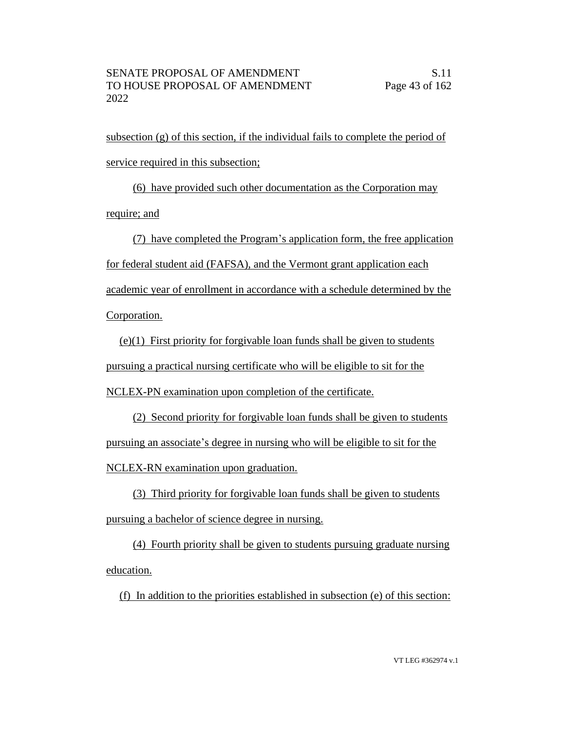subsection (g) of this section, if the individual fails to complete the period of service required in this subsection;

(6) have provided such other documentation as the Corporation may require; and

(7) have completed the Program's application form, the free application for federal student aid (FAFSA), and the Vermont grant application each academic year of enrollment in accordance with a schedule determined by the Corporation.

(e)(1) First priority for forgivable loan funds shall be given to students pursuing a practical nursing certificate who will be eligible to sit for the NCLEX-PN examination upon completion of the certificate.

(2) Second priority for forgivable loan funds shall be given to students pursuing an associate's degree in nursing who will be eligible to sit for the NCLEX-RN examination upon graduation.

(3) Third priority for forgivable loan funds shall be given to students pursuing a bachelor of science degree in nursing.

(4) Fourth priority shall be given to students pursuing graduate nursing education.

(f) In addition to the priorities established in subsection (e) of this section: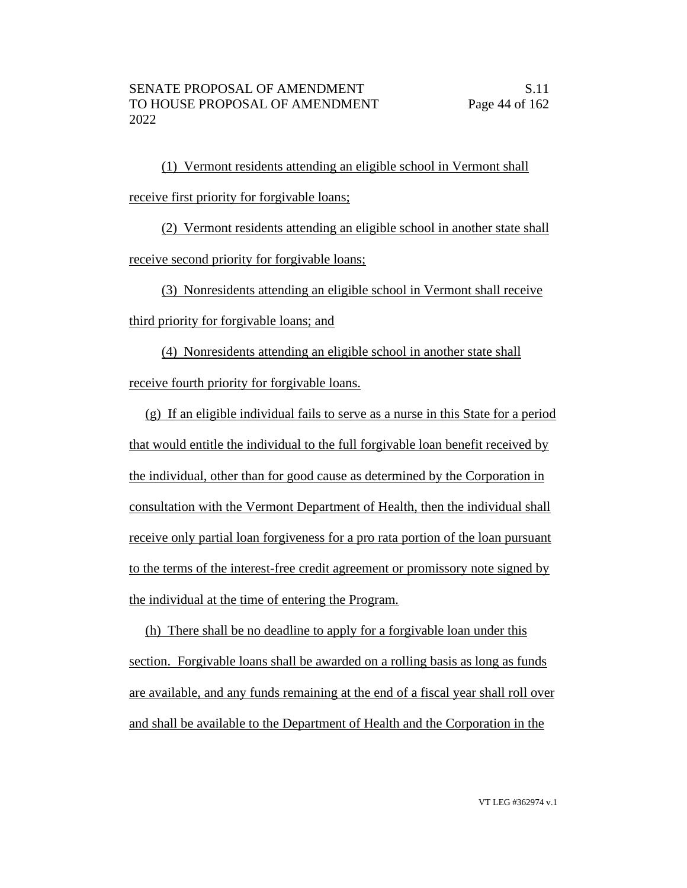(1) Vermont residents attending an eligible school in Vermont shall receive first priority for forgivable loans;

(2) Vermont residents attending an eligible school in another state shall receive second priority for forgivable loans;

(3) Nonresidents attending an eligible school in Vermont shall receive third priority for forgivable loans; and

(4) Nonresidents attending an eligible school in another state shall receive fourth priority for forgivable loans.

(g) If an eligible individual fails to serve as a nurse in this State for a period that would entitle the individual to the full forgivable loan benefit received by the individual, other than for good cause as determined by the Corporation in consultation with the Vermont Department of Health, then the individual shall receive only partial loan forgiveness for a pro rata portion of the loan pursuant to the terms of the interest-free credit agreement or promissory note signed by the individual at the time of entering the Program.

(h) There shall be no deadline to apply for a forgivable loan under this section. Forgivable loans shall be awarded on a rolling basis as long as funds are available, and any funds remaining at the end of a fiscal year shall roll over and shall be available to the Department of Health and the Corporation in the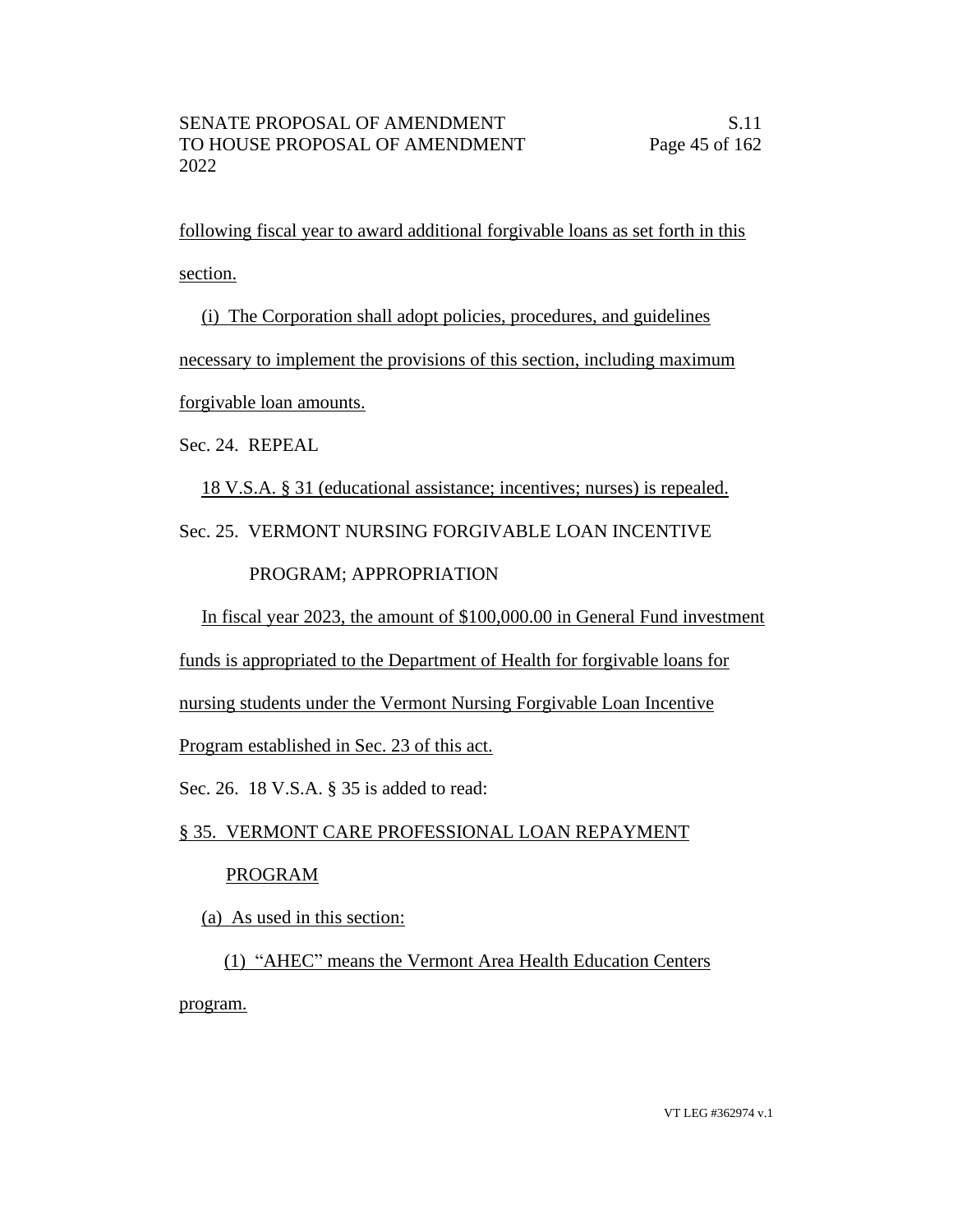following fiscal year to award additional forgivable loans as set forth in this section.

(i) The Corporation shall adopt policies, procedures, and guidelines necessary to implement the provisions of this section, including maximum forgivable loan amounts.

Sec. 24. REPEAL

18 V.S.A. § 31 (educational assistance; incentives; nurses) is repealed.

Sec. 25. VERMONT NURSING FORGIVABLE LOAN INCENTIVE PROGRAM; APPROPRIATION

In fiscal year 2023, the amount of $100,000.00 in General Fund investment funds is appropriated to the Department of Health for forgivable loans for nursing students under the Vermont Nursing Forgivable Loan Incentive Program established in Sec. 23 of this act.

Sec. 26. 18 V.S.A. § 35 is added to read:

§ 35. VERMONT CARE PROFESSIONAL LOAN REPAYMENT PROGRAM

(a) As used in this section:

(1) "AHEC" means the Vermont Area Health Education Centers program.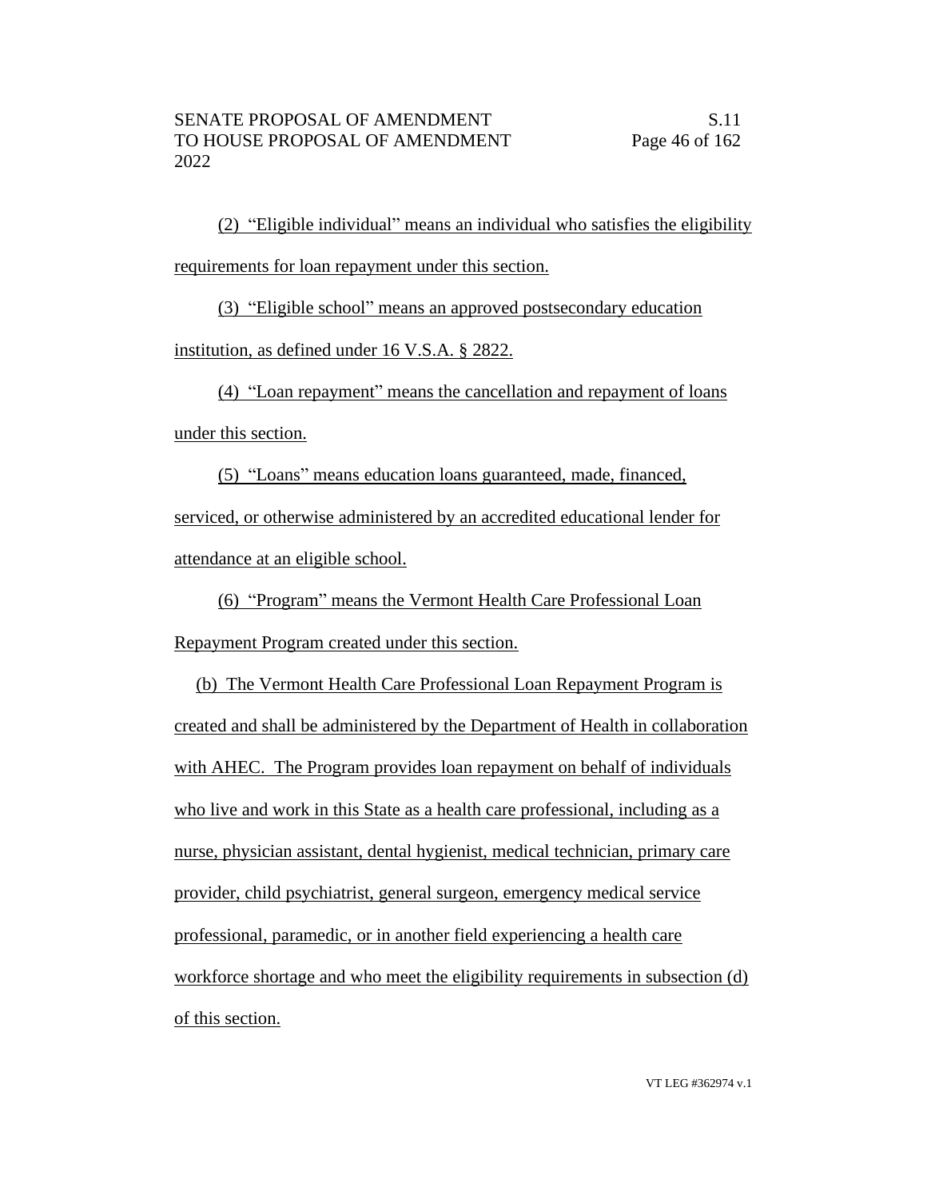(2) "Eligible individual" means an individual who satisfies the eligibility requirements for loan repayment under this section.

(3) "Eligible school" means an approved postsecondary education institution, as defined under 16 V.S.A. § 2822.

(4) "Loan repayment" means the cancellation and repayment of loans under this section.

(5) "Loans" means education loans guaranteed, made, financed, serviced, or otherwise administered by an accredited educational lender for attendance at an eligible school.

(6) "Program" means the Vermont Health Care Professional Loan Repayment Program created under this section.

(b) The Vermont Health Care Professional Loan Repayment Program is created and shall be administered by the Department of Health in collaboration with AHEC. The Program provides loan repayment on behalf of individuals who live and work in this State as a health care professional, including as a nurse, physician assistant, dental hygienist, medical technician, primary care provider, child psychiatrist, general surgeon, emergency medical service professional, paramedic, or in another field experiencing a health care workforce shortage and who meet the eligibility requirements in subsection (d) of this section.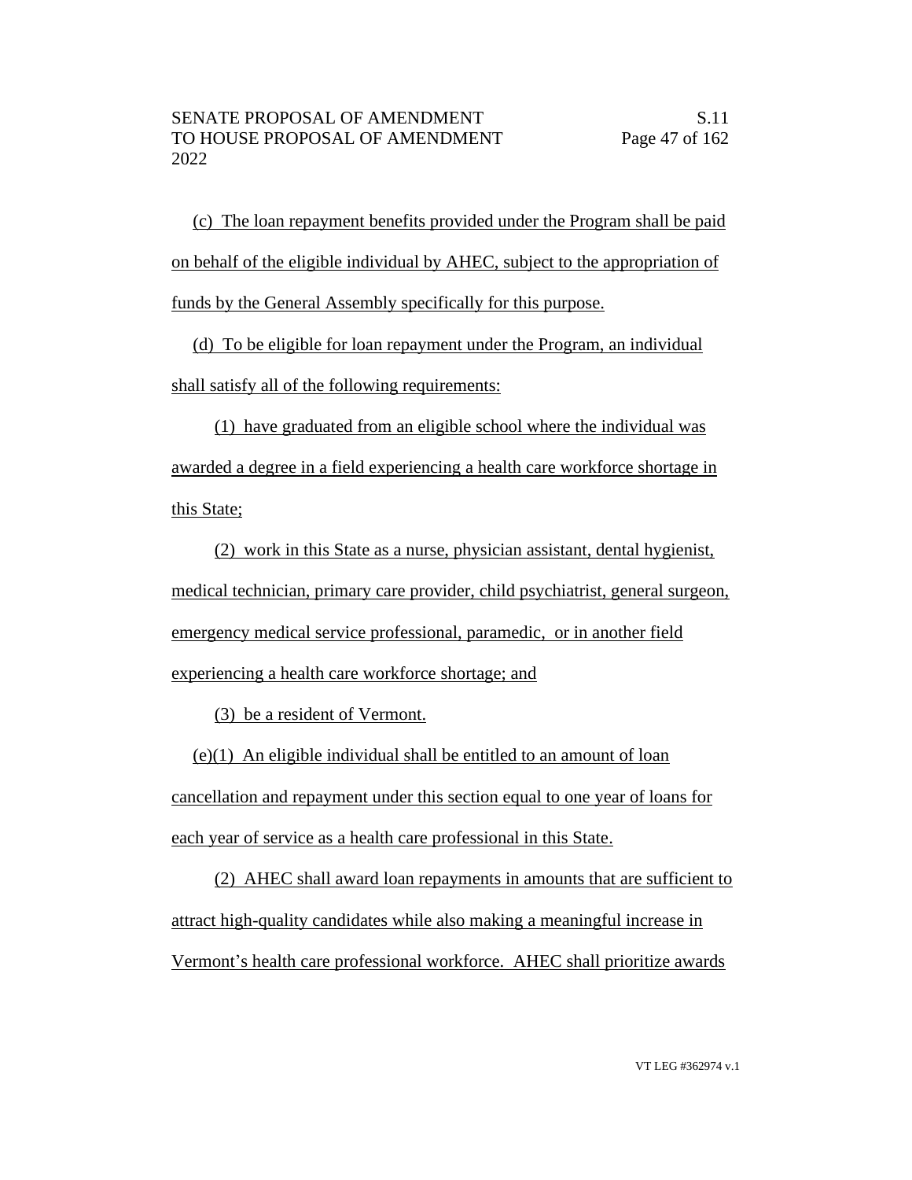(c) The loan repayment benefits provided under the Program shall be paid on behalf of the eligible individual by AHEC, subject to the appropriation of funds by the General Assembly specifically for this purpose.

(d) To be eligible for loan repayment under the Program, an individual shall satisfy all of the following requirements:

(1) have graduated from an eligible school where the individual was awarded a degree in a field experiencing a health care workforce shortage in this State;

(2) work in this State as a nurse, physician assistant, dental hygienist, medical technician, primary care provider, child psychiatrist, general surgeon, emergency medical service professional, paramedic, or in another field experiencing a health care workforce shortage; and

(3) be a resident of Vermont.

(e)(1) An eligible individual shall be entitled to an amount of loan cancellation and repayment under this section equal to one year of loans for each year of service as a health care professional in this State.

(2) AHEC shall award loan repayments in amounts that are sufficient to attract high-quality candidates while also making a meaningful increase in Vermont's health care professional workforce. AHEC shall prioritize awards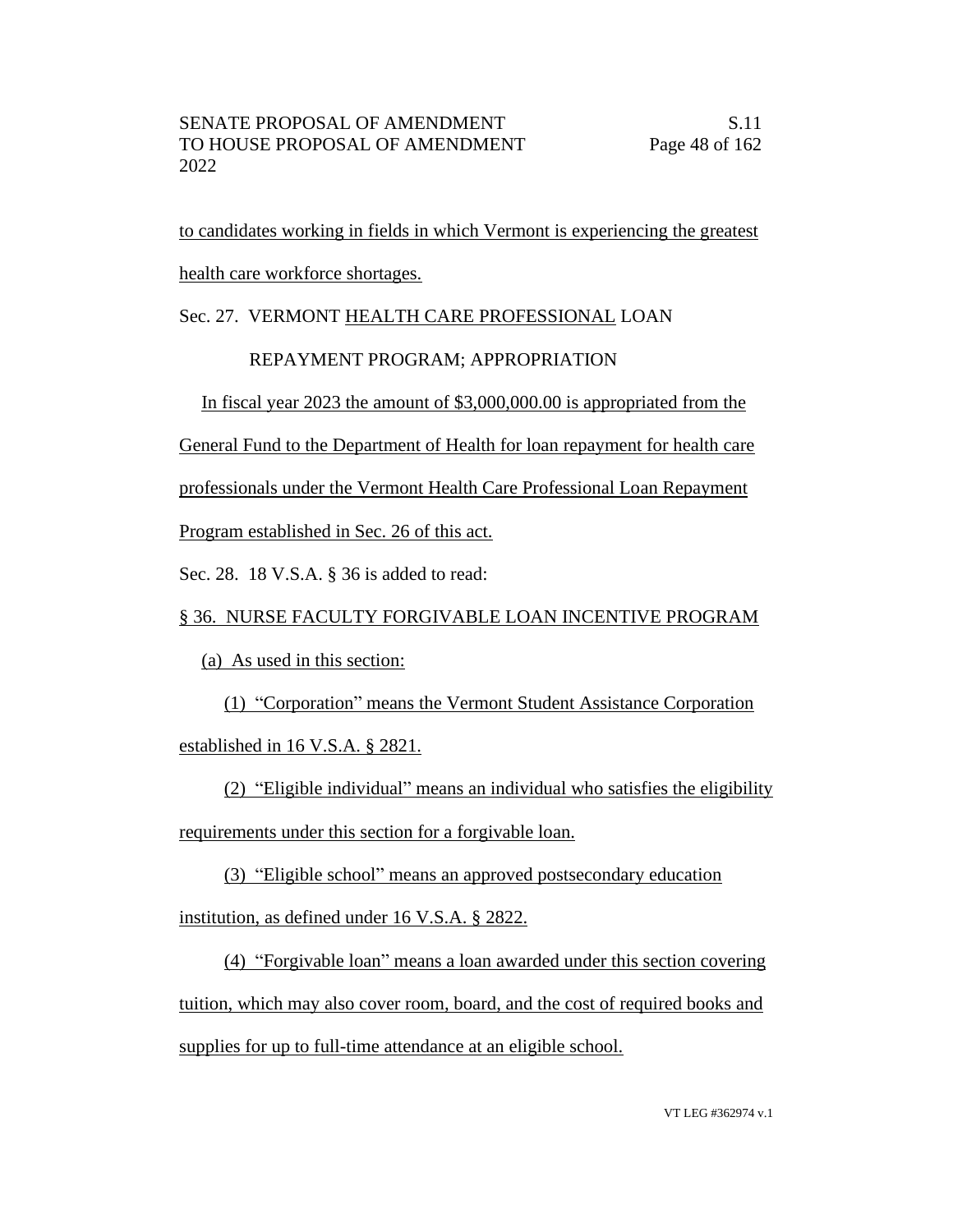to candidates working in fields in which Vermont is experiencing the greatest health care workforce shortages.

Sec. 27. VERMONT HEALTH CARE PROFESSIONAL LOAN REPAYMENT PROGRAM; APPROPRIATION

In fiscal year 2023 the amount of $3,000,000.00 is appropriated from the General Fund to the Department of Health for loan repayment for health care professionals under the Vermont Health Care Professional Loan Repayment Program established in Sec. 26 of this act.

Sec. 28. 18 V.S.A. § 36 is added to read:

§ 36. NURSE FACULTY FORGIVABLE LOAN INCENTIVE PROGRAM

(a) As used in this section:

(1) "Corporation" means the Vermont Student Assistance Corporation established in 16 V.S.A. § 2821.

(2) "Eligible individual" means an individual who satisfies the eligibility requirements under this section for a forgivable loan.

(3) "Eligible school" means an approved postsecondary education institution, as defined under 16 V.S.A. § 2822.

(4) "Forgivable loan" means a loan awarded under this section covering tuition, which may also cover room, board, and the cost of required books and supplies for up to full-time attendance at an eligible school.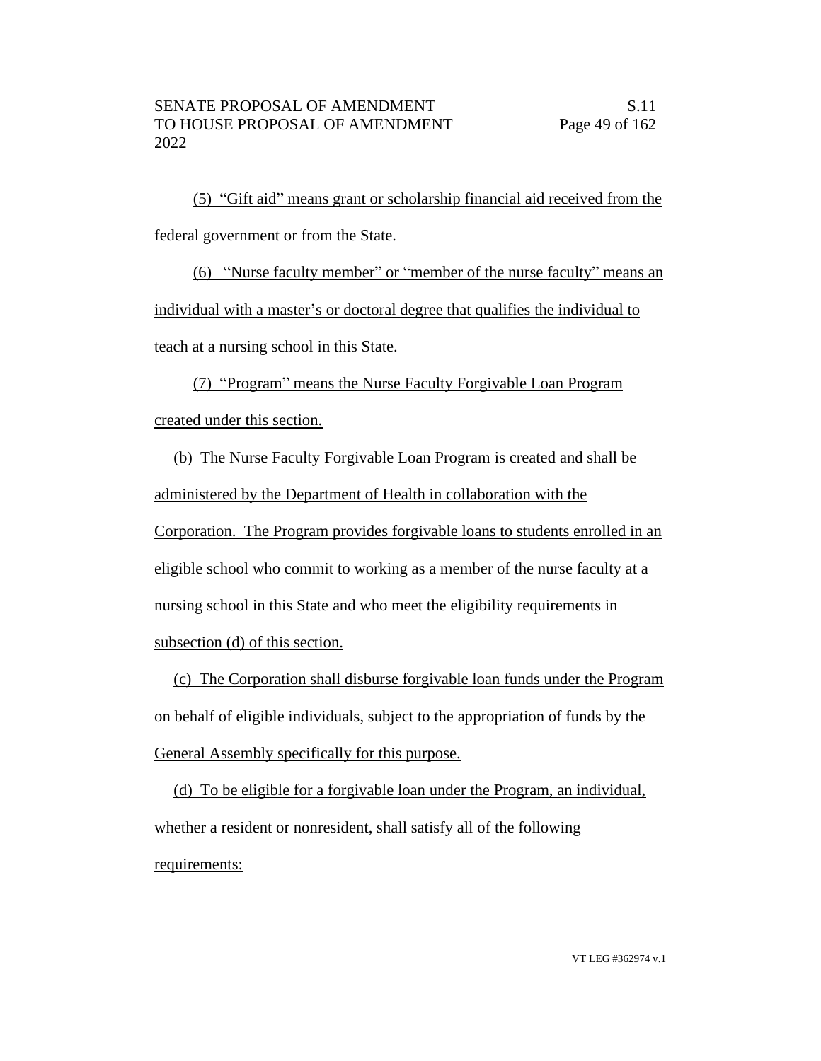(5) "Gift aid" means grant or scholarship financial aid received from the federal government or from the State.

(6) "Nurse faculty member" or "member of the nurse faculty" means an individual with a master's or doctoral degree that qualifies the individual to teach at a nursing school in this State.

(7) "Program" means the Nurse Faculty Forgivable Loan Program created under this section.

(b) The Nurse Faculty Forgivable Loan Program is created and shall be administered by the Department of Health in collaboration with the Corporation. The Program provides forgivable loans to students enrolled in an eligible school who commit to working as a member of the nurse faculty at a nursing school in this State and who meet the eligibility requirements in subsection (d) of this section.

(c) The Corporation shall disburse forgivable loan funds under the Program on behalf of eligible individuals, subject to the appropriation of funds by the General Assembly specifically for this purpose.

(d) To be eligible for a forgivable loan under the Program, an individual, whether a resident or nonresident, shall satisfy all of the following requirements: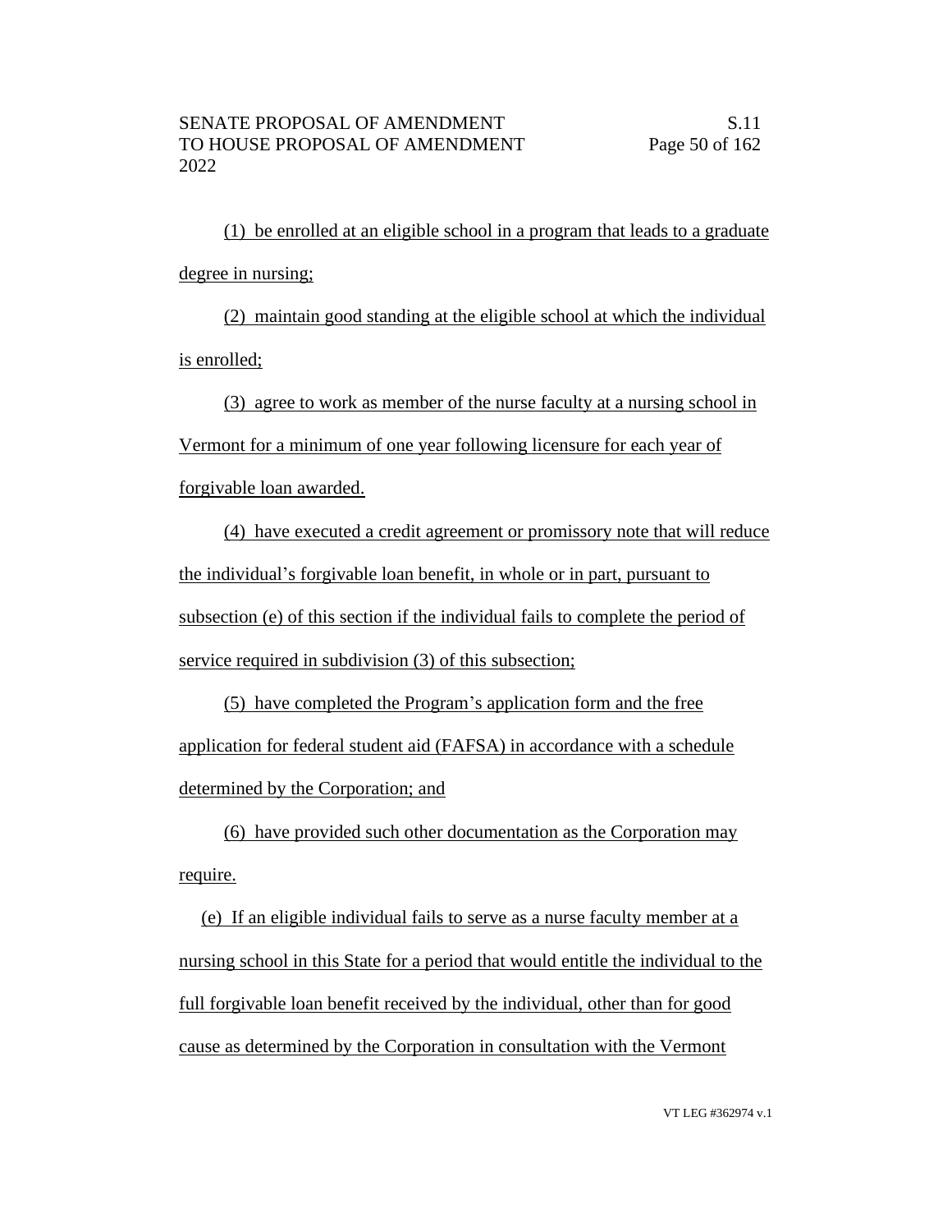(1) be enrolled at an eligible school in a program that leads to a graduate degree in nursing;

(2) maintain good standing at the eligible school at which the individual is enrolled;

(3) agree to work as member of the nurse faculty at a nursing school in Vermont for a minimum of one year following licensure for each year of forgivable loan awarded.

(4) have executed a credit agreement or promissory note that will reduce the individual's forgivable loan benefit, in whole or in part, pursuant to subsection (e) of this section if the individual fails to complete the period of service required in subdivision (3) of this subsection;

(5) have completed the Program's application form and the free application for federal student aid (FAFSA) in accordance with a schedule determined by the Corporation; and

(6) have provided such other documentation as the Corporation may require.

(e) If an eligible individual fails to serve as a nurse faculty member at a nursing school in this State for a period that would entitle the individual to the full forgivable loan benefit received by the individual, other than for good cause as determined by the Corporation in consultation with the Vermont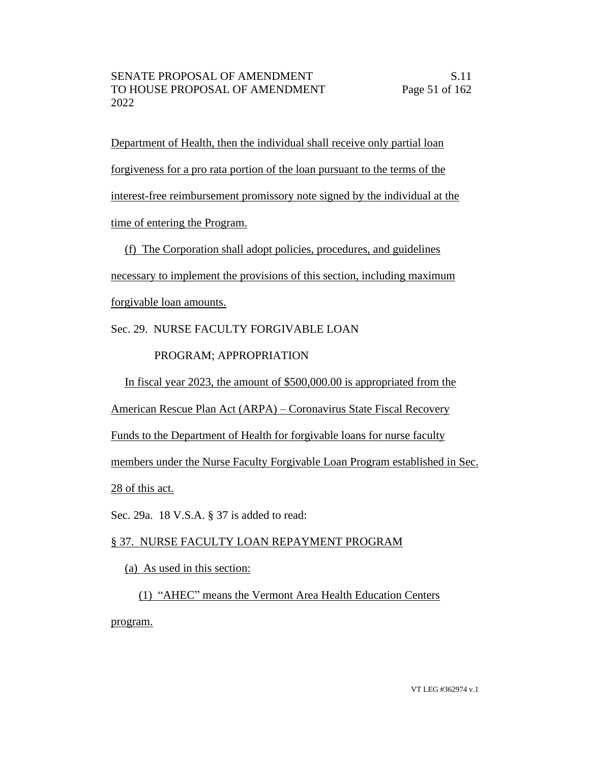Department of Health, then the individual shall receive only partial loan forgiveness for a pro rata portion of the loan pursuant to the terms of the interest-free reimbursement promissory note signed by the individual at the time of entering the Program.

(f) The Corporation shall adopt policies, procedures, and guidelines necessary to implement the provisions of this section, including maximum forgivable loan amounts.

Sec. 29. NURSE FACULTY FORGIVABLE LOAN PROGRAM; APPROPRIATION

In fiscal year 2023, the amount of $500,000.00 is appropriated from the American Rescue Plan Act (ARPA) – Coronavirus State Fiscal Recovery Funds to the Department of Health for forgivable loans for nurse faculty members under the Nurse Faculty Forgivable Loan Program established in Sec. 28 of this act.

Sec. 29a. 18 V.S.A. § 37 is added to read:

§ 37. NURSE FACULTY LOAN REPAYMENT PROGRAM

(a) As used in this section:

(1) "AHEC" means the Vermont Area Health Education Centers program.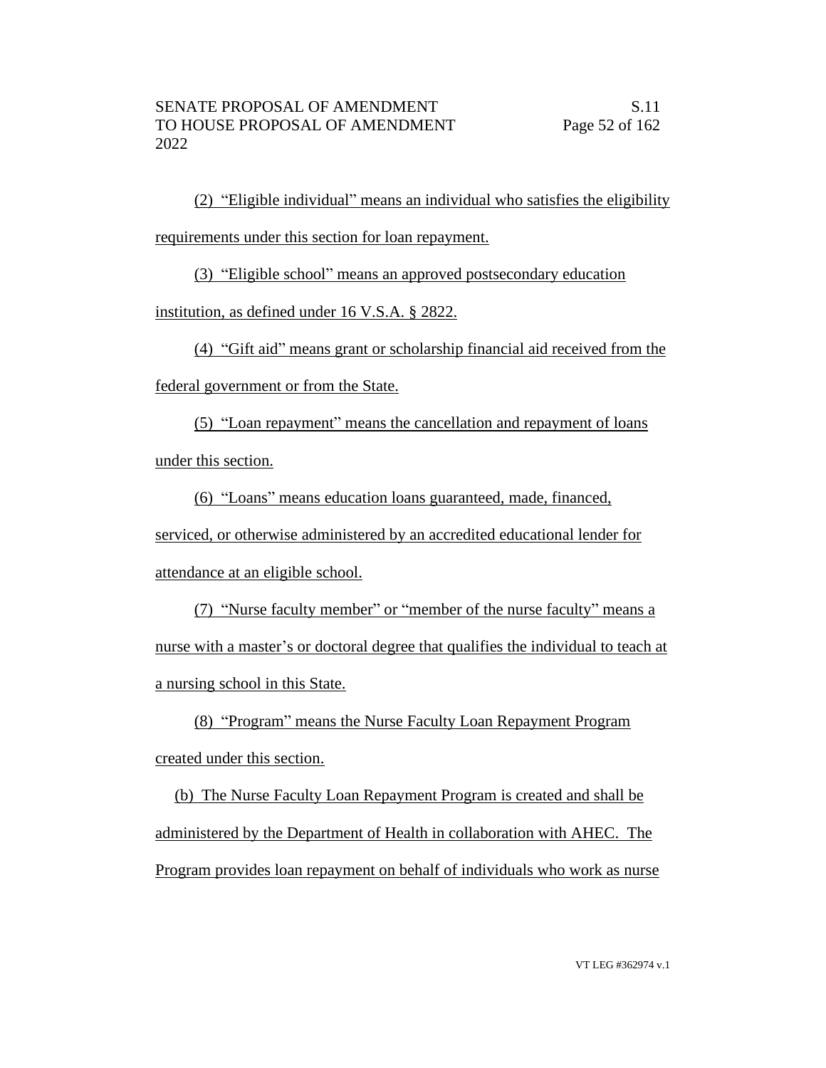(2) "Eligible individual" means an individual who satisfies the eligibility requirements under this section for loan repayment.

(3) "Eligible school" means an approved postsecondary education institution, as defined under 16 V.S.A. § 2822.

(4) "Gift aid" means grant or scholarship financial aid received from the federal government or from the State.

(5) "Loan repayment" means the cancellation and repayment of loans under this section.

(6) "Loans" means education loans guaranteed, made, financed, serviced, or otherwise administered by an accredited educational lender for attendance at an eligible school.

(7) "Nurse faculty member" or "member of the nurse faculty" means a nurse with a master's or doctoral degree that qualifies the individual to teach at a nursing school in this State.

(8) "Program" means the Nurse Faculty Loan Repayment Program created under this section.

(b) The Nurse Faculty Loan Repayment Program is created and shall be administered by the Department of Health in collaboration with AHEC. The Program provides loan repayment on behalf of individuals who work as nurse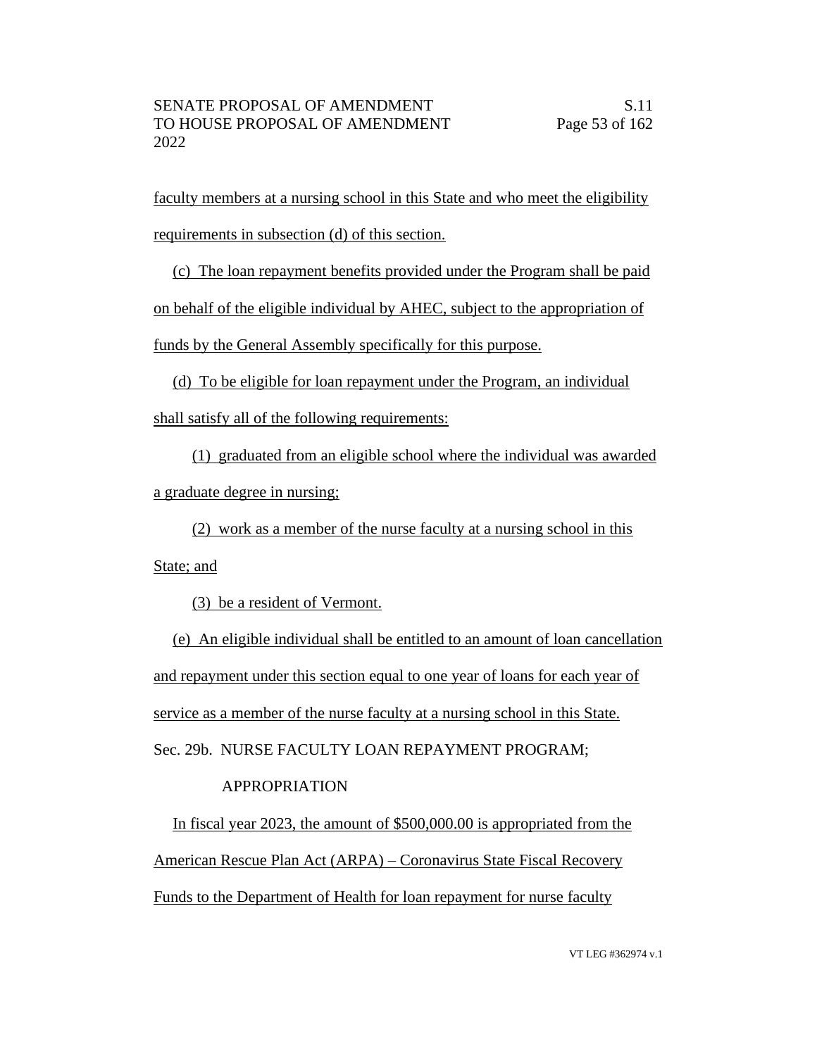faculty members at a nursing school in this State and who meet the eligibility requirements in subsection (d) of this section.

(c) The loan repayment benefits provided under the Program shall be paid on behalf of the eligible individual by AHEC, subject to the appropriation of funds by the General Assembly specifically for this purpose.

(d) To be eligible for loan repayment under the Program, an individual shall satisfy all of the following requirements:

(1) graduated from an eligible school where the individual was awarded a graduate degree in nursing;

(2) work as a member of the nurse faculty at a nursing school in this State; and

(3) be a resident of Vermont.

(e) An eligible individual shall be entitled to an amount of loan cancellation and repayment under this section equal to one year of loans for each year of service as a member of the nurse faculty at a nursing school in this State.

Sec. 29b. NURSE FACULTY LOAN REPAYMENT PROGRAM; APPROPRIATION

In fiscal year 2023, the amount of $500,000.00 is appropriated from the American Rescue Plan Act (ARPA) – Coronavirus State Fiscal Recovery Funds to the Department of Health for loan repayment for nurse faculty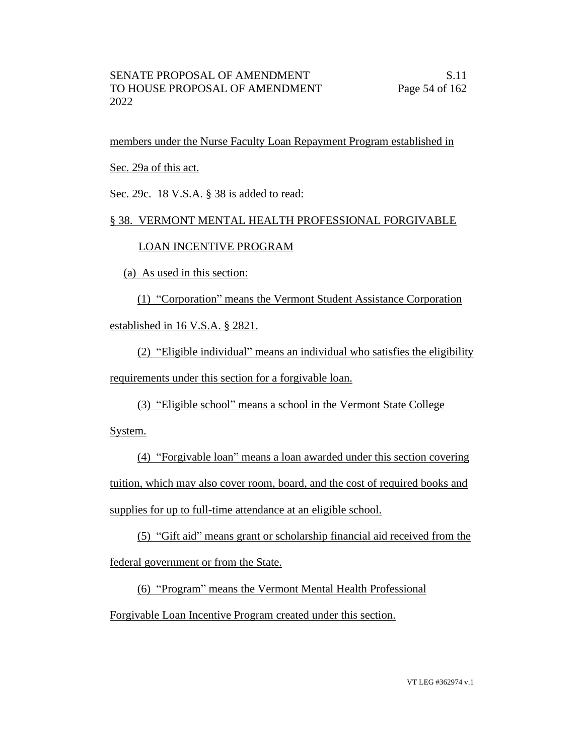members under the Nurse Faculty Loan Repayment Program established in Sec. 29a of this act.

Sec. 29c. 18 V.S.A. § 38 is added to read:

§ 38. VERMONT MENTAL HEALTH PROFESSIONAL FORGIVABLE LOAN INCENTIVE PROGRAM

(a) As used in this section:

(1) "Corporation" means the Vermont Student Assistance Corporation established in 16 V.S.A. § 2821.

(2) "Eligible individual" means an individual who satisfies the eligibility requirements under this section for a forgivable loan.

(3) "Eligible school" means a school in the Vermont State College System.

(4) "Forgivable loan" means a loan awarded under this section covering tuition, which may also cover room, board, and the cost of required books and supplies for up to full-time attendance at an eligible school.

(5) "Gift aid" means grant or scholarship financial aid received from the federal government or from the State.

(6) "Program" means the Vermont Mental Health Professional Forgivable Loan Incentive Program created under this section.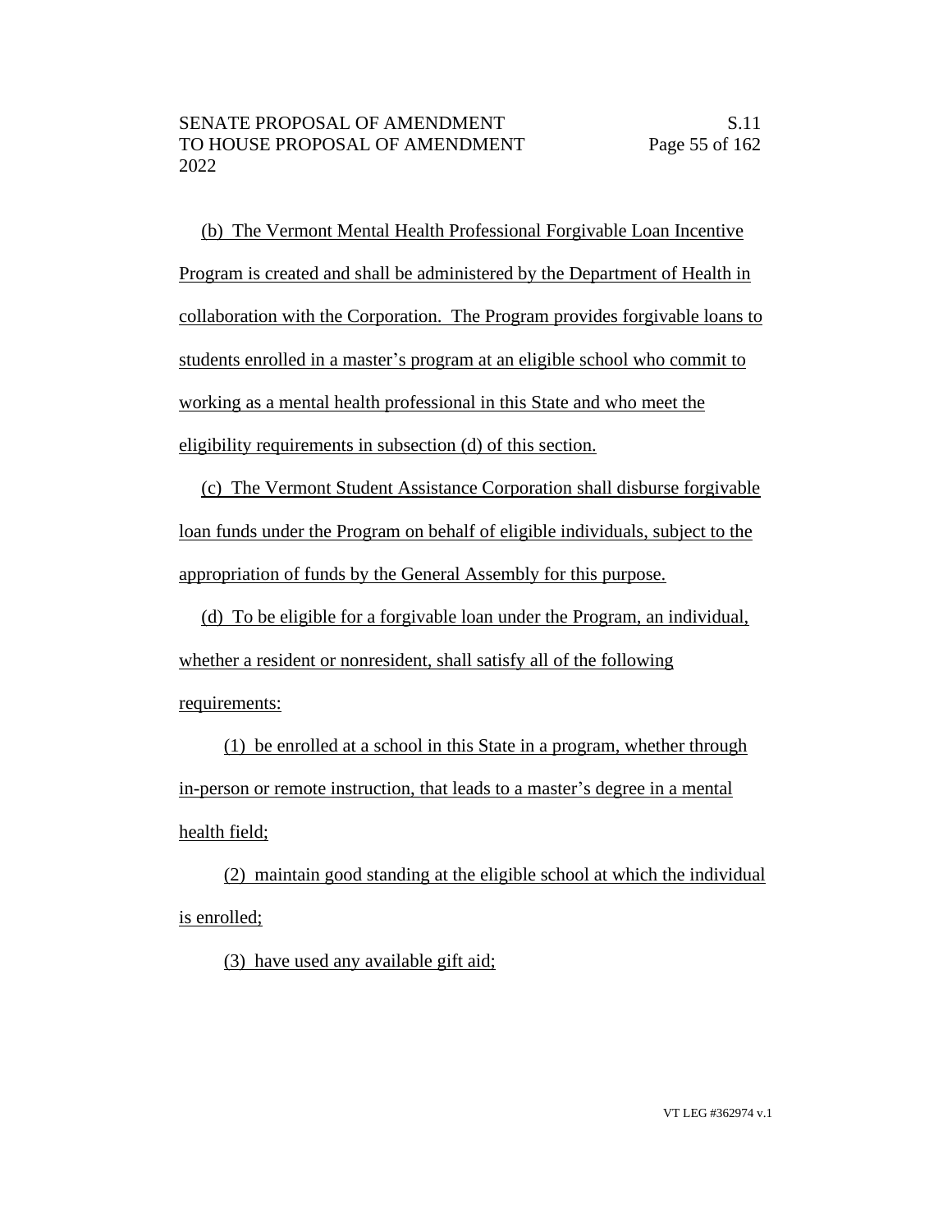(b) The Vermont Mental Health Professional Forgivable Loan Incentive Program is created and shall be administered by the Department of Health in collaboration with the Corporation. The Program provides forgivable loans to students enrolled in a master's program at an eligible school who commit to working as a mental health professional in this State and who meet the eligibility requirements in subsection (d) of this section.

(c) The Vermont Student Assistance Corporation shall disburse forgivable loan funds under the Program on behalf of eligible individuals, subject to the appropriation of funds by the General Assembly for this purpose.

(d) To be eligible for a forgivable loan under the Program, an individual, whether a resident or nonresident, shall satisfy all of the following requirements:

(1) be enrolled at a school in this State in a program, whether through in-person or remote instruction, that leads to a master's degree in a mental health field;

(2) maintain good standing at the eligible school at which the individual is enrolled;

(3) have used any available gift aid;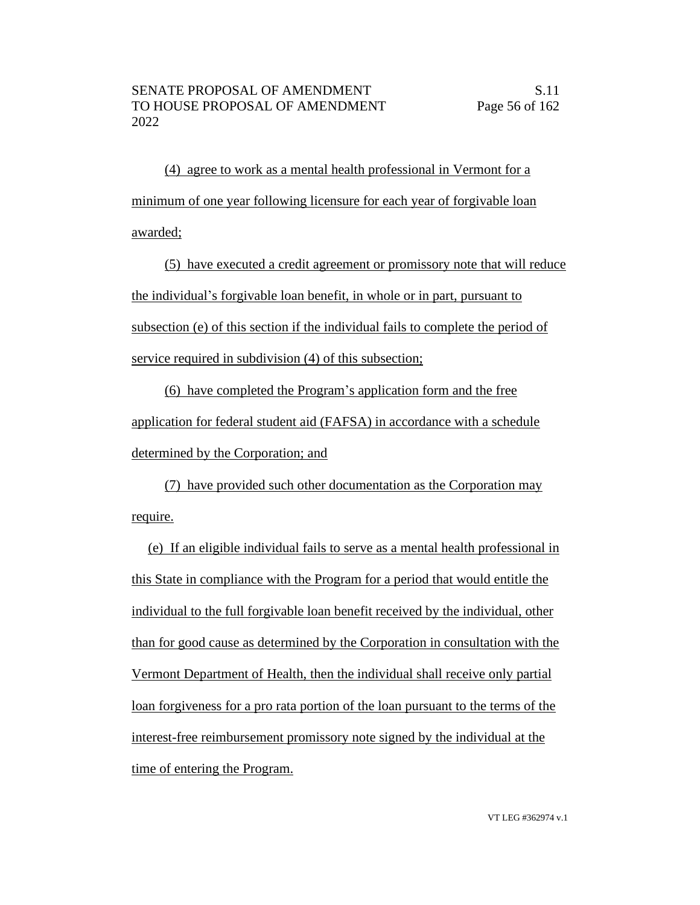(4) agree to work as a mental health professional in Vermont for a minimum of one year following licensure for each year of forgivable loan awarded;

(5) have executed a credit agreement or promissory note that will reduce the individual's forgivable loan benefit, in whole or in part, pursuant to subsection (e) of this section if the individual fails to complete the period of service required in subdivision (4) of this subsection;

(6) have completed the Program's application form and the free application for federal student aid (FAFSA) in accordance with a schedule determined by the Corporation; and

(7) have provided such other documentation as the Corporation may require.

(e) If an eligible individual fails to serve as a mental health professional in this State in compliance with the Program for a period that would entitle the individual to the full forgivable loan benefit received by the individual, other than for good cause as determined by the Corporation in consultation with the Vermont Department of Health, then the individual shall receive only partial loan forgiveness for a pro rata portion of the loan pursuant to the terms of the interest-free reimbursement promissory note signed by the individual at the time of entering the Program.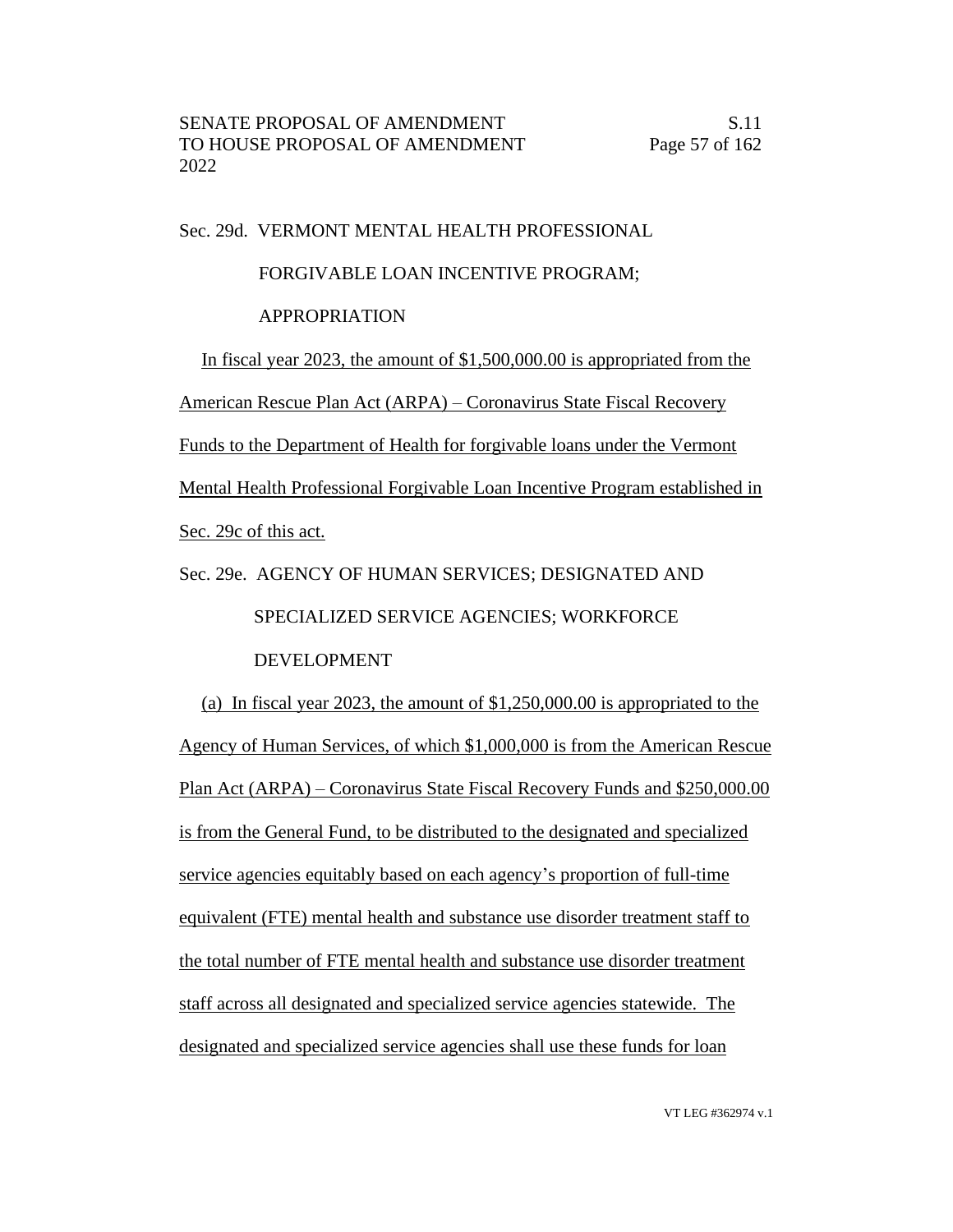Sec. 29d. VERMONT MENTAL HEALTH PROFESSIONAL FORGIVABLE LOAN INCENTIVE PROGRAM; APPROPRIATION

In fiscal year 2023, the amount of $1,500,000.00 is appropriated from the American Rescue Plan Act (ARPA) – Coronavirus State Fiscal Recovery Funds to the Department of Health for forgivable loans under the Vermont Mental Health Professional Forgivable Loan Incentive Program established in Sec. 29c of this act.

Sec. 29e. AGENCY OF HUMAN SERVICES; DESIGNATED AND SPECIALIZED SERVICE AGENCIES; WORKFORCE DEVELOPMENT

(a) In fiscal year 2023, the amount of $1,250,000.00 is appropriated to the Agency of Human Services, of which $1,000,000 is from the American Rescue Plan Act (ARPA) – Coronavirus State Fiscal Recovery Funds and $250,000.00 is from the General Fund, to be distributed to the designated and specialized service agencies equitably based on each agency's proportion of full-time equivalent (FTE) mental health and substance use disorder treatment staff to the total number of FTE mental health and substance use disorder treatment staff across all designated and specialized service agencies statewide. The designated and specialized service agencies shall use these funds for loan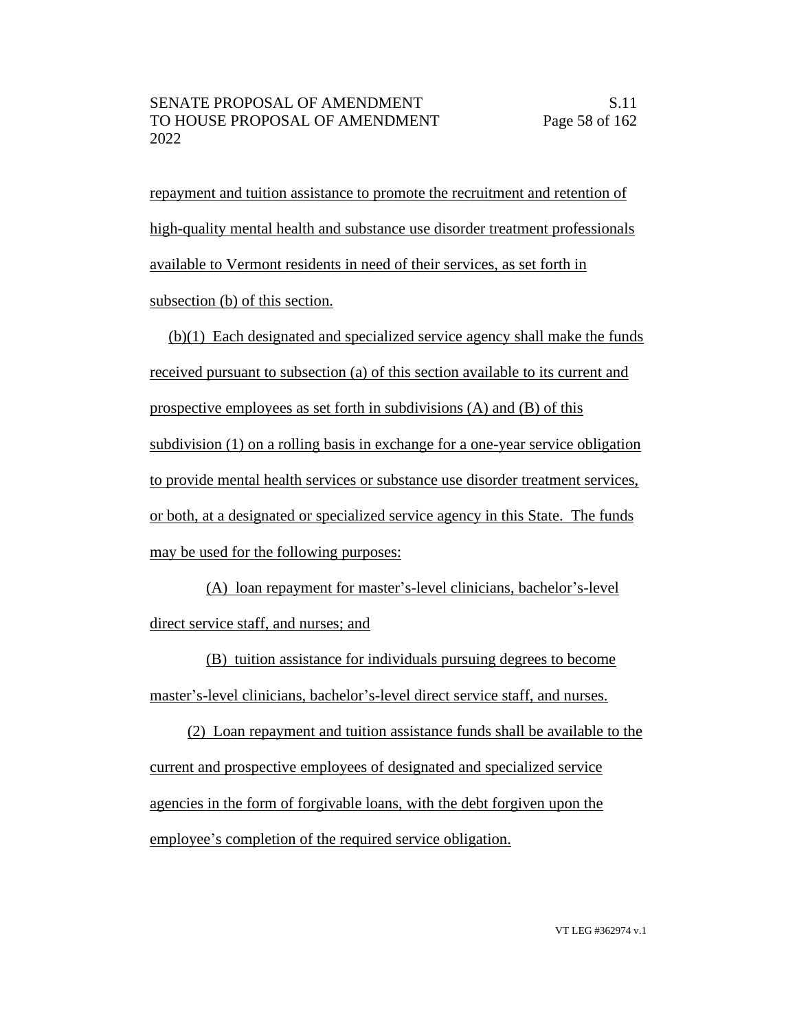repayment and tuition assistance to promote the recruitment and retention of high-quality mental health and substance use disorder treatment professionals available to Vermont residents in need of their services, as set forth in subsection (b) of this section.

(b)(1) Each designated and specialized service agency shall make the funds received pursuant to subsection (a) of this section available to its current and prospective employees as set forth in subdivisions (A) and (B) of this subdivision (1) on a rolling basis in exchange for a one-year service obligation to provide mental health services or substance use disorder treatment services, or both, at a designated or specialized service agency in this State. The funds may be used for the following purposes:

(A) loan repayment for master's-level clinicians, bachelor's-level direct service staff, and nurses; and

(B) tuition assistance for individuals pursuing degrees to become master's-level clinicians, bachelor's-level direct service staff, and nurses.

(2) Loan repayment and tuition assistance funds shall be available to the current and prospective employees of designated and specialized service agencies in the form of forgivable loans, with the debt forgiven upon the employee's completion of the required service obligation.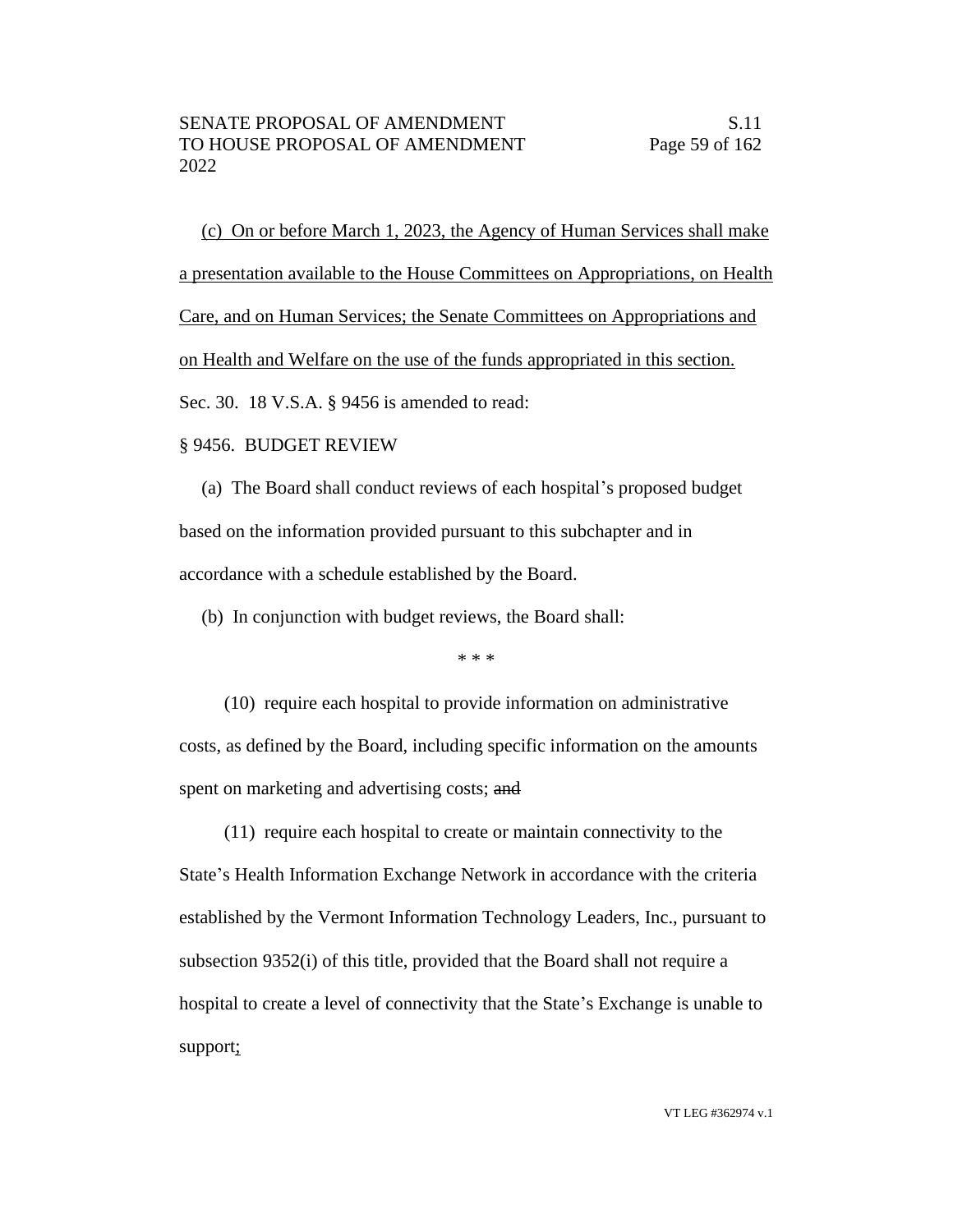(c) On or before March 1, 2023, the Agency of Human Services shall make a presentation available to the House Committees on Appropriations, on Health Care, and on Human Services; the Senate Committees on Appropriations and on Health and Welfare on the use of the funds appropriated in this section.

Sec. 30. 18 V.S.A. § 9456 is amended to read:

§ 9456. BUDGET REVIEW

(a) The Board shall conduct reviews of each hospital's proposed budget based on the information provided pursuant to this subchapter and in accordance with a schedule established by the Board.

(b) In conjunction with budget reviews, the Board shall:

\* \* \*

(10) require each hospital to provide information on administrative costs, as defined by the Board, including specific information on the amounts spent on marketing and advertising costs; ~~and~~

(11) require each hospital to create or maintain connectivity to the State's Health Information Exchange Network in accordance with the criteria established by the Vermont Information Technology Leaders, Inc., pursuant to subsection 9352(i) of this title, provided that the Board shall not require a hospital to create a level of connectivity that the State's Exchange is unable to support;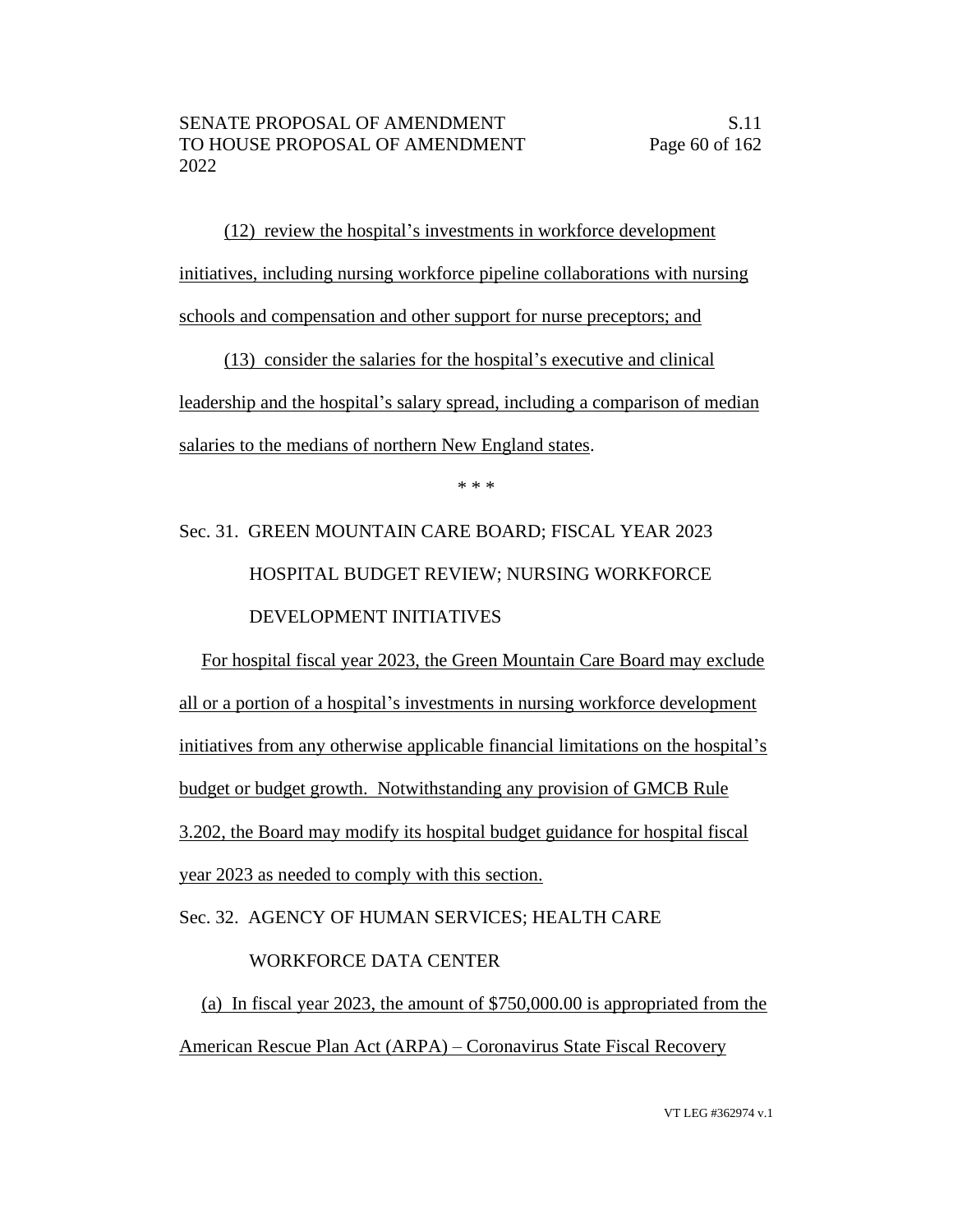(12) review the hospital's investments in workforce development initiatives, including nursing workforce pipeline collaborations with nursing schools and compensation and other support for nurse preceptors; and

(13) consider the salaries for the hospital's executive and clinical leadership and the hospital's salary spread, including a comparison of median salaries to the medians of northern New England states.

\* \* \*

Sec. 31. GREEN MOUNTAIN CARE BOARD; FISCAL YEAR 2023 HOSPITAL BUDGET REVIEW; NURSING WORKFORCE DEVELOPMENT INITIATIVES

For hospital fiscal year 2023, the Green Mountain Care Board may exclude all or a portion of a hospital's investments in nursing workforce development initiatives from any otherwise applicable financial limitations on the hospital's budget or budget growth. Notwithstanding any provision of GMCB Rule 3.202, the Board may modify its hospital budget guidance for hospital fiscal year 2023 as needed to comply with this section.

Sec. 32. AGENCY OF HUMAN SERVICES; HEALTH CARE WORKFORCE DATA CENTER

(a) In fiscal year 2023, the amount of $750,000.00 is appropriated from the American Rescue Plan Act (ARPA) – Coronavirus State Fiscal Recovery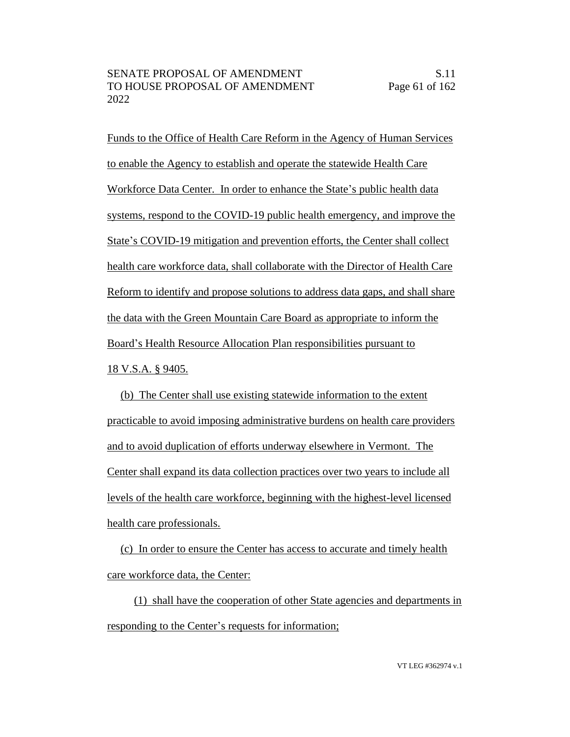Funds to the Office of Health Care Reform in the Agency of Human Services to enable the Agency to establish and operate the statewide Health Care Workforce Data Center. In order to enhance the State's public health data systems, respond to the COVID-19 public health emergency, and improve the State's COVID-19 mitigation and prevention efforts, the Center shall collect health care workforce data, shall collaborate with the Director of Health Care Reform to identify and propose solutions to address data gaps, and shall share the data with the Green Mountain Care Board as appropriate to inform the Board's Health Resource Allocation Plan responsibilities pursuant to 18 V.S.A. § 9405.

(b) The Center shall use existing statewide information to the extent practicable to avoid imposing administrative burdens on health care providers and to avoid duplication of efforts underway elsewhere in Vermont. The Center shall expand its data collection practices over two years to include all levels of the health care workforce, beginning with the highest-level licensed health care professionals.

(c) In order to ensure the Center has access to accurate and timely health care workforce data, the Center:

(1) shall have the cooperation of other State agencies and departments in responding to the Center's requests for information;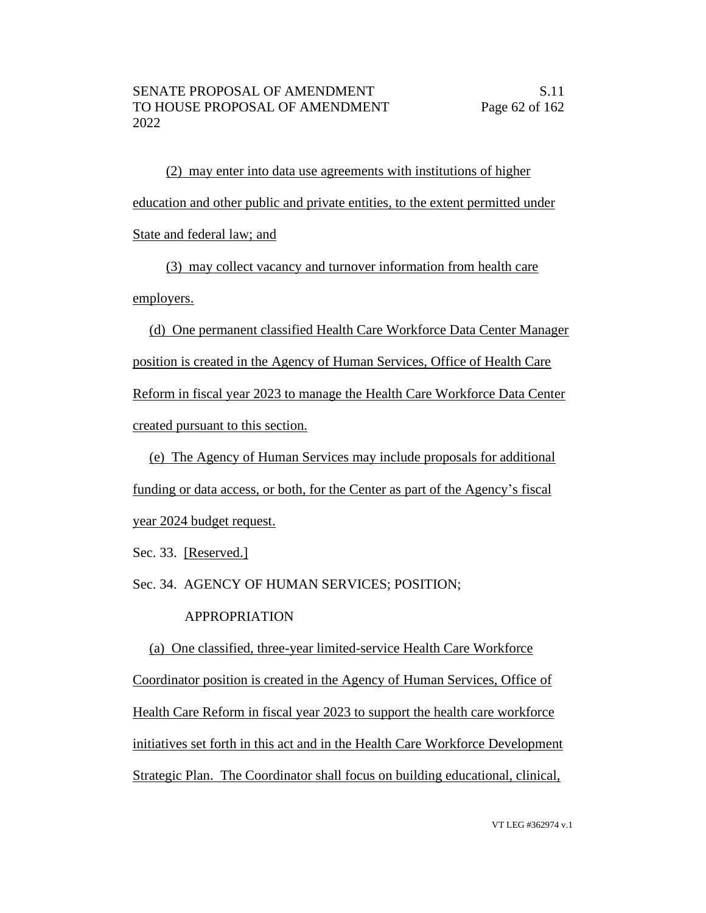(2) may enter into data use agreements with institutions of higher education and other public and private entities, to the extent permitted under State and federal law; and

(3) may collect vacancy and turnover information from health care employers.

(d) One permanent classified Health Care Workforce Data Center Manager position is created in the Agency of Human Services, Office of Health Care Reform in fiscal year 2023 to manage the Health Care Workforce Data Center created pursuant to this section.

(e) The Agency of Human Services may include proposals for additional funding or data access, or both, for the Center as part of the Agency's fiscal year 2024 budget request.

Sec. 33. [Reserved.]

Sec. 34. AGENCY OF HUMAN SERVICES; POSITION; APPROPRIATION

(a) One classified, three-year limited-service Health Care Workforce Coordinator position is created in the Agency of Human Services, Office of Health Care Reform in fiscal year 2023 to support the health care workforce initiatives set forth in this act and in the Health Care Workforce Development Strategic Plan. The Coordinator shall focus on building educational, clinical,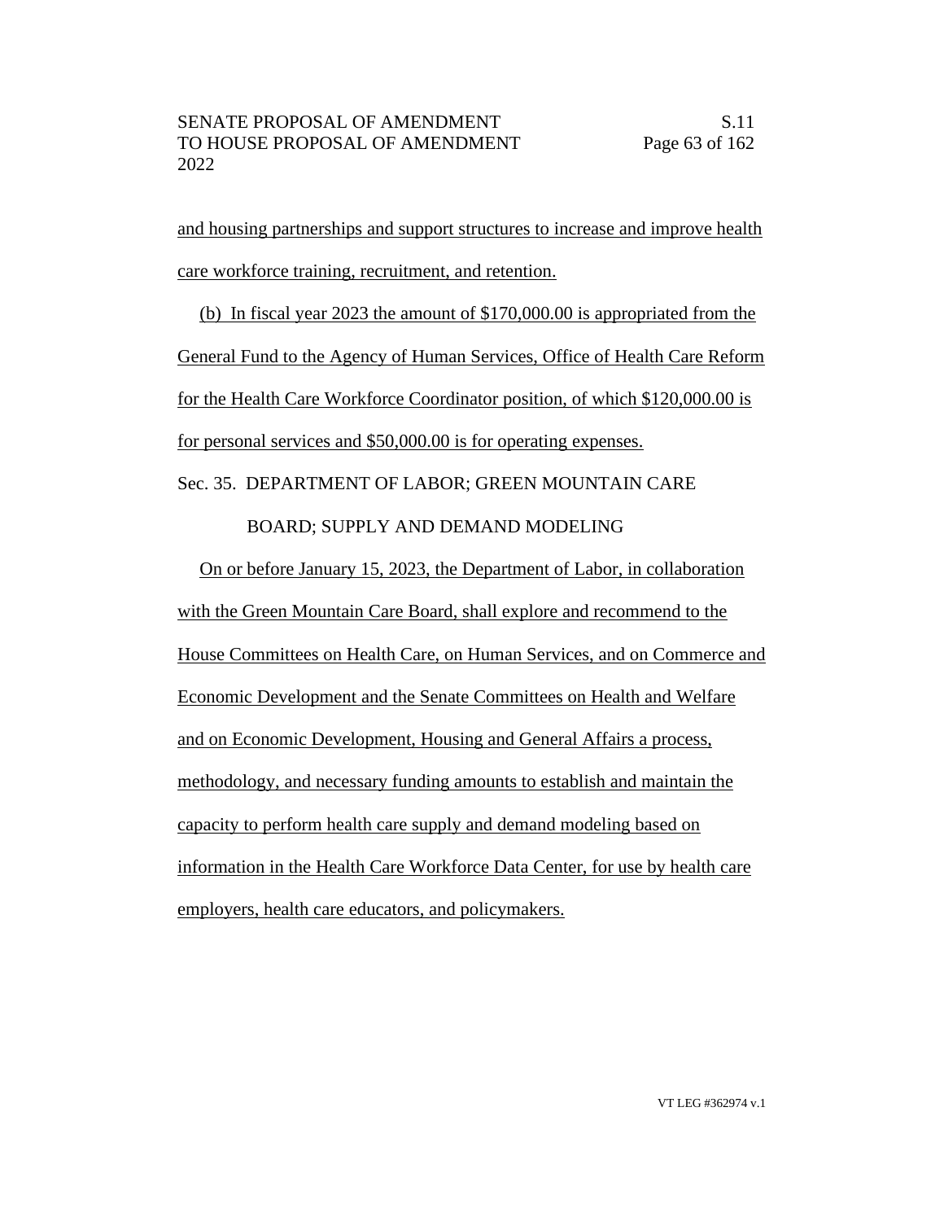and housing partnerships and support structures to increase and improve health care workforce training, recruitment, and retention.

(b) In fiscal year 2023 the amount of $170,000.00 is appropriated from the General Fund to the Agency of Human Services, Office of Health Care Reform for the Health Care Workforce Coordinator position, of which $120,000.00 is for personal services and $50,000.00 is for operating expenses.

Sec. 35. DEPARTMENT OF LABOR; GREEN MOUNTAIN CARE BOARD; SUPPLY AND DEMAND MODELING

On or before January 15, 2023, the Department of Labor, in collaboration with the Green Mountain Care Board, shall explore and recommend to the House Committees on Health Care, on Human Services, and on Commerce and Economic Development and the Senate Committees on Health and Welfare and on Economic Development, Housing and General Affairs a process, methodology, and necessary funding amounts to establish and maintain the capacity to perform health care supply and demand modeling based on information in the Health Care Workforce Data Center, for use by health care employers, health care educators, and policymakers.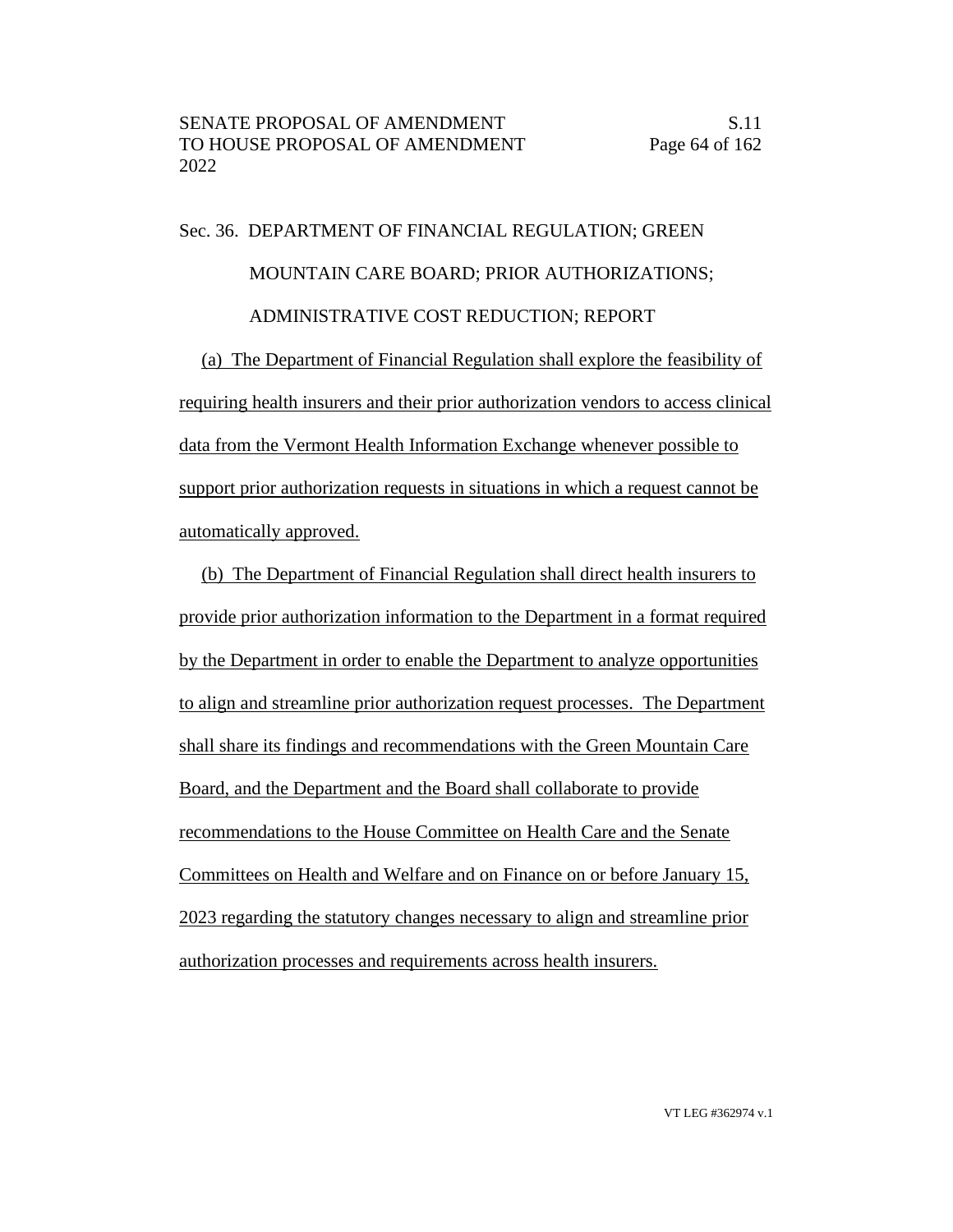Sec. 36. DEPARTMENT OF FINANCIAL REGULATION; GREEN MOUNTAIN CARE BOARD; PRIOR AUTHORIZATIONS; ADMINISTRATIVE COST REDUCTION; REPORT

(a) The Department of Financial Regulation shall explore the feasibility of requiring health insurers and their prior authorization vendors to access clinical data from the Vermont Health Information Exchange whenever possible to support prior authorization requests in situations in which a request cannot be automatically approved.

(b) The Department of Financial Regulation shall direct health insurers to provide prior authorization information to the Department in a format required by the Department in order to enable the Department to analyze opportunities to align and streamline prior authorization request processes. The Department shall share its findings and recommendations with the Green Mountain Care Board, and the Department and the Board shall collaborate to provide recommendations to the House Committee on Health Care and the Senate Committees on Health and Welfare and on Finance on or before January 15, 2023 regarding the statutory changes necessary to align and streamline prior authorization processes and requirements across health insurers.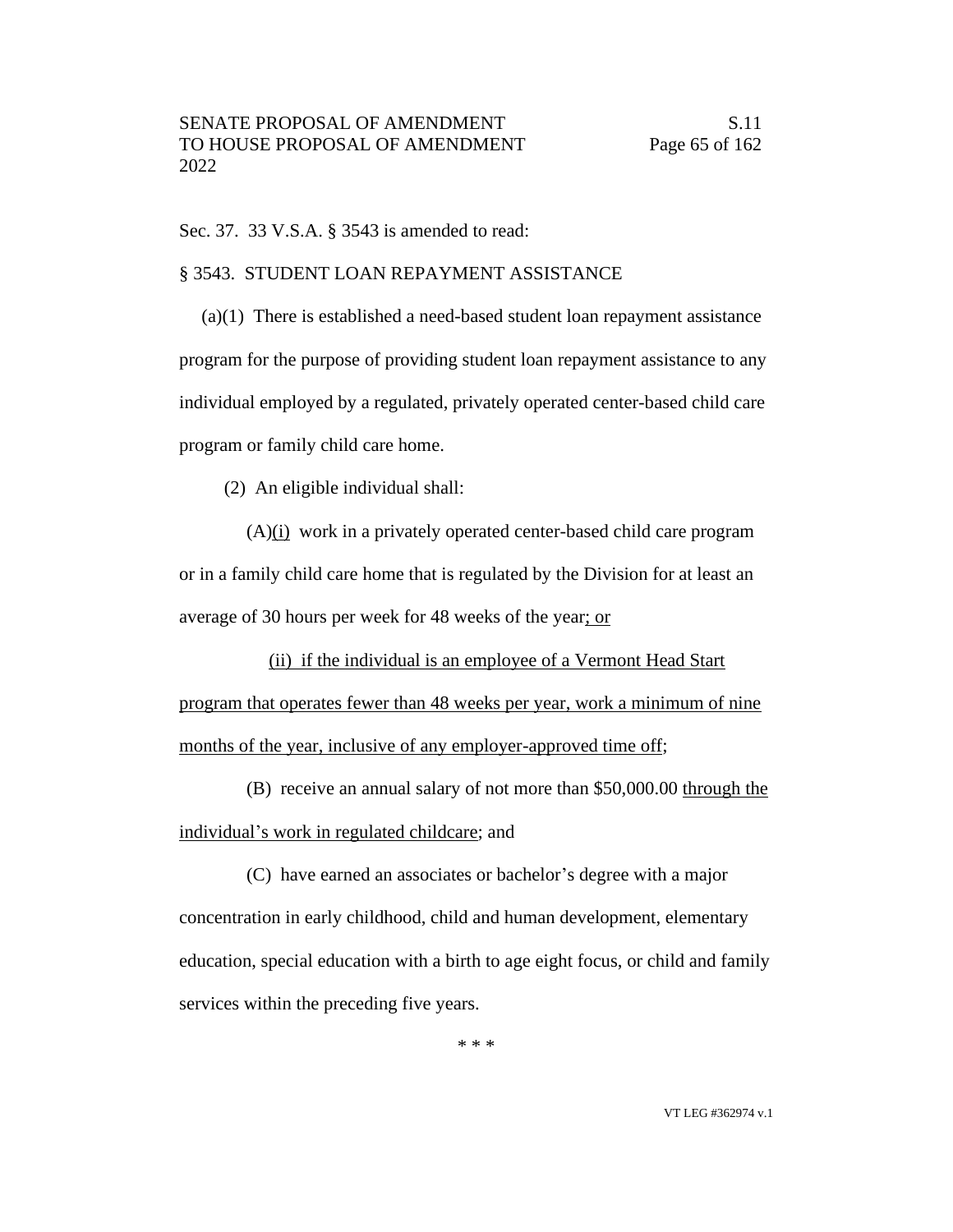Sec. 37. 33 V.S.A. § 3543 is amended to read:

§ 3543. STUDENT LOAN REPAYMENT ASSISTANCE

(a)(1) There is established a need-based student loan repayment assistance program for the purpose of providing student loan repayment assistance to any individual employed by a regulated, privately operated center-based child care program or family child care home.

(2) An eligible individual shall:

(A)(i) work in a privately operated center-based child care program or in a family child care home that is regulated by the Division for at least an average of 30 hours per week for 48 weeks of the year; or

(ii) if the individual is an employee of a Vermont Head Start program that operates fewer than 48 weeks per year, work a minimum of nine months of the year, inclusive of any employer-approved time off;

(B) receive an annual salary of not more than $50,000.00 through the individual's work in regulated childcare; and

(C) have earned an associates or bachelor's degree with a major concentration in early childhood, child and human development, elementary education, special education with a birth to age eight focus, or child and family services within the preceding five years.

\* \* \*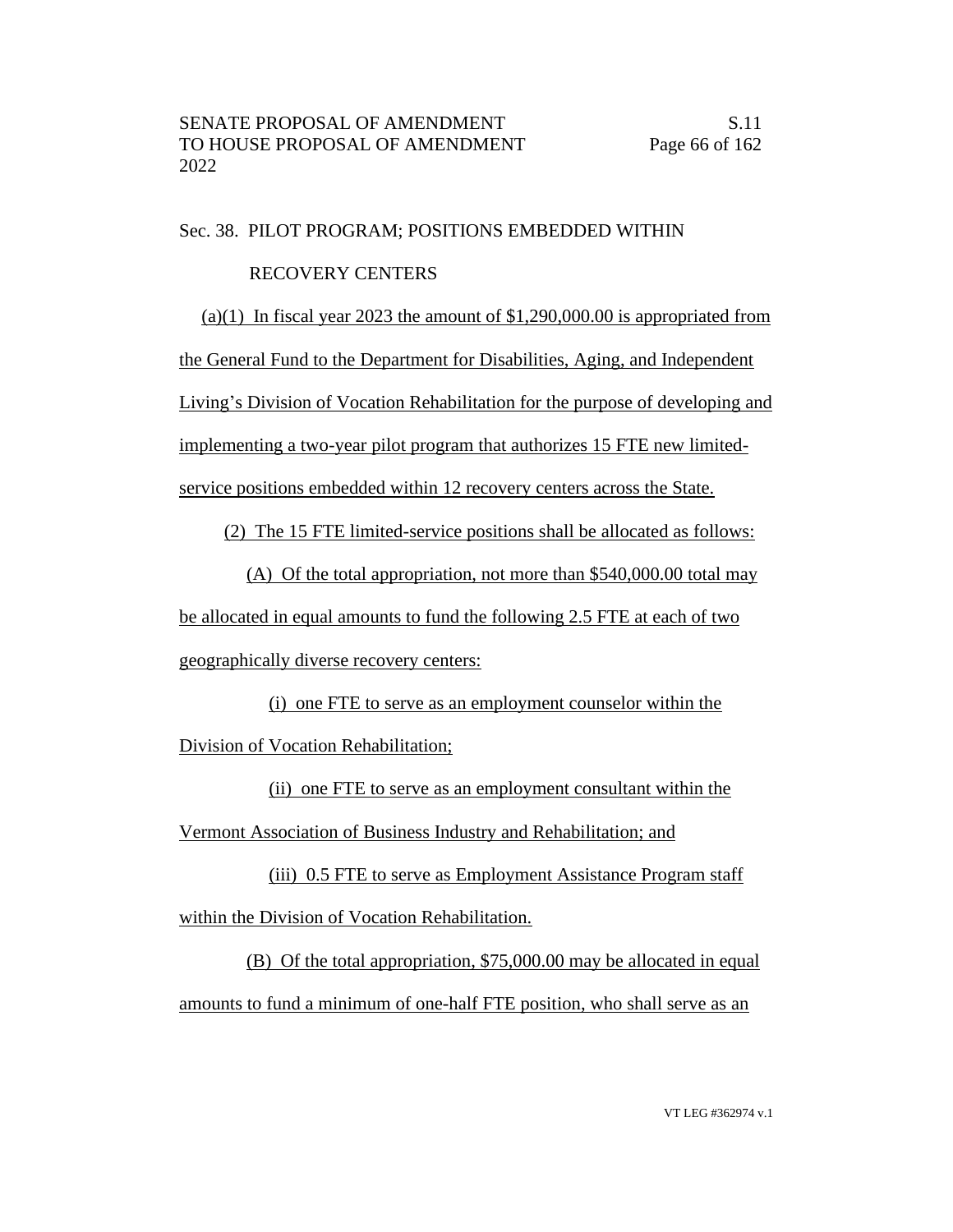Sec. 38. PILOT PROGRAM; POSITIONS EMBEDDED WITHIN RECOVERY CENTERS

(a)(1) In fiscal year 2023 the amount of $1,290,000.00 is appropriated from the General Fund to the Department for Disabilities, Aging, and Independent Living's Division of Vocation Rehabilitation for the purpose of developing and implementing a two-year pilot program that authorizes 15 FTE new limited-service positions embedded within 12 recovery centers across the State.

(2) The 15 FTE limited-service positions shall be allocated as follows:

(A) Of the total appropriation, not more than $540,000.00 total may be allocated in equal amounts to fund the following 2.5 FTE at each of two geographically diverse recovery centers:

(i) one FTE to serve as an employment counselor within the Division of Vocation Rehabilitation;

(ii) one FTE to serve as an employment consultant within the Vermont Association of Business Industry and Rehabilitation; and

(iii) 0.5 FTE to serve as Employment Assistance Program staff within the Division of Vocation Rehabilitation.

(B) Of the total appropriation, $75,000.00 may be allocated in equal amounts to fund a minimum of one-half FTE position, who shall serve as an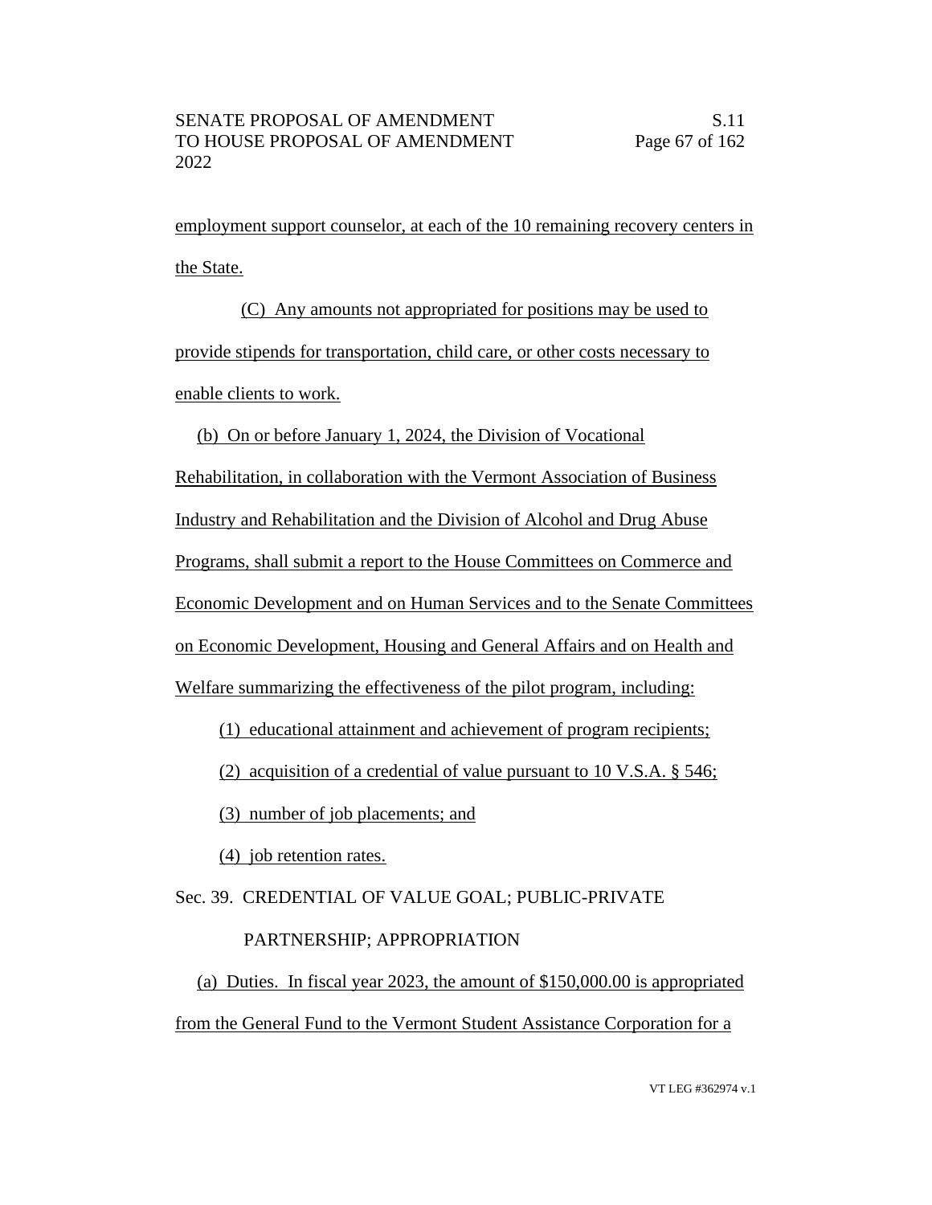employment support counselor, at each of the 10 remaining recovery centers in the State.

(C) Any amounts not appropriated for positions may be used to provide stipends for transportation, child care, or other costs necessary to enable clients to work.

(b) On or before January 1, 2024, the Division of Vocational Rehabilitation, in collaboration with the Vermont Association of Business Industry and Rehabilitation and the Division of Alcohol and Drug Abuse Programs, shall submit a report to the House Committees on Commerce and Economic Development and on Human Services and to the Senate Committees on Economic Development, Housing and General Affairs and on Health and Welfare summarizing the effectiveness of the pilot program, including:

(1) educational attainment and achievement of program recipients;

(2) acquisition of a credential of value pursuant to 10 V.S.A. § 546;

(3) number of job placements; and

(4) job retention rates.

Sec. 39. CREDENTIAL OF VALUE GOAL; PUBLIC-PRIVATE PARTNERSHIP; APPROPRIATION

(a) Duties. In fiscal year 2023, the amount of $150,000.00 is appropriated from the General Fund to the Vermont Student Assistance Corporation for a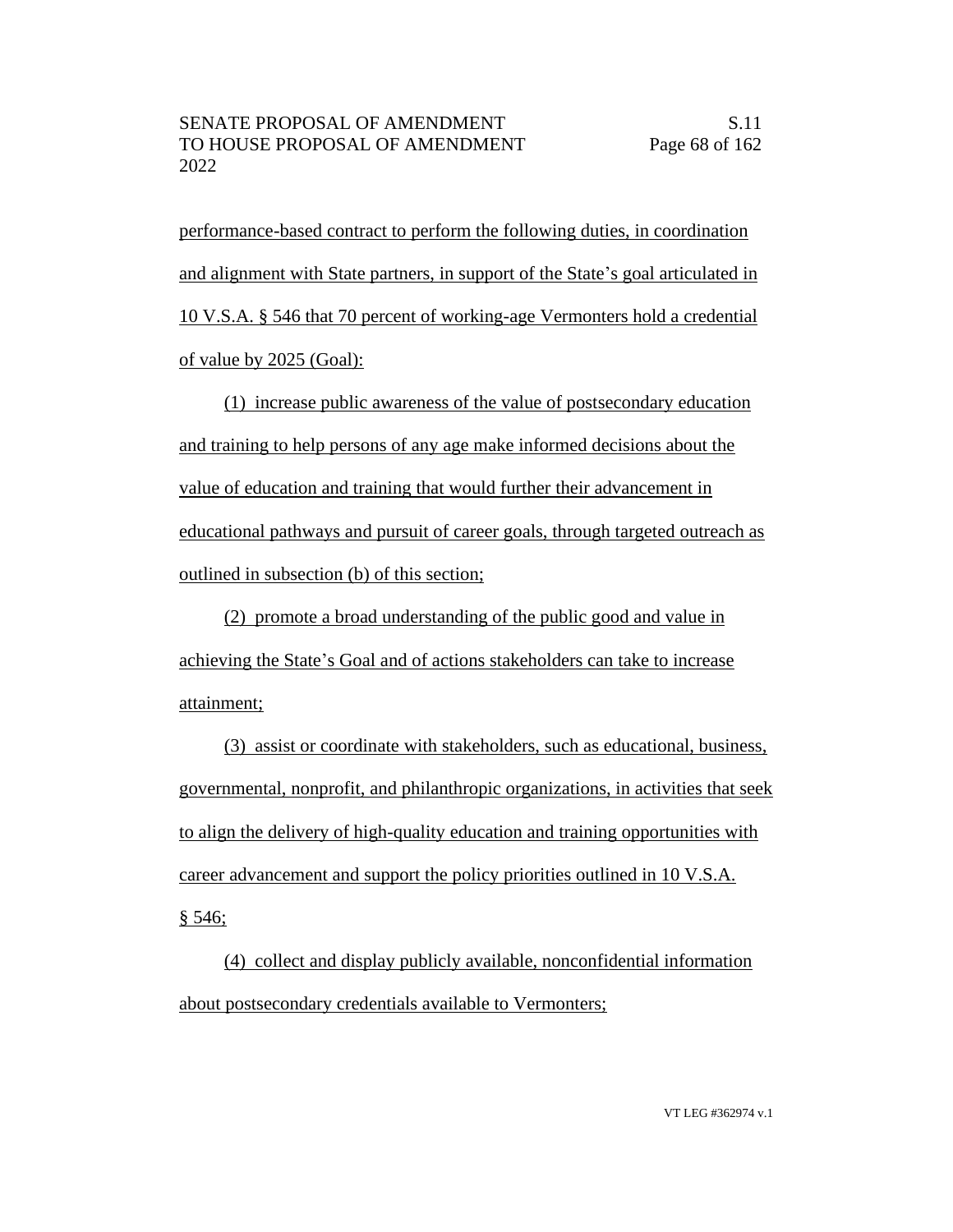performance-based contract to perform the following duties, in coordination and alignment with State partners, in support of the State's goal articulated in 10 V.S.A. § 546 that 70 percent of working-age Vermonters hold a credential of value by 2025 (Goal):

(1) increase public awareness of the value of postsecondary education and training to help persons of any age make informed decisions about the value of education and training that would further their advancement in educational pathways and pursuit of career goals, through targeted outreach as outlined in subsection (b) of this section;

(2) promote a broad understanding of the public good and value in achieving the State's Goal and of actions stakeholders can take to increase attainment;

(3) assist or coordinate with stakeholders, such as educational, business, governmental, nonprofit, and philanthropic organizations, in activities that seek to align the delivery of high-quality education and training opportunities with career advancement and support the policy priorities outlined in 10 V.S.A. § 546;

(4) collect and display publicly available, nonconfidential information about postsecondary credentials available to Vermonters;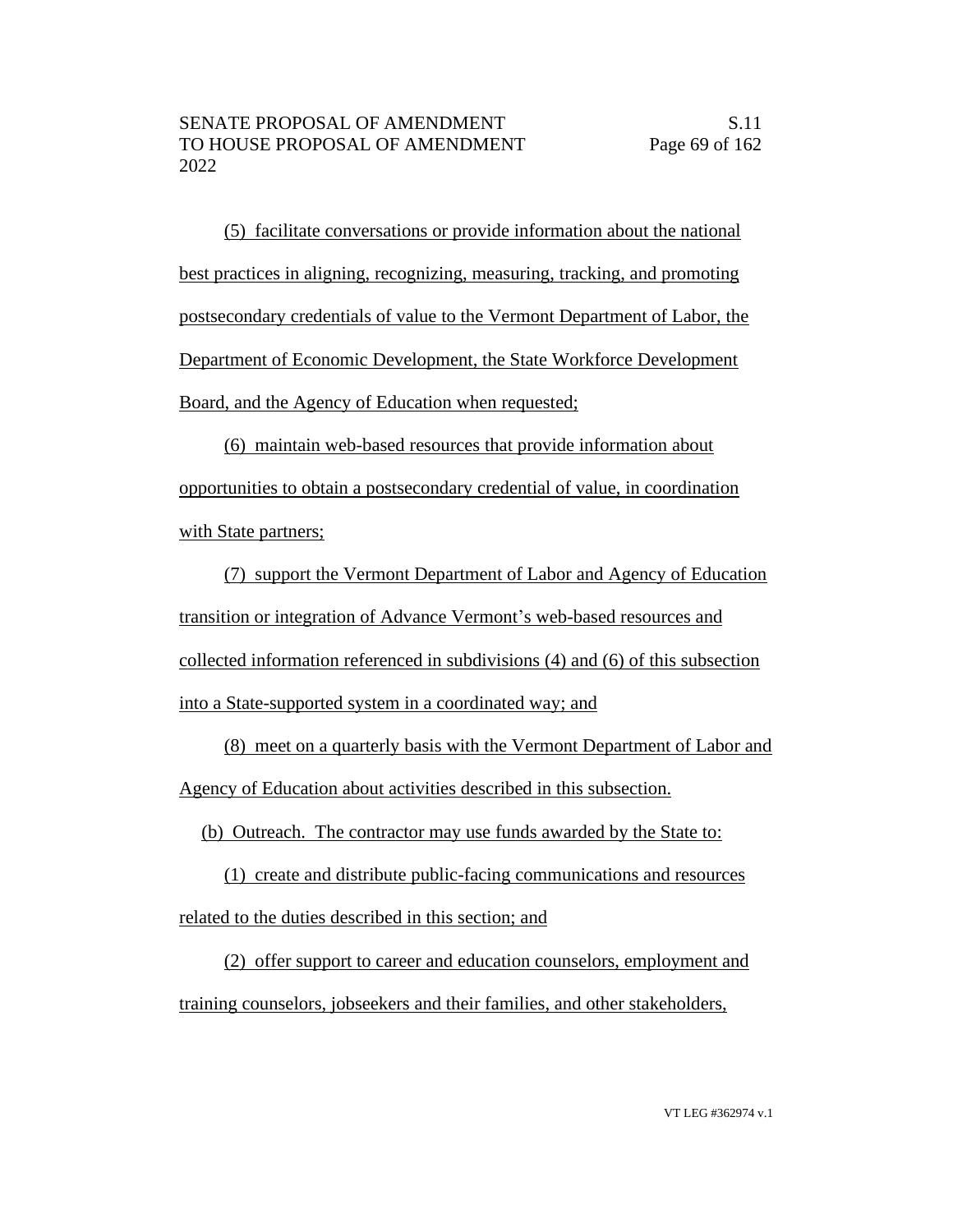(5) facilitate conversations or provide information about the national best practices in aligning, recognizing, measuring, tracking, and promoting postsecondary credentials of value to the Vermont Department of Labor, the Department of Economic Development, the State Workforce Development Board, and the Agency of Education when requested;

(6) maintain web-based resources that provide information about opportunities to obtain a postsecondary credential of value, in coordination with State partners;

(7) support the Vermont Department of Labor and Agency of Education transition or integration of Advance Vermont's web-based resources and collected information referenced in subdivisions (4) and (6) of this subsection into a State-supported system in a coordinated way; and

(8) meet on a quarterly basis with the Vermont Department of Labor and Agency of Education about activities described in this subsection.

(b) Outreach. The contractor may use funds awarded by the State to:

(1) create and distribute public-facing communications and resources related to the duties described in this section; and

(2) offer support to career and education counselors, employment and training counselors, jobseekers and their families, and other stakeholders,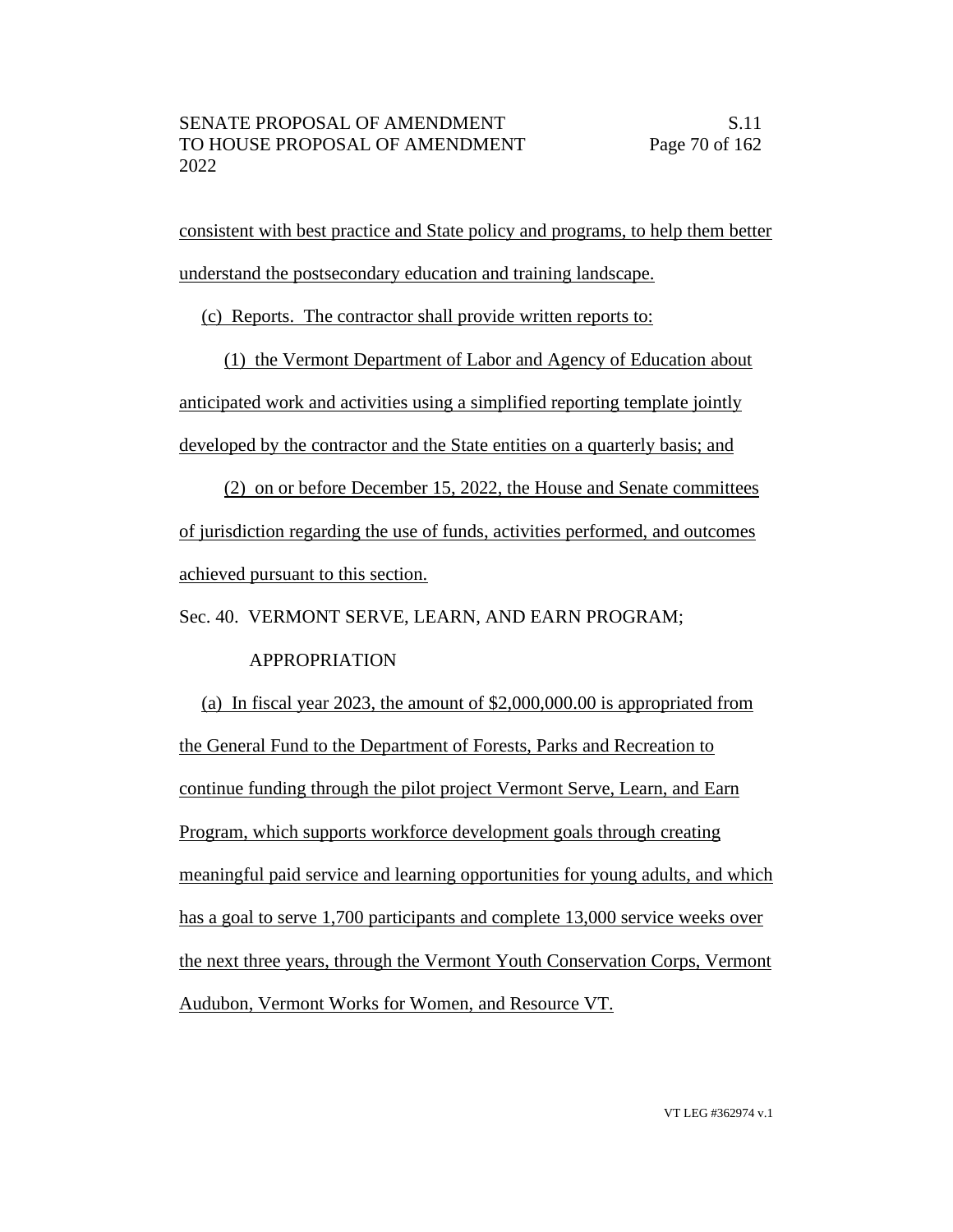consistent with best practice and State policy and programs, to help them better understand the postsecondary education and training landscape.

(c) Reports. The contractor shall provide written reports to:

(1) the Vermont Department of Labor and Agency of Education about anticipated work and activities using a simplified reporting template jointly developed by the contractor and the State entities on a quarterly basis; and

(2) on or before December 15, 2022, the House and Senate committees of jurisdiction regarding the use of funds, activities performed, and outcomes achieved pursuant to this section.

Sec. 40. VERMONT SERVE, LEARN, AND EARN PROGRAM; APPROPRIATION

(a) In fiscal year 2023, the amount of $2,000,000.00 is appropriated from the General Fund to the Department of Forests, Parks and Recreation to continue funding through the pilot project Vermont Serve, Learn, and Earn Program, which supports workforce development goals through creating meaningful paid service and learning opportunities for young adults, and which has a goal to serve 1,700 participants and complete 13,000 service weeks over the next three years, through the Vermont Youth Conservation Corps, Vermont Audubon, Vermont Works for Women, and Resource VT.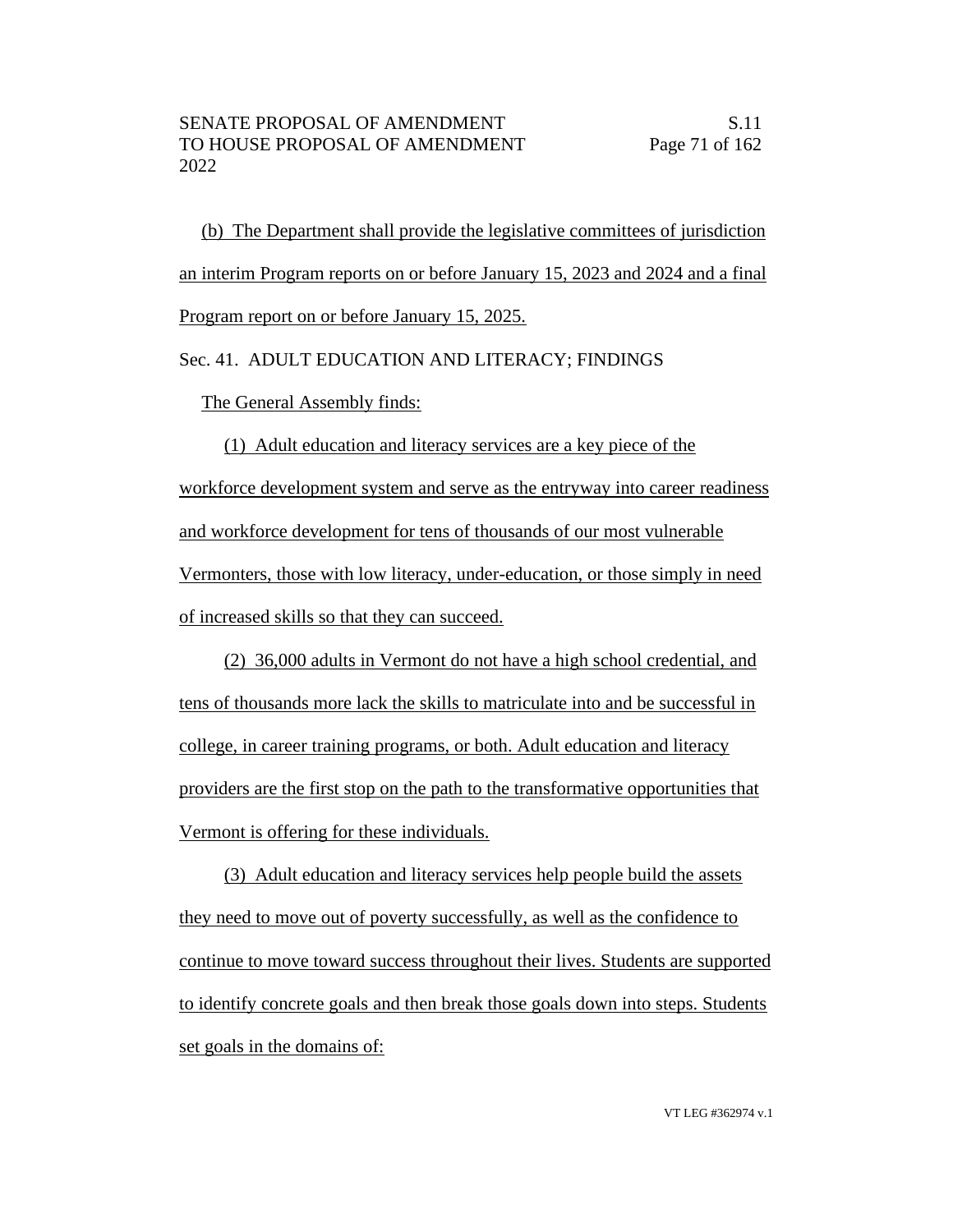(b) The Department shall provide the legislative committees of jurisdiction an interim Program reports on or before January 15, 2023 and 2024 and a final Program report on or before January 15, 2025.

Sec. 41. ADULT EDUCATION AND LITERACY; FINDINGS

The General Assembly finds:

(1) Adult education and literacy services are a key piece of the workforce development system and serve as the entryway into career readiness and workforce development for tens of thousands of our most vulnerable Vermonters, those with low literacy, under-education, or those simply in need of increased skills so that they can succeed.

(2) 36,000 adults in Vermont do not have a high school credential, and tens of thousands more lack the skills to matriculate into and be successful in college, in career training programs, or both. Adult education and literacy providers are the first stop on the path to the transformative opportunities that Vermont is offering for these individuals.

(3) Adult education and literacy services help people build the assets they need to move out of poverty successfully, as well as the confidence to continue to move toward success throughout their lives. Students are supported to identify concrete goals and then break those goals down into steps. Students set goals in the domains of: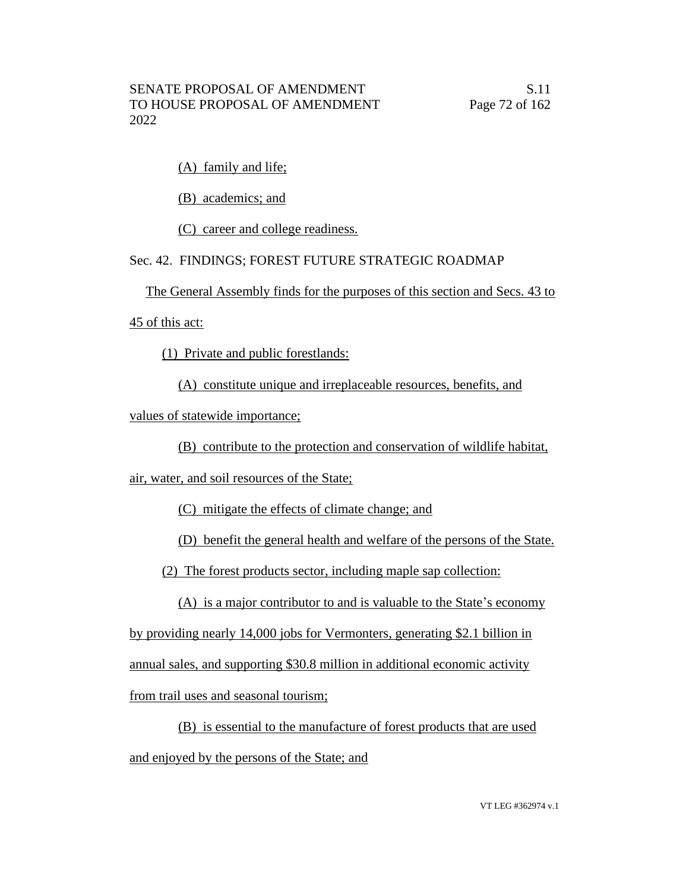(A) family and life;

(B) academics; and

(C) career and college readiness.

Sec. 42. FINDINGS; FOREST FUTURE STRATEGIC ROADMAP

The General Assembly finds for the purposes of this section and Secs. 43 to 45 of this act:

(1) Private and public forestlands:

(A) constitute unique and irreplaceable resources, benefits, and values of statewide importance;

(B) contribute to the protection and conservation of wildlife habitat, air, water, and soil resources of the State;

(C) mitigate the effects of climate change; and

(D) benefit the general health and welfare of the persons of the State.

(2) The forest products sector, including maple sap collection:

(A) is a major contributor to and is valuable to the State's economy by providing nearly 14,000 jobs for Vermonters, generating $2.1 billion in annual sales, and supporting $30.8 million in additional economic activity from trail uses and seasonal tourism;

(B) is essential to the manufacture of forest products that are used and enjoyed by the persons of the State; and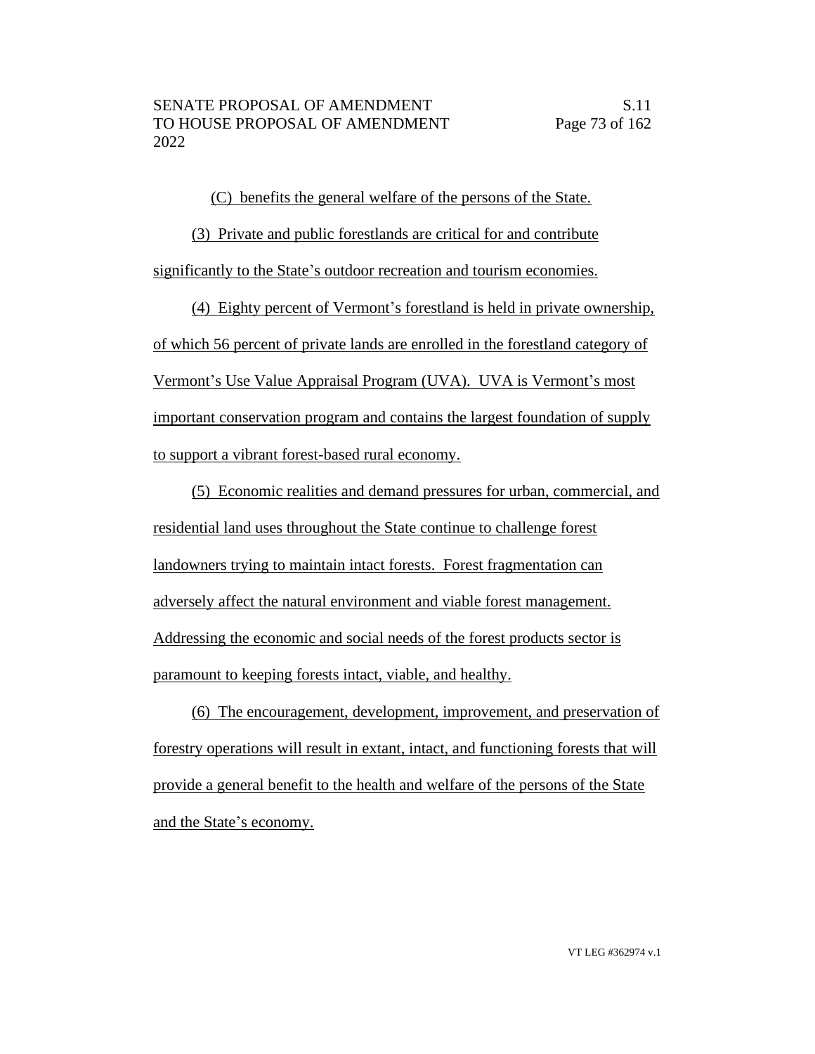(C) benefits the general welfare of the persons of the State.

(3) Private and public forestlands are critical for and contribute significantly to the State's outdoor recreation and tourism economies.

(4) Eighty percent of Vermont's forestland is held in private ownership, of which 56 percent of private lands are enrolled in the forestland category of Vermont's Use Value Appraisal Program (UVA). UVA is Vermont's most important conservation program and contains the largest foundation of supply to support a vibrant forest-based rural economy.

(5) Economic realities and demand pressures for urban, commercial, and residential land uses throughout the State continue to challenge forest landowners trying to maintain intact forests. Forest fragmentation can adversely affect the natural environment and viable forest management. Addressing the economic and social needs of the forest products sector is paramount to keeping forests intact, viable, and healthy.

(6) The encouragement, development, improvement, and preservation of forestry operations will result in extant, intact, and functioning forests that will provide a general benefit to the health and welfare of the persons of the State and the State's economy.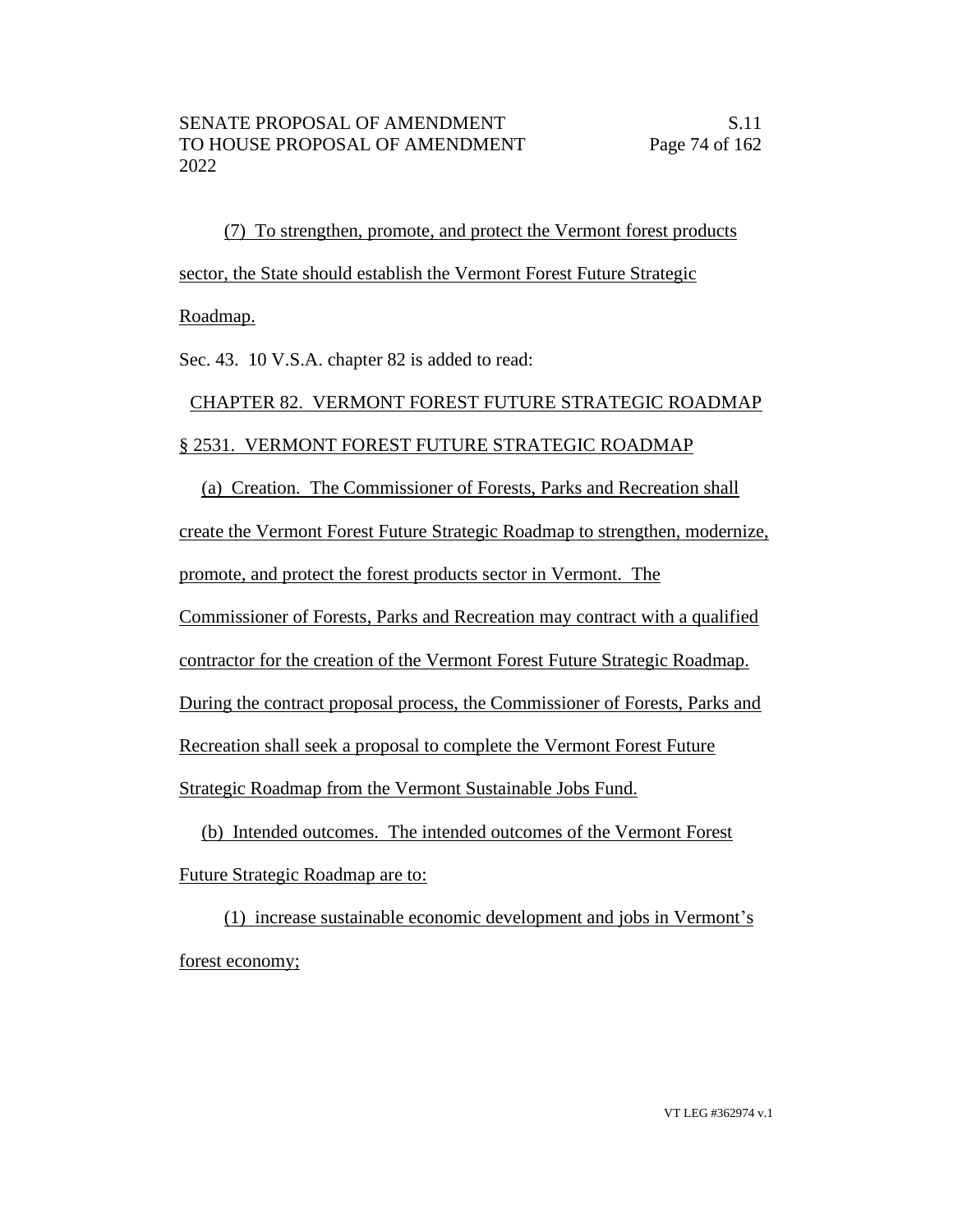(7) To strengthen, promote, and protect the Vermont forest products sector, the State should establish the Vermont Forest Future Strategic Roadmap.

Sec. 43. 10 V.S.A. chapter 82 is added to read:

CHAPTER 82. VERMONT FOREST FUTURE STRATEGIC ROADMAP

§ 2531. VERMONT FOREST FUTURE STRATEGIC ROADMAP

(a) Creation. The Commissioner of Forests, Parks and Recreation shall create the Vermont Forest Future Strategic Roadmap to strengthen, modernize, promote, and protect the forest products sector in Vermont. The Commissioner of Forests, Parks and Recreation may contract with a qualified contractor for the creation of the Vermont Forest Future Strategic Roadmap. During the contract proposal process, the Commissioner of Forests, Parks and Recreation shall seek a proposal to complete the Vermont Forest Future Strategic Roadmap from the Vermont Sustainable Jobs Fund.

(b) Intended outcomes. The intended outcomes of the Vermont Forest Future Strategic Roadmap are to:

(1) increase sustainable economic development and jobs in Vermont's forest economy;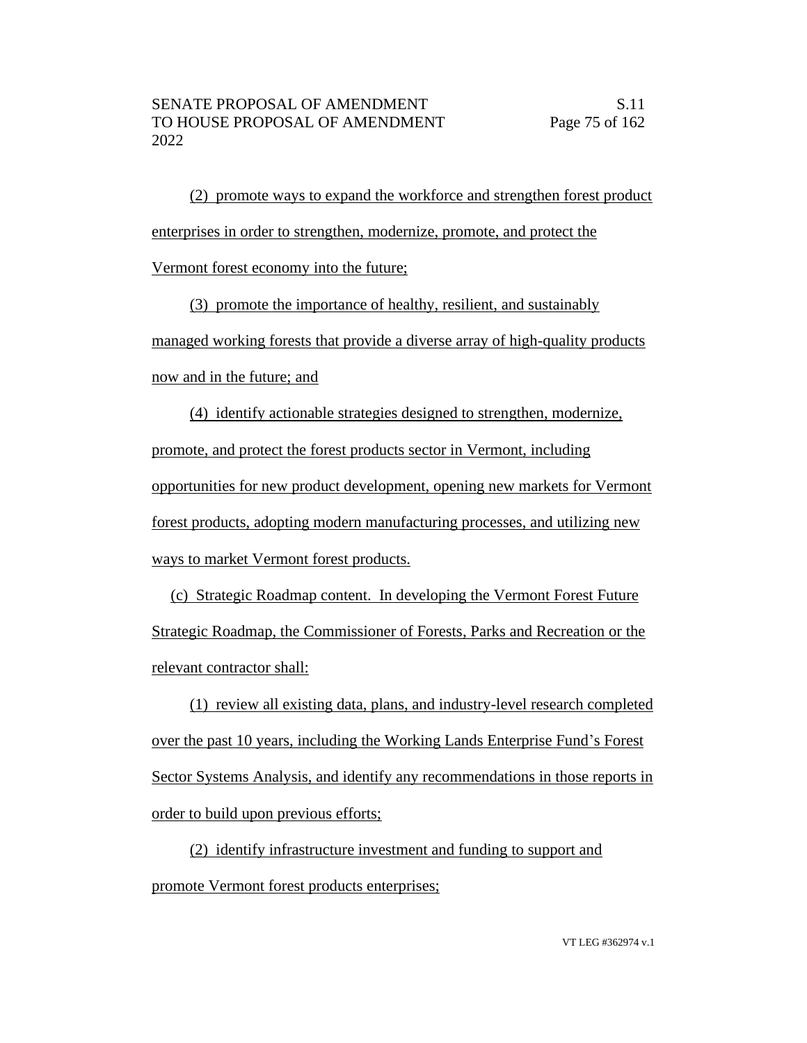(2) promote ways to expand the workforce and strengthen forest product enterprises in order to strengthen, modernize, promote, and protect the Vermont forest economy into the future;

(3) promote the importance of healthy, resilient, and sustainably managed working forests that provide a diverse array of high-quality products now and in the future; and

(4) identify actionable strategies designed to strengthen, modernize, promote, and protect the forest products sector in Vermont, including opportunities for new product development, opening new markets for Vermont forest products, adopting modern manufacturing processes, and utilizing new ways to market Vermont forest products.

(c) Strategic Roadmap content. In developing the Vermont Forest Future Strategic Roadmap, the Commissioner of Forests, Parks and Recreation or the relevant contractor shall:

(1) review all existing data, plans, and industry-level research completed over the past 10 years, including the Working Lands Enterprise Fund's Forest Sector Systems Analysis, and identify any recommendations in those reports in order to build upon previous efforts;

(2) identify infrastructure investment and funding to support and promote Vermont forest products enterprises;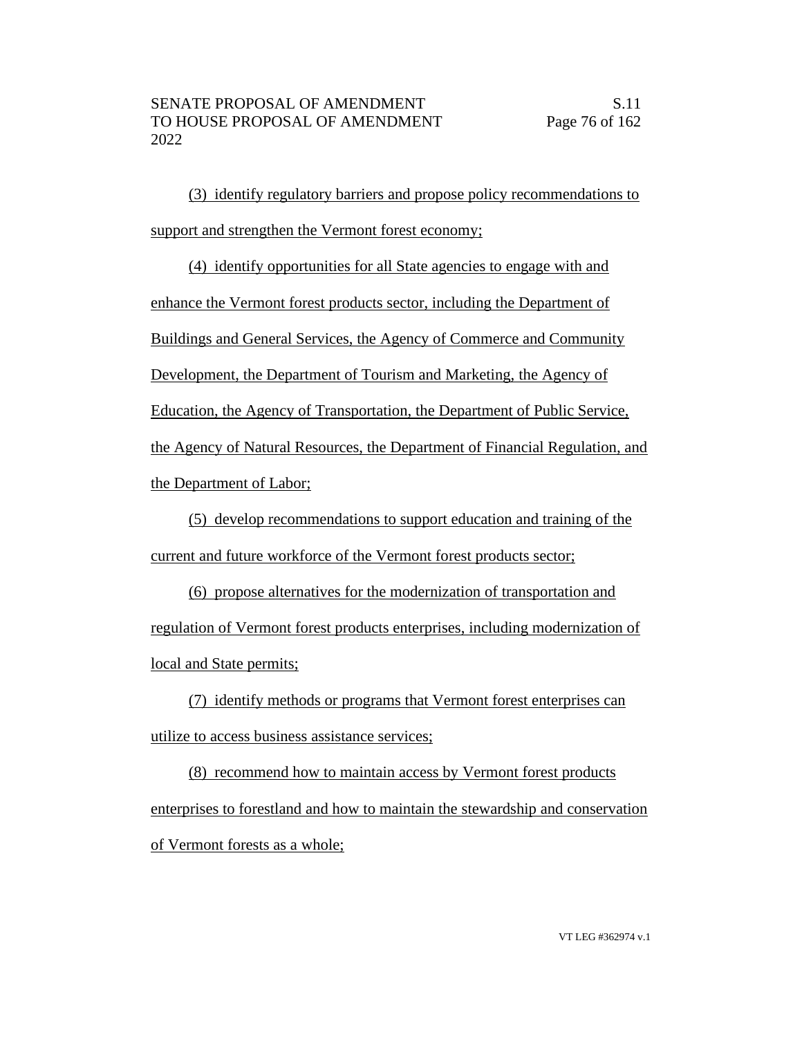(3) identify regulatory barriers and propose policy recommendations to support and strengthen the Vermont forest economy;

(4) identify opportunities for all State agencies to engage with and enhance the Vermont forest products sector, including the Department of Buildings and General Services, the Agency of Commerce and Community Development, the Department of Tourism and Marketing, the Agency of Education, the Agency of Transportation, the Department of Public Service, the Agency of Natural Resources, the Department of Financial Regulation, and the Department of Labor;

(5) develop recommendations to support education and training of the current and future workforce of the Vermont forest products sector;

(6) propose alternatives for the modernization of transportation and regulation of Vermont forest products enterprises, including modernization of local and State permits;

(7) identify methods or programs that Vermont forest enterprises can utilize to access business assistance services;

(8) recommend how to maintain access by Vermont forest products enterprises to forestland and how to maintain the stewardship and conservation of Vermont forests as a whole;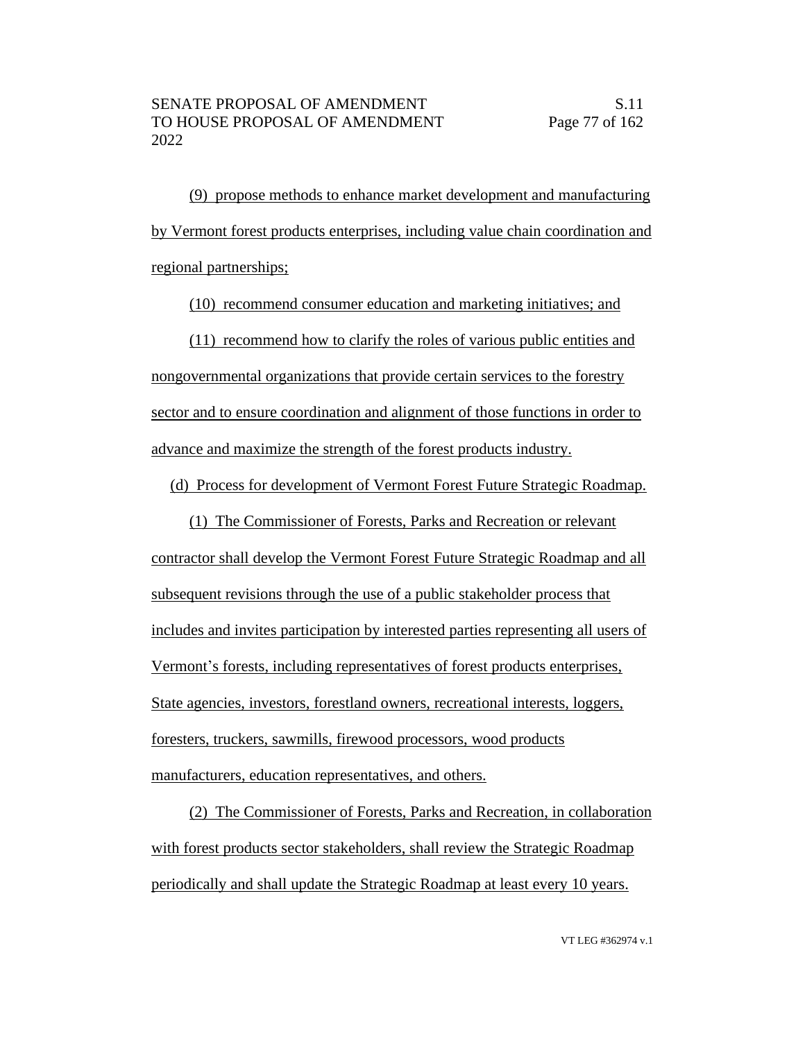(9) propose methods to enhance market development and manufacturing by Vermont forest products enterprises, including value chain coordination and regional partnerships;

(10) recommend consumer education and marketing initiatives; and

(11) recommend how to clarify the roles of various public entities and nongovernmental organizations that provide certain services to the forestry sector and to ensure coordination and alignment of those functions in order to advance and maximize the strength of the forest products industry.

(d) Process for development of Vermont Forest Future Strategic Roadmap.

(1) The Commissioner of Forests, Parks and Recreation or relevant contractor shall develop the Vermont Forest Future Strategic Roadmap and all subsequent revisions through the use of a public stakeholder process that includes and invites participation by interested parties representing all users of Vermont's forests, including representatives of forest products enterprises, State agencies, investors, forestland owners, recreational interests, loggers, foresters, truckers, sawmills, firewood processors, wood products manufacturers, education representatives, and others.

(2) The Commissioner of Forests, Parks and Recreation, in collaboration with forest products sector stakeholders, shall review the Strategic Roadmap periodically and shall update the Strategic Roadmap at least every 10 years.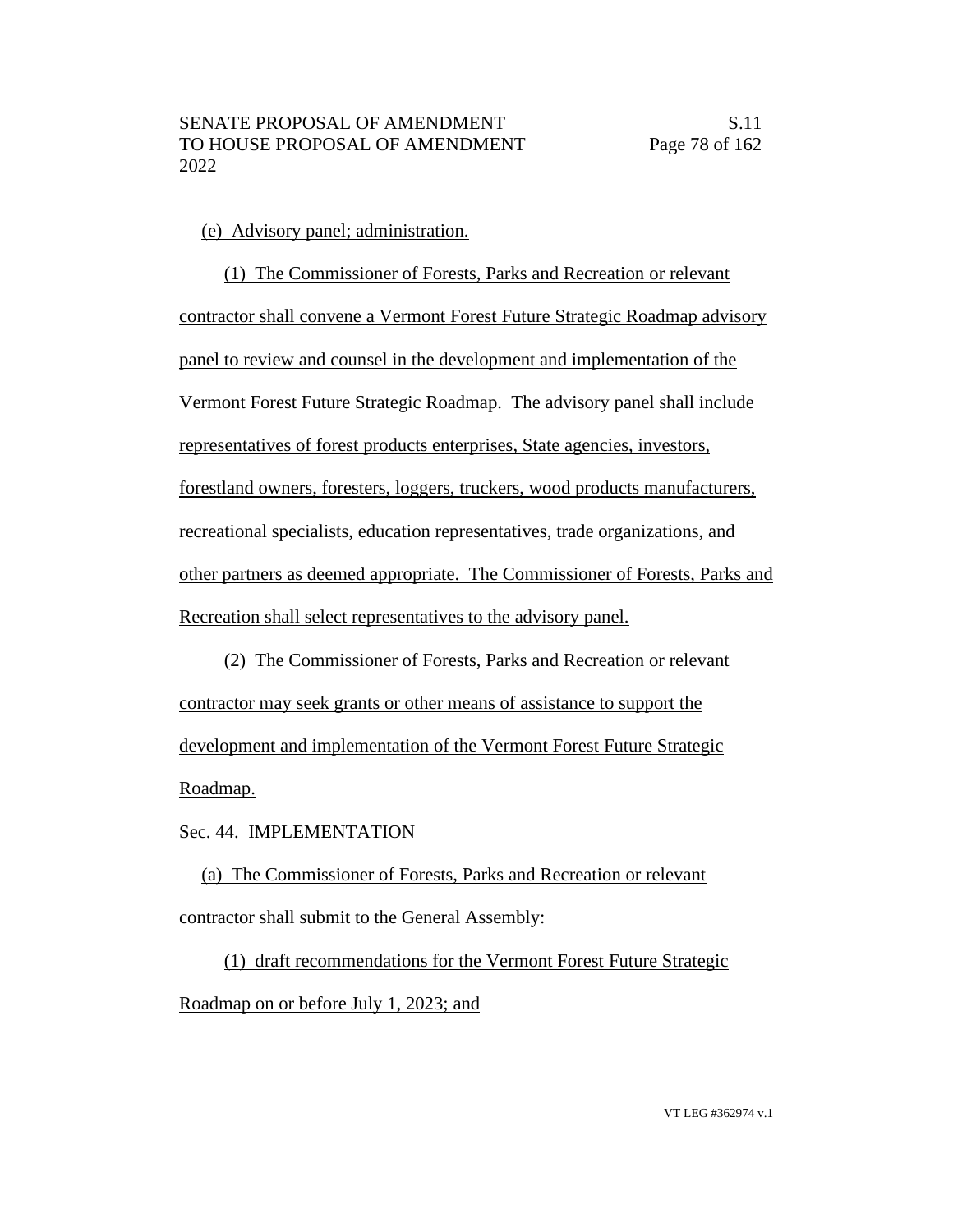(e) Advisory panel; administration.

(1) The Commissioner of Forests, Parks and Recreation or relevant contractor shall convene a Vermont Forest Future Strategic Roadmap advisory panel to review and counsel in the development and implementation of the Vermont Forest Future Strategic Roadmap. The advisory panel shall include representatives of forest products enterprises, State agencies, investors, forestland owners, foresters, loggers, truckers, wood products manufacturers, recreational specialists, education representatives, trade organizations, and other partners as deemed appropriate. The Commissioner of Forests, Parks and Recreation shall select representatives to the advisory panel.

(2) The Commissioner of Forests, Parks and Recreation or relevant contractor may seek grants or other means of assistance to support the development and implementation of the Vermont Forest Future Strategic Roadmap.

Sec. 44. IMPLEMENTATION

(a) The Commissioner of Forests, Parks and Recreation or relevant contractor shall submit to the General Assembly:

(1) draft recommendations for the Vermont Forest Future Strategic Roadmap on or before July 1, 2023; and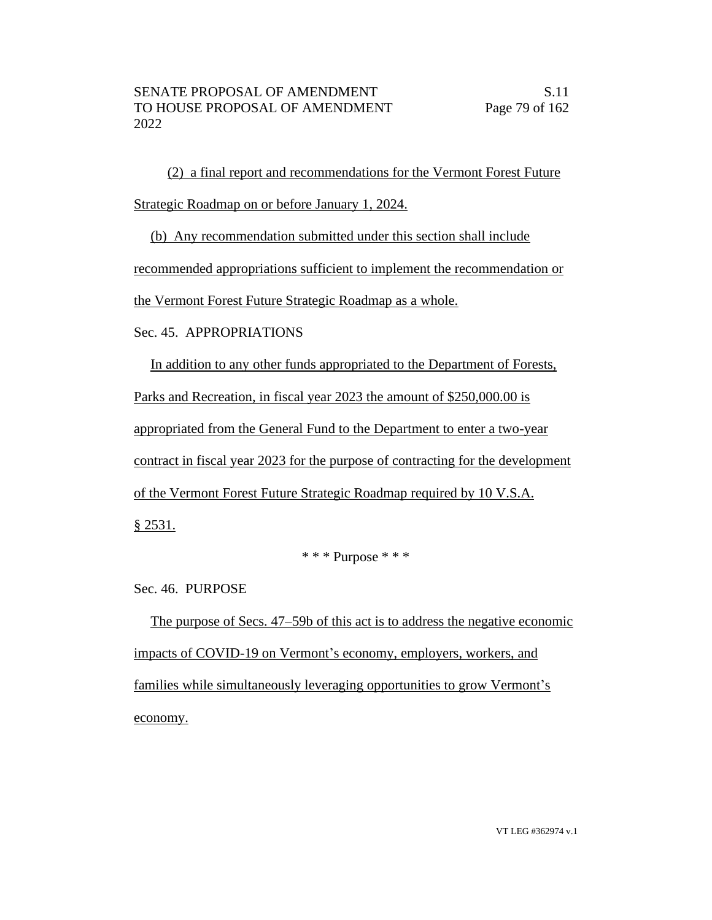(2) a final report and recommendations for the Vermont Forest Future Strategic Roadmap on or before January 1, 2024.

(b) Any recommendation submitted under this section shall include recommended appropriations sufficient to implement the recommendation or the Vermont Forest Future Strategic Roadmap as a whole.

Sec. 45. APPROPRIATIONS

In addition to any other funds appropriated to the Department of Forests, Parks and Recreation, in fiscal year 2023 the amount of $250,000.00 is appropriated from the General Fund to the Department to enter a two-year contract in fiscal year 2023 for the purpose of contracting for the development of the Vermont Forest Future Strategic Roadmap required by 10 V.S.A. § 2531.

\* \* \* Purpose \* \* \*

Sec. 46. PURPOSE

The purpose of Secs. 47–59b of this act is to address the negative economic impacts of COVID-19 on Vermont's economy, employers, workers, and families while simultaneously leveraging opportunities to grow Vermont's economy.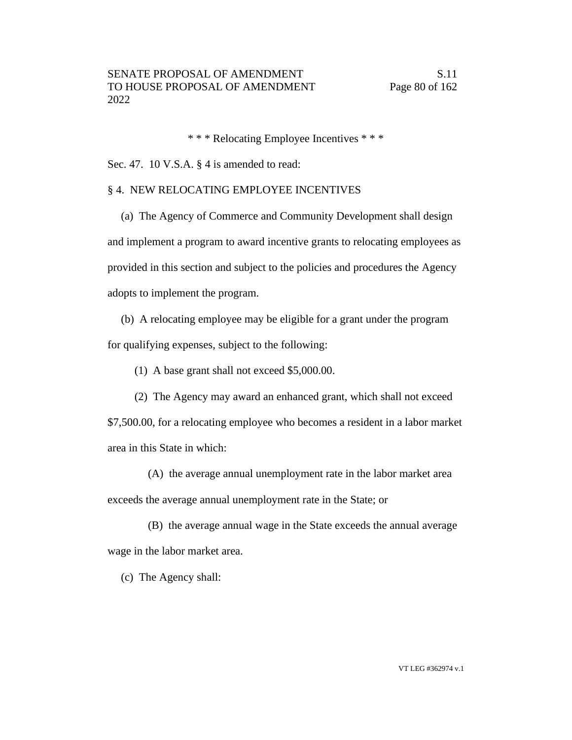\* \* \* Relocating Employee Incentives \* \* \*

Sec. 47. 10 V.S.A. § 4 is amended to read:

§ 4. NEW RELOCATING EMPLOYEE INCENTIVES

(a) The Agency of Commerce and Community Development shall design and implement a program to award incentive grants to relocating employees as provided in this section and subject to the policies and procedures the Agency adopts to implement the program.

(b) A relocating employee may be eligible for a grant under the program for qualifying expenses, subject to the following:

(1) A base grant shall not exceed $5,000.00.

(2) The Agency may award an enhanced grant, which shall not exceed $7,500.00, for a relocating employee who becomes a resident in a labor market area in this State in which:

(A) the average annual unemployment rate in the labor market area exceeds the average annual unemployment rate in the State; or

(B) the average annual wage in the State exceeds the annual average wage in the labor market area.

(c) The Agency shall: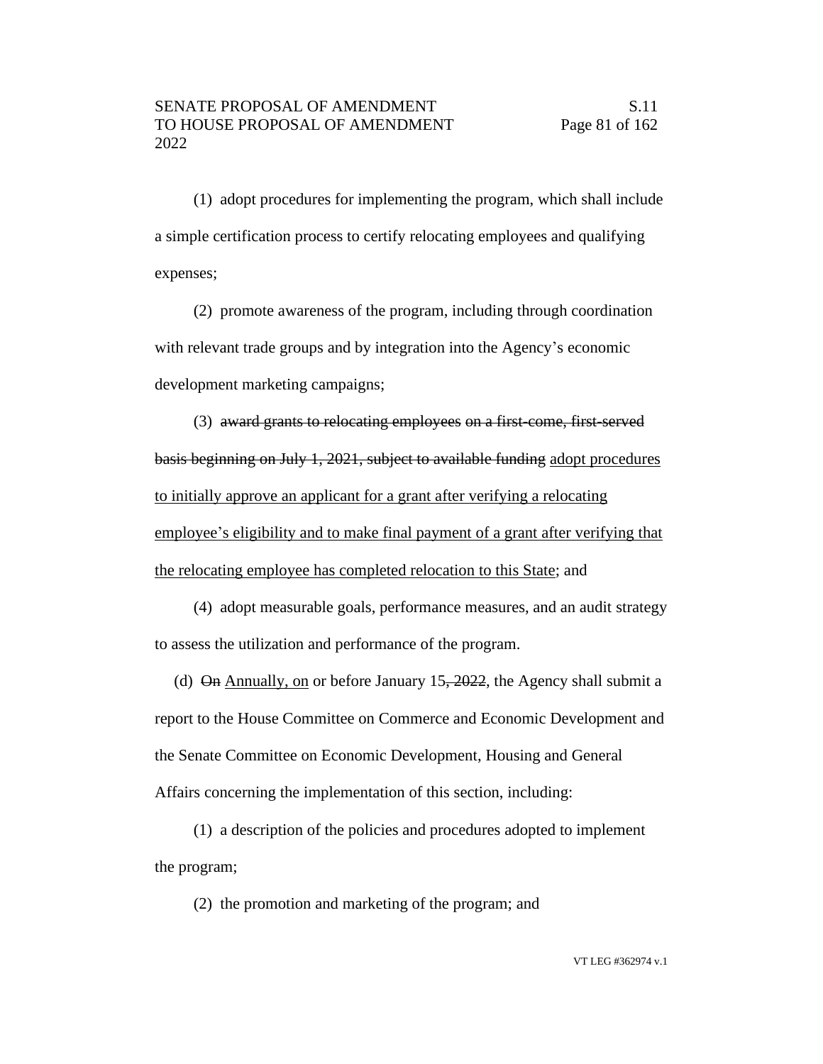(1) adopt procedures for implementing the program, which shall include a simple certification process to certify relocating employees and qualifying expenses;

(2) promote awareness of the program, including through coordination with relevant trade groups and by integration into the Agency's economic development marketing campaigns;

(3) ~~award grants to relocating employees on a first-come, first-served basis beginning on July 1, 2021, subject to available funding~~ <u>adopt procedures to initially approve an applicant for a grant after verifying a relocating employee's eligibility and to make final payment of a grant after verifying that the relocating employee has completed relocation to this State</u>; and

(4) adopt measurable goals, performance measures, and an audit strategy to assess the utilization and performance of the program.

(d) ~~On~~ <u>Annually, on</u> or before January 15~~, 2022~~, the Agency shall submit a report to the House Committee on Commerce and Economic Development and the Senate Committee on Economic Development, Housing and General Affairs concerning the implementation of this section, including:

(1) a description of the policies and procedures adopted to implement the program;

(2) the promotion and marketing of the program; and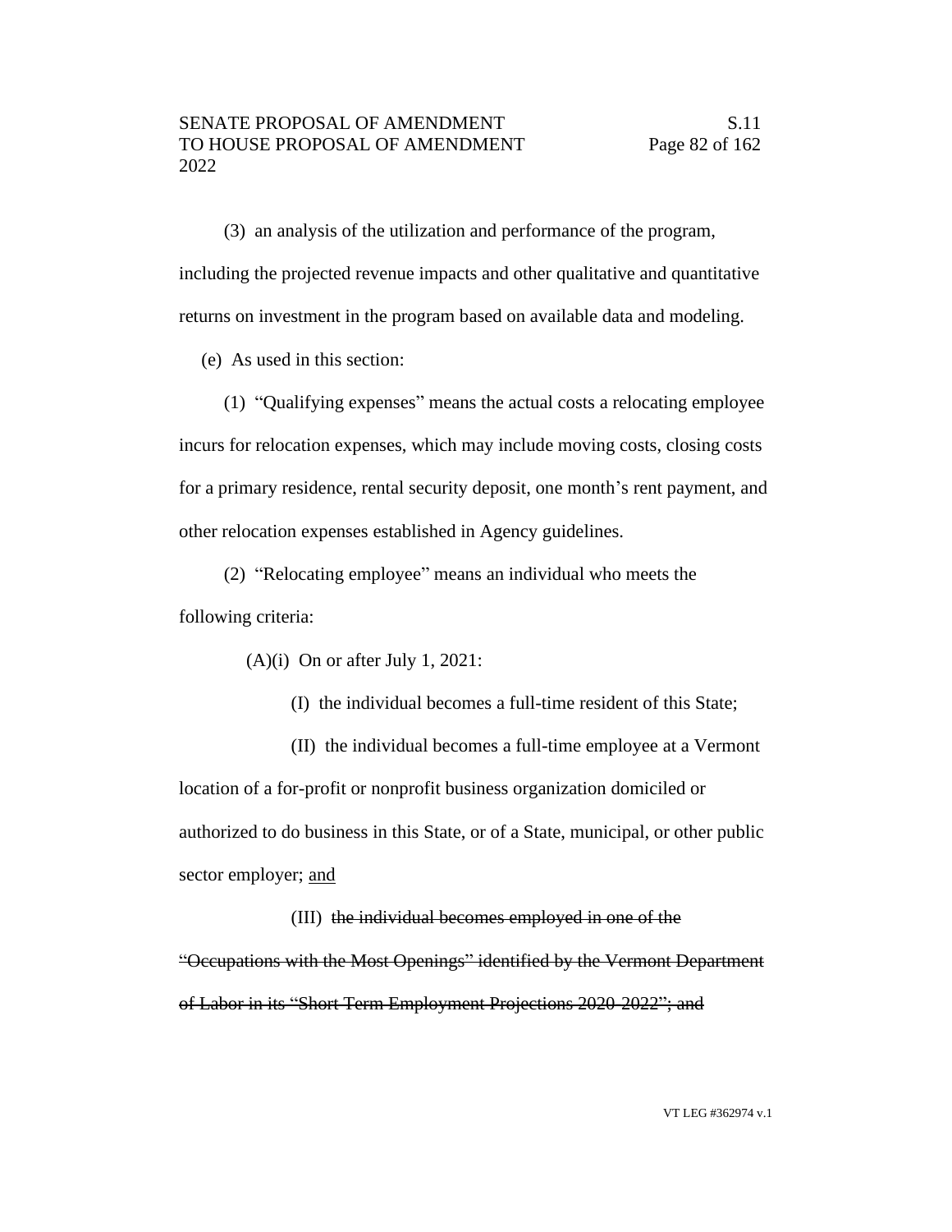(3) an analysis of the utilization and performance of the program, including the projected revenue impacts and other qualitative and quantitative returns on investment in the program based on available data and modeling.

(e) As used in this section:

(1) "Qualifying expenses" means the actual costs a relocating employee incurs for relocation expenses, which may include moving costs, closing costs for a primary residence, rental security deposit, one month's rent payment, and other relocation expenses established in Agency guidelines.

(2) "Relocating employee" means an individual who meets the following criteria:

(A)(i) On or after July 1, 2021:

(I) the individual becomes a full-time resident of this State;

(II) the individual becomes a full-time employee at a Vermont location of a for-profit or nonprofit business organization domiciled or authorized to do business in this State, or of a State, municipal, or other public sector employer; <u>and</u>

(III) ~~the individual becomes employed in one of the "Occupations with the Most Openings" identified by the Vermont Department of Labor in its "Short Term Employment Projections 2020-2022"; and~~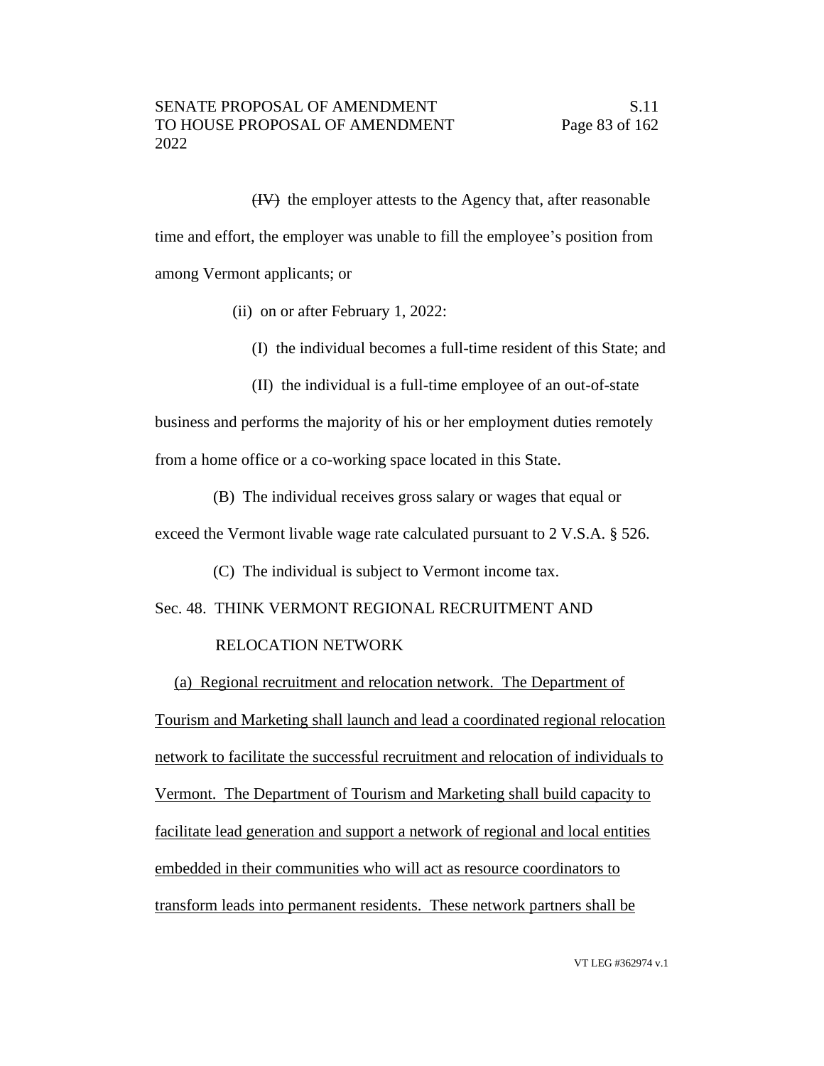~~(IV)~~ the employer attests to the Agency that, after reasonable time and effort, the employer was unable to fill the employee's position from among Vermont applicants; or

(ii) on or after February 1, 2022:

(I) the individual becomes a full-time resident of this State; and

(II) the individual is a full-time employee of an out-of-state business and performs the majority of his or her employment duties remotely from a home office or a co-working space located in this State.

(B) The individual receives gross salary or wages that equal or exceed the Vermont livable wage rate calculated pursuant to 2 V.S.A. § 526.

(C) The individual is subject to Vermont income tax.

Sec. 48. THINK VERMONT REGIONAL RECRUITMENT AND RELOCATION NETWORK

<u>(a) Regional recruitment and relocation network. The Department of Tourism and Marketing shall launch and lead a coordinated regional relocation network to facilitate the successful recruitment and relocation of individuals to Vermont. The Department of Tourism and Marketing shall build capacity to facilitate lead generation and support a network of regional and local entities embedded in their communities who will act as resource coordinators to transform leads into permanent residents. These network partners shall be</u>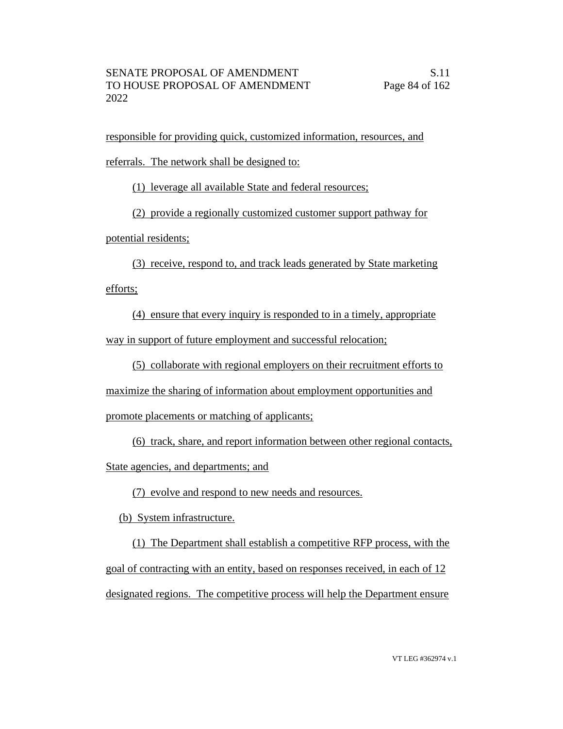responsible for providing quick, customized information, resources, and referrals. The network shall be designed to:

(1) leverage all available State and federal resources;

(2) provide a regionally customized customer support pathway for potential residents;

(3) receive, respond to, and track leads generated by State marketing efforts;

(4) ensure that every inquiry is responded to in a timely, appropriate way in support of future employment and successful relocation;

(5) collaborate with regional employers on their recruitment efforts to maximize the sharing of information about employment opportunities and promote placements or matching of applicants;

(6) track, share, and report information between other regional contacts, State agencies, and departments; and

(7) evolve and respond to new needs and resources.

(b) System infrastructure.

(1) The Department shall establish a competitive RFP process, with the goal of contracting with an entity, based on responses received, in each of 12 designated regions. The competitive process will help the Department ensure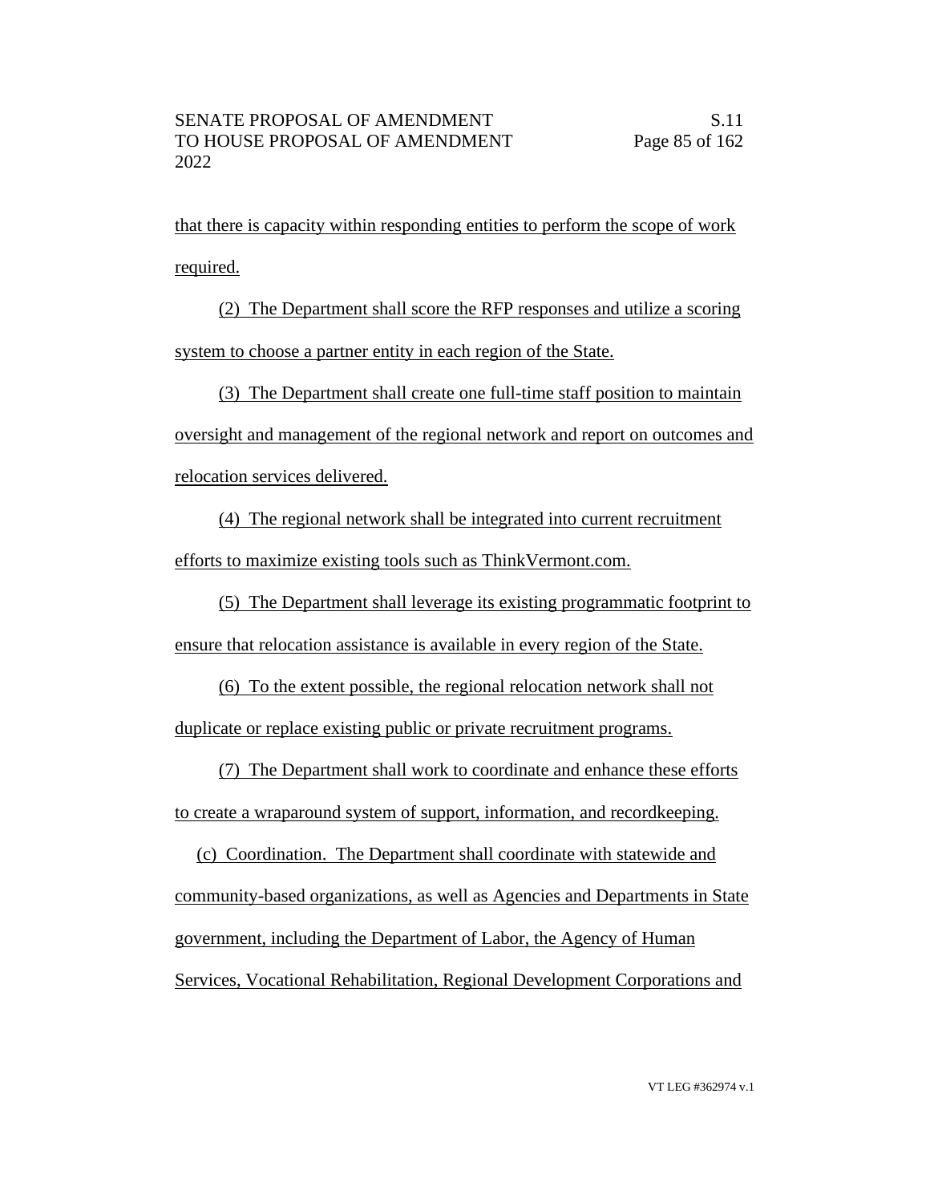that there is capacity within responding entities to perform the scope of work required.

(2) The Department shall score the RFP responses and utilize a scoring system to choose a partner entity in each region of the State.

(3) The Department shall create one full-time staff position to maintain oversight and management of the regional network and report on outcomes and relocation services delivered.

(4) The regional network shall be integrated into current recruitment efforts to maximize existing tools such as ThinkVermont.com.

(5) The Department shall leverage its existing programmatic footprint to ensure that relocation assistance is available in every region of the State.

(6) To the extent possible, the regional relocation network shall not duplicate or replace existing public or private recruitment programs.

(7) The Department shall work to coordinate and enhance these efforts to create a wraparound system of support, information, and recordkeeping.

(c) Coordination. The Department shall coordinate with statewide and community-based organizations, as well as Agencies and Departments in State government, including the Department of Labor, the Agency of Human Services, Vocational Rehabilitation, Regional Development Corporations and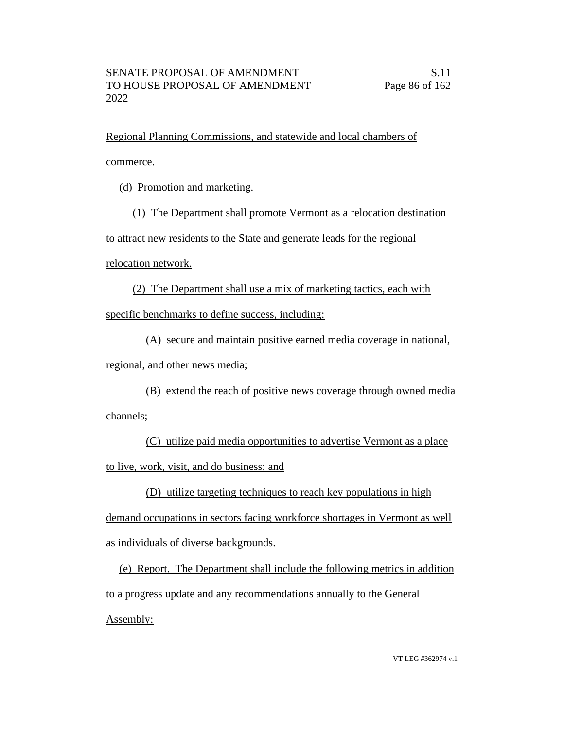Regional Planning Commissions, and statewide and local chambers of commerce.

(d) Promotion and marketing.

(1) The Department shall promote Vermont as a relocation destination to attract new residents to the State and generate leads for the regional relocation network.

(2) The Department shall use a mix of marketing tactics, each with specific benchmarks to define success, including:

(A) secure and maintain positive earned media coverage in national, regional, and other news media;

(B) extend the reach of positive news coverage through owned media channels;

(C) utilize paid media opportunities to advertise Vermont as a place to live, work, visit, and do business; and

(D) utilize targeting techniques to reach key populations in high demand occupations in sectors facing workforce shortages in Vermont as well as individuals of diverse backgrounds.

(e) Report. The Department shall include the following metrics in addition to a progress update and any recommendations annually to the General Assembly: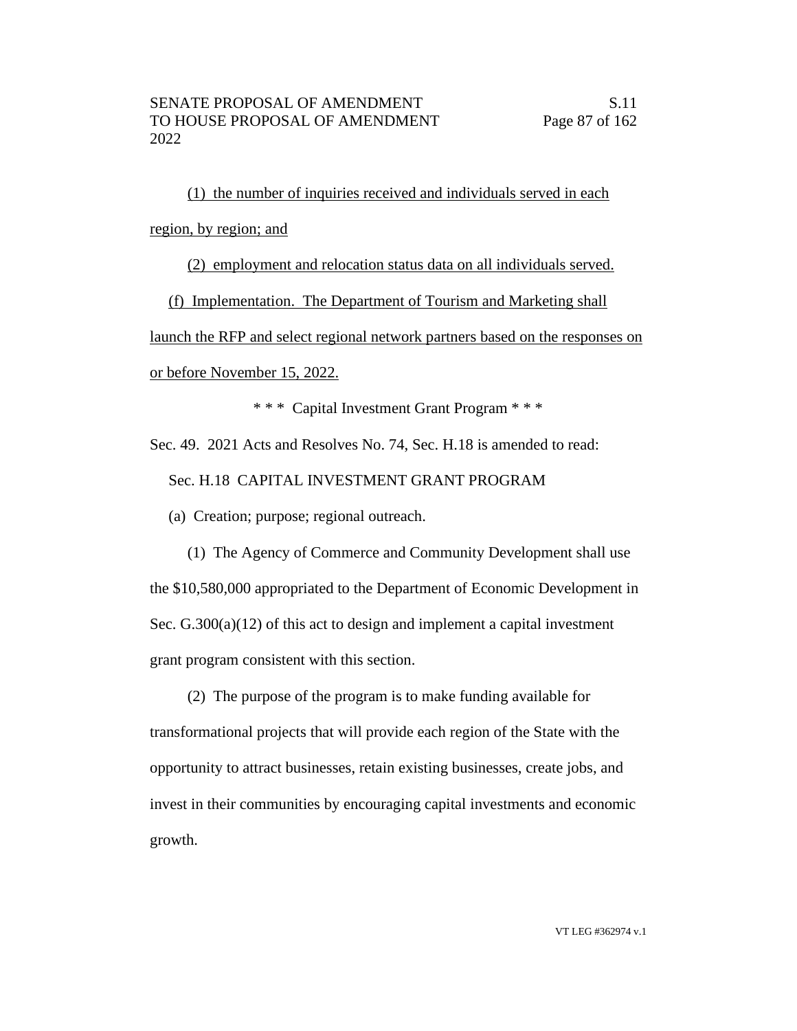(1) the number of inquiries received and individuals served in each region, by region; and

(2) employment and relocation status data on all individuals served.

(f) Implementation. The Department of Tourism and Marketing shall launch the RFP and select regional network partners based on the responses on or before November 15, 2022.

\* \* \* Capital Investment Grant Program \* \* \*

Sec. 49. 2021 Acts and Resolves No. 74, Sec. H.18 is amended to read:

Sec. H.18 CAPITAL INVESTMENT GRANT PROGRAM

(a) Creation; purpose; regional outreach.

(1) The Agency of Commerce and Community Development shall use the $10,580,000 appropriated to the Department of Economic Development in Sec. G.300(a)(12) of this act to design and implement a capital investment grant program consistent with this section.

(2) The purpose of the program is to make funding available for transformational projects that will provide each region of the State with the opportunity to attract businesses, retain existing businesses, create jobs, and invest in their communities by encouraging capital investments and economic growth.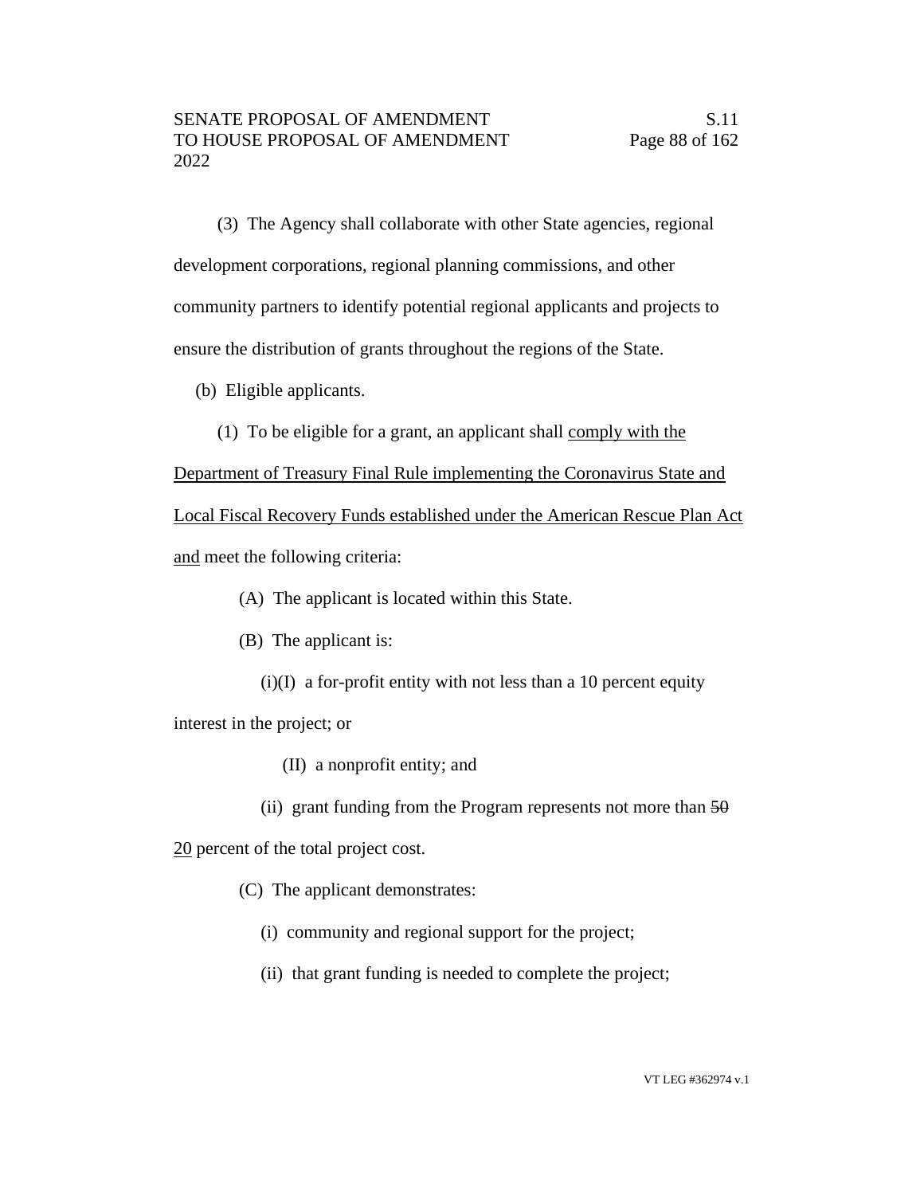(3) The Agency shall collaborate with other State agencies, regional development corporations, regional planning commissions, and other community partners to identify potential regional applicants and projects to ensure the distribution of grants throughout the regions of the State.

(b) Eligible applicants.

(1) To be eligible for a grant, an applicant shall <u>comply with the Department of Treasury Final Rule implementing the Coronavirus State and Local Fiscal Recovery Funds established under the American Rescue Plan Act and</u> meet the following criteria:

(A) The applicant is located within this State.

(B) The applicant is:

(i)(I) a for-profit entity with not less than a 10 percent equity interest in the project; or

(II) a nonprofit entity; and

(ii) grant funding from the Program represents not more than ~~50~~ <u>20</u> percent of the total project cost.

(C) The applicant demonstrates:

(i) community and regional support for the project;

(ii) that grant funding is needed to complete the project;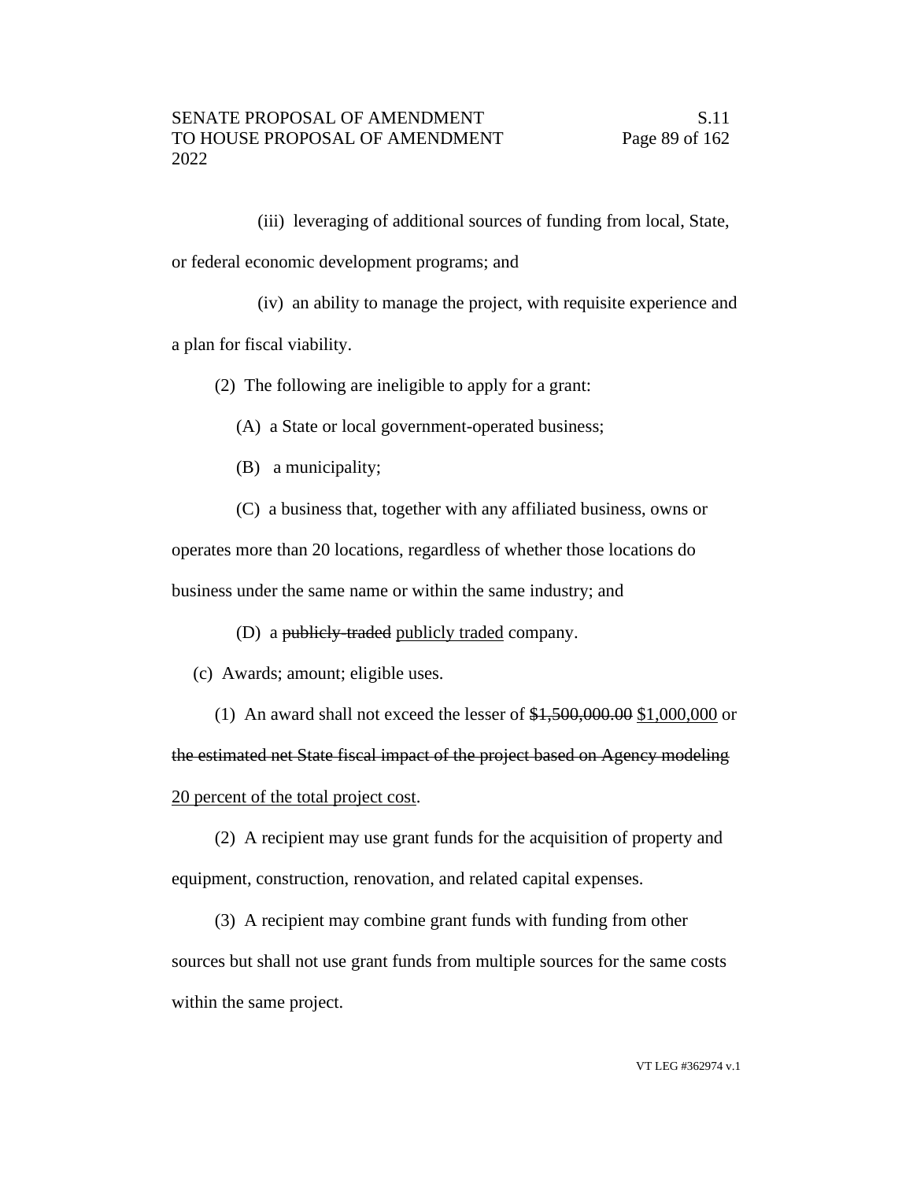(iii) leveraging of additional sources of funding from local, State, or federal economic development programs; and

(iv) an ability to manage the project, with requisite experience and a plan for fiscal viability.

(2) The following are ineligible to apply for a grant:

(A) a State or local government-operated business;

(B) a municipality;

(C) a business that, together with any affiliated business, owns or operates more than 20 locations, regardless of whether those locations do business under the same name or within the same industry; and

(D) a ~~publicly-traded~~ <u>publicly traded</u> company.

(c) Awards; amount; eligible uses.

(1) An award shall not exceed the lesser of ~~$1,500,000.00~~ <u>$1,000,000</u> or ~~the estimated net State fiscal impact of the project based on Agency modeling~~ <u>20 percent of the total project cost</u>.

(2) A recipient may use grant funds for the acquisition of property and equipment, construction, renovation, and related capital expenses.

(3) A recipient may combine grant funds with funding from other sources but shall not use grant funds from multiple sources for the same costs within the same project.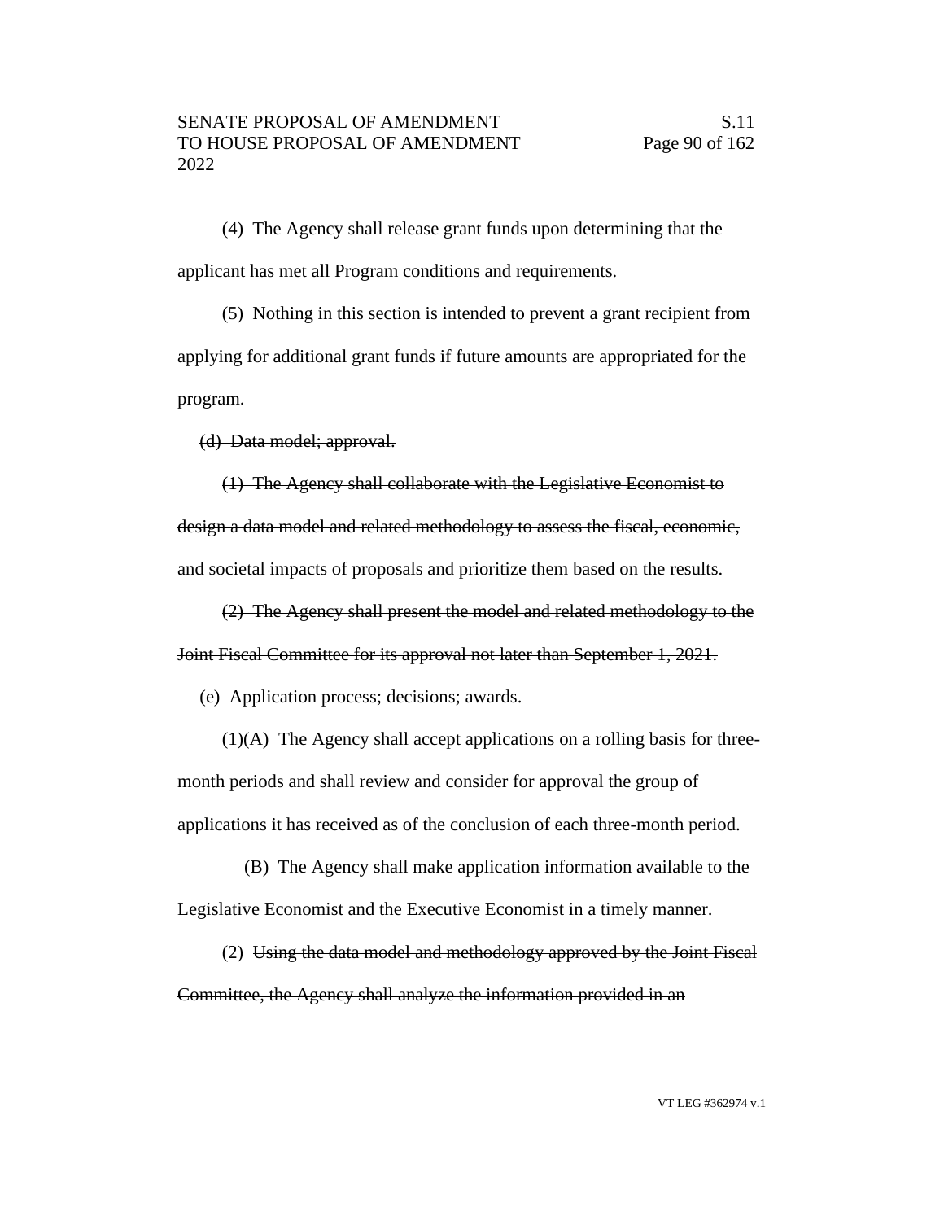(4) The Agency shall release grant funds upon determining that the applicant has met all Program conditions and requirements.

(5) Nothing in this section is intended to prevent a grant recipient from applying for additional grant funds if future amounts are appropriated for the program.

~~(d) Data model; approval.~~

~~(1) The Agency shall collaborate with the Legislative Economist to design a data model and related methodology to assess the fiscal, economic, and societal impacts of proposals and prioritize them based on the results.~~

~~(2) The Agency shall present the model and related methodology to the Joint Fiscal Committee for its approval not later than September 1, 2021.~~

(e) Application process; decisions; awards.

(1)(A) The Agency shall accept applications on a rolling basis for three-month periods and shall review and consider for approval the group of applications it has received as of the conclusion of each three-month period.

(B) The Agency shall make application information available to the Legislative Economist and the Executive Economist in a timely manner.

(2) ~~Using the data model and methodology approved by the Joint Fiscal Committee, the Agency shall analyze the information provided in an~~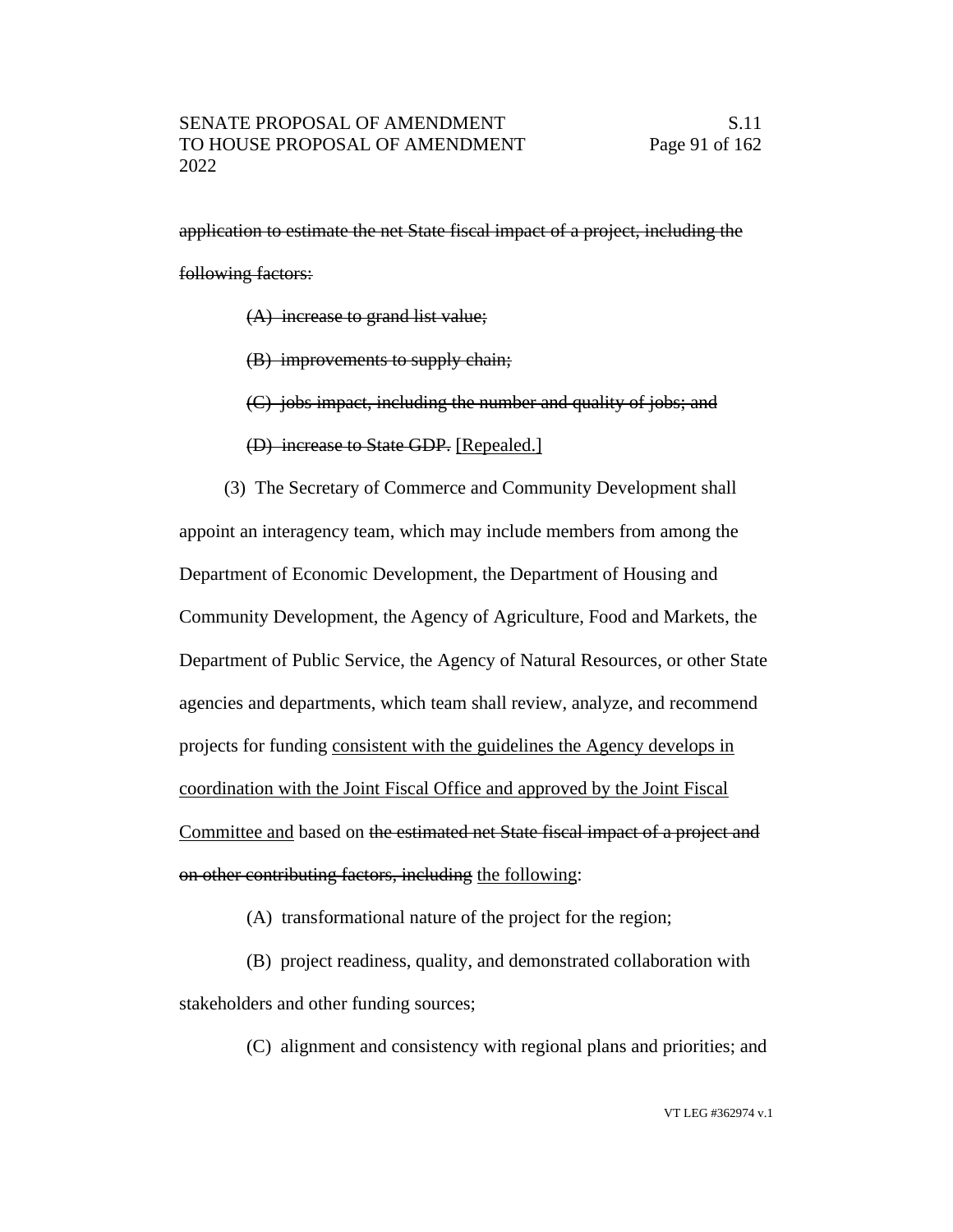~~application to estimate the net State fiscal impact of a project, including the following factors:~~

~~(A) increase to grand list value;~~

~~(B) improvements to supply chain;~~

~~(C) jobs impact, including the number and quality of jobs; and~~

~~(D) increase to State GDP.~~ <u>[Repealed.]</u>

(3) The Secretary of Commerce and Community Development shall appoint an interagency team, which may include members from among the Department of Economic Development, the Department of Housing and Community Development, the Agency of Agriculture, Food and Markets, the Department of Public Service, the Agency of Natural Resources, or other State agencies and departments, which team shall review, analyze, and recommend projects for funding <u>consistent with the guidelines the Agency develops in coordination with the Joint Fiscal Office and approved by the Joint Fiscal Committee and</u> based on ~~the estimated net State fiscal impact of a project and on other contributing factors, including~~ <u>the following</u>:

(A) transformational nature of the project for the region;

(B) project readiness, quality, and demonstrated collaboration with stakeholders and other funding sources;

(C) alignment and consistency with regional plans and priorities; and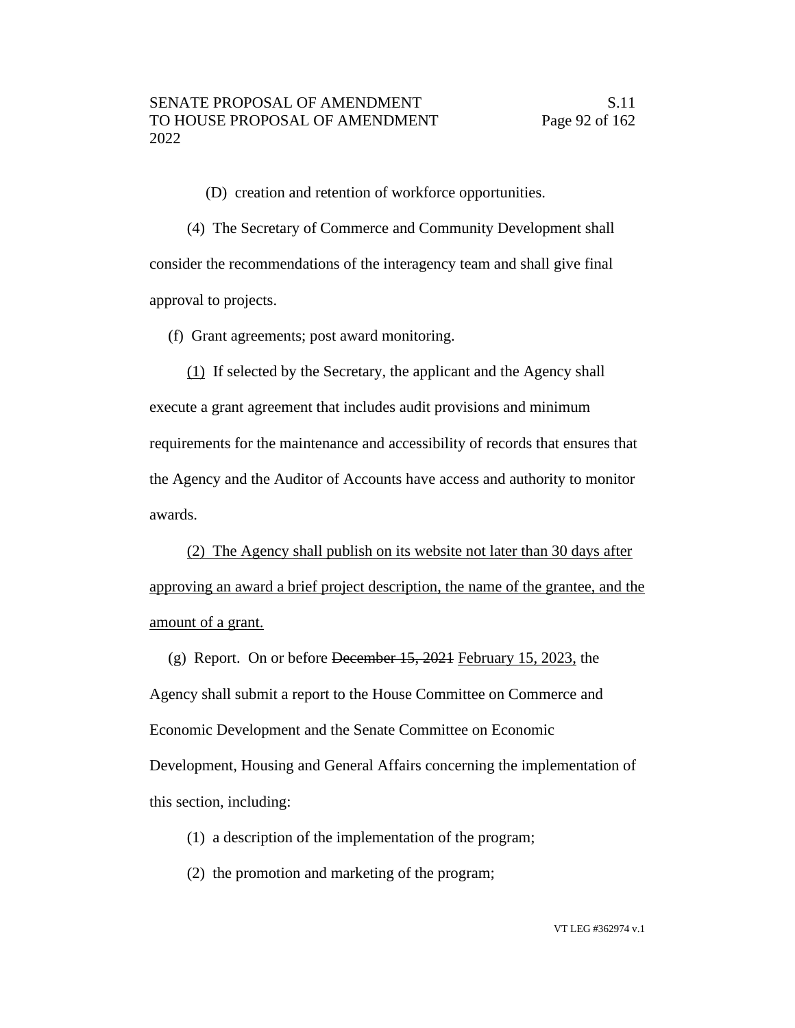(D) creation and retention of workforce opportunities.

(4) The Secretary of Commerce and Community Development shall consider the recommendations of the interagency team and shall give final approval to projects.

(f) Grant agreements; post award monitoring.

<u>(1)</u> If selected by the Secretary, the applicant and the Agency shall execute a grant agreement that includes audit provisions and minimum requirements for the maintenance and accessibility of records that ensures that the Agency and the Auditor of Accounts have access and authority to monitor awards.

<u>(2) The Agency shall publish on its website not later than 30 days after approving an award a brief project description, the name of the grantee, and the amount of a grant.</u>

(g) Report. On or before ~~December 15, 2021~~ <u>February 15, 2023,</u> the Agency shall submit a report to the House Committee on Commerce and Economic Development and the Senate Committee on Economic Development, Housing and General Affairs concerning the implementation of this section, including:

(1) a description of the implementation of the program;

(2) the promotion and marketing of the program;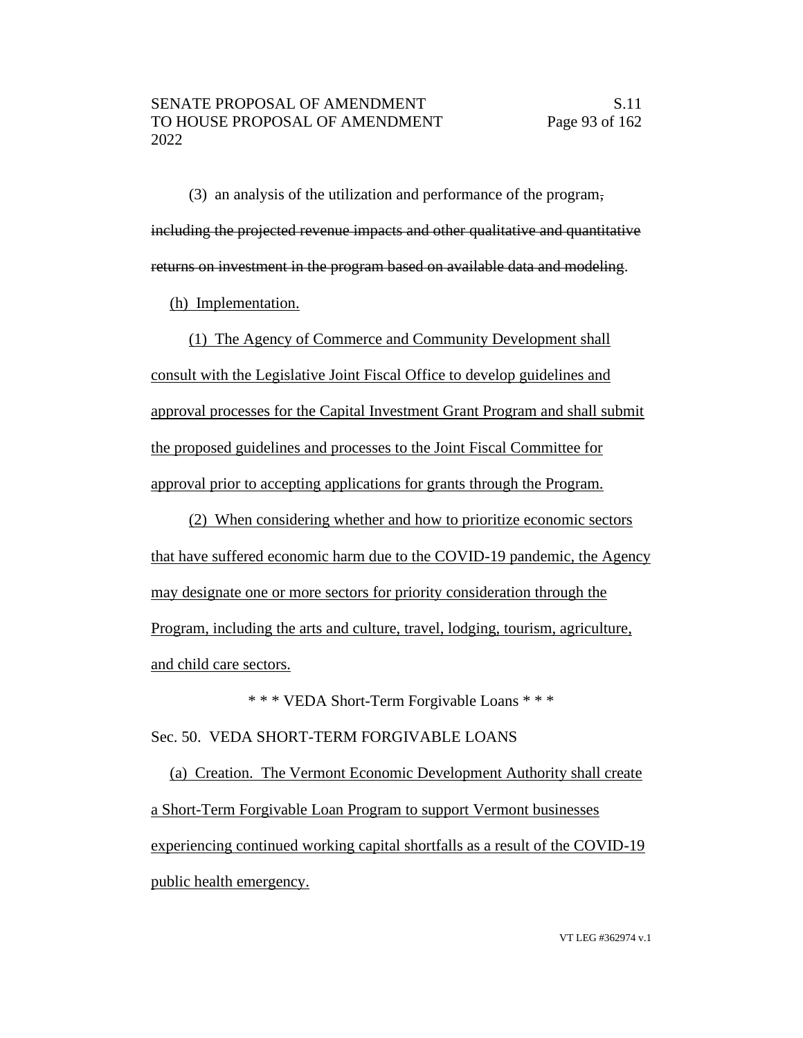(3) an analysis of the utilization and performance of the program~~, including the projected revenue impacts and other qualitative and quantitative returns on investment in the program based on available data and modeling~~.

<u>(h) Implementation.</u>

<u>(1) The Agency of Commerce and Community Development shall consult with the Legislative Joint Fiscal Office to develop guidelines and approval processes for the Capital Investment Grant Program and shall submit the proposed guidelines and processes to the Joint Fiscal Committee for approval prior to accepting applications for grants through the Program.</u>

<u>(2) When considering whether and how to prioritize economic sectors that have suffered economic harm due to the COVID-19 pandemic, the Agency may designate one or more sectors for priority consideration through the Program, including the arts and culture, travel, lodging, tourism, agriculture, and child care sectors.</u>

\* \* \* VEDA Short-Term Forgivable Loans \* \* \*

Sec. 50. VEDA SHORT-TERM FORGIVABLE LOANS

<u>(a) Creation. The Vermont Economic Development Authority shall create a Short-Term Forgivable Loan Program to support Vermont businesses experiencing continued working capital shortfalls as a result of the COVID-19 public health emergency.</u>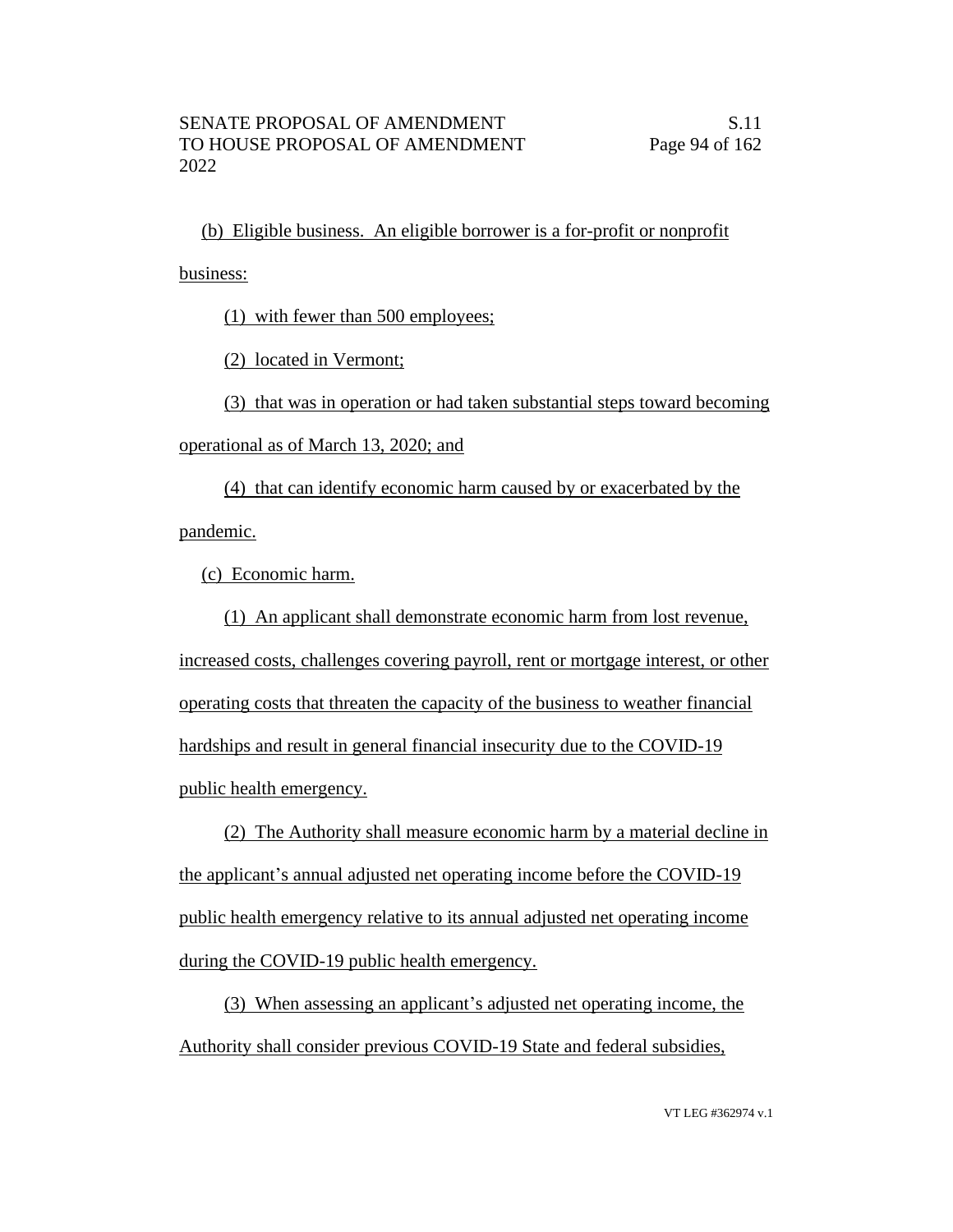(b) Eligible business. An eligible borrower is a for-profit or nonprofit business:

(1) with fewer than 500 employees;

(2) located in Vermont;

(3) that was in operation or had taken substantial steps toward becoming operational as of March 13, 2020; and

(4) that can identify economic harm caused by or exacerbated by the pandemic.

(c) Economic harm.

(1) An applicant shall demonstrate economic harm from lost revenue, increased costs, challenges covering payroll, rent or mortgage interest, or other operating costs that threaten the capacity of the business to weather financial hardships and result in general financial insecurity due to the COVID-19 public health emergency.

(2) The Authority shall measure economic harm by a material decline in the applicant's annual adjusted net operating income before the COVID-19 public health emergency relative to its annual adjusted net operating income during the COVID-19 public health emergency.

(3) When assessing an applicant's adjusted net operating income, the Authority shall consider previous COVID-19 State and federal subsidies,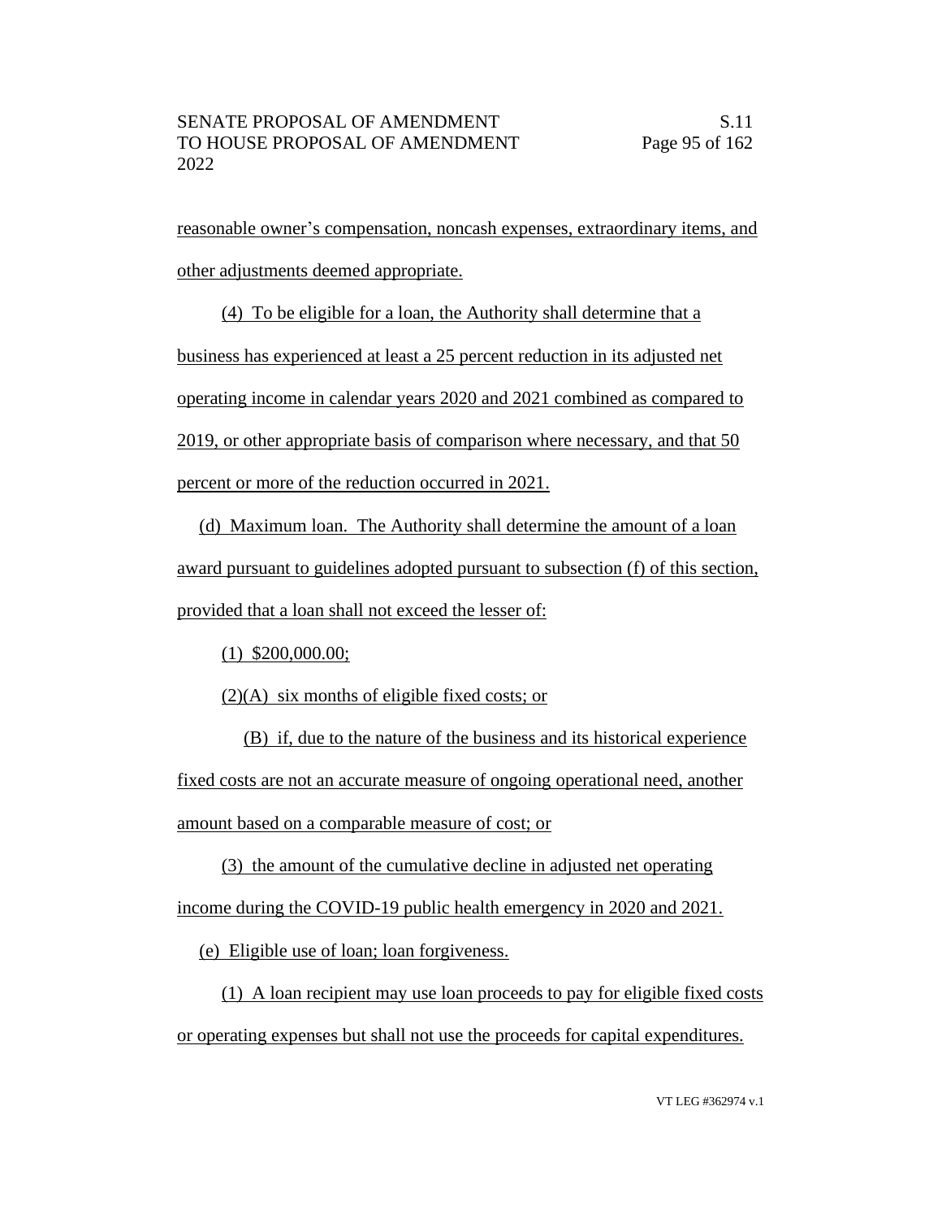reasonable owner's compensation, noncash expenses, extraordinary items, and other adjustments deemed appropriate.

(4) To be eligible for a loan, the Authority shall determine that a business has experienced at least a 25 percent reduction in its adjusted net operating income in calendar years 2020 and 2021 combined as compared to 2019, or other appropriate basis of comparison where necessary, and that 50 percent or more of the reduction occurred in 2021.

(d) Maximum loan. The Authority shall determine the amount of a loan award pursuant to guidelines adopted pursuant to subsection (f) of this section, provided that a loan shall not exceed the lesser of:

(1) $200,000.00;

(2)(A) six months of eligible fixed costs; or

(B) if, due to the nature of the business and its historical experience fixed costs are not an accurate measure of ongoing operational need, another amount based on a comparable measure of cost; or

(3) the amount of the cumulative decline in adjusted net operating income during the COVID-19 public health emergency in 2020 and 2021.

(e) Eligible use of loan; loan forgiveness.

(1) A loan recipient may use loan proceeds to pay for eligible fixed costs or operating expenses but shall not use the proceeds for capital expenditures.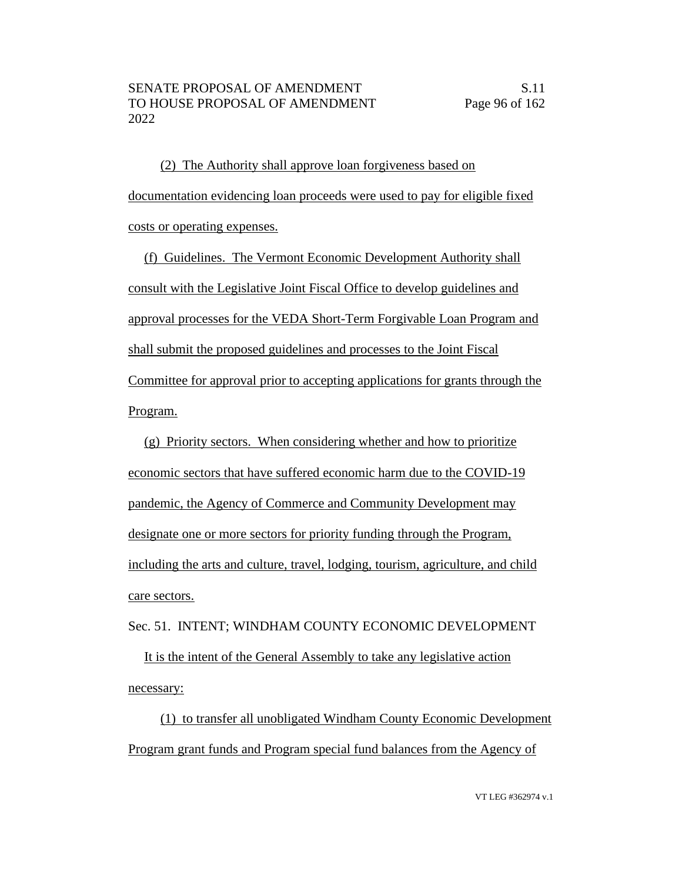(2) The Authority shall approve loan forgiveness based on documentation evidencing loan proceeds were used to pay for eligible fixed costs or operating expenses.

(f) Guidelines. The Vermont Economic Development Authority shall consult with the Legislative Joint Fiscal Office to develop guidelines and approval processes for the VEDA Short-Term Forgivable Loan Program and shall submit the proposed guidelines and processes to the Joint Fiscal Committee for approval prior to accepting applications for grants through the Program.

(g) Priority sectors. When considering whether and how to prioritize economic sectors that have suffered economic harm due to the COVID-19 pandemic, the Agency of Commerce and Community Development may designate one or more sectors for priority funding through the Program, including the arts and culture, travel, lodging, tourism, agriculture, and child care sectors.

Sec. 51. INTENT; WINDHAM COUNTY ECONOMIC DEVELOPMENT

It is the intent of the General Assembly to take any legislative action necessary:

(1) to transfer all unobligated Windham County Economic Development Program grant funds and Program special fund balances from the Agency of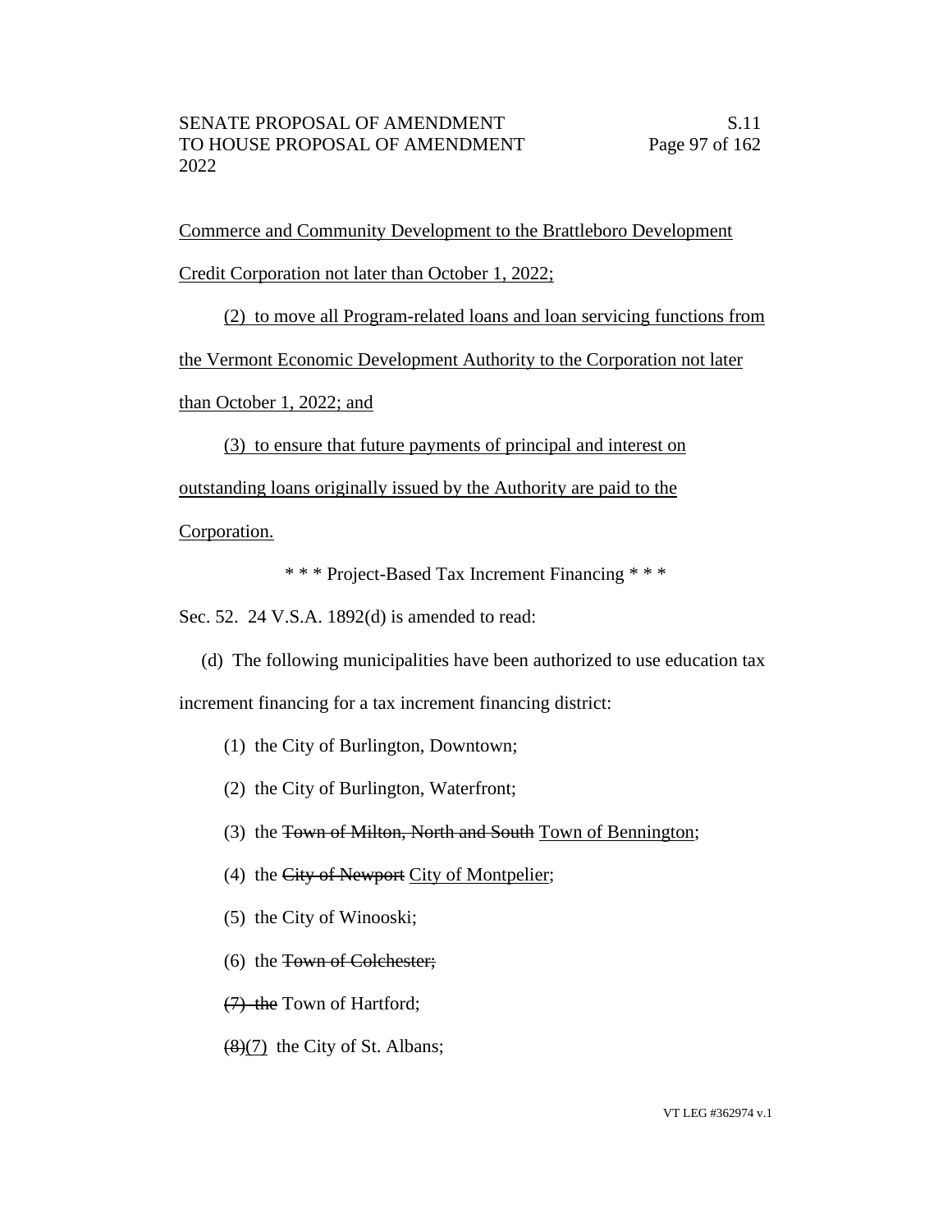Commerce and Community Development to the Brattleboro Development Credit Corporation not later than October 1, 2022;

(2) to move all Program-related loans and loan servicing functions from the Vermont Economic Development Authority to the Corporation not later than October 1, 2022; and

(3) to ensure that future payments of principal and interest on outstanding loans originally issued by the Authority are paid to the Corporation.

\* \* \* Project-Based Tax Increment Financing \* \* \*

Sec. 52. 24 V.S.A. 1892(d) is amended to read:

(d) The following municipalities have been authorized to use education tax increment financing for a tax increment financing district:

(1) the City of Burlington, Downtown;

(2) the City of Burlington, Waterfront;

(3) the ~~Town of Milton, North and South~~ Town of Bennington;

(4) the ~~City of Newport~~ City of Montpelier;

(5) the City of Winooski;

(6) the ~~Town of Colchester;~~

~~(7) the~~ Town of Hartford;

~~(8)~~(7) the City of St. Albans;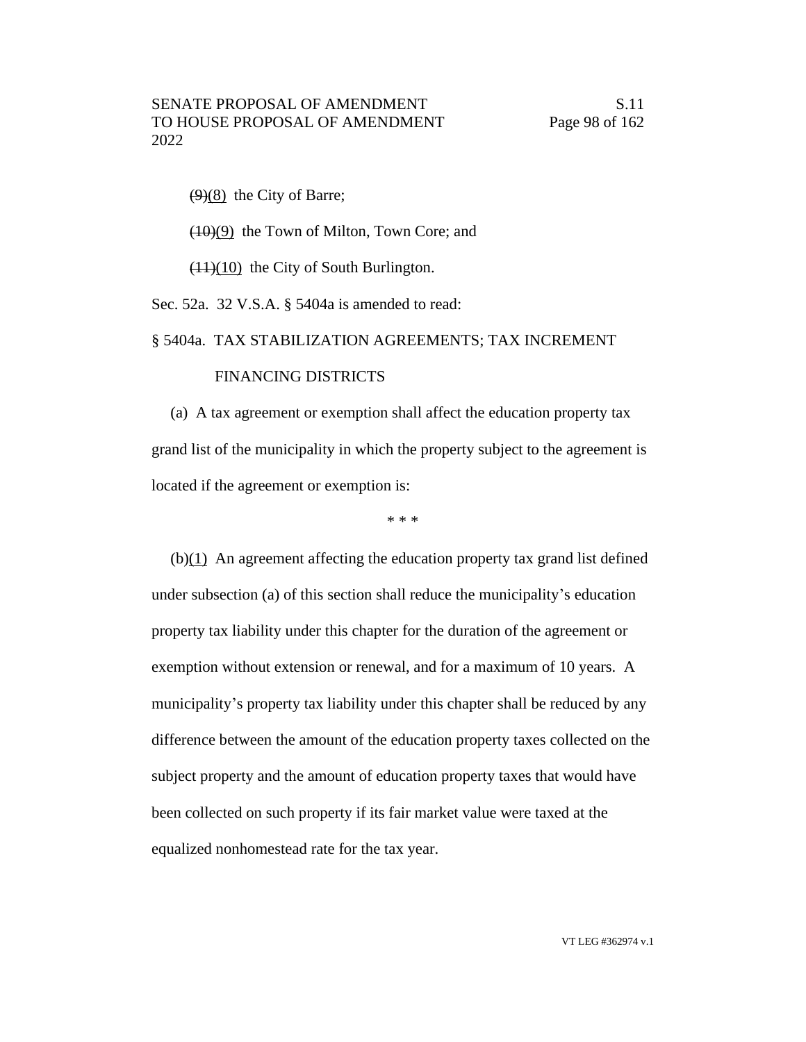~~(9)~~(8) the City of Barre;

~~(10)~~(9) the Town of Milton, Town Core; and

~~(11)~~(10) the City of South Burlington.

Sec. 52a. 32 V.S.A. § 5404a is amended to read:

§ 5404a. TAX STABILIZATION AGREEMENTS; TAX INCREMENT FINANCING DISTRICTS

(a) A tax agreement or exemption shall affect the education property tax grand list of the municipality in which the property subject to the agreement is located if the agreement or exemption is:

\* \* \*

(b)(1) An agreement affecting the education property tax grand list defined under subsection (a) of this section shall reduce the municipality's education property tax liability under this chapter for the duration of the agreement or exemption without extension or renewal, and for a maximum of 10 years. A municipality's property tax liability under this chapter shall be reduced by any difference between the amount of the education property taxes collected on the subject property and the amount of education property taxes that would have been collected on such property if its fair market value were taxed at the equalized nonhomestead rate for the tax year.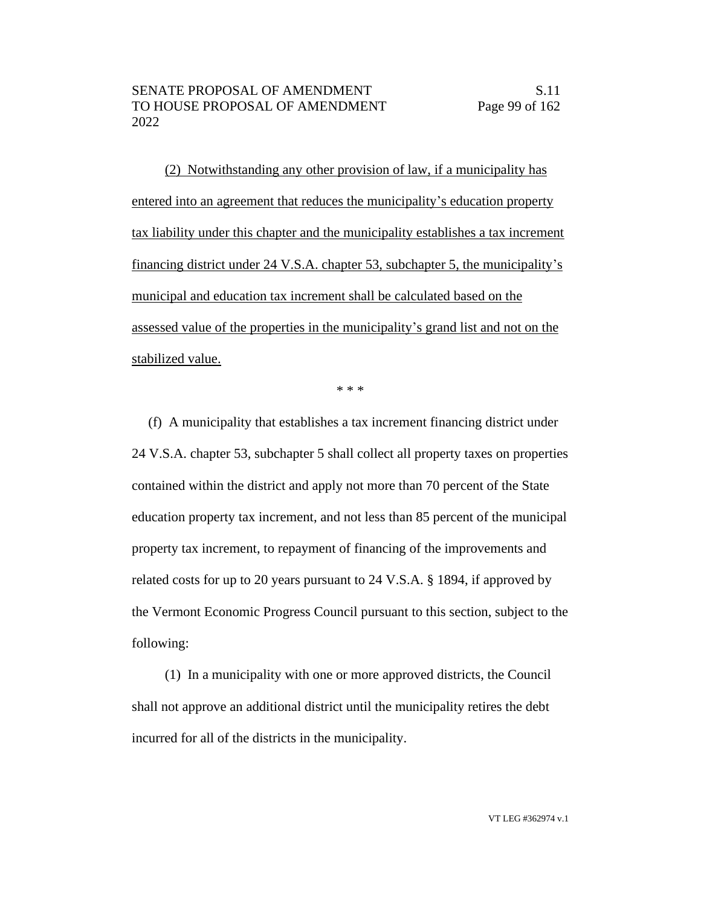(2) Notwithstanding any other provision of law, if a municipality has entered into an agreement that reduces the municipality's education property tax liability under this chapter and the municipality establishes a tax increment financing district under 24 V.S.A. chapter 53, subchapter 5, the municipality's municipal and education tax increment shall be calculated based on the assessed value of the properties in the municipality's grand list and not on the stabilized value.

\* \* \*

(f) A municipality that establishes a tax increment financing district under 24 V.S.A. chapter 53, subchapter 5 shall collect all property taxes on properties contained within the district and apply not more than 70 percent of the State education property tax increment, and not less than 85 percent of the municipal property tax increment, to repayment of financing of the improvements and related costs for up to 20 years pursuant to 24 V.S.A. § 1894, if approved by the Vermont Economic Progress Council pursuant to this section, subject to the following:

(1) In a municipality with one or more approved districts, the Council shall not approve an additional district until the municipality retires the debt incurred for all of the districts in the municipality.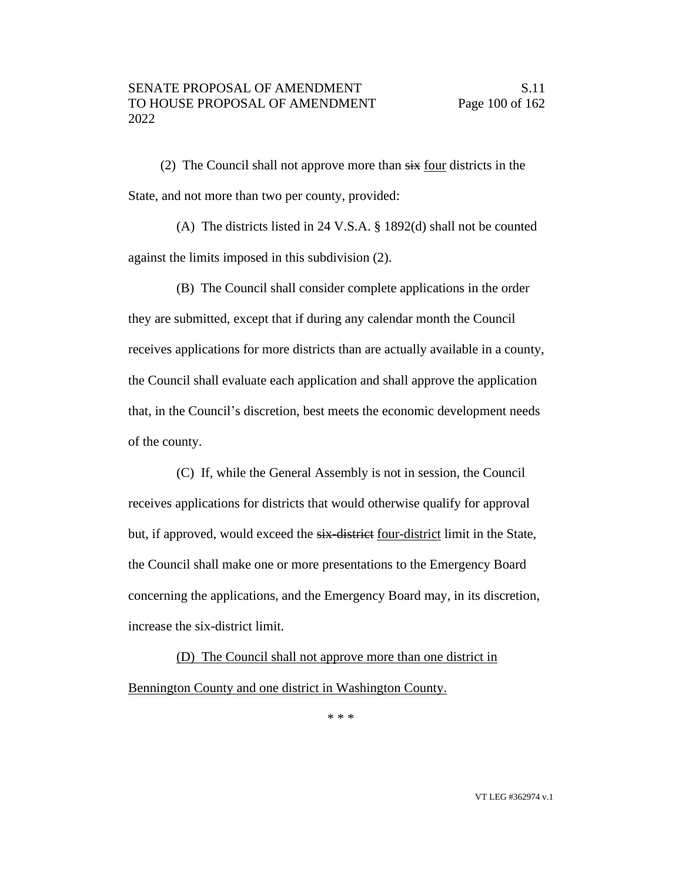(2) The Council shall not approve more than ~~six~~ <u>four</u> districts in the State, and not more than two per county, provided:

(A) The districts listed in 24 V.S.A. § 1892(d) shall not be counted against the limits imposed in this subdivision (2).

(B) The Council shall consider complete applications in the order they are submitted, except that if during any calendar month the Council receives applications for more districts than are actually available in a county, the Council shall evaluate each application and shall approve the application that, in the Council's discretion, best meets the economic development needs of the county.

(C) If, while the General Assembly is not in session, the Council receives applications for districts that would otherwise qualify for approval but, if approved, would exceed the ~~six-district~~ <u>four-district</u> limit in the State, the Council shall make one or more presentations to the Emergency Board concerning the applications, and the Emergency Board may, in its discretion, increase the six-district limit.

<u>(D) The Council shall not approve more than one district in Bennington County and one district in Washington County.</u>

\* \* \*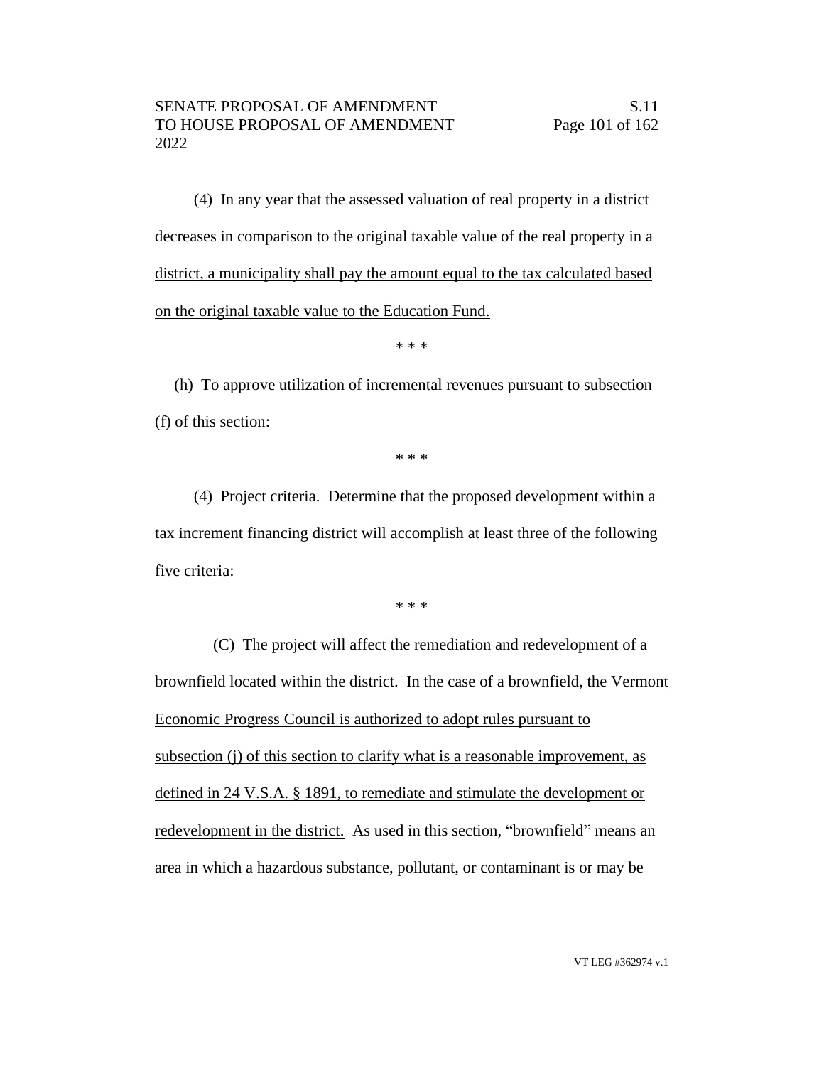(4) In any year that the assessed valuation of real property in a district decreases in comparison to the original taxable value of the real property in a district, a municipality shall pay the amount equal to the tax calculated based on the original taxable value to the Education Fund.

\* \* \*

(h) To approve utilization of incremental revenues pursuant to subsection (f) of this section:

\* \* \*

(4) Project criteria. Determine that the proposed development within a tax increment financing district will accomplish at least three of the following five criteria:

\* \* \*

(C) The project will affect the remediation and redevelopment of a brownfield located within the district. In the case of a brownfield, the Vermont Economic Progress Council is authorized to adopt rules pursuant to subsection (j) of this section to clarify what is a reasonable improvement, as defined in 24 V.S.A. § 1891, to remediate and stimulate the development or redevelopment in the district. As used in this section, "brownfield" means an area in which a hazardous substance, pollutant, or contaminant is or may be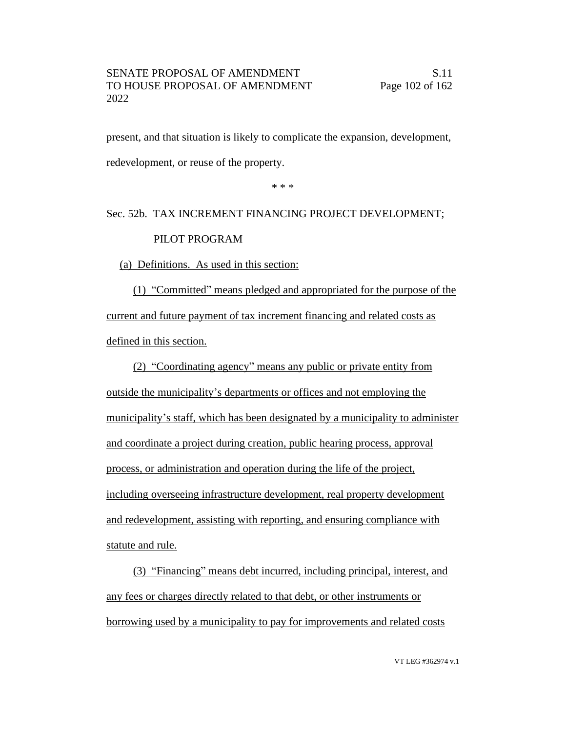present, and that situation is likely to complicate the expansion, development, redevelopment, or reuse of the property.

\* \* \*

Sec. 52b. TAX INCREMENT FINANCING PROJECT DEVELOPMENT; PILOT PROGRAM

(a) Definitions. As used in this section:

(1) "Committed" means pledged and appropriated for the purpose of the current and future payment of tax increment financing and related costs as defined in this section.

(2) "Coordinating agency" means any public or private entity from outside the municipality's departments or offices and not employing the municipality's staff, which has been designated by a municipality to administer and coordinate a project during creation, public hearing process, approval process, or administration and operation during the life of the project, including overseeing infrastructure development, real property development and redevelopment, assisting with reporting, and ensuring compliance with statute and rule.

(3) "Financing" means debt incurred, including principal, interest, and any fees or charges directly related to that debt, or other instruments or borrowing used by a municipality to pay for improvements and related costs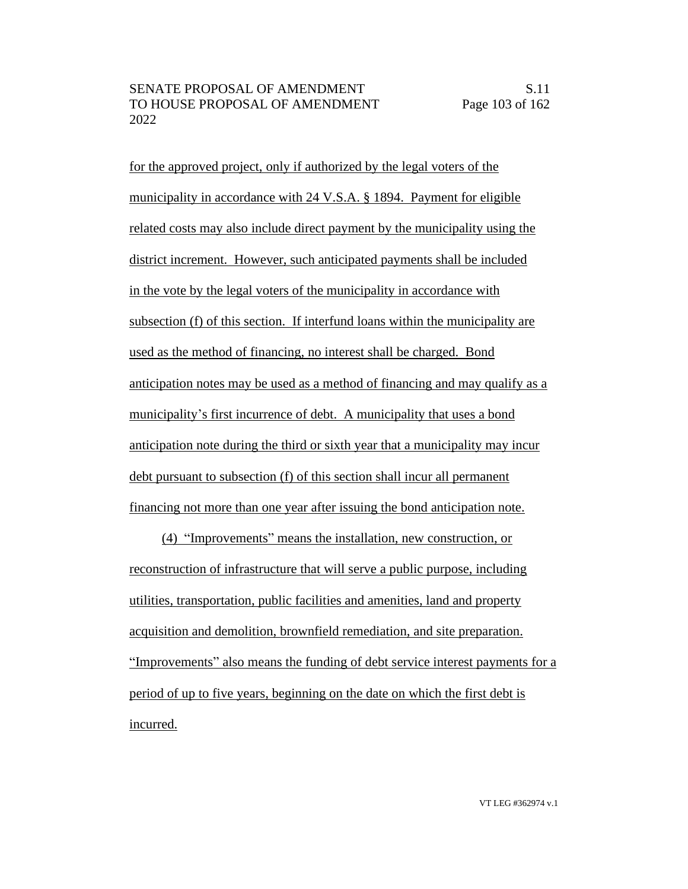for the approved project, only if authorized by the legal voters of the municipality in accordance with 24 V.S.A. § 1894. Payment for eligible related costs may also include direct payment by the municipality using the district increment. However, such anticipated payments shall be included in the vote by the legal voters of the municipality in accordance with subsection (f) of this section. If interfund loans within the municipality are used as the method of financing, no interest shall be charged. Bond anticipation notes may be used as a method of financing and may qualify as a municipality's first incurrence of debt. A municipality that uses a bond anticipation note during the third or sixth year that a municipality may incur debt pursuant to subsection (f) of this section shall incur all permanent financing not more than one year after issuing the bond anticipation note.

(4) "Improvements" means the installation, new construction, or reconstruction of infrastructure that will serve a public purpose, including utilities, transportation, public facilities and amenities, land and property acquisition and demolition, brownfield remediation, and site preparation. "Improvements" also means the funding of debt service interest payments for a period of up to five years, beginning on the date on which the first debt is incurred.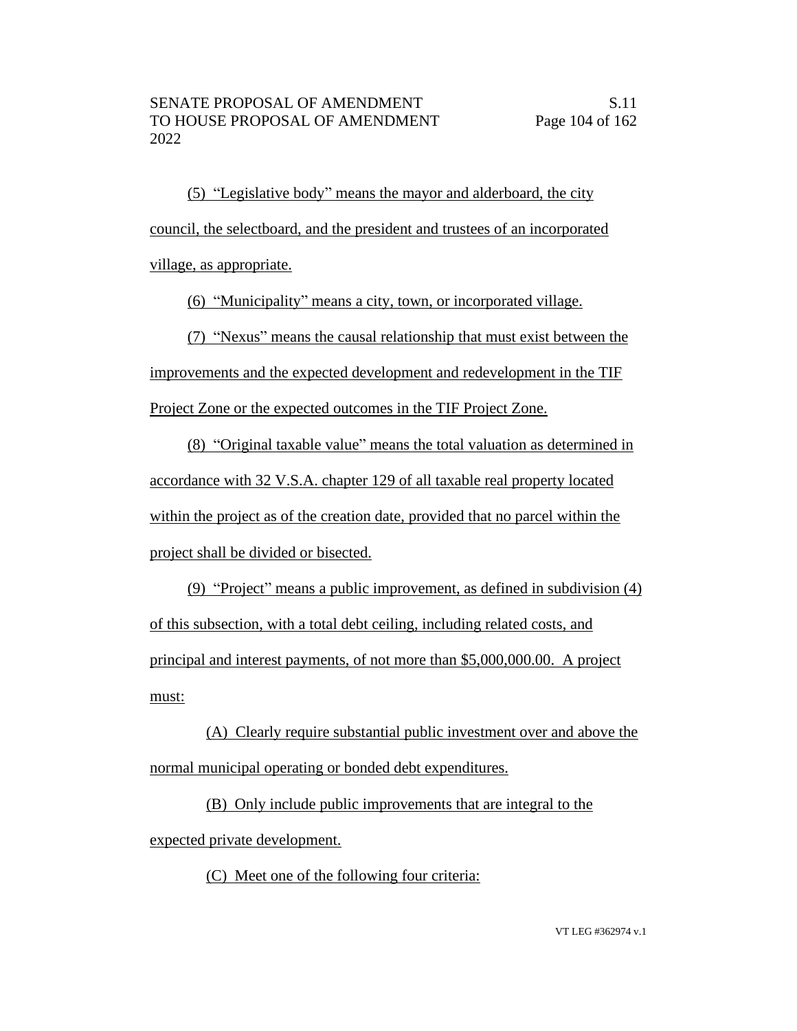(5) "Legislative body" means the mayor and alderboard, the city council, the selectboard, and the president and trustees of an incorporated village, as appropriate.

(6) "Municipality" means a city, town, or incorporated village.

(7) "Nexus" means the causal relationship that must exist between the improvements and the expected development and redevelopment in the TIF Project Zone or the expected outcomes in the TIF Project Zone.

(8) "Original taxable value" means the total valuation as determined in accordance with 32 V.S.A. chapter 129 of all taxable real property located within the project as of the creation date, provided that no parcel within the project shall be divided or bisected.

(9) "Project" means a public improvement, as defined in subdivision (4) of this subsection, with a total debt ceiling, including related costs, and principal and interest payments, of not more than $5,000,000.00. A project must:

(A) Clearly require substantial public investment over and above the normal municipal operating or bonded debt expenditures.

(B) Only include public improvements that are integral to the expected private development.

(C) Meet one of the following four criteria: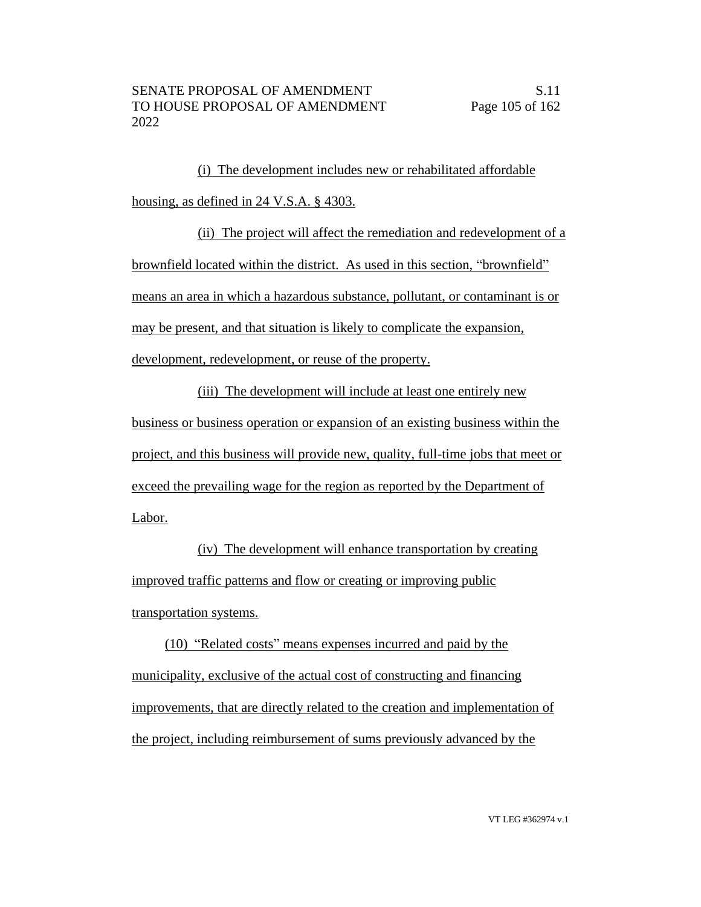(i) The development includes new or rehabilitated affordable housing, as defined in 24 V.S.A. § 4303.

(ii) The project will affect the remediation and redevelopment of a brownfield located within the district. As used in this section, "brownfield" means an area in which a hazardous substance, pollutant, or contaminant is or may be present, and that situation is likely to complicate the expansion, development, redevelopment, or reuse of the property.

(iii) The development will include at least one entirely new business or business operation or expansion of an existing business within the project, and this business will provide new, quality, full-time jobs that meet or exceed the prevailing wage for the region as reported by the Department of Labor.

(iv) The development will enhance transportation by creating improved traffic patterns and flow or creating or improving public transportation systems.

(10) "Related costs" means expenses incurred and paid by the municipality, exclusive of the actual cost of constructing and financing improvements, that are directly related to the creation and implementation of the project, including reimbursement of sums previously advanced by the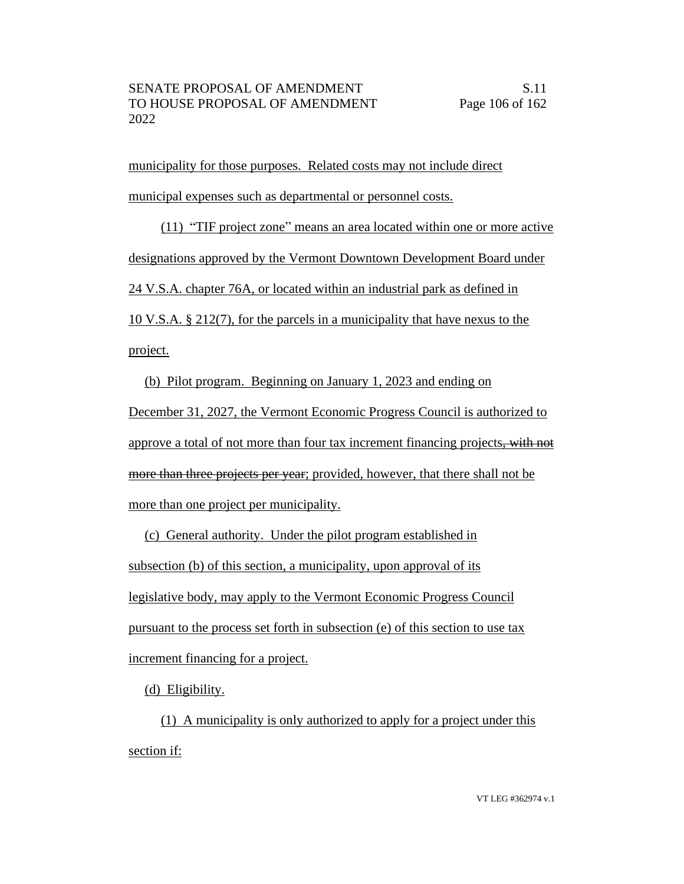municipality for those purposes. Related costs may not include direct municipal expenses such as departmental or personnel costs.

(11) "TIF project zone" means an area located within one or more active designations approved by the Vermont Downtown Development Board under 24 V.S.A. chapter 76A, or located within an industrial park as defined in 10 V.S.A. § 212(7), for the parcels in a municipality that have nexus to the project.

(b) Pilot program. Beginning on January 1, 2023 and ending on December 31, 2027, the Vermont Economic Progress Council is authorized to approve a total of not more than four tax increment financing projects~~, with not more than three projects per year~~; provided, however, that there shall not be more than one project per municipality.

(c) General authority. Under the pilot program established in subsection (b) of this section, a municipality, upon approval of its legislative body, may apply to the Vermont Economic Progress Council pursuant to the process set forth in subsection (e) of this section to use tax increment financing for a project.

(d) Eligibility.

(1) A municipality is only authorized to apply for a project under this section if: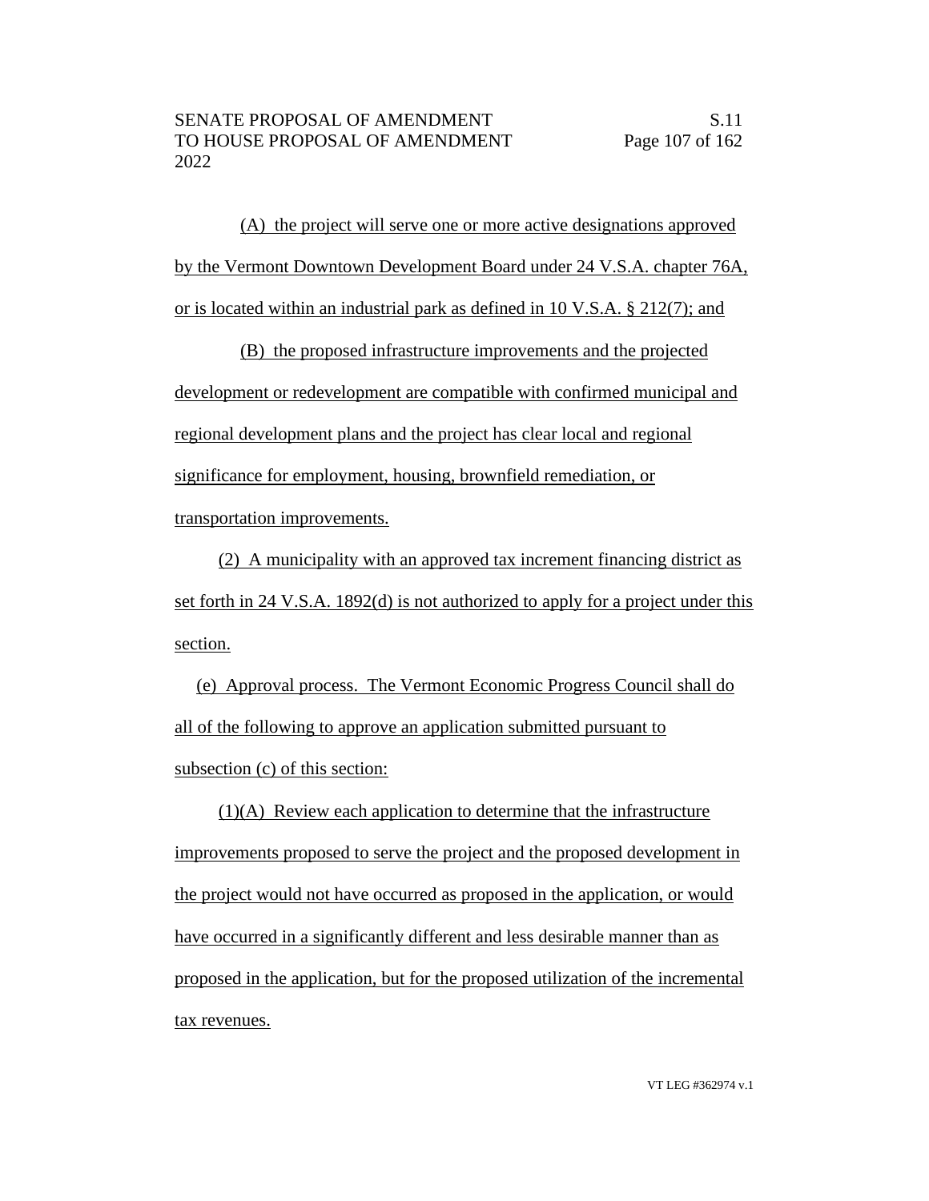(A) the project will serve one or more active designations approved by the Vermont Downtown Development Board under 24 V.S.A. chapter 76A, or is located within an industrial park as defined in 10 V.S.A. § 212(7); and

(B) the proposed infrastructure improvements and the projected development or redevelopment are compatible with confirmed municipal and regional development plans and the project has clear local and regional significance for employment, housing, brownfield remediation, or transportation improvements.

(2) A municipality with an approved tax increment financing district as set forth in 24 V.S.A. 1892(d) is not authorized to apply for a project under this section.

(e) Approval process. The Vermont Economic Progress Council shall do all of the following to approve an application submitted pursuant to subsection (c) of this section:

(1)(A) Review each application to determine that the infrastructure improvements proposed to serve the project and the proposed development in the project would not have occurred as proposed in the application, or would have occurred in a significantly different and less desirable manner than as proposed in the application, but for the proposed utilization of the incremental tax revenues.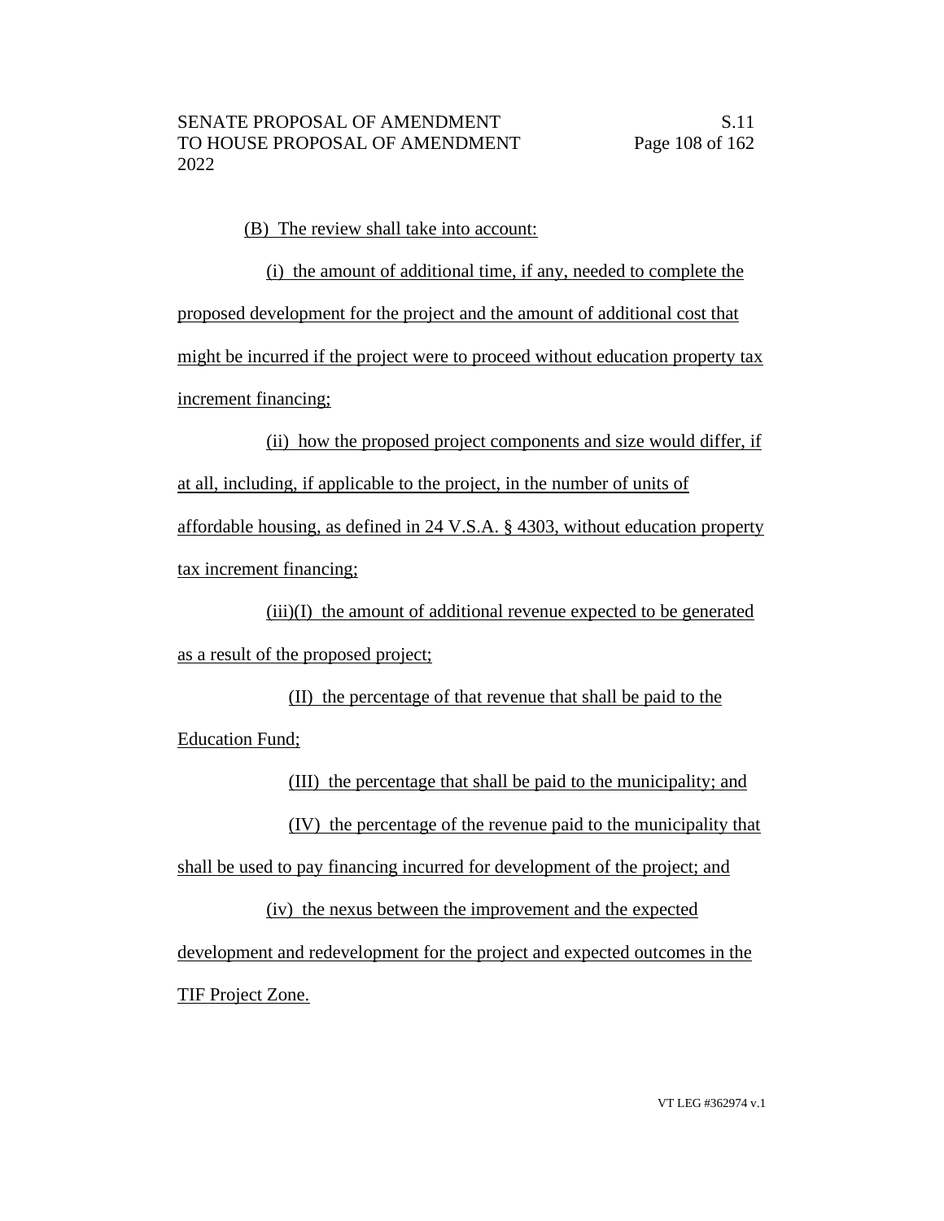(B) The review shall take into account:

(i) the amount of additional time, if any, needed to complete the proposed development for the project and the amount of additional cost that might be incurred if the project were to proceed without education property tax increment financing;

(ii) how the proposed project components and size would differ, if at all, including, if applicable to the project, in the number of units of affordable housing, as defined in 24 V.S.A. § 4303, without education property tax increment financing;

(iii)(I) the amount of additional revenue expected to be generated as a result of the proposed project;

(II) the percentage of that revenue that shall be paid to the Education Fund;

(III) the percentage that shall be paid to the municipality; and

(IV) the percentage of the revenue paid to the municipality that shall be used to pay financing incurred for development of the project; and

(iv) the nexus between the improvement and the expected development and redevelopment for the project and expected outcomes in the TIF Project Zone.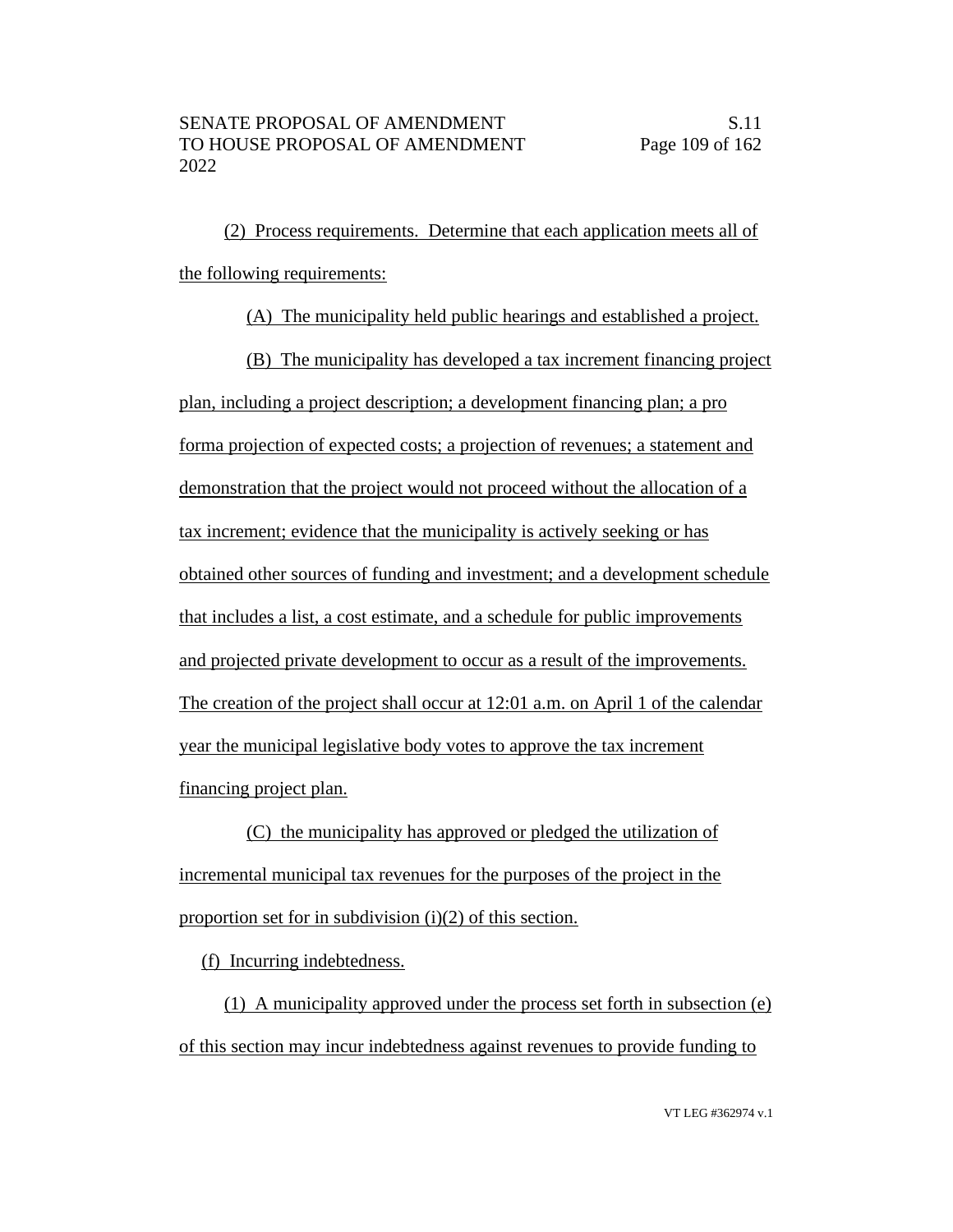(2) Process requirements. Determine that each application meets all of the following requirements:

(A) The municipality held public hearings and established a project.

(B) The municipality has developed a tax increment financing project plan, including a project description; a development financing plan; a pro forma projection of expected costs; a projection of revenues; a statement and demonstration that the project would not proceed without the allocation of a tax increment; evidence that the municipality is actively seeking or has obtained other sources of funding and investment; and a development schedule that includes a list, a cost estimate, and a schedule for public improvements and projected private development to occur as a result of the improvements. The creation of the project shall occur at 12:01 a.m. on April 1 of the calendar year the municipal legislative body votes to approve the tax increment financing project plan.

(C) the municipality has approved or pledged the utilization of incremental municipal tax revenues for the purposes of the project in the proportion set for in subdivision (i)(2) of this section.

(f) Incurring indebtedness.

(1) A municipality approved under the process set forth in subsection (e) of this section may incur indebtedness against revenues to provide funding to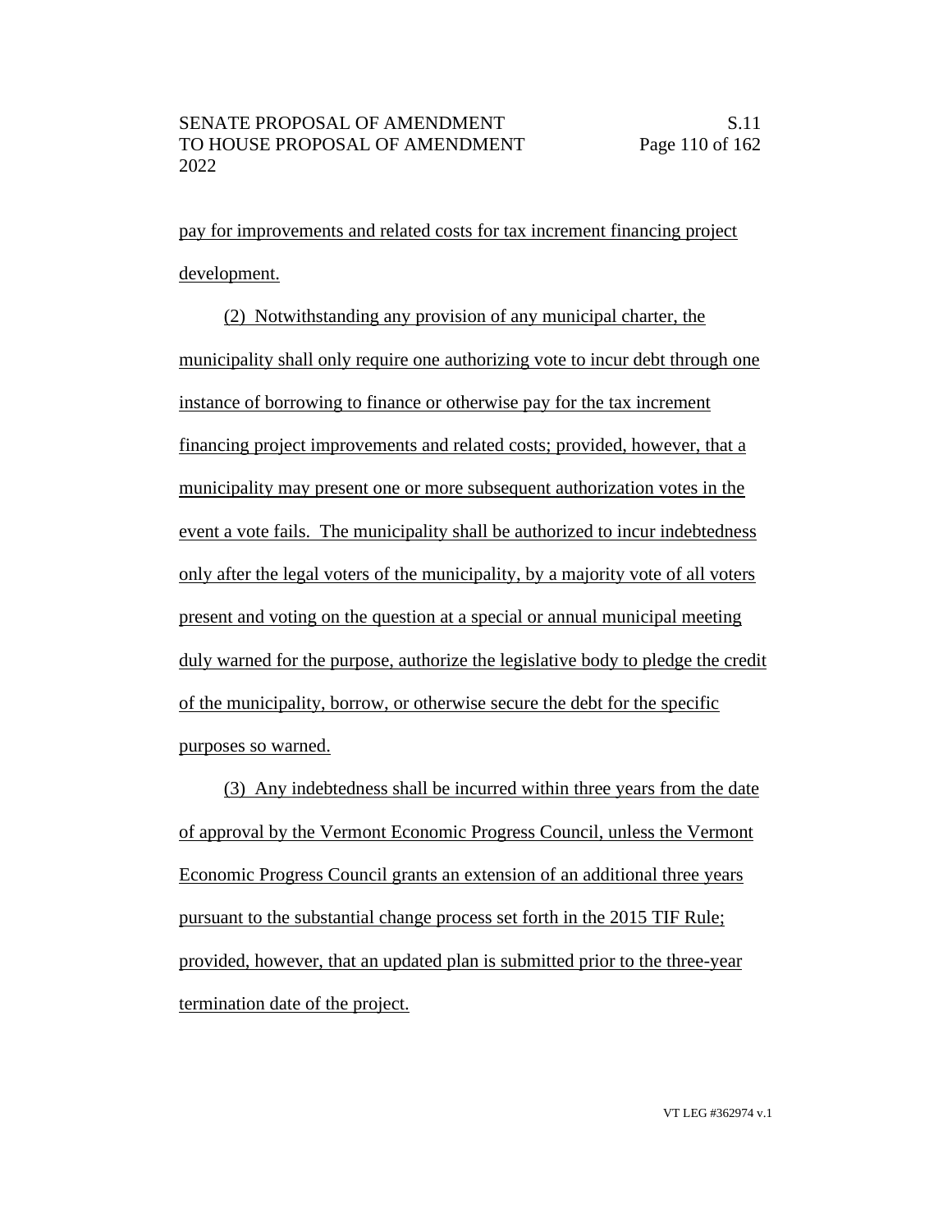pay for improvements and related costs for tax increment financing project development.

(2) Notwithstanding any provision of any municipal charter, the municipality shall only require one authorizing vote to incur debt through one instance of borrowing to finance or otherwise pay for the tax increment financing project improvements and related costs; provided, however, that a municipality may present one or more subsequent authorization votes in the event a vote fails. The municipality shall be authorized to incur indebtedness only after the legal voters of the municipality, by a majority vote of all voters present and voting on the question at a special or annual municipal meeting duly warned for the purpose, authorize the legislative body to pledge the credit of the municipality, borrow, or otherwise secure the debt for the specific purposes so warned.

(3) Any indebtedness shall be incurred within three years from the date of approval by the Vermont Economic Progress Council, unless the Vermont Economic Progress Council grants an extension of an additional three years pursuant to the substantial change process set forth in the 2015 TIF Rule; provided, however, that an updated plan is submitted prior to the three-year termination date of the project.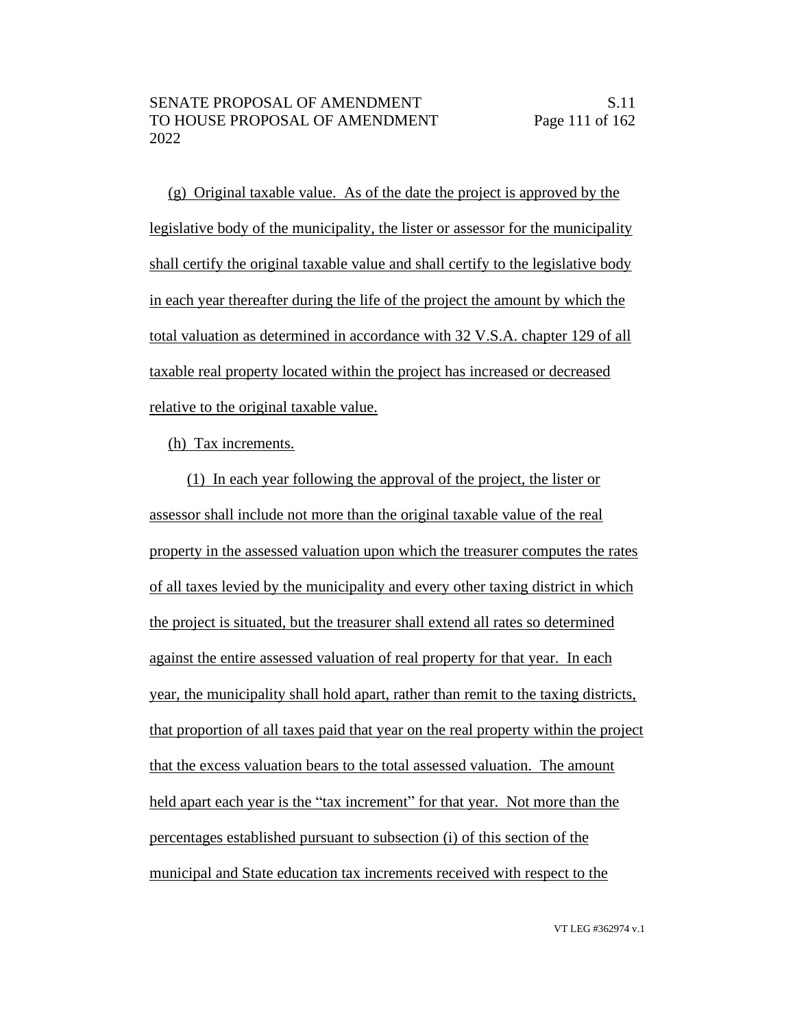(g) Original taxable value. As of the date the project is approved by the legislative body of the municipality, the lister or assessor for the municipality shall certify the original taxable value and shall certify to the legislative body in each year thereafter during the life of the project the amount by which the total valuation as determined in accordance with 32 V.S.A. chapter 129 of all taxable real property located within the project has increased or decreased relative to the original taxable value.

(h) Tax increments.

(1) In each year following the approval of the project, the lister or assessor shall include not more than the original taxable value of the real property in the assessed valuation upon which the treasurer computes the rates of all taxes levied by the municipality and every other taxing district in which the project is situated, but the treasurer shall extend all rates so determined against the entire assessed valuation of real property for that year. In each year, the municipality shall hold apart, rather than remit to the taxing districts, that proportion of all taxes paid that year on the real property within the project that the excess valuation bears to the total assessed valuation. The amount held apart each year is the "tax increment" for that year. Not more than the percentages established pursuant to subsection (i) of this section of the municipal and State education tax increments received with respect to the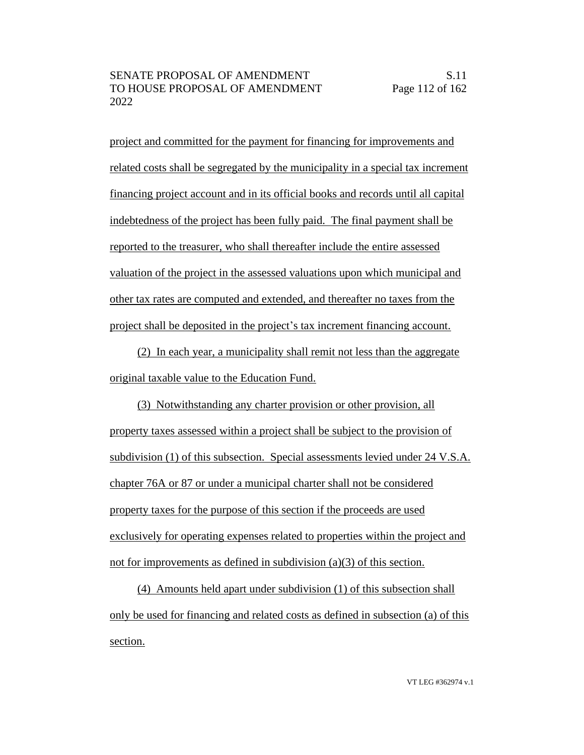project and committed for the payment for financing for improvements and related costs shall be segregated by the municipality in a special tax increment financing project account and in its official books and records until all capital indebtedness of the project has been fully paid. The final payment shall be reported to the treasurer, who shall thereafter include the entire assessed valuation of the project in the assessed valuations upon which municipal and other tax rates are computed and extended, and thereafter no taxes from the project shall be deposited in the project's tax increment financing account.

(2) In each year, a municipality shall remit not less than the aggregate original taxable value to the Education Fund.

(3) Notwithstanding any charter provision or other provision, all property taxes assessed within a project shall be subject to the provision of subdivision (1) of this subsection. Special assessments levied under 24 V.S.A. chapter 76A or 87 or under a municipal charter shall not be considered property taxes for the purpose of this section if the proceeds are used exclusively for operating expenses related to properties within the project and not for improvements as defined in subdivision (a)(3) of this section.

(4) Amounts held apart under subdivision (1) of this subsection shall only be used for financing and related costs as defined in subsection (a) of this section.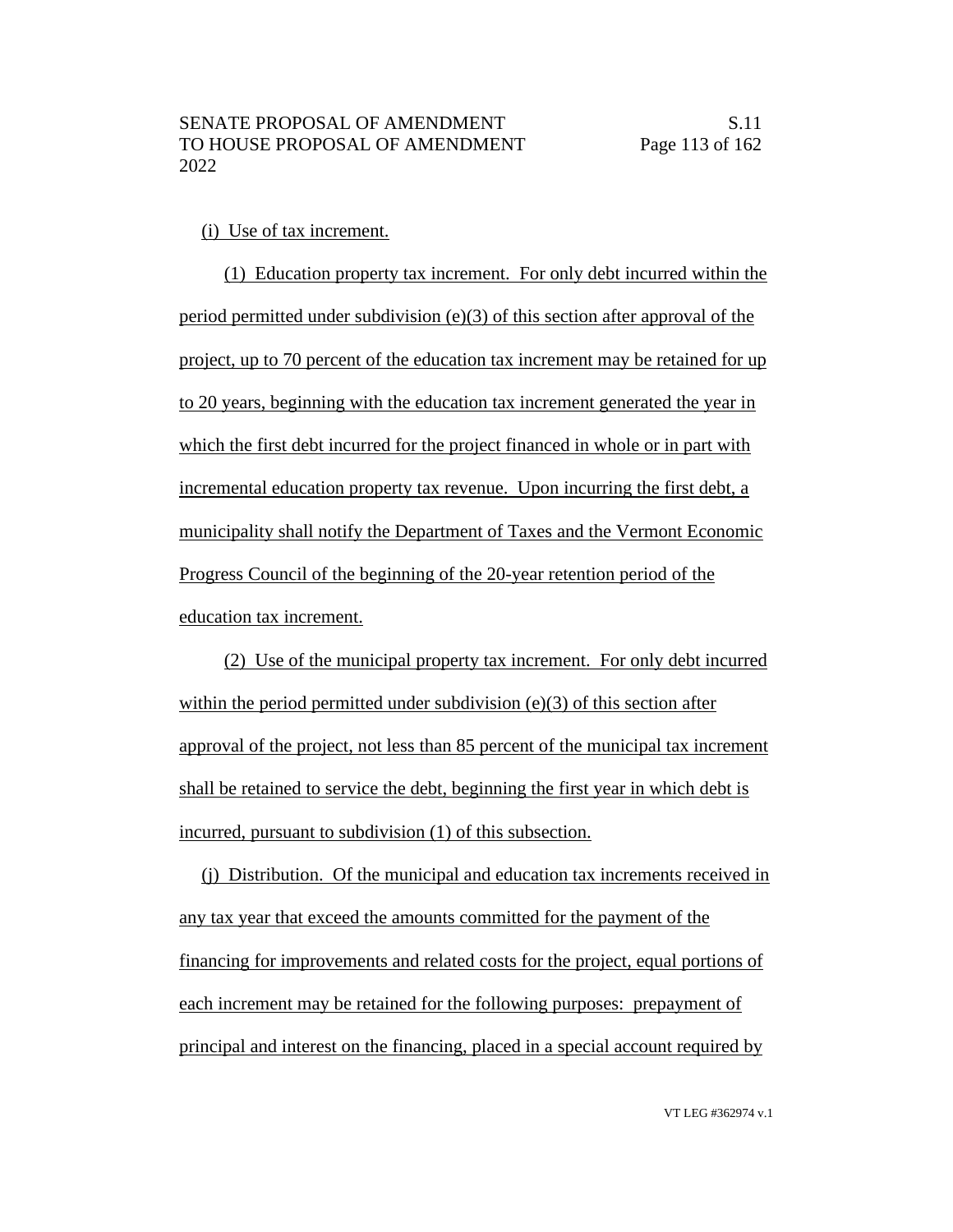(i) Use of tax increment.

(1) Education property tax increment. For only debt incurred within the period permitted under subdivision (e)(3) of this section after approval of the project, up to 70 percent of the education tax increment may be retained for up to 20 years, beginning with the education tax increment generated the year in which the first debt incurred for the project financed in whole or in part with incremental education property tax revenue. Upon incurring the first debt, a municipality shall notify the Department of Taxes and the Vermont Economic Progress Council of the beginning of the 20-year retention period of the education tax increment.

(2) Use of the municipal property tax increment. For only debt incurred within the period permitted under subdivision (e)(3) of this section after approval of the project, not less than 85 percent of the municipal tax increment shall be retained to service the debt, beginning the first year in which debt is incurred, pursuant to subdivision (1) of this subsection.

(j) Distribution. Of the municipal and education tax increments received in any tax year that exceed the amounts committed for the payment of the financing for improvements and related costs for the project, equal portions of each increment may be retained for the following purposes: prepayment of principal and interest on the financing, placed in a special account required by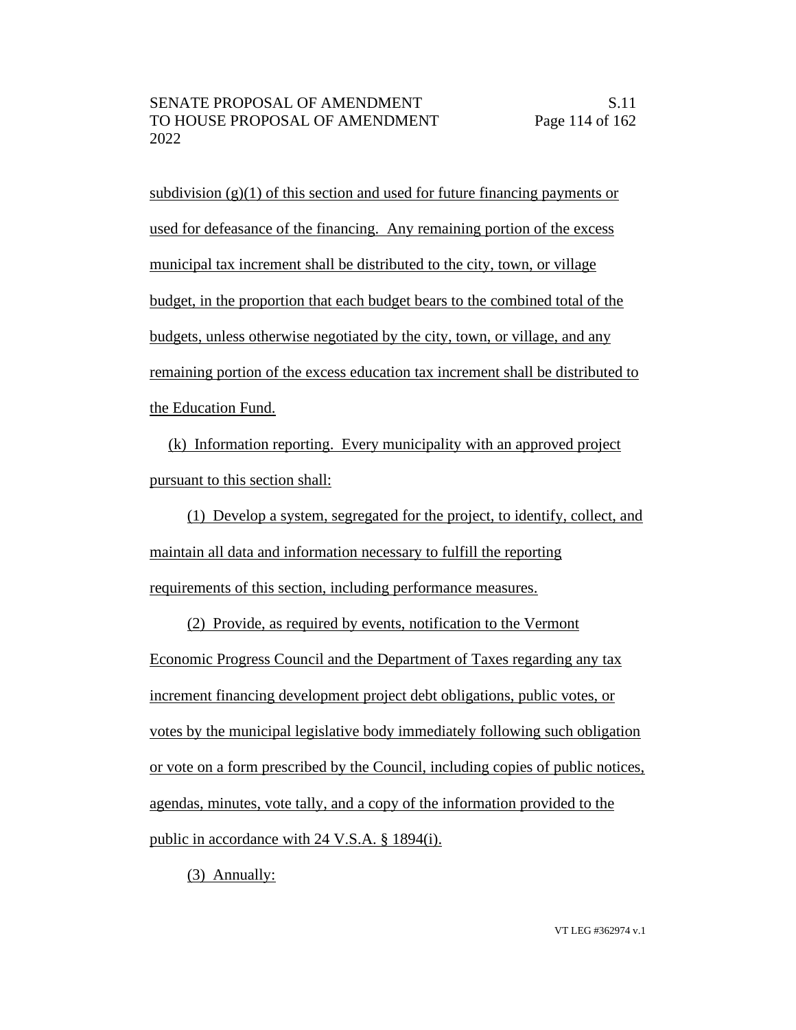subdivision (g)(1) of this section and used for future financing payments or used for defeasance of the financing. Any remaining portion of the excess municipal tax increment shall be distributed to the city, town, or village budget, in the proportion that each budget bears to the combined total of the budgets, unless otherwise negotiated by the city, town, or village, and any remaining portion of the excess education tax increment shall be distributed to the Education Fund.

(k) Information reporting. Every municipality with an approved project pursuant to this section shall:

(1) Develop a system, segregated for the project, to identify, collect, and maintain all data and information necessary to fulfill the reporting requirements of this section, including performance measures.

(2) Provide, as required by events, notification to the Vermont Economic Progress Council and the Department of Taxes regarding any tax increment financing development project debt obligations, public votes, or votes by the municipal legislative body immediately following such obligation or vote on a form prescribed by the Council, including copies of public notices, agendas, minutes, vote tally, and a copy of the information provided to the public in accordance with 24 V.S.A. § 1894(i).

(3) Annually: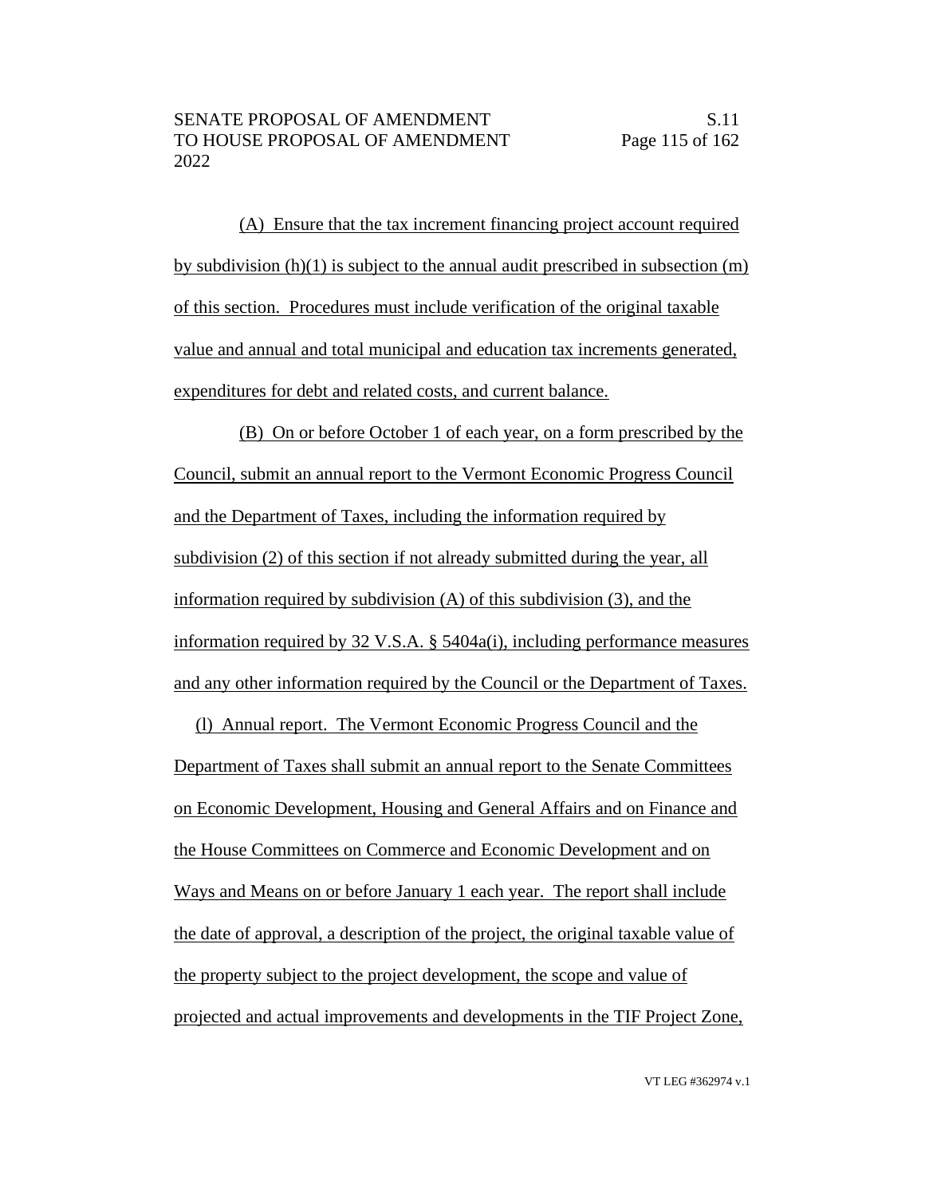(A) Ensure that the tax increment financing project account required by subdivision (h)(1) is subject to the annual audit prescribed in subsection (m) of this section. Procedures must include verification of the original taxable value and annual and total municipal and education tax increments generated, expenditures for debt and related costs, and current balance.

(B) On or before October 1 of each year, on a form prescribed by the Council, submit an annual report to the Vermont Economic Progress Council and the Department of Taxes, including the information required by subdivision (2) of this section if not already submitted during the year, all information required by subdivision (A) of this subdivision (3), and the information required by 32 V.S.A. § 5404a(i), including performance measures and any other information required by the Council or the Department of Taxes.

(l) Annual report. The Vermont Economic Progress Council and the Department of Taxes shall submit an annual report to the Senate Committees on Economic Development, Housing and General Affairs and on Finance and the House Committees on Commerce and Economic Development and on Ways and Means on or before January 1 each year. The report shall include the date of approval, a description of the project, the original taxable value of the property subject to the project development, the scope and value of projected and actual improvements and developments in the TIF Project Zone,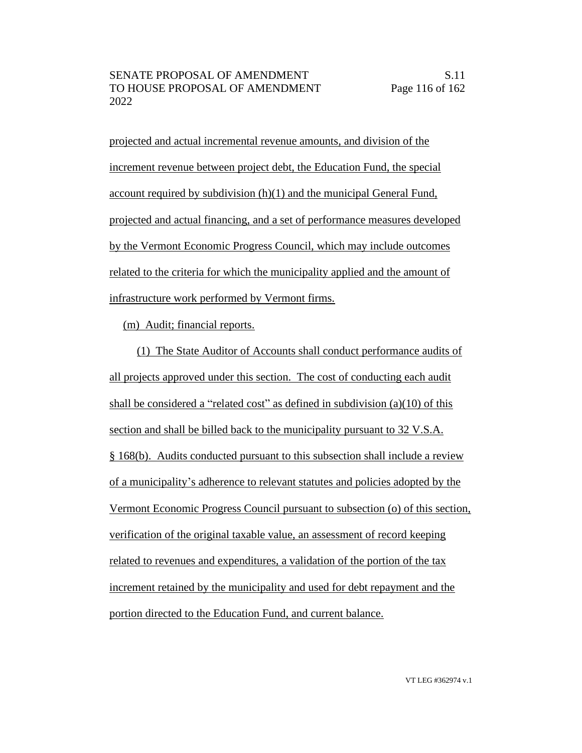projected and actual incremental revenue amounts, and division of the increment revenue between project debt, the Education Fund, the special account required by subdivision (h)(1) and the municipal General Fund, projected and actual financing, and a set of performance measures developed by the Vermont Economic Progress Council, which may include outcomes related to the criteria for which the municipality applied and the amount of infrastructure work performed by Vermont firms.

(m) Audit; financial reports.

(1) The State Auditor of Accounts shall conduct performance audits of all projects approved under this section. The cost of conducting each audit shall be considered a "related cost" as defined in subdivision (a)(10) of this section and shall be billed back to the municipality pursuant to 32 V.S.A. § 168(b). Audits conducted pursuant to this subsection shall include a review of a municipality's adherence to relevant statutes and policies adopted by the Vermont Economic Progress Council pursuant to subsection (o) of this section, verification of the original taxable value, an assessment of record keeping related to revenues and expenditures, a validation of the portion of the tax increment retained by the municipality and used for debt repayment and the portion directed to the Education Fund, and current balance.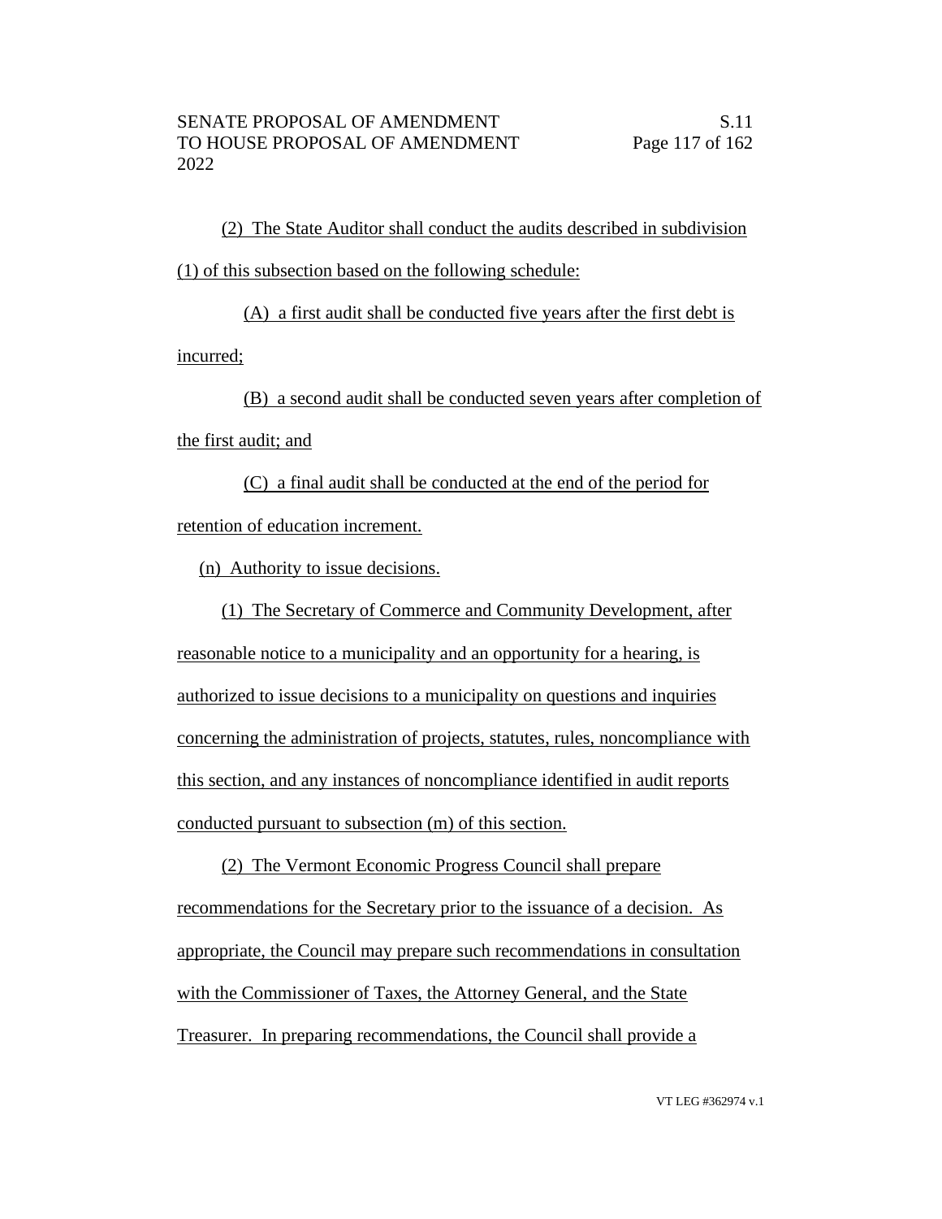(2) The State Auditor shall conduct the audits described in subdivision (1) of this subsection based on the following schedule:

(A) a first audit shall be conducted five years after the first debt is incurred;

(B) a second audit shall be conducted seven years after completion of the first audit; and

(C) a final audit shall be conducted at the end of the period for retention of education increment.

(n) Authority to issue decisions.

(1) The Secretary of Commerce and Community Development, after reasonable notice to a municipality and an opportunity for a hearing, is authorized to issue decisions to a municipality on questions and inquiries concerning the administration of projects, statutes, rules, noncompliance with this section, and any instances of noncompliance identified in audit reports conducted pursuant to subsection (m) of this section.

(2) The Vermont Economic Progress Council shall prepare recommendations for the Secretary prior to the issuance of a decision. As appropriate, the Council may prepare such recommendations in consultation with the Commissioner of Taxes, the Attorney General, and the State Treasurer. In preparing recommendations, the Council shall provide a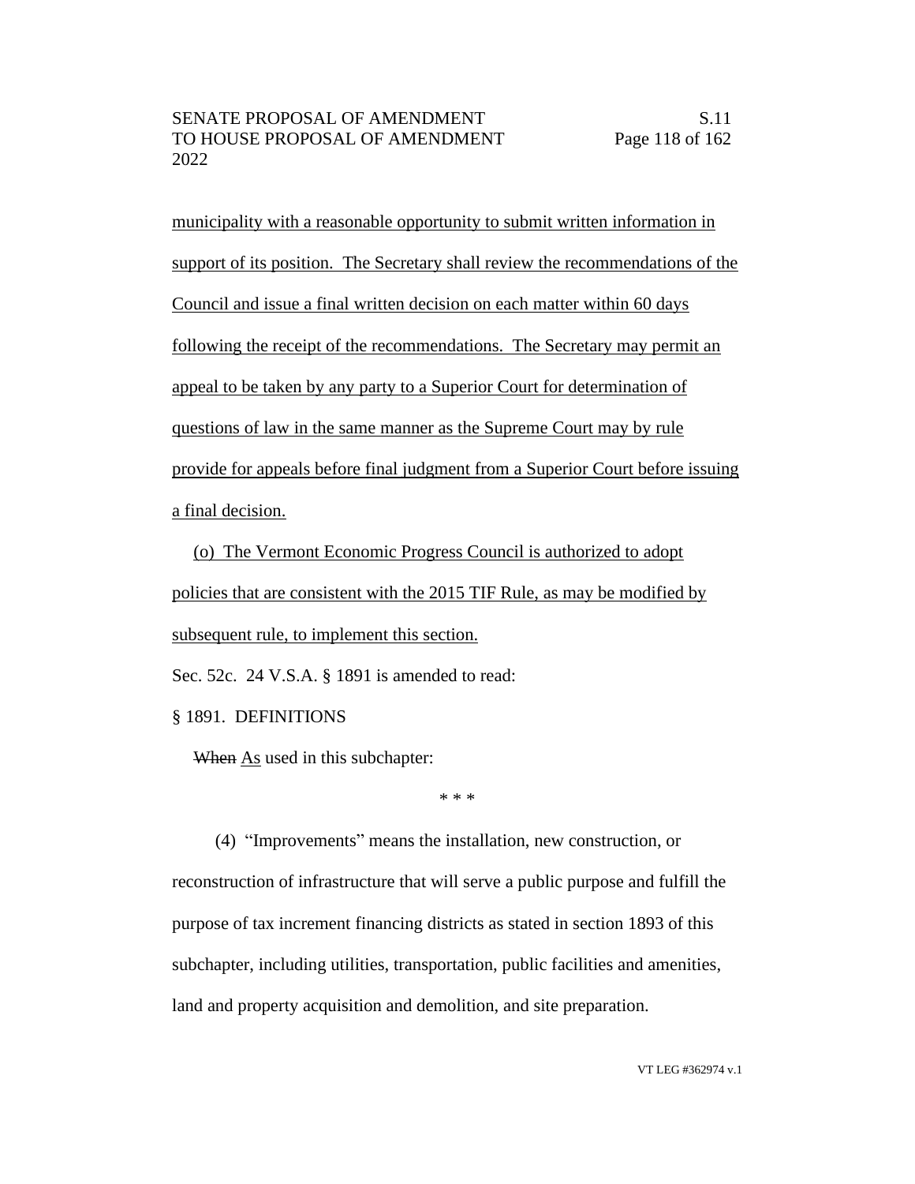municipality with a reasonable opportunity to submit written information in support of its position. The Secretary shall review the recommendations of the Council and issue a final written decision on each matter within 60 days following the receipt of the recommendations. The Secretary may permit an appeal to be taken by any party to a Superior Court for determination of questions of law in the same manner as the Supreme Court may by rule provide for appeals before final judgment from a Superior Court before issuing a final decision.

(o) The Vermont Economic Progress Council is authorized to adopt policies that are consistent with the 2015 TIF Rule, as may be modified by subsequent rule, to implement this section.

Sec. 52c. 24 V.S.A. § 1891 is amended to read:

§ 1891. DEFINITIONS

~~When~~ As used in this subchapter:

\* \* \*

(4) "Improvements" means the installation, new construction, or reconstruction of infrastructure that will serve a public purpose and fulfill the purpose of tax increment financing districts as stated in section 1893 of this subchapter, including utilities, transportation, public facilities and amenities, land and property acquisition and demolition, and site preparation.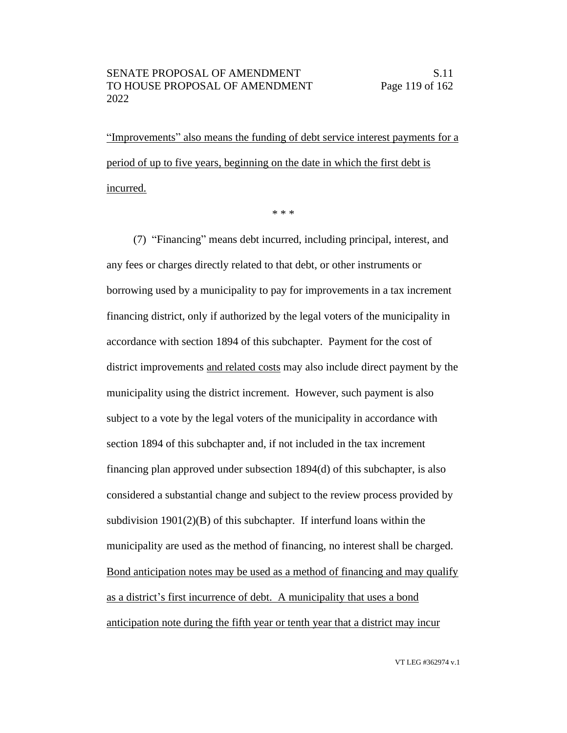"Improvements" also means the funding of debt service interest payments for a period of up to five years, beginning on the date in which the first debt is incurred.

\* \* \*

(7) "Financing" means debt incurred, including principal, interest, and any fees or charges directly related to that debt, or other instruments or borrowing used by a municipality to pay for improvements in a tax increment financing district, only if authorized by the legal voters of the municipality in accordance with section 1894 of this subchapter. Payment for the cost of district improvements and related costs may also include direct payment by the municipality using the district increment. However, such payment is also subject to a vote by the legal voters of the municipality in accordance with section 1894 of this subchapter and, if not included in the tax increment financing plan approved under subsection 1894(d) of this subchapter, is also considered a substantial change and subject to the review process provided by subdivision 1901(2)(B) of this subchapter. If interfund loans within the municipality are used as the method of financing, no interest shall be charged. Bond anticipation notes may be used as a method of financing and may qualify as a district's first incurrence of debt. A municipality that uses a bond anticipation note during the fifth year or tenth year that a district may incur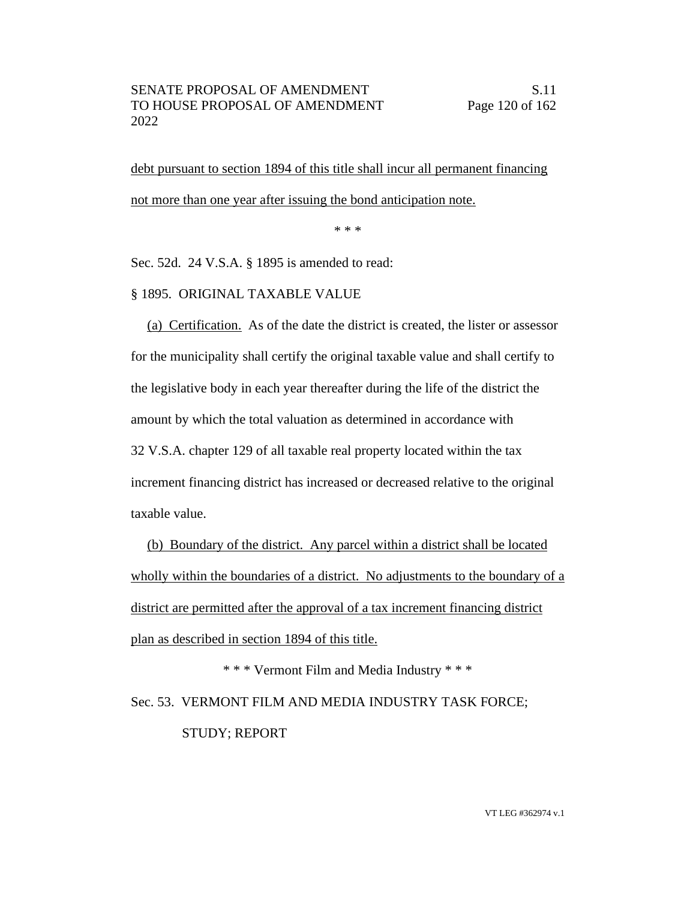debt pursuant to section 1894 of this title shall incur all permanent financing not more than one year after issuing the bond anticipation note.

* * *

Sec. 52d. 24 V.S.A. § 1895 is amended to read:

§ 1895. ORIGINAL TAXABLE VALUE

(a) Certification. As of the date the district is created, the lister or assessor for the municipality shall certify the original taxable value and shall certify to the legislative body in each year thereafter during the life of the district the amount by which the total valuation as determined in accordance with 32 V.S.A. chapter 129 of all taxable real property located within the tax increment financing district has increased or decreased relative to the original taxable value.

(b) Boundary of the district. Any parcel within a district shall be located wholly within the boundaries of a district. No adjustments to the boundary of a district are permitted after the approval of a tax increment financing district plan as described in section 1894 of this title.

* * * Vermont Film and Media Industry * * *

Sec. 53. VERMONT FILM AND MEDIA INDUSTRY TASK FORCE; STUDY; REPORT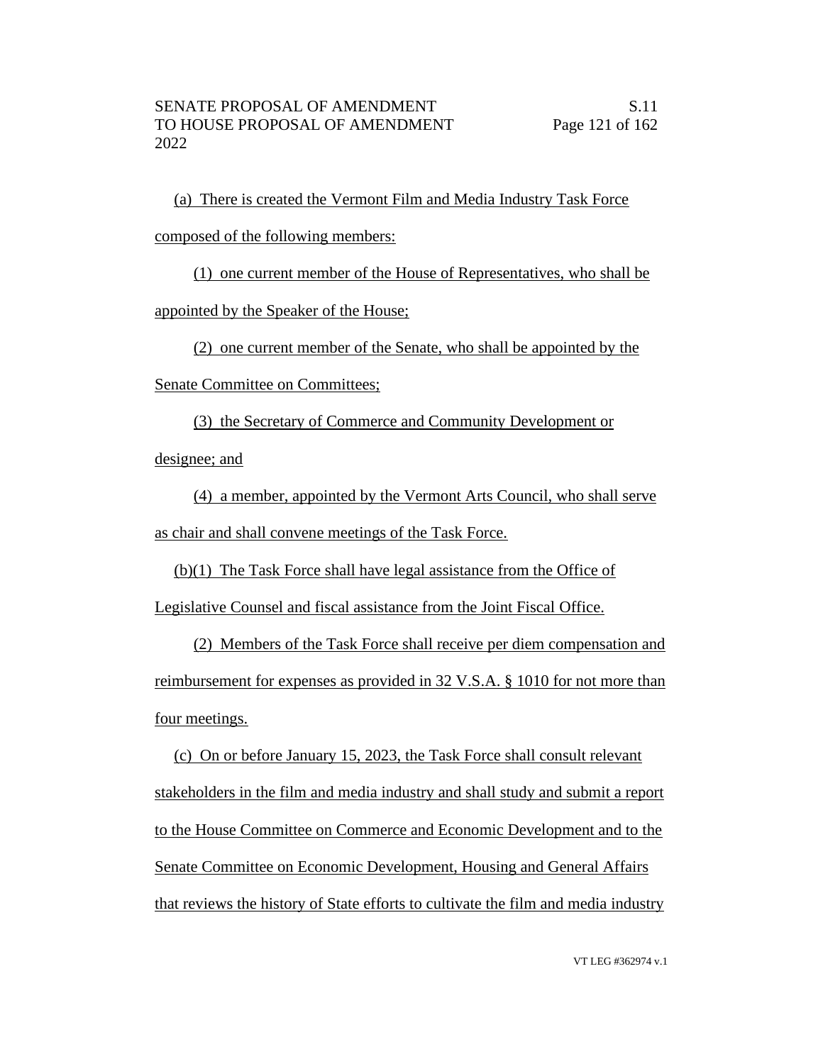(a) There is created the Vermont Film and Media Industry Task Force composed of the following members:

(1) one current member of the House of Representatives, who shall be appointed by the Speaker of the House;

(2) one current member of the Senate, who shall be appointed by the Senate Committee on Committees;

(3) the Secretary of Commerce and Community Development or designee; and

(4) a member, appointed by the Vermont Arts Council, who shall serve as chair and shall convene meetings of the Task Force.

(b)(1) The Task Force shall have legal assistance from the Office of Legislative Counsel and fiscal assistance from the Joint Fiscal Office.

(2) Members of the Task Force shall receive per diem compensation and reimbursement for expenses as provided in 32 V.S.A. § 1010 for not more than four meetings.

(c) On or before January 15, 2023, the Task Force shall consult relevant stakeholders in the film and media industry and shall study and submit a report to the House Committee on Commerce and Economic Development and to the Senate Committee on Economic Development, Housing and General Affairs that reviews the history of State efforts to cultivate the film and media industry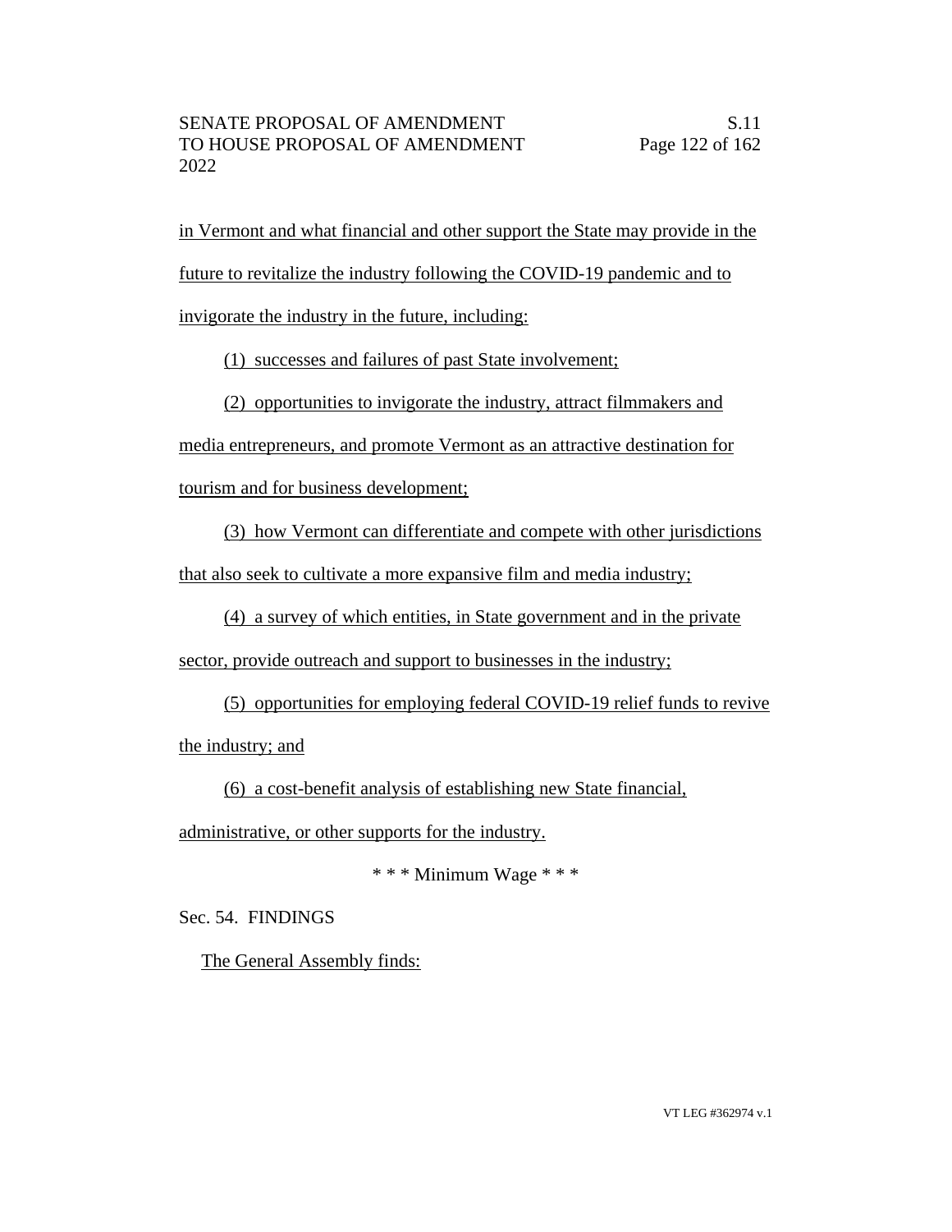in Vermont and what financial and other support the State may provide in the future to revitalize the industry following the COVID-19 pandemic and to invigorate the industry in the future, including:

(1) successes and failures of past State involvement;

(2) opportunities to invigorate the industry, attract filmmakers and media entrepreneurs, and promote Vermont as an attractive destination for tourism and for business development;

(3) how Vermont can differentiate and compete with other jurisdictions that also seek to cultivate a more expansive film and media industry;

(4) a survey of which entities, in State government and in the private sector, provide outreach and support to businesses in the industry;

(5) opportunities for employing federal COVID-19 relief funds to revive the industry; and

(6) a cost-benefit analysis of establishing new State financial, administrative, or other supports for the industry.

\* \* \* Minimum Wage \* \* \*

Sec. 54. FINDINGS

The General Assembly finds: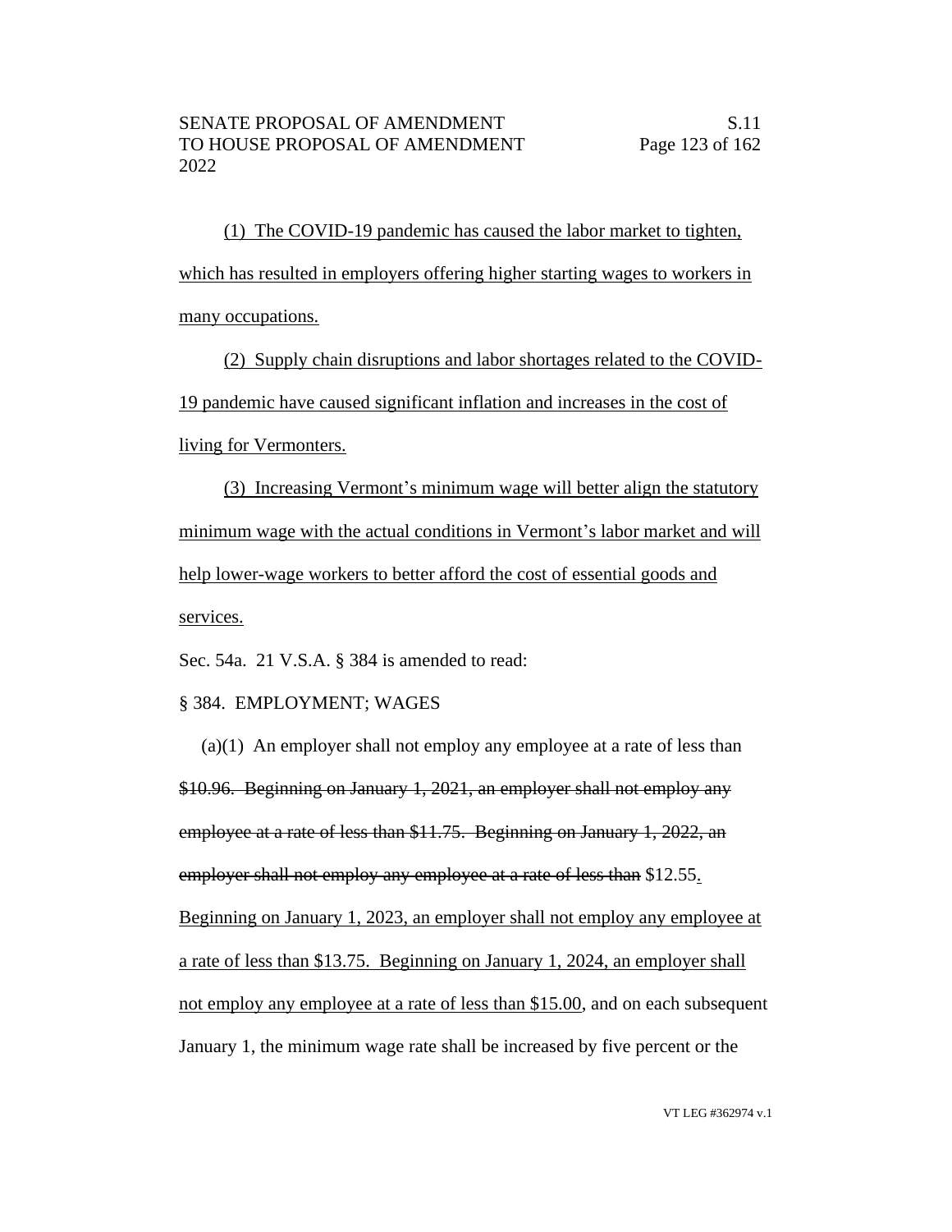(1) The COVID-19 pandemic has caused the labor market to tighten, which has resulted in employers offering higher starting wages to workers in many occupations.

(2) Supply chain disruptions and labor shortages related to the COVID-19 pandemic have caused significant inflation and increases in the cost of living for Vermonters.

(3) Increasing Vermont's minimum wage will better align the statutory minimum wage with the actual conditions in Vermont's labor market and will help lower-wage workers to better afford the cost of essential goods and services.

Sec. 54a. 21 V.S.A. § 384 is amended to read:

§ 384. EMPLOYMENT; WAGES

(a)(1) An employer shall not employ any employee at a rate of less than ~~$10.96. Beginning on January 1, 2021, an employer shall not employ any employee at a rate of less than $11.75. Beginning on January 1, 2022, an employer shall not employ any employee at a rate of less than~~ $12.55. Beginning on January 1, 2023, an employer shall not employ any employee at a rate of less than $13.75. Beginning on January 1, 2024, an employer shall not employ any employee at a rate of less than $15.00, and on each subsequent January 1, the minimum wage rate shall be increased by five percent or the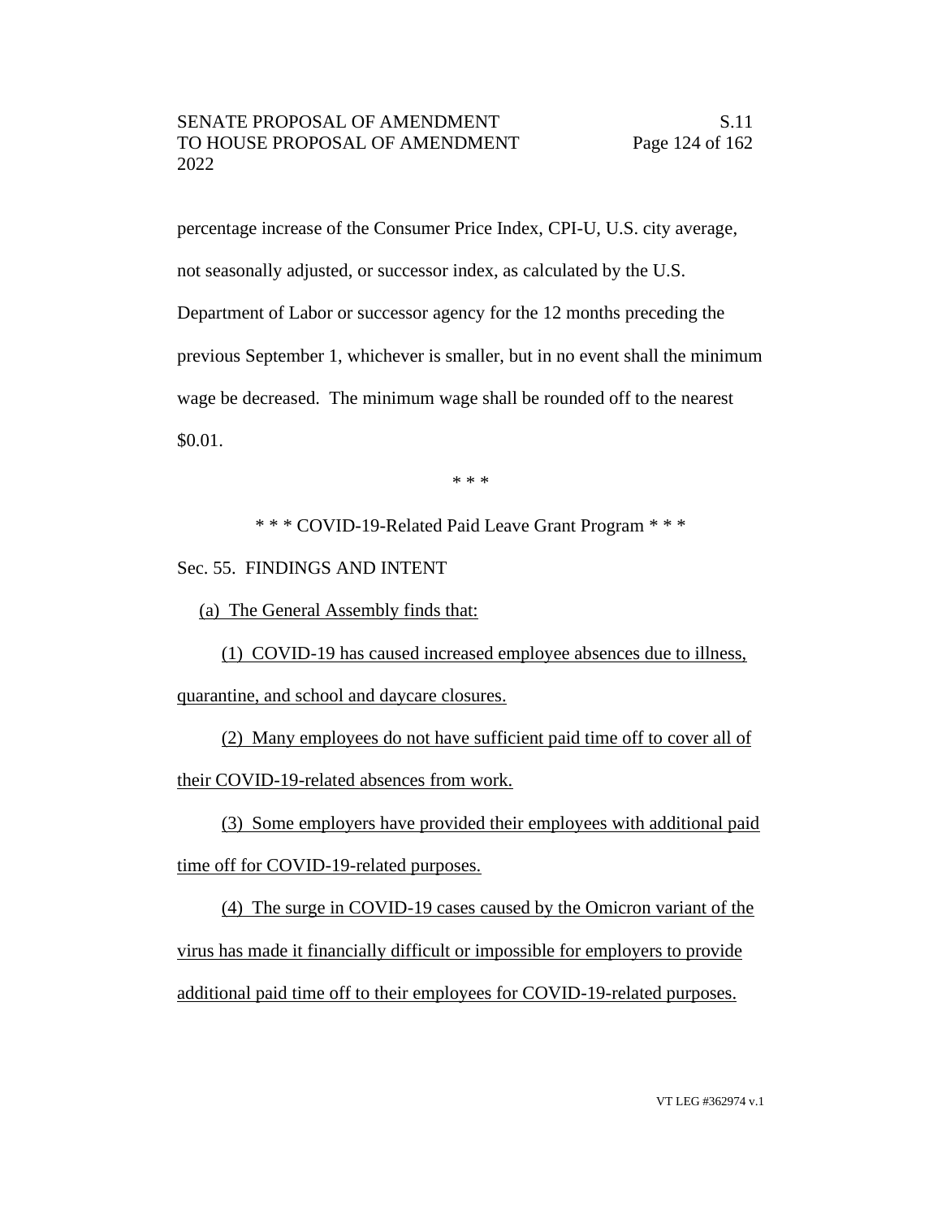percentage increase of the Consumer Price Index, CPI-U, U.S. city average, not seasonally adjusted, or successor index, as calculated by the U.S. Department of Labor or successor agency for the 12 months preceding the previous September 1, whichever is smaller, but in no event shall the minimum wage be decreased. The minimum wage shall be rounded off to the nearest $0.01.

\* \* \*

\* \* \* COVID-19-Related Paid Leave Grant Program \* \* \*

Sec. 55. FINDINGS AND INTENT

(a) The General Assembly finds that:

(1) COVID-19 has caused increased employee absences due to illness, quarantine, and school and daycare closures.

(2) Many employees do not have sufficient paid time off to cover all of their COVID-19-related absences from work.

(3) Some employers have provided their employees with additional paid time off for COVID-19-related purposes.

(4) The surge in COVID-19 cases caused by the Omicron variant of the virus has made it financially difficult or impossible for employers to provide additional paid time off to their employees for COVID-19-related purposes.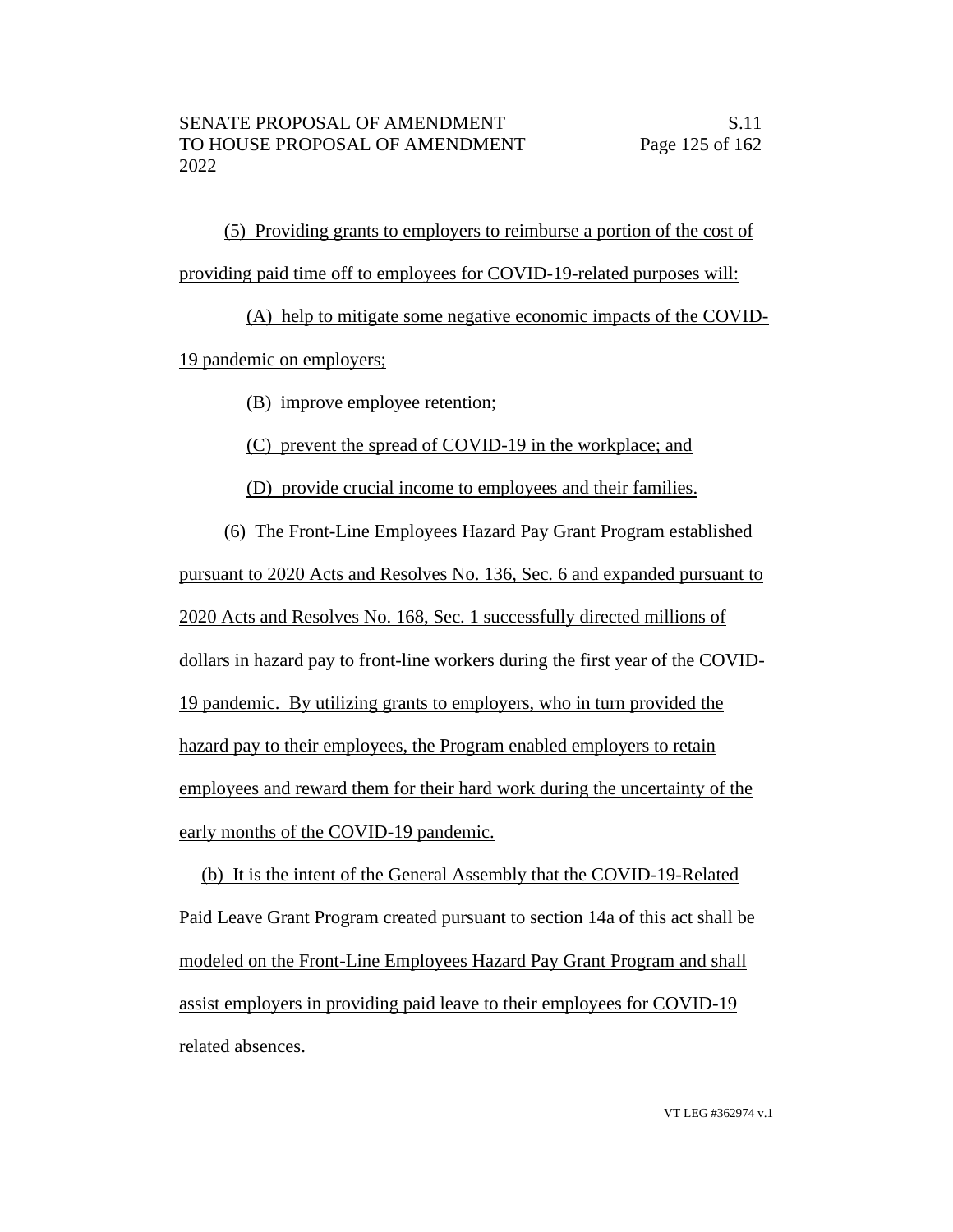(5) Providing grants to employers to reimburse a portion of the cost of providing paid time off to employees for COVID-19-related purposes will:

(A) help to mitigate some negative economic impacts of the COVID-19 pandemic on employers;

(B) improve employee retention;

(C) prevent the spread of COVID-19 in the workplace; and

(D) provide crucial income to employees and their families.

(6) The Front-Line Employees Hazard Pay Grant Program established pursuant to 2020 Acts and Resolves No. 136, Sec. 6 and expanded pursuant to 2020 Acts and Resolves No. 168, Sec. 1 successfully directed millions of dollars in hazard pay to front-line workers during the first year of the COVID-19 pandemic. By utilizing grants to employers, who in turn provided the hazard pay to their employees, the Program enabled employers to retain employees and reward them for their hard work during the uncertainty of the early months of the COVID-19 pandemic.

(b) It is the intent of the General Assembly that the COVID-19-Related Paid Leave Grant Program created pursuant to section 14a of this act shall be modeled on the Front-Line Employees Hazard Pay Grant Program and shall assist employers in providing paid leave to their employees for COVID-19 related absences.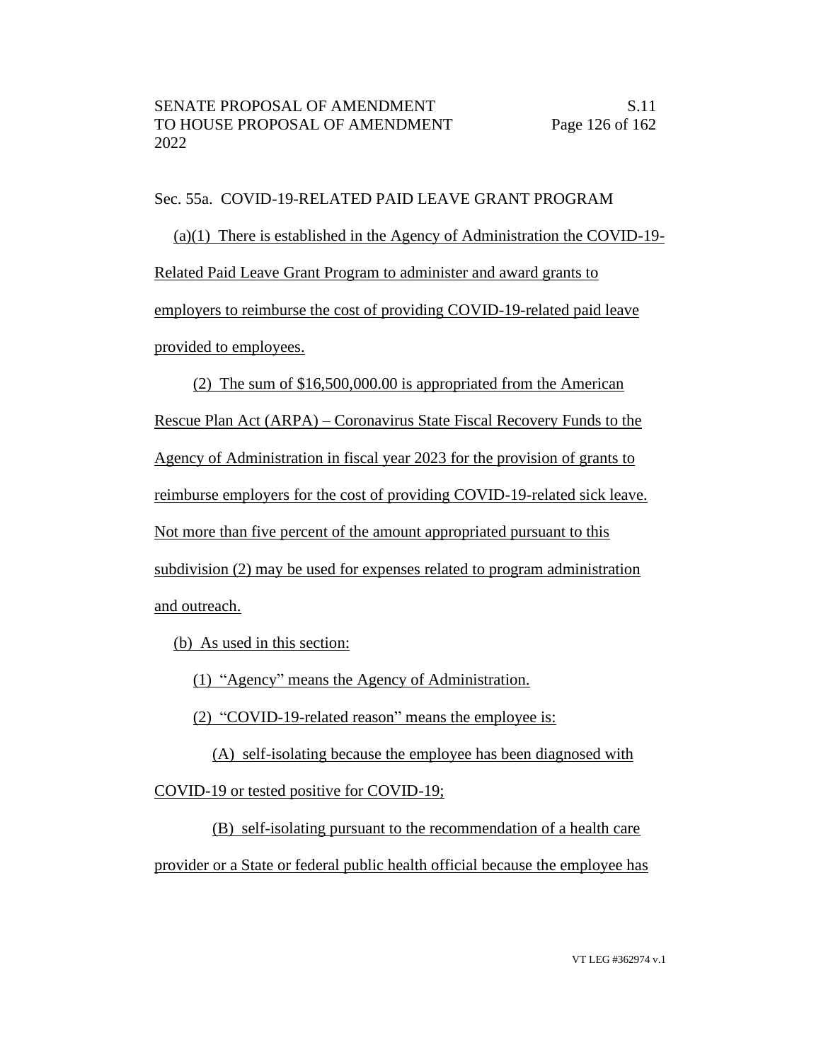Sec. 55a. COVID-19-RELATED PAID LEAVE GRANT PROGRAM

(a)(1) There is established in the Agency of Administration the COVID-19-Related Paid Leave Grant Program to administer and award grants to employers to reimburse the cost of providing COVID-19-related paid leave provided to employees.

(2) The sum of $16,500,000.00 is appropriated from the American Rescue Plan Act (ARPA) – Coronavirus State Fiscal Recovery Funds to the Agency of Administration in fiscal year 2023 for the provision of grants to reimburse employers for the cost of providing COVID-19-related sick leave. Not more than five percent of the amount appropriated pursuant to this subdivision (2) may be used for expenses related to program administration and outreach.

(b) As used in this section:

(1) "Agency" means the Agency of Administration.

(2) "COVID-19-related reason" means the employee is:

(A) self-isolating because the employee has been diagnosed with COVID-19 or tested positive for COVID-19;

(B) self-isolating pursuant to the recommendation of a health care provider or a State or federal public health official because the employee has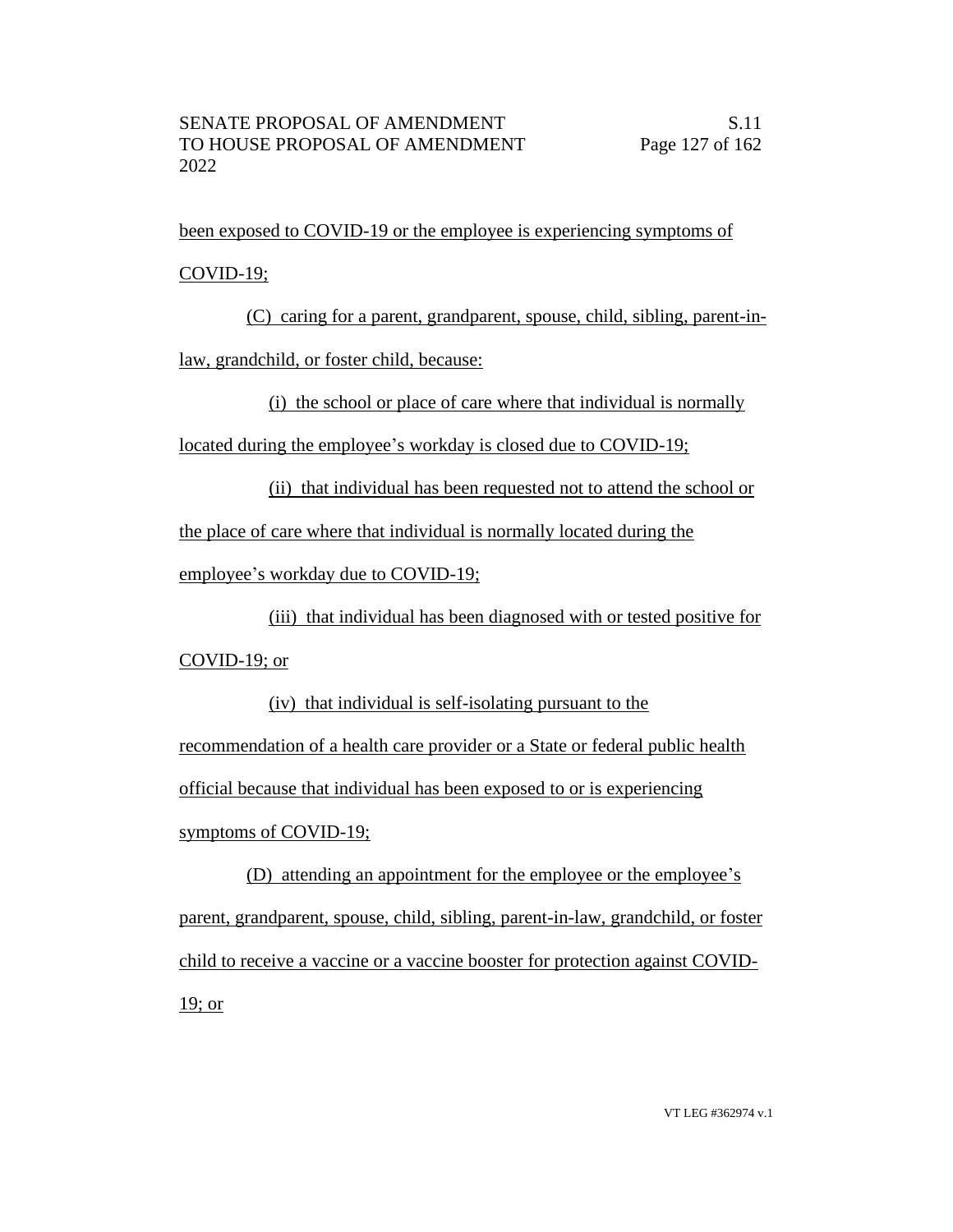been exposed to COVID-19 or the employee is experiencing symptoms of COVID-19;

(C) caring for a parent, grandparent, spouse, child, sibling, parent-in-law, grandchild, or foster child, because:

(i) the school or place of care where that individual is normally located during the employee's workday is closed due to COVID-19;

(ii) that individual has been requested not to attend the school or the place of care where that individual is normally located during the employee's workday due to COVID-19;

(iii) that individual has been diagnosed with or tested positive for COVID-19; or

(iv) that individual is self-isolating pursuant to the recommendation of a health care provider or a State or federal public health official because that individual has been exposed to or is experiencing symptoms of COVID-19;

(D) attending an appointment for the employee or the employee's parent, grandparent, spouse, child, sibling, parent-in-law, grandchild, or foster child to receive a vaccine or a vaccine booster for protection against COVID-19; or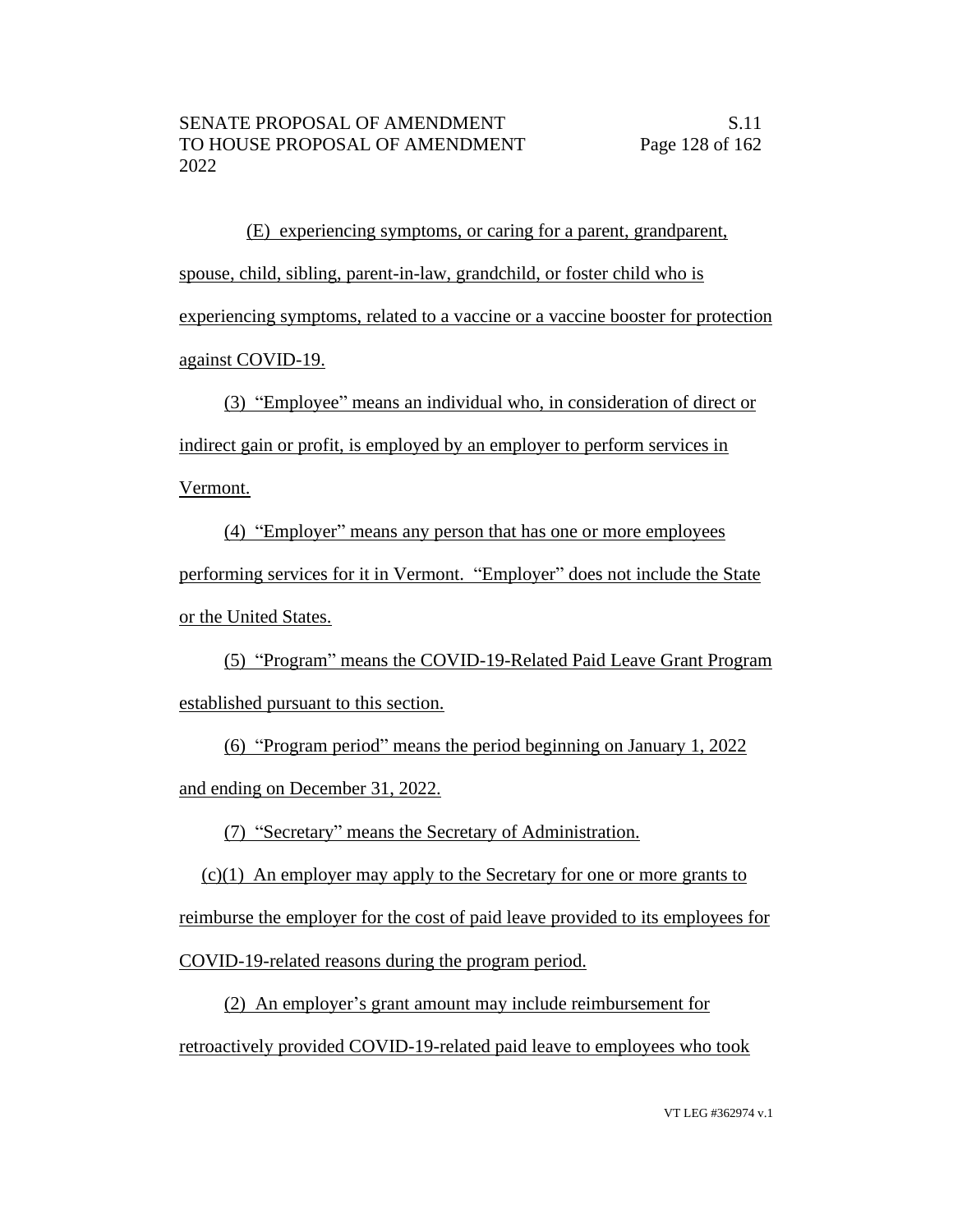(E) experiencing symptoms, or caring for a parent, grandparent, spouse, child, sibling, parent-in-law, grandchild, or foster child who is experiencing symptoms, related to a vaccine or a vaccine booster for protection against COVID-19.

(3) "Employee" means an individual who, in consideration of direct or indirect gain or profit, is employed by an employer to perform services in Vermont.

(4) "Employer" means any person that has one or more employees performing services for it in Vermont. "Employer" does not include the State or the United States.

(5) "Program" means the COVID-19-Related Paid Leave Grant Program established pursuant to this section.

(6) "Program period" means the period beginning on January 1, 2022 and ending on December 31, 2022.

(7) "Secretary" means the Secretary of Administration.

(c)(1) An employer may apply to the Secretary for one or more grants to reimburse the employer for the cost of paid leave provided to its employees for COVID-19-related reasons during the program period.

(2) An employer's grant amount may include reimbursement for retroactively provided COVID-19-related paid leave to employees who took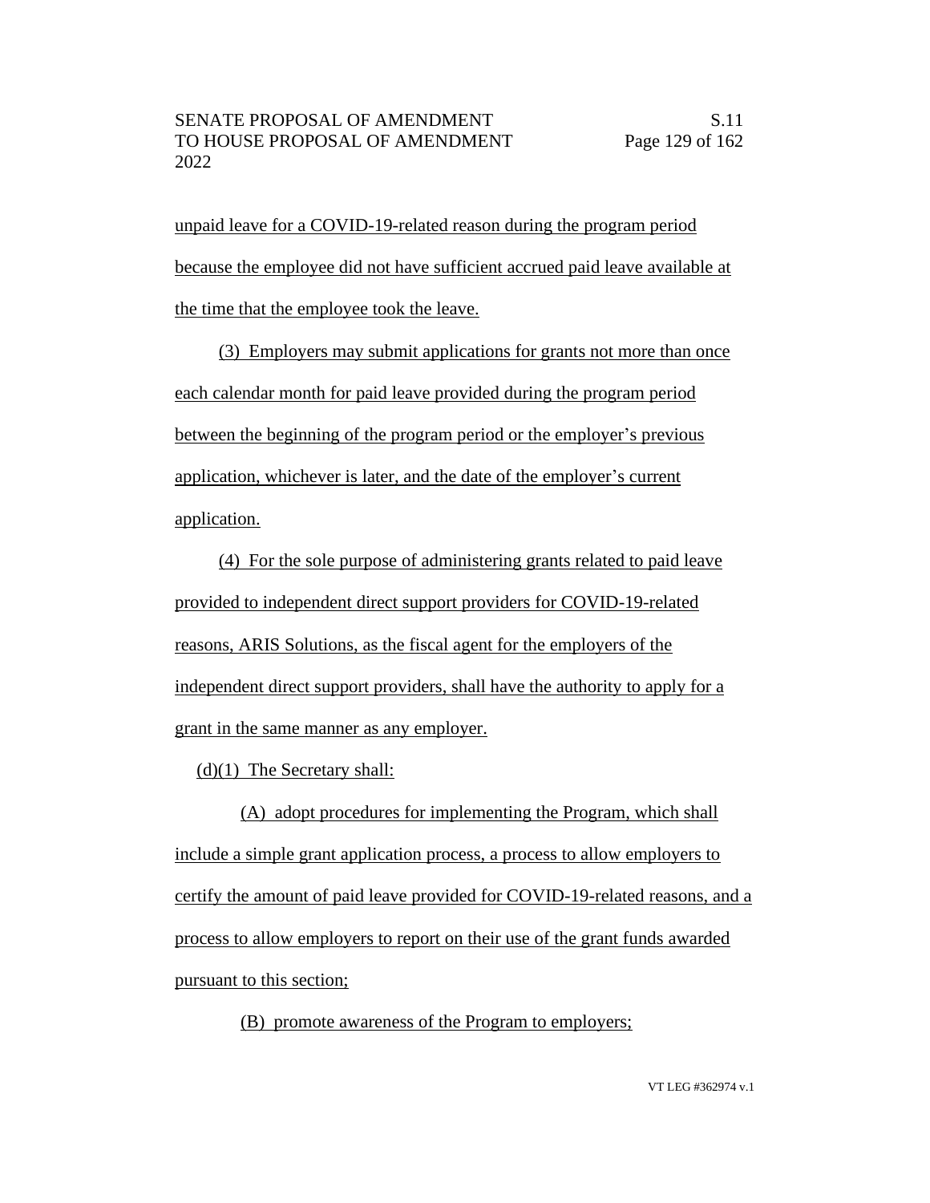unpaid leave for a COVID-19-related reason during the program period because the employee did not have sufficient accrued paid leave available at the time that the employee took the leave.

(3) Employers may submit applications for grants not more than once each calendar month for paid leave provided during the program period between the beginning of the program period or the employer's previous application, whichever is later, and the date of the employer's current application.

(4) For the sole purpose of administering grants related to paid leave provided to independent direct support providers for COVID-19-related reasons, ARIS Solutions, as the fiscal agent for the employers of the independent direct support providers, shall have the authority to apply for a grant in the same manner as any employer.

(d)(1) The Secretary shall:

(A) adopt procedures for implementing the Program, which shall include a simple grant application process, a process to allow employers to certify the amount of paid leave provided for COVID-19-related reasons, and a process to allow employers to report on their use of the grant funds awarded pursuant to this section;

(B) promote awareness of the Program to employers;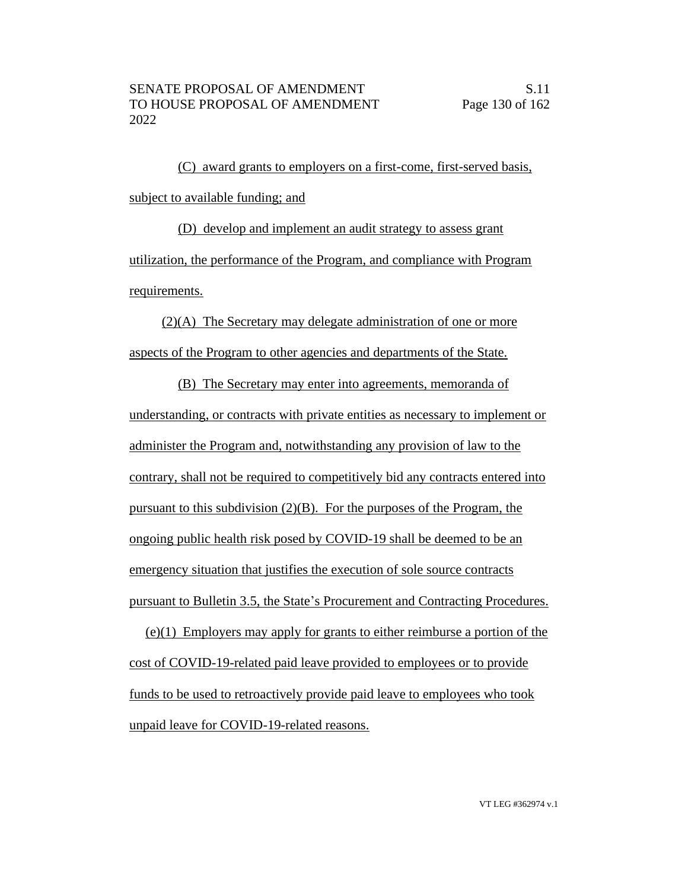(C) award grants to employers on a first-come, first-served basis, subject to available funding; and

(D) develop and implement an audit strategy to assess grant utilization, the performance of the Program, and compliance with Program requirements.

(2)(A) The Secretary may delegate administration of one or more aspects of the Program to other agencies and departments of the State.

(B) The Secretary may enter into agreements, memoranda of understanding, or contracts with private entities as necessary to implement or administer the Program and, notwithstanding any provision of law to the contrary, shall not be required to competitively bid any contracts entered into pursuant to this subdivision (2)(B). For the purposes of the Program, the ongoing public health risk posed by COVID-19 shall be deemed to be an emergency situation that justifies the execution of sole source contracts pursuant to Bulletin 3.5, the State's Procurement and Contracting Procedures.

(e)(1) Employers may apply for grants to either reimburse a portion of the cost of COVID-19-related paid leave provided to employees or to provide funds to be used to retroactively provide paid leave to employees who took unpaid leave for COVID-19-related reasons.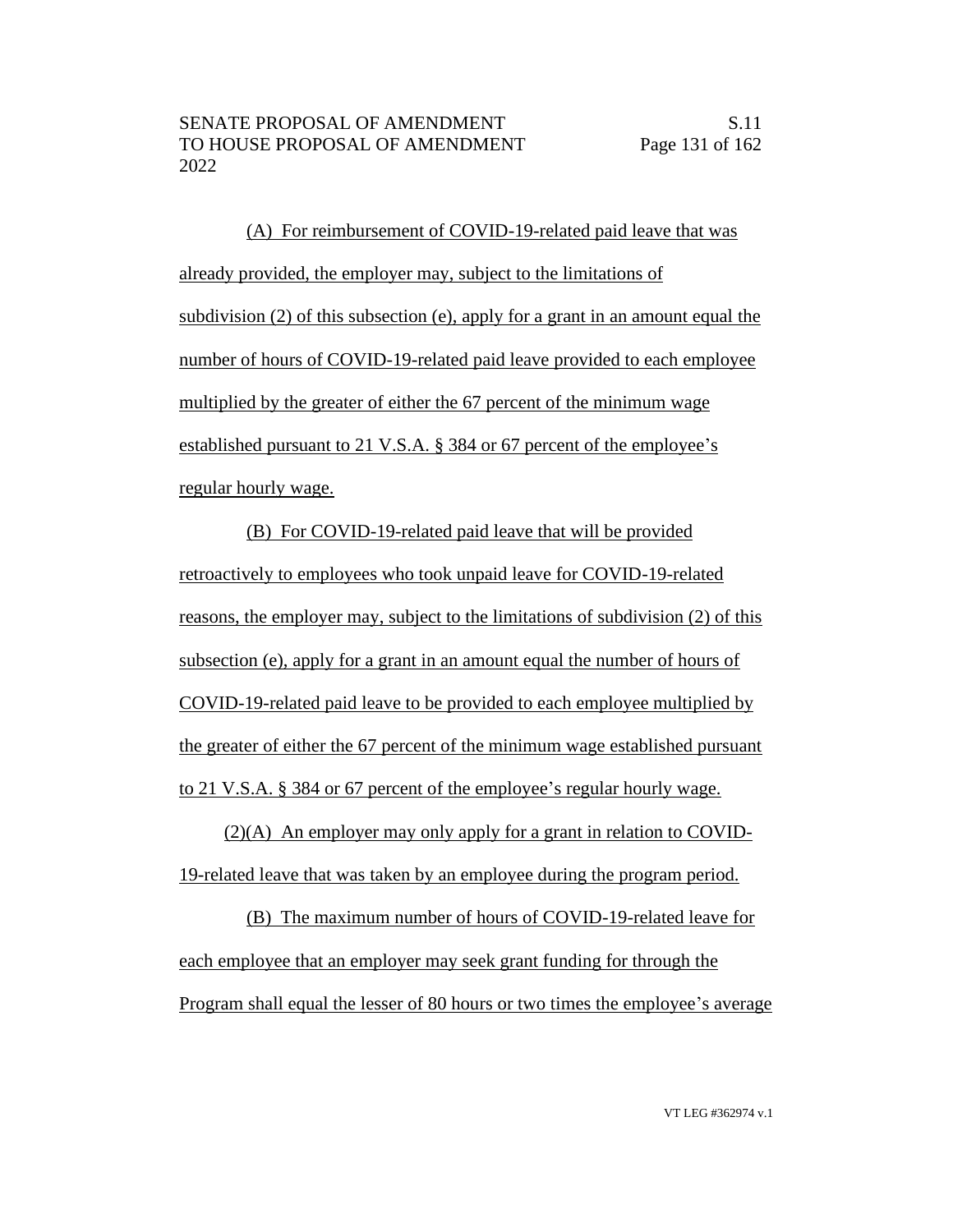(A) For reimbursement of COVID-19-related paid leave that was already provided, the employer may, subject to the limitations of subdivision (2) of this subsection (e), apply for a grant in an amount equal the number of hours of COVID-19-related paid leave provided to each employee multiplied by the greater of either the 67 percent of the minimum wage established pursuant to 21 V.S.A. § 384 or 67 percent of the employee's regular hourly wage.

(B) For COVID-19-related paid leave that will be provided retroactively to employees who took unpaid leave for COVID-19-related reasons, the employer may, subject to the limitations of subdivision (2) of this subsection (e), apply for a grant in an amount equal the number of hours of COVID-19-related paid leave to be provided to each employee multiplied by the greater of either the 67 percent of the minimum wage established pursuant to 21 V.S.A. § 384 or 67 percent of the employee's regular hourly wage.

(2)(A) An employer may only apply for a grant in relation to COVID-19-related leave that was taken by an employee during the program period.

(B) The maximum number of hours of COVID-19-related leave for each employee that an employer may seek grant funding for through the Program shall equal the lesser of 80 hours or two times the employee's average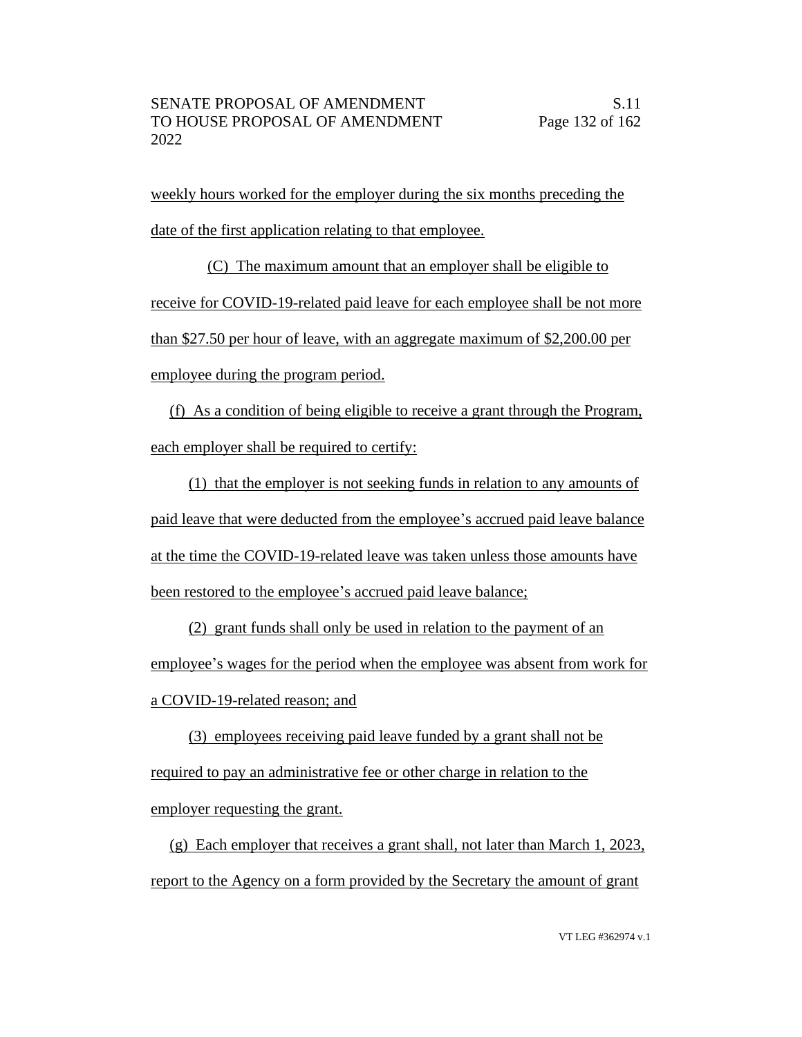weekly hours worked for the employer during the six months preceding the date of the first application relating to that employee.

(C) The maximum amount that an employer shall be eligible to receive for COVID-19-related paid leave for each employee shall be not more than $27.50 per hour of leave, with an aggregate maximum of $2,200.00 per employee during the program period.

(f) As a condition of being eligible to receive a grant through the Program, each employer shall be required to certify:

(1) that the employer is not seeking funds in relation to any amounts of paid leave that were deducted from the employee's accrued paid leave balance at the time the COVID-19-related leave was taken unless those amounts have been restored to the employee's accrued paid leave balance;

(2) grant funds shall only be used in relation to the payment of an employee's wages for the period when the employee was absent from work for a COVID-19-related reason; and

(3) employees receiving paid leave funded by a grant shall not be required to pay an administrative fee or other charge in relation to the employer requesting the grant.

(g) Each employer that receives a grant shall, not later than March 1, 2023, report to the Agency on a form provided by the Secretary the amount of grant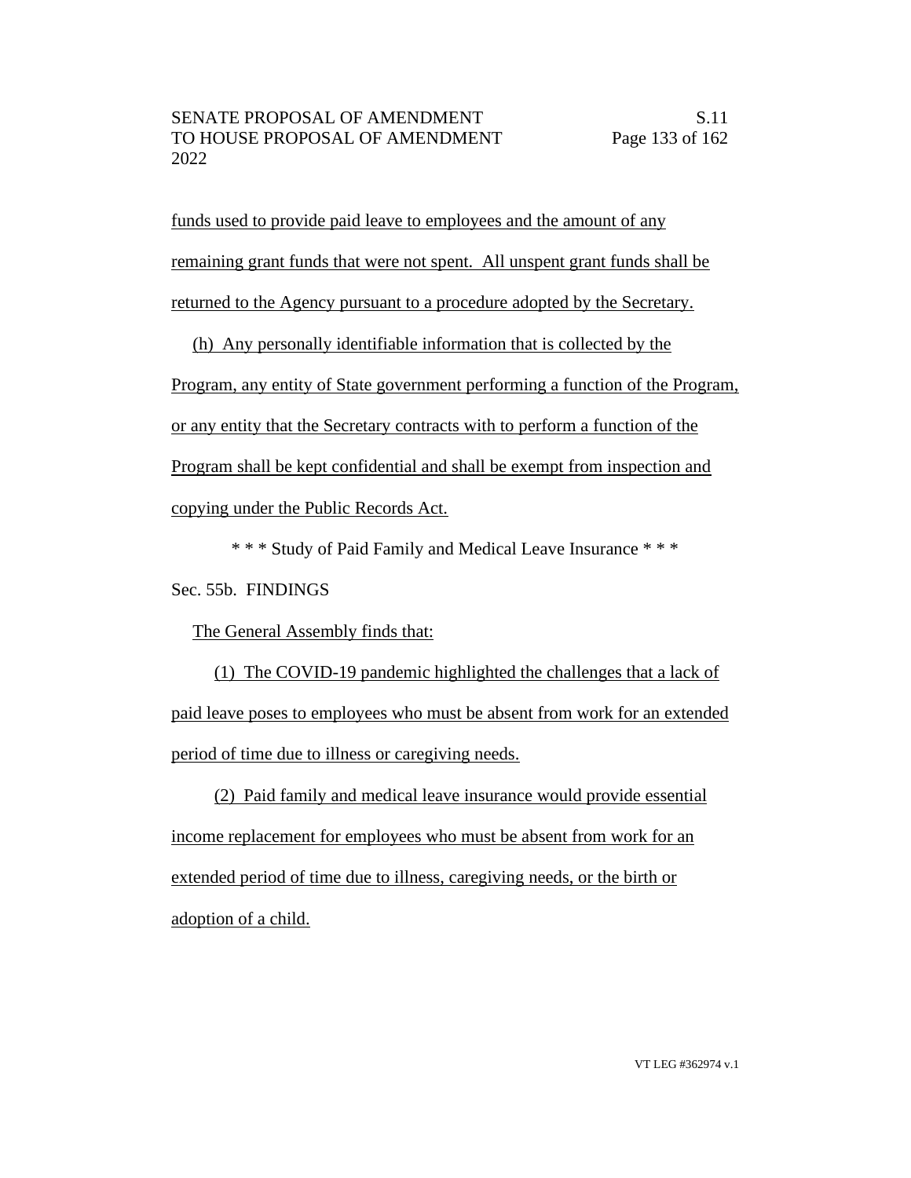funds used to provide paid leave to employees and the amount of any remaining grant funds that were not spent. All unspent grant funds shall be returned to the Agency pursuant to a procedure adopted by the Secretary.

(h) Any personally identifiable information that is collected by the Program, any entity of State government performing a function of the Program, or any entity that the Secretary contracts with to perform a function of the Program shall be kept confidential and shall be exempt from inspection and copying under the Public Records Act.

\* \* \* Study of Paid Family and Medical Leave Insurance \* \* \*

Sec. 55b. FINDINGS

The General Assembly finds that:

(1) The COVID-19 pandemic highlighted the challenges that a lack of paid leave poses to employees who must be absent from work for an extended period of time due to illness or caregiving needs.

(2) Paid family and medical leave insurance would provide essential income replacement for employees who must be absent from work for an extended period of time due to illness, caregiving needs, or the birth or adoption of a child.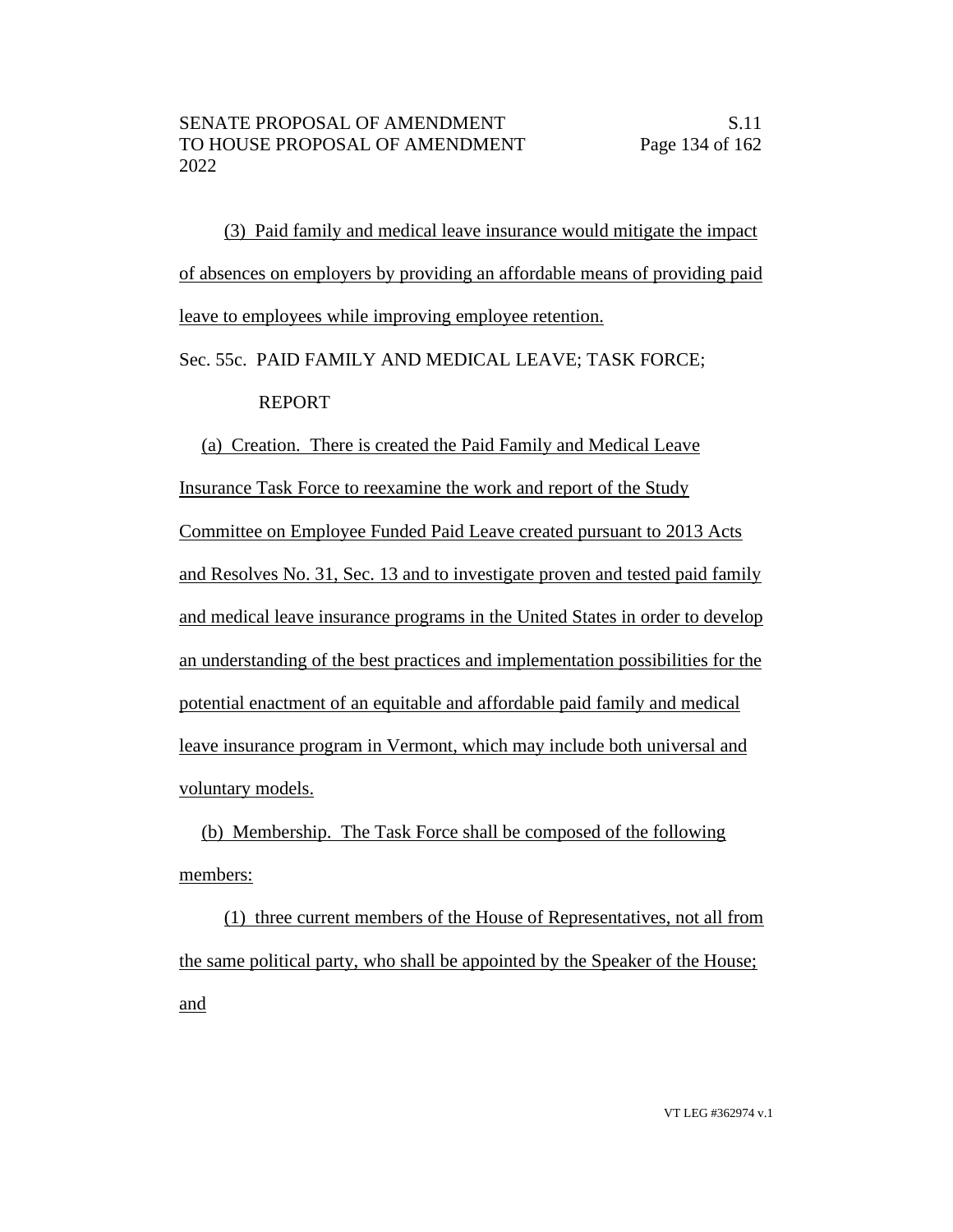(3) Paid family and medical leave insurance would mitigate the impact of absences on employers by providing an affordable means of providing paid leave to employees while improving employee retention.

Sec. 55c. PAID FAMILY AND MEDICAL LEAVE; TASK FORCE; REPORT

(a) Creation. There is created the Paid Family and Medical Leave Insurance Task Force to reexamine the work and report of the Study Committee on Employee Funded Paid Leave created pursuant to 2013 Acts and Resolves No. 31, Sec. 13 and to investigate proven and tested paid family and medical leave insurance programs in the United States in order to develop an understanding of the best practices and implementation possibilities for the potential enactment of an equitable and affordable paid family and medical leave insurance program in Vermont, which may include both universal and voluntary models.

(b) Membership. The Task Force shall be composed of the following members:

(1) three current members of the House of Representatives, not all from the same political party, who shall be appointed by the Speaker of the House; and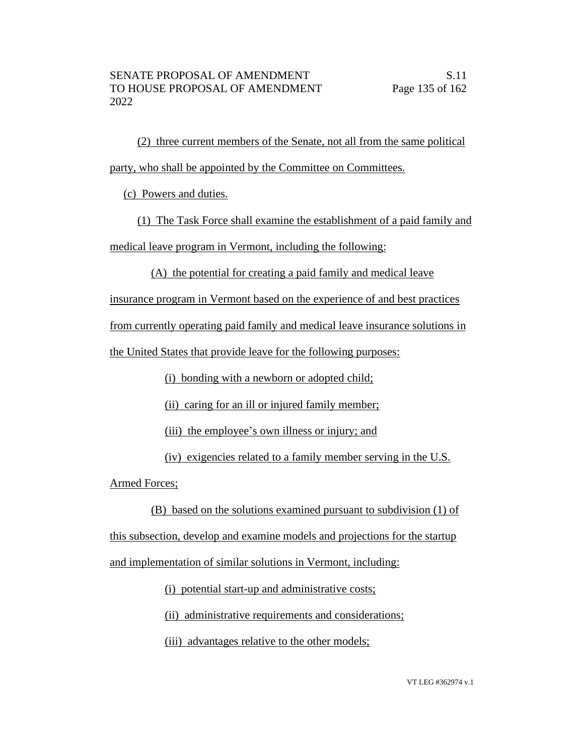(2) three current members of the Senate, not all from the same political party, who shall be appointed by the Committee on Committees.

(c) Powers and duties.

(1) The Task Force shall examine the establishment of a paid family and medical leave program in Vermont, including the following:

(A) the potential for creating a paid family and medical leave insurance program in Vermont based on the experience of and best practices from currently operating paid family and medical leave insurance solutions in the United States that provide leave for the following purposes:

(i) bonding with a newborn or adopted child;

(ii) caring for an ill or injured family member;

(iii) the employee's own illness or injury; and

(iv) exigencies related to a family member serving in the U.S. Armed Forces;

(B) based on the solutions examined pursuant to subdivision (1) of this subsection, develop and examine models and projections for the startup and implementation of similar solutions in Vermont, including:

(i) potential start-up and administrative costs;

(ii) administrative requirements and considerations;

(iii) advantages relative to the other models;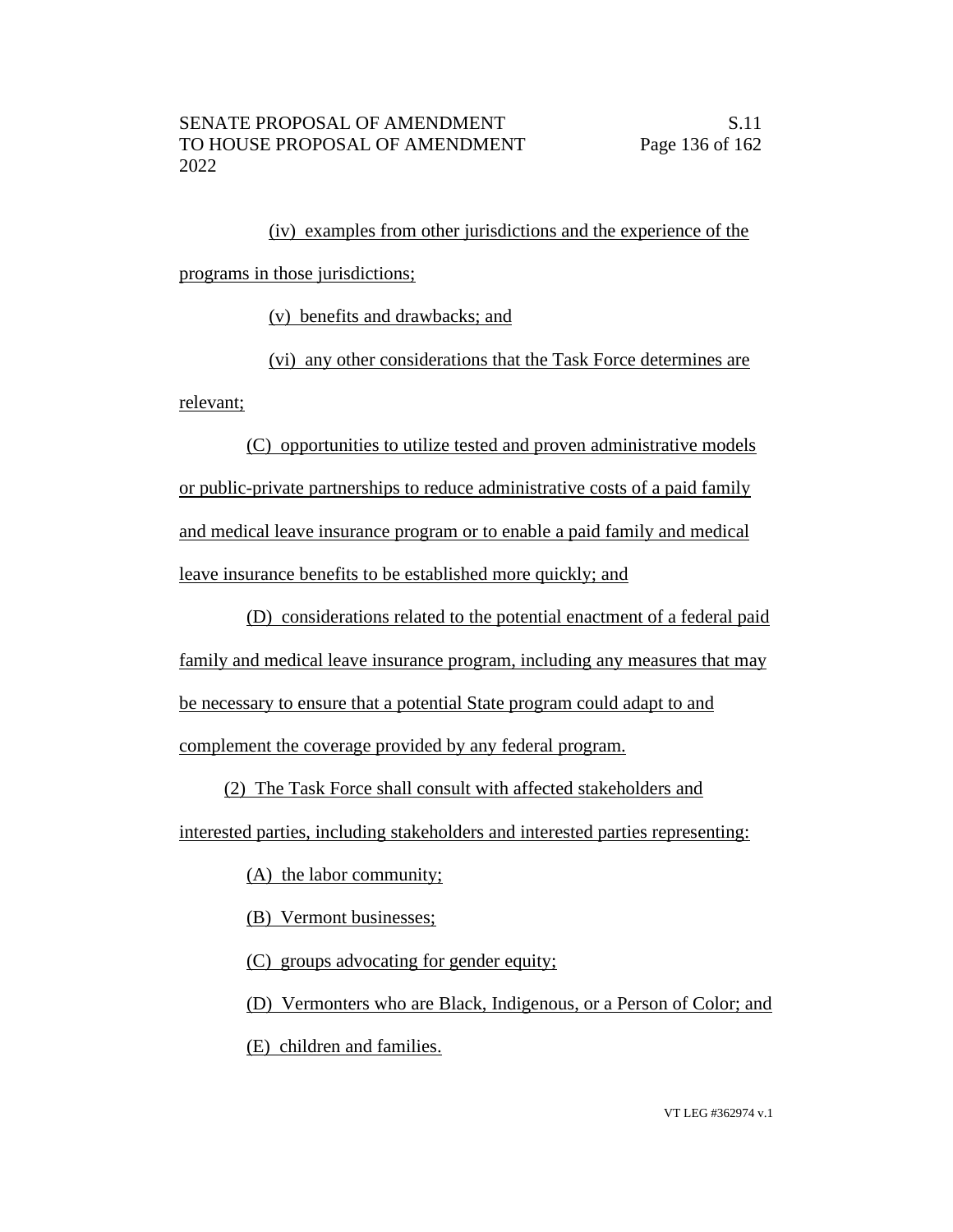(iv) examples from other jurisdictions and the experience of the programs in those jurisdictions;

(v) benefits and drawbacks; and

(vi) any other considerations that the Task Force determines are relevant;

(C) opportunities to utilize tested and proven administrative models or public-private partnerships to reduce administrative costs of a paid family and medical leave insurance program or to enable a paid family and medical leave insurance benefits to be established more quickly; and

(D) considerations related to the potential enactment of a federal paid family and medical leave insurance program, including any measures that may be necessary to ensure that a potential State program could adapt to and complement the coverage provided by any federal program.

(2) The Task Force shall consult with affected stakeholders and interested parties, including stakeholders and interested parties representing:

(A) the labor community;

(B) Vermont businesses;

(C) groups advocating for gender equity;

(D) Vermonters who are Black, Indigenous, or a Person of Color; and

(E) children and families.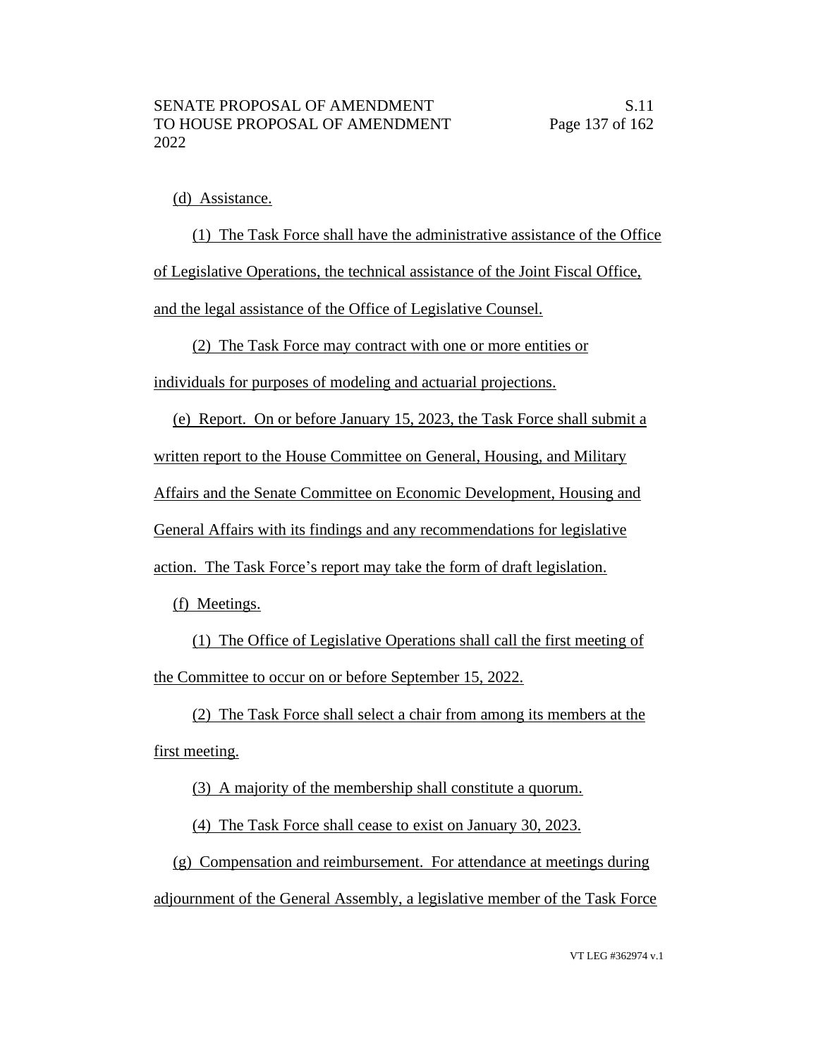(d) Assistance.

(1) The Task Force shall have the administrative assistance of the Office of Legislative Operations, the technical assistance of the Joint Fiscal Office, and the legal assistance of the Office of Legislative Counsel.

(2) The Task Force may contract with one or more entities or individuals for purposes of modeling and actuarial projections.

(e) Report. On or before January 15, 2023, the Task Force shall submit a written report to the House Committee on General, Housing, and Military Affairs and the Senate Committee on Economic Development, Housing and General Affairs with its findings and any recommendations for legislative action. The Task Force's report may take the form of draft legislation.

(f) Meetings.

(1) The Office of Legislative Operations shall call the first meeting of the Committee to occur on or before September 15, 2022.

(2) The Task Force shall select a chair from among its members at the first meeting.

(3) A majority of the membership shall constitute a quorum.

(4) The Task Force shall cease to exist on January 30, 2023.

(g) Compensation and reimbursement. For attendance at meetings during adjournment of the General Assembly, a legislative member of the Task Force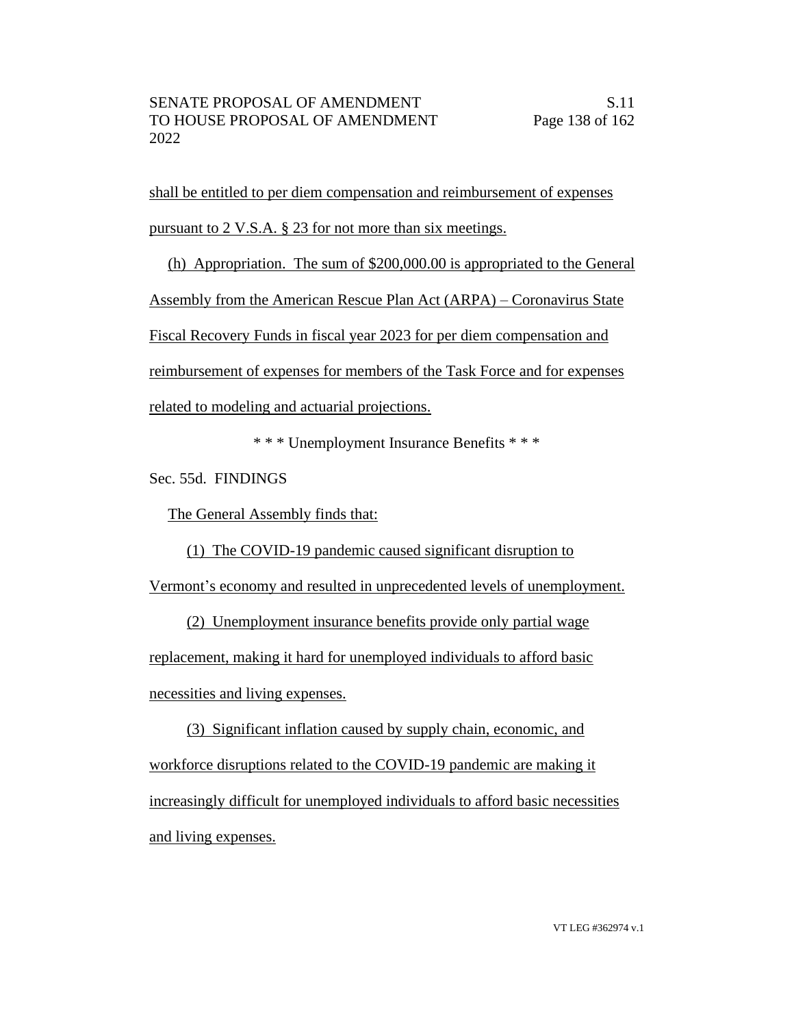shall be entitled to per diem compensation and reimbursement of expenses pursuant to 2 V.S.A. § 23 for not more than six meetings.

(h) Appropriation. The sum of $200,000.00 is appropriated to the General Assembly from the American Rescue Plan Act (ARPA) – Coronavirus State Fiscal Recovery Funds in fiscal year 2023 for per diem compensation and reimbursement of expenses for members of the Task Force and for expenses related to modeling and actuarial projections.

* * * Unemployment Insurance Benefits * * *

Sec. 55d. FINDINGS

The General Assembly finds that:

(1) The COVID-19 pandemic caused significant disruption to Vermont's economy and resulted in unprecedented levels of unemployment.

(2) Unemployment insurance benefits provide only partial wage replacement, making it hard for unemployed individuals to afford basic necessities and living expenses.

(3) Significant inflation caused by supply chain, economic, and workforce disruptions related to the COVID-19 pandemic are making it increasingly difficult for unemployed individuals to afford basic necessities and living expenses.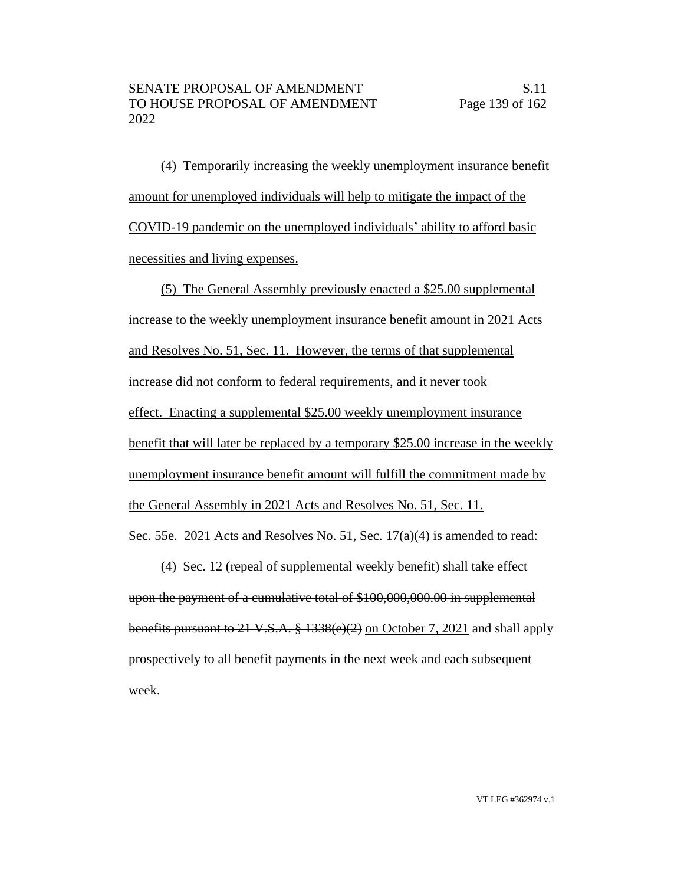(4) Temporarily increasing the weekly unemployment insurance benefit amount for unemployed individuals will help to mitigate the impact of the COVID-19 pandemic on the unemployed individuals' ability to afford basic necessities and living expenses.

(5) The General Assembly previously enacted a $25.00 supplemental increase to the weekly unemployment insurance benefit amount in 2021 Acts and Resolves No. 51, Sec. 11. However, the terms of that supplemental increase did not conform to federal requirements, and it never took effect. Enacting a supplemental $25.00 weekly unemployment insurance benefit that will later be replaced by a temporary $25.00 increase in the weekly unemployment insurance benefit amount will fulfill the commitment made by the General Assembly in 2021 Acts and Resolves No. 51, Sec. 11.

Sec. 55e. 2021 Acts and Resolves No. 51, Sec. 17(a)(4) is amended to read:

(4) Sec. 12 (repeal of supplemental weekly benefit) shall take effect ~~upon the payment of a cumulative total of $100,000,000.00 in supplemental benefits pursuant to 21 V.S.A. § 1338(e)(2)~~ on October 7, 2021 and shall apply prospectively to all benefit payments in the next week and each subsequent week.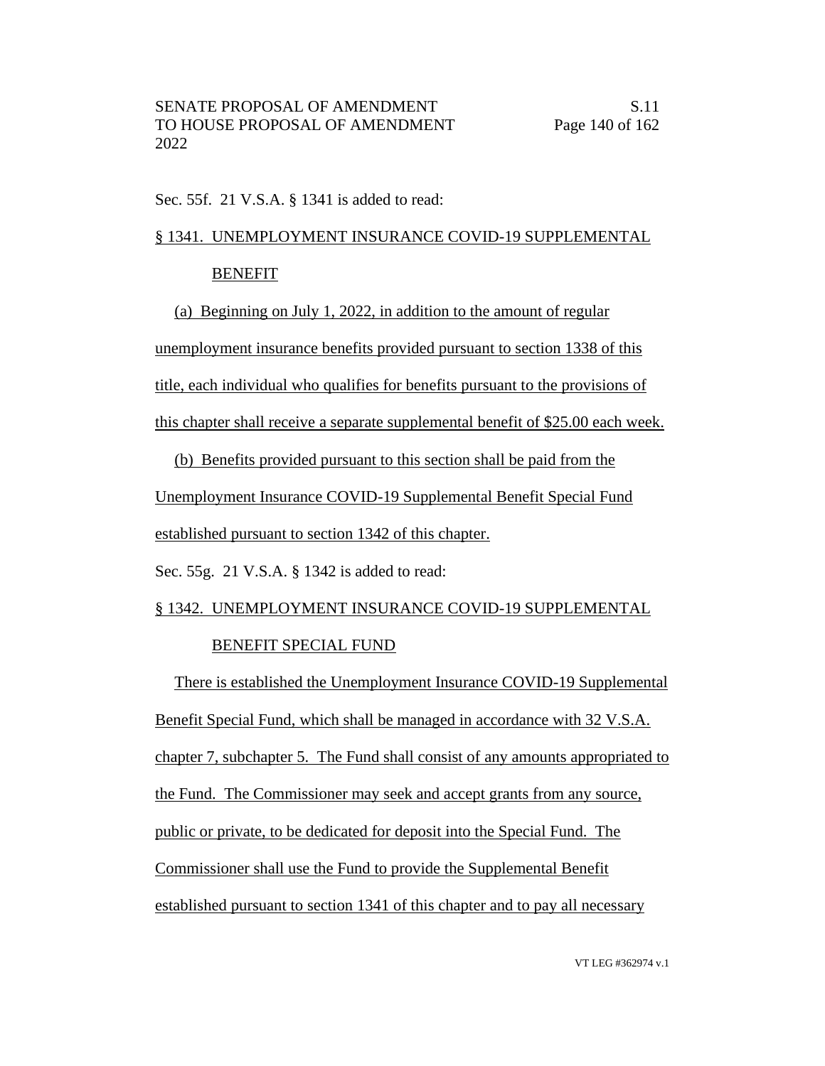Sec. 55f. 21 V.S.A. § 1341 is added to read:

§ 1341. UNEMPLOYMENT INSURANCE COVID-19 SUPPLEMENTAL BENEFIT

(a) Beginning on July 1, 2022, in addition to the amount of regular unemployment insurance benefits provided pursuant to section 1338 of this title, each individual who qualifies for benefits pursuant to the provisions of this chapter shall receive a separate supplemental benefit of $25.00 each week.

(b) Benefits provided pursuant to this section shall be paid from the Unemployment Insurance COVID-19 Supplemental Benefit Special Fund established pursuant to section 1342 of this chapter.

Sec. 55g. 21 V.S.A. § 1342 is added to read:

§ 1342. UNEMPLOYMENT INSURANCE COVID-19 SUPPLEMENTAL BENEFIT SPECIAL FUND

There is established the Unemployment Insurance COVID-19 Supplemental Benefit Special Fund, which shall be managed in accordance with 32 V.S.A. chapter 7, subchapter 5. The Fund shall consist of any amounts appropriated to the Fund. The Commissioner may seek and accept grants from any source, public or private, to be dedicated for deposit into the Special Fund. The Commissioner shall use the Fund to provide the Supplemental Benefit established pursuant to section 1341 of this chapter and to pay all necessary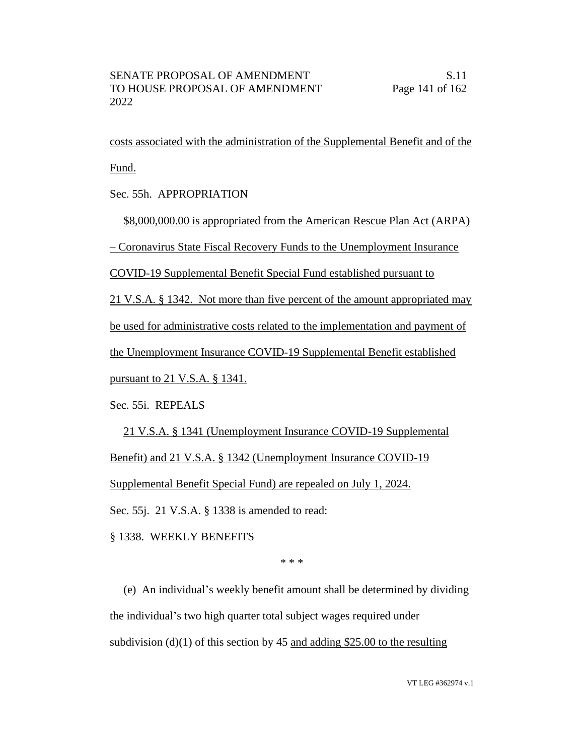costs associated with the administration of the Supplemental Benefit and of the Fund.

Sec. 55h. APPROPRIATION

$8,000,000.00 is appropriated from the American Rescue Plan Act (ARPA) – Coronavirus State Fiscal Recovery Funds to the Unemployment Insurance COVID-19 Supplemental Benefit Special Fund established pursuant to 21 V.S.A. § 1342. Not more than five percent of the amount appropriated may be used for administrative costs related to the implementation and payment of the Unemployment Insurance COVID-19 Supplemental Benefit established pursuant to 21 V.S.A. § 1341.

Sec. 55i. REPEALS

21 V.S.A. § 1341 (Unemployment Insurance COVID-19 Supplemental Benefit) and 21 V.S.A. § 1342 (Unemployment Insurance COVID-19 Supplemental Benefit Special Fund) are repealed on July 1, 2024.

Sec. 55j. 21 V.S.A. § 1338 is amended to read:

§ 1338. WEEKLY BENEFITS

\* \* \*

(e) An individual's weekly benefit amount shall be determined by dividing the individual's two high quarter total subject wages required under subdivision (d)(1) of this section by 45 and adding $25.00 to the resulting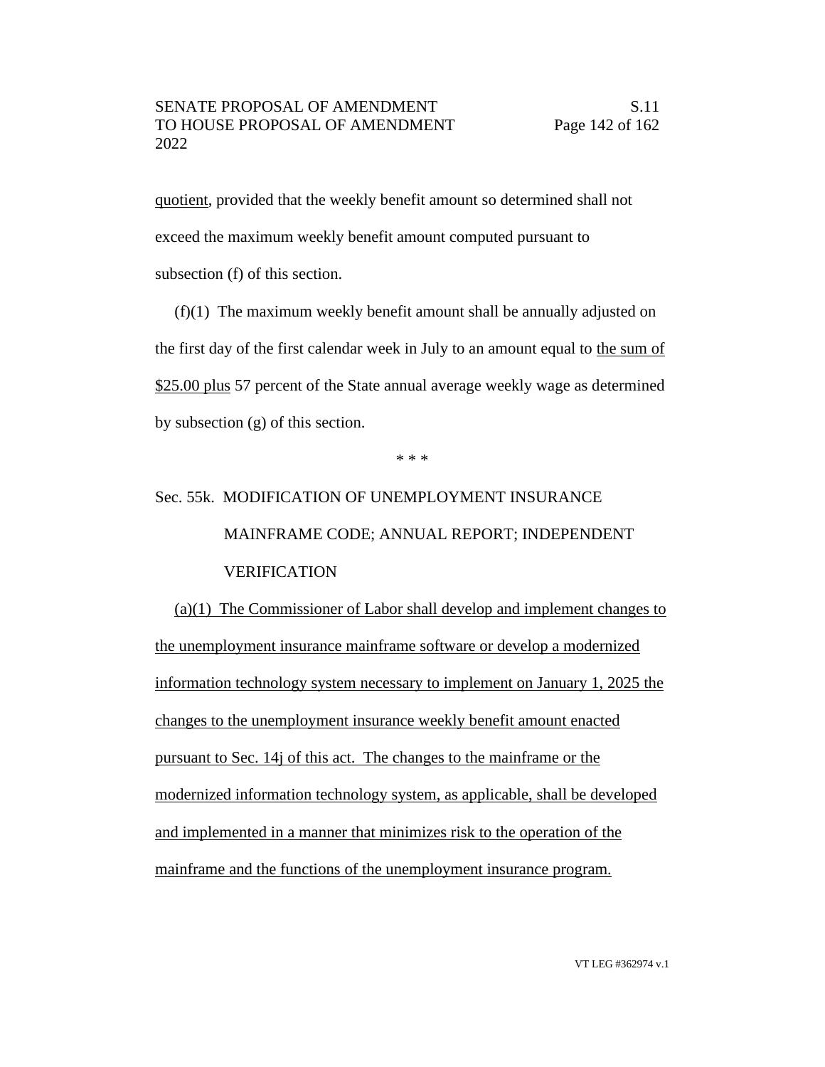quotient, provided that the weekly benefit amount so determined shall not exceed the maximum weekly benefit amount computed pursuant to subsection (f) of this section.

(f)(1) The maximum weekly benefit amount shall be annually adjusted on the first day of the first calendar week in July to an amount equal to the sum of $25.00 plus 57 percent of the State annual average weekly wage as determined by subsection (g) of this section.

\* \* \*

Sec. 55k. MODIFICATION OF UNEMPLOYMENT INSURANCE MAINFRAME CODE; ANNUAL REPORT; INDEPENDENT VERIFICATION

(a)(1) The Commissioner of Labor shall develop and implement changes to the unemployment insurance mainframe software or develop a modernized information technology system necessary to implement on January 1, 2025 the changes to the unemployment insurance weekly benefit amount enacted pursuant to Sec. 14j of this act. The changes to the mainframe or the modernized information technology system, as applicable, shall be developed and implemented in a manner that minimizes risk to the operation of the mainframe and the functions of the unemployment insurance program.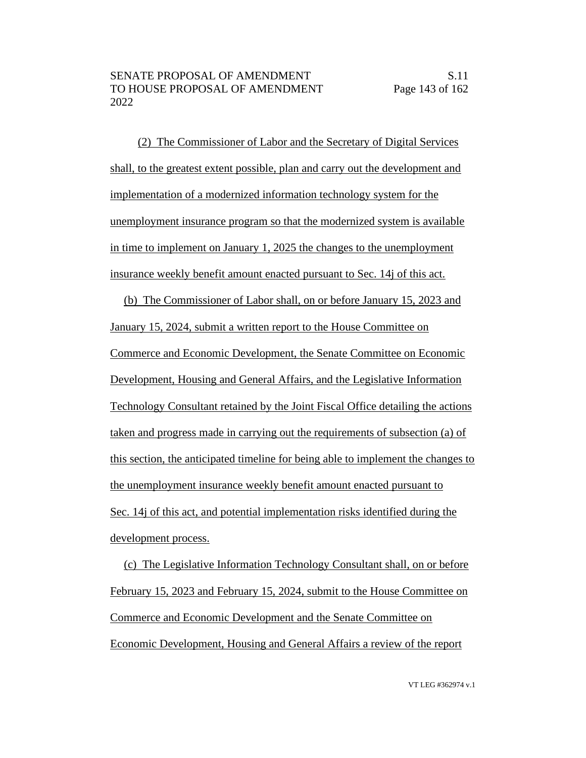(2) The Commissioner of Labor and the Secretary of Digital Services shall, to the greatest extent possible, plan and carry out the development and implementation of a modernized information technology system for the unemployment insurance program so that the modernized system is available in time to implement on January 1, 2025 the changes to the unemployment insurance weekly benefit amount enacted pursuant to Sec. 14j of this act.

(b) The Commissioner of Labor shall, on or before January 15, 2023 and January 15, 2024, submit a written report to the House Committee on Commerce and Economic Development, the Senate Committee on Economic Development, Housing and General Affairs, and the Legislative Information Technology Consultant retained by the Joint Fiscal Office detailing the actions taken and progress made in carrying out the requirements of subsection (a) of this section, the anticipated timeline for being able to implement the changes to the unemployment insurance weekly benefit amount enacted pursuant to Sec. 14j of this act, and potential implementation risks identified during the development process.

(c) The Legislative Information Technology Consultant shall, on or before February 15, 2023 and February 15, 2024, submit to the House Committee on Commerce and Economic Development and the Senate Committee on Economic Development, Housing and General Affairs a review of the report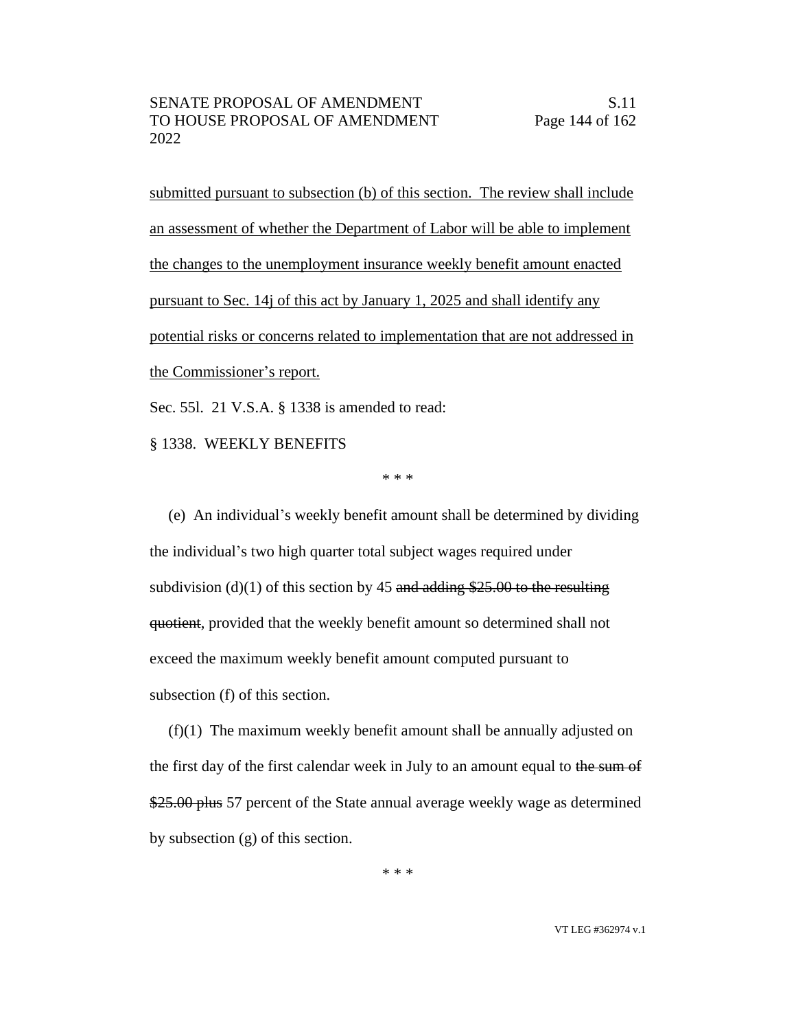submitted pursuant to subsection (b) of this section. The review shall include an assessment of whether the Department of Labor will be able to implement the changes to the unemployment insurance weekly benefit amount enacted pursuant to Sec. 14j of this act by January 1, 2025 and shall identify any potential risks or concerns related to implementation that are not addressed in the Commissioner's report.

Sec. 55l. 21 V.S.A. § 1338 is amended to read:

§ 1338. WEEKLY BENEFITS

\* \* \*

(e) An individual's weekly benefit amount shall be determined by dividing the individual's two high quarter total subject wages required under subdivision (d)(1) of this section by 45 ~~and adding $25.00 to the resulting quotient~~, provided that the weekly benefit amount so determined shall not exceed the maximum weekly benefit amount computed pursuant to subsection (f) of this section.

(f)(1) The maximum weekly benefit amount shall be annually adjusted on the first day of the first calendar week in July to an amount equal to ~~the sum of $25.00 plus~~ 57 percent of the State annual average weekly wage as determined by subsection (g) of this section.

\* \* \*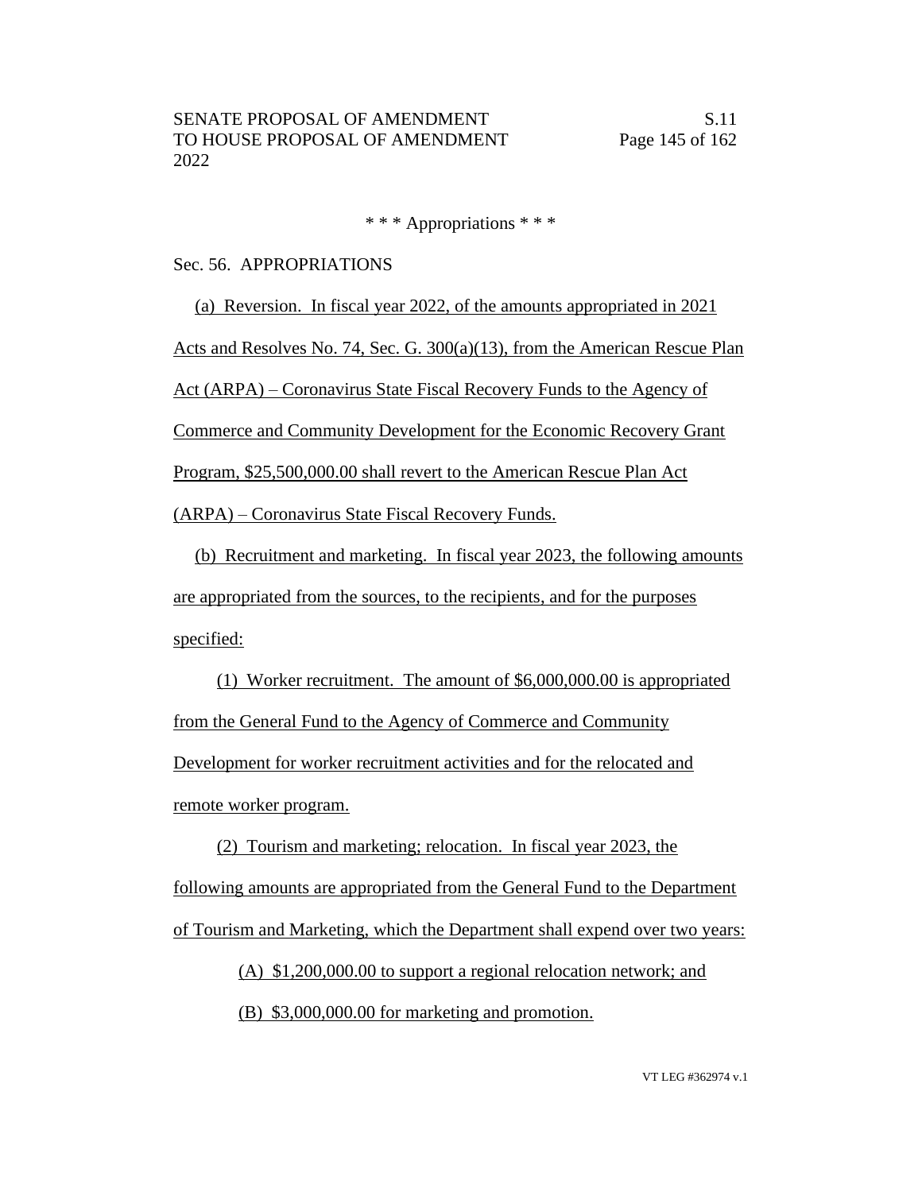\* \* \* Appropriations \* \* \*

Sec. 56. APPROPRIATIONS

(a) Reversion. In fiscal year 2022, of the amounts appropriated in 2021 Acts and Resolves No. 74, Sec. G. 300(a)(13), from the American Rescue Plan Act (ARPA) – Coronavirus State Fiscal Recovery Funds to the Agency of Commerce and Community Development for the Economic Recovery Grant Program, $25,500,000.00 shall revert to the American Rescue Plan Act (ARPA) – Coronavirus State Fiscal Recovery Funds.

(b) Recruitment and marketing. In fiscal year 2023, the following amounts are appropriated from the sources, to the recipients, and for the purposes specified:

(1) Worker recruitment. The amount of $6,000,000.00 is appropriated from the General Fund to the Agency of Commerce and Community Development for worker recruitment activities and for the relocated and remote worker program.

(2) Tourism and marketing; relocation. In fiscal year 2023, the following amounts are appropriated from the General Fund to the Department of Tourism and Marketing, which the Department shall expend over two years:

(A) $1,200,000.00 to support a regional relocation network; and

(B) $3,000,000.00 for marketing and promotion.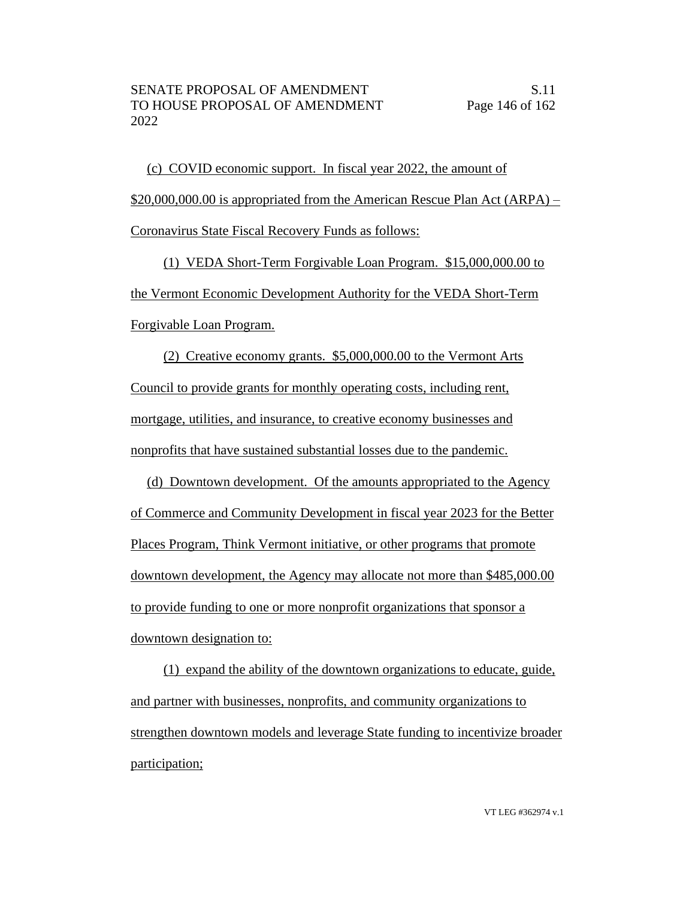(c) COVID economic support. In fiscal year 2022, the amount of $20,000,000.00 is appropriated from the American Rescue Plan Act (ARPA) – Coronavirus State Fiscal Recovery Funds as follows:

(1) VEDA Short-Term Forgivable Loan Program. $15,000,000.00 to the Vermont Economic Development Authority for the VEDA Short-Term Forgivable Loan Program.

(2) Creative economy grants. $5,000,000.00 to the Vermont Arts Council to provide grants for monthly operating costs, including rent, mortgage, utilities, and insurance, to creative economy businesses and nonprofits that have sustained substantial losses due to the pandemic.

(d) Downtown development. Of the amounts appropriated to the Agency of Commerce and Community Development in fiscal year 2023 for the Better Places Program, Think Vermont initiative, or other programs that promote downtown development, the Agency may allocate not more than $485,000.00 to provide funding to one or more nonprofit organizations that sponsor a downtown designation to:

(1) expand the ability of the downtown organizations to educate, guide, and partner with businesses, nonprofits, and community organizations to strengthen downtown models and leverage State funding to incentivize broader participation;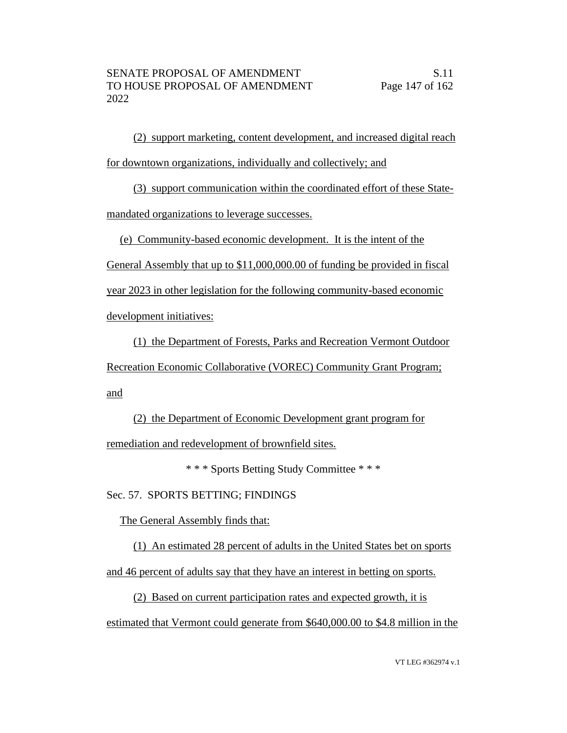(2) support marketing, content development, and increased digital reach for downtown organizations, individually and collectively; and

(3) support communication within the coordinated effort of these State-mandated organizations to leverage successes.

(e) Community-based economic development. It is the intent of the General Assembly that up to $11,000,000.00 of funding be provided in fiscal year 2023 in other legislation for the following community-based economic development initiatives:

(1) the Department of Forests, Parks and Recreation Vermont Outdoor Recreation Economic Collaborative (VOREC) Community Grant Program; and

(2) the Department of Economic Development grant program for remediation and redevelopment of brownfield sites.

\* \* \* Sports Betting Study Committee \* \* \*

Sec. 57. SPORTS BETTING; FINDINGS

The General Assembly finds that:

(1) An estimated 28 percent of adults in the United States bet on sports and 46 percent of adults say that they have an interest in betting on sports.

(2) Based on current participation rates and expected growth, it is estimated that Vermont could generate from $640,000.00 to $4.8 million in the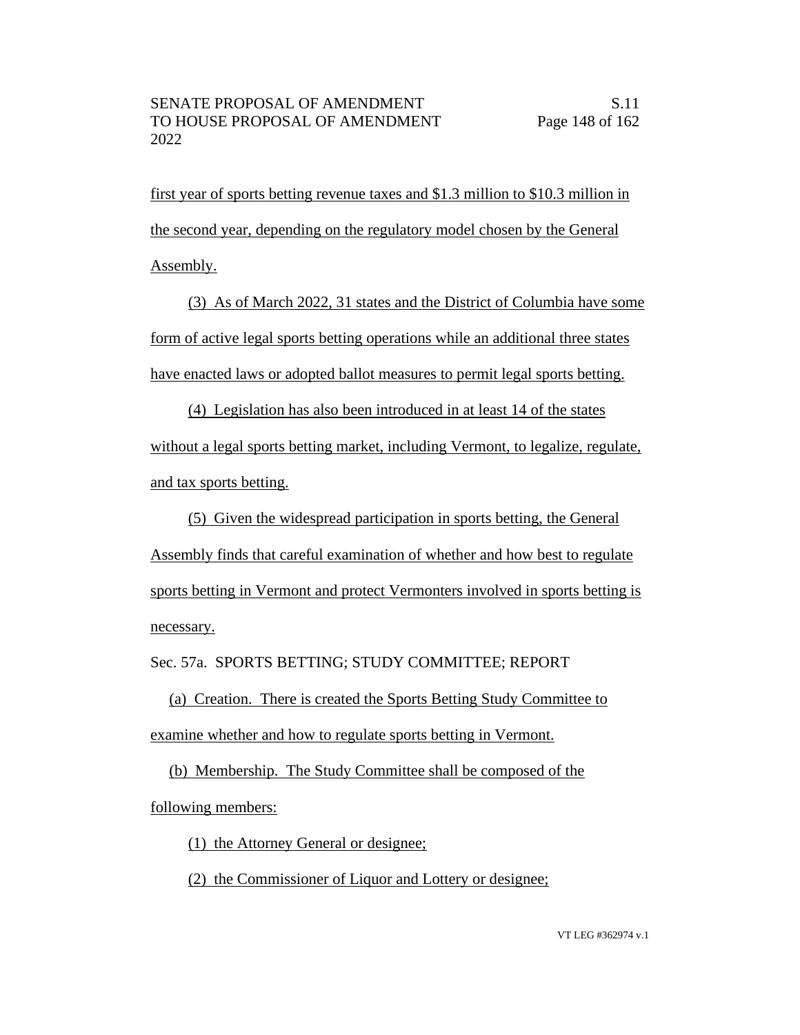first year of sports betting revenue taxes and \$1.3 million to \$10.3 million in the second year, depending on the regulatory model chosen by the General Assembly.

(3) As of March 2022, 31 states and the District of Columbia have some form of active legal sports betting operations while an additional three states have enacted laws or adopted ballot measures to permit legal sports betting.

(4) Legislation has also been introduced in at least 14 of the states without a legal sports betting market, including Vermont, to legalize, regulate, and tax sports betting.

(5) Given the widespread participation in sports betting, the General Assembly finds that careful examination of whether and how best to regulate sports betting in Vermont and protect Vermonters involved in sports betting is necessary.

Sec. 57a. SPORTS BETTING; STUDY COMMITTEE; REPORT

(a) Creation. There is created the Sports Betting Study Committee to examine whether and how to regulate sports betting in Vermont.

(b) Membership. The Study Committee shall be composed of the following members:

(1) the Attorney General or designee;

(2) the Commissioner of Liquor and Lottery or designee;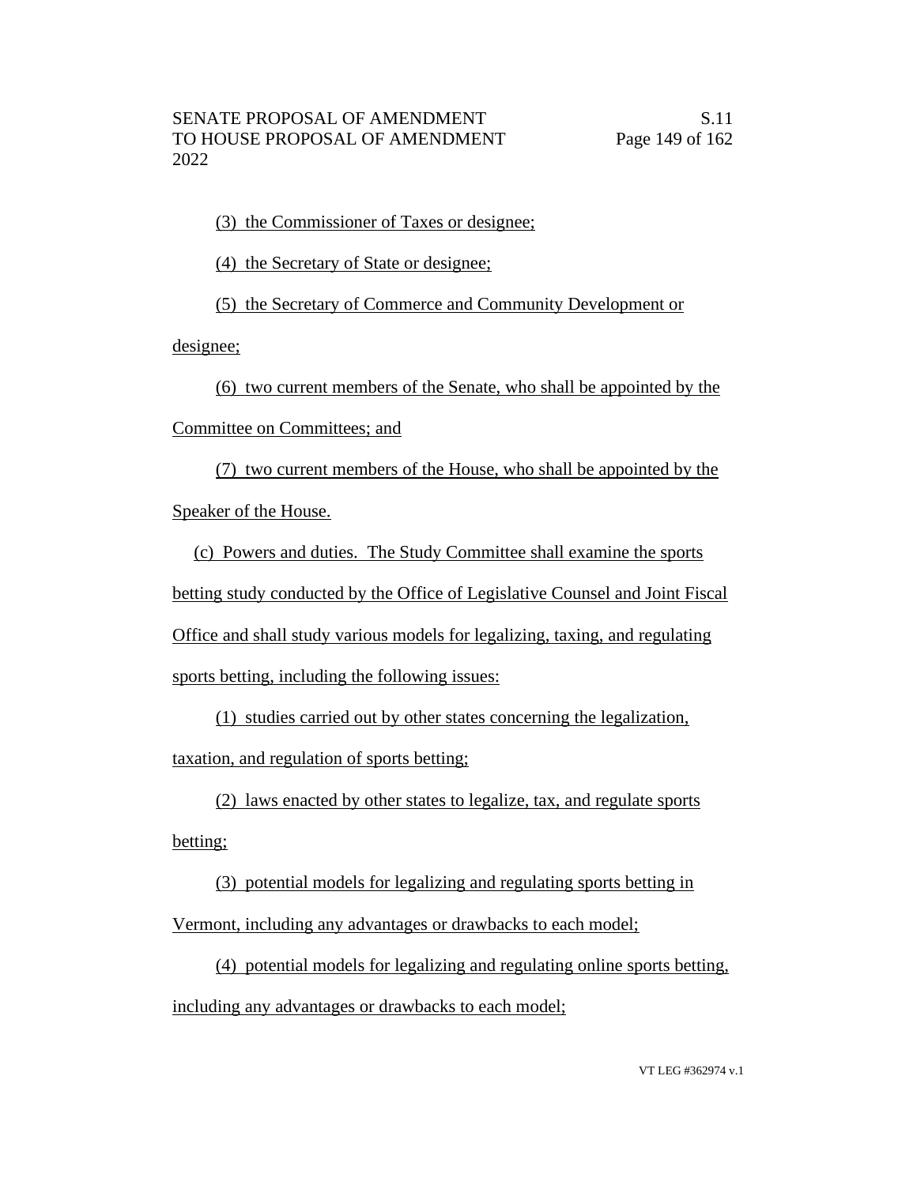(3) the Commissioner of Taxes or designee;

(4) the Secretary of State or designee;

(5) the Secretary of Commerce and Community Development or designee;

(6) two current members of the Senate, who shall be appointed by the Committee on Committees; and

(7) two current members of the House, who shall be appointed by the Speaker of the House.

(c) Powers and duties. The Study Committee shall examine the sports betting study conducted by the Office of Legislative Counsel and Joint Fiscal Office and shall study various models for legalizing, taxing, and regulating sports betting, including the following issues:

(1) studies carried out by other states concerning the legalization, taxation, and regulation of sports betting;

(2) laws enacted by other states to legalize, tax, and regulate sports betting;

(3) potential models for legalizing and regulating sports betting in Vermont, including any advantages or drawbacks to each model;

(4) potential models for legalizing and regulating online sports betting, including any advantages or drawbacks to each model;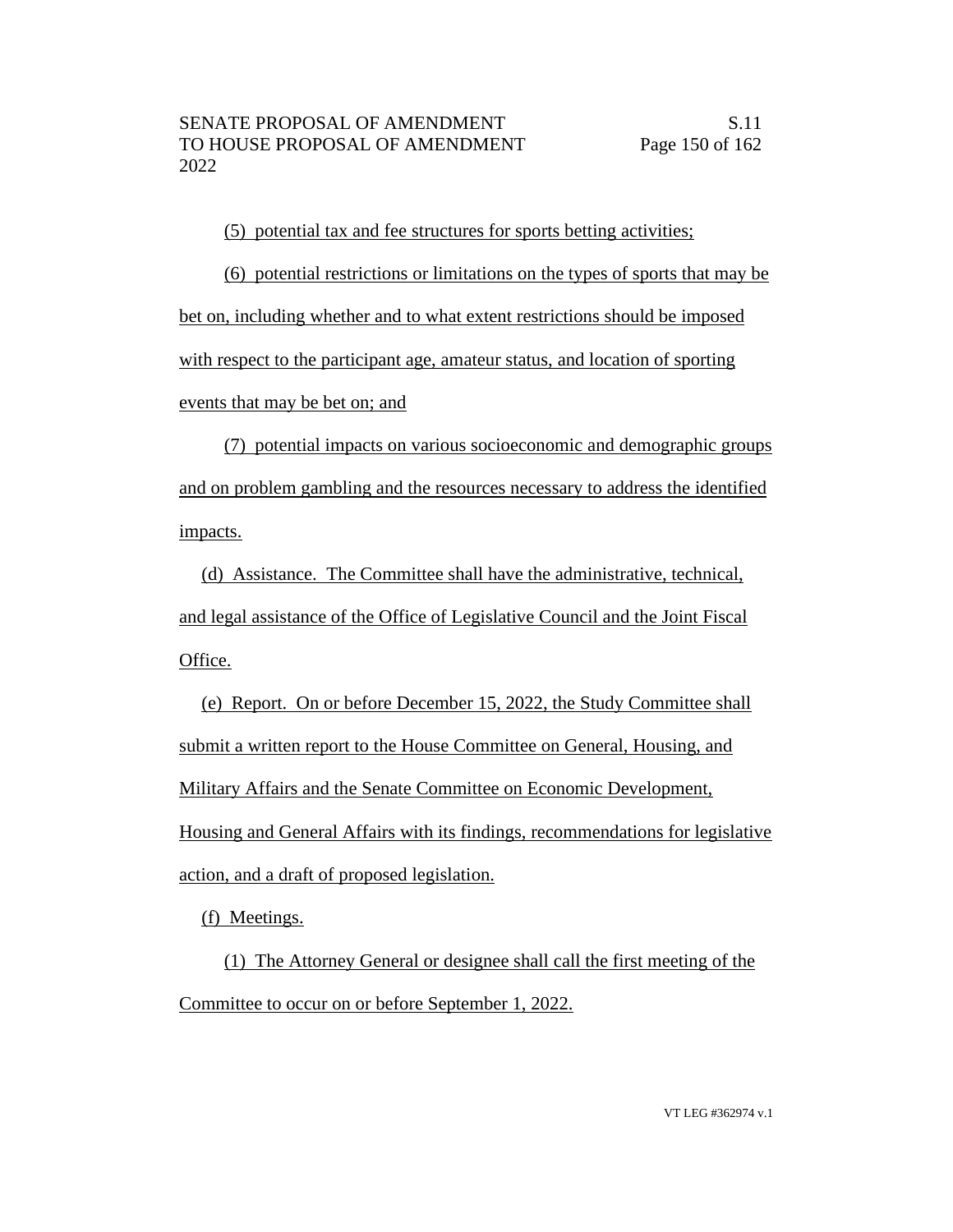(5) potential tax and fee structures for sports betting activities;

(6) potential restrictions or limitations on the types of sports that may be bet on, including whether and to what extent restrictions should be imposed with respect to the participant age, amateur status, and location of sporting events that may be bet on; and

(7) potential impacts on various socioeconomic and demographic groups and on problem gambling and the resources necessary to address the identified impacts.

(d) Assistance. The Committee shall have the administrative, technical, and legal assistance of the Office of Legislative Council and the Joint Fiscal Office.

(e) Report. On or before December 15, 2022, the Study Committee shall submit a written report to the House Committee on General, Housing, and Military Affairs and the Senate Committee on Economic Development, Housing and General Affairs with its findings, recommendations for legislative action, and a draft of proposed legislation.

(f) Meetings.

(1) The Attorney General or designee shall call the first meeting of the Committee to occur on or before September 1, 2022.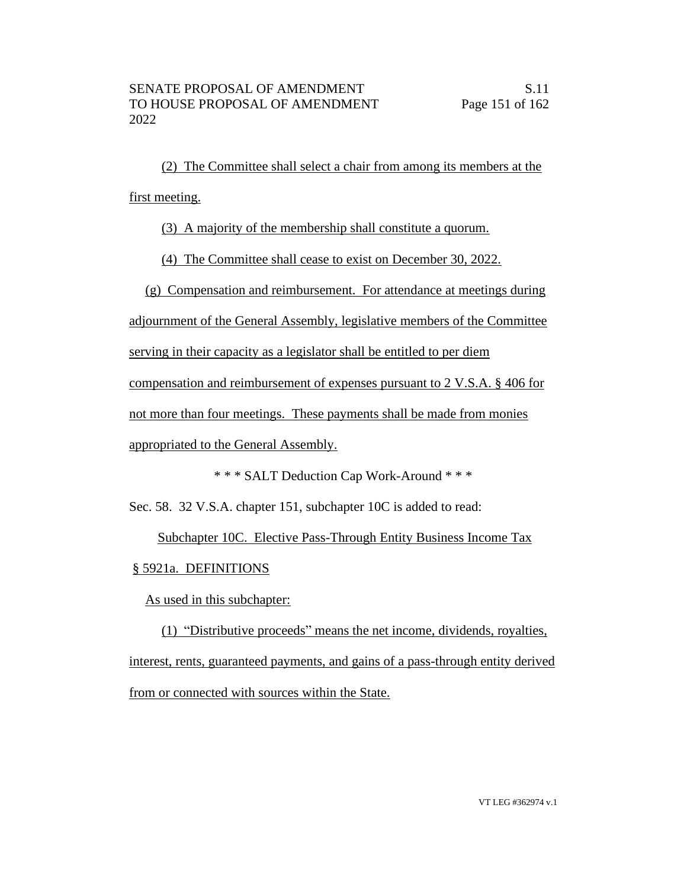(2) The Committee shall select a chair from among its members at the first meeting.

(3) A majority of the membership shall constitute a quorum.

(4) The Committee shall cease to exist on December 30, 2022.

(g) Compensation and reimbursement. For attendance at meetings during adjournment of the General Assembly, legislative members of the Committee serving in their capacity as a legislator shall be entitled to per diem compensation and reimbursement of expenses pursuant to 2 V.S.A. § 406 for not more than four meetings. These payments shall be made from monies appropriated to the General Assembly.

\* \* \* SALT Deduction Cap Work-Around \* \* \*

Sec. 58. 32 V.S.A. chapter 151, subchapter 10C is added to read:

Subchapter 10C. Elective Pass-Through Entity Business Income Tax

§ 5921a. DEFINITIONS

As used in this subchapter:

(1) "Distributive proceeds" means the net income, dividends, royalties, interest, rents, guaranteed payments, and gains of a pass-through entity derived from or connected with sources within the State.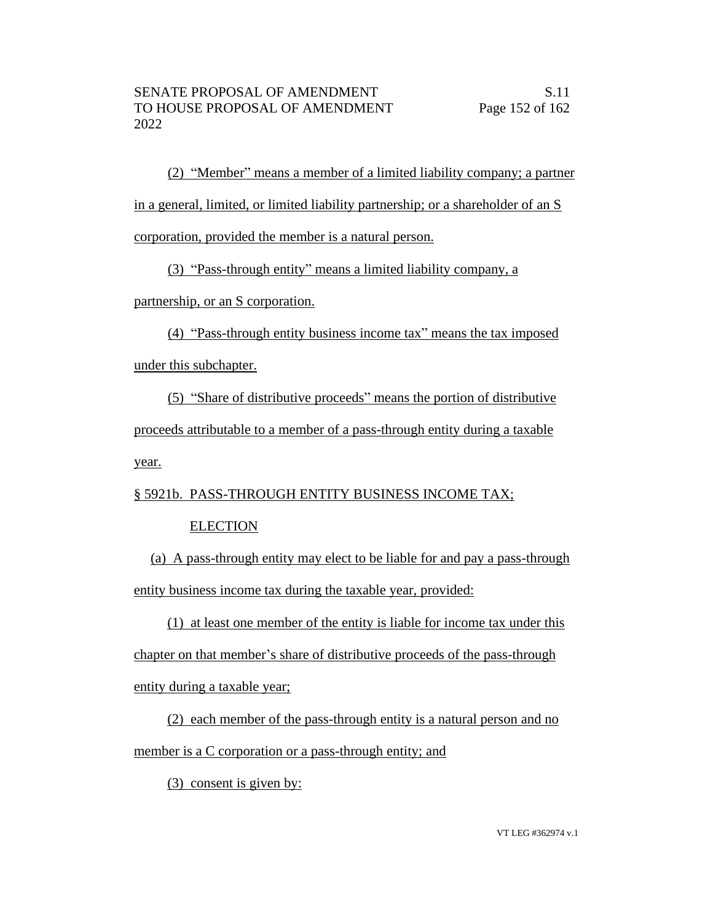(2) "Member" means a member of a limited liability company; a partner in a general, limited, or limited liability partnership; or a shareholder of an S corporation, provided the member is a natural person.

(3) "Pass-through entity" means a limited liability company, a partnership, or an S corporation.

(4) "Pass-through entity business income tax" means the tax imposed under this subchapter.

(5) "Share of distributive proceeds" means the portion of distributive proceeds attributable to a member of a pass-through entity during a taxable year.

§ 5921b. PASS-THROUGH ENTITY BUSINESS INCOME TAX; ELECTION

(a) A pass-through entity may elect to be liable for and pay a pass-through entity business income tax during the taxable year, provided:

(1) at least one member of the entity is liable for income tax under this chapter on that member's share of distributive proceeds of the pass-through entity during a taxable year;

(2) each member of the pass-through entity is a natural person and no member is a C corporation or a pass-through entity; and

(3) consent is given by: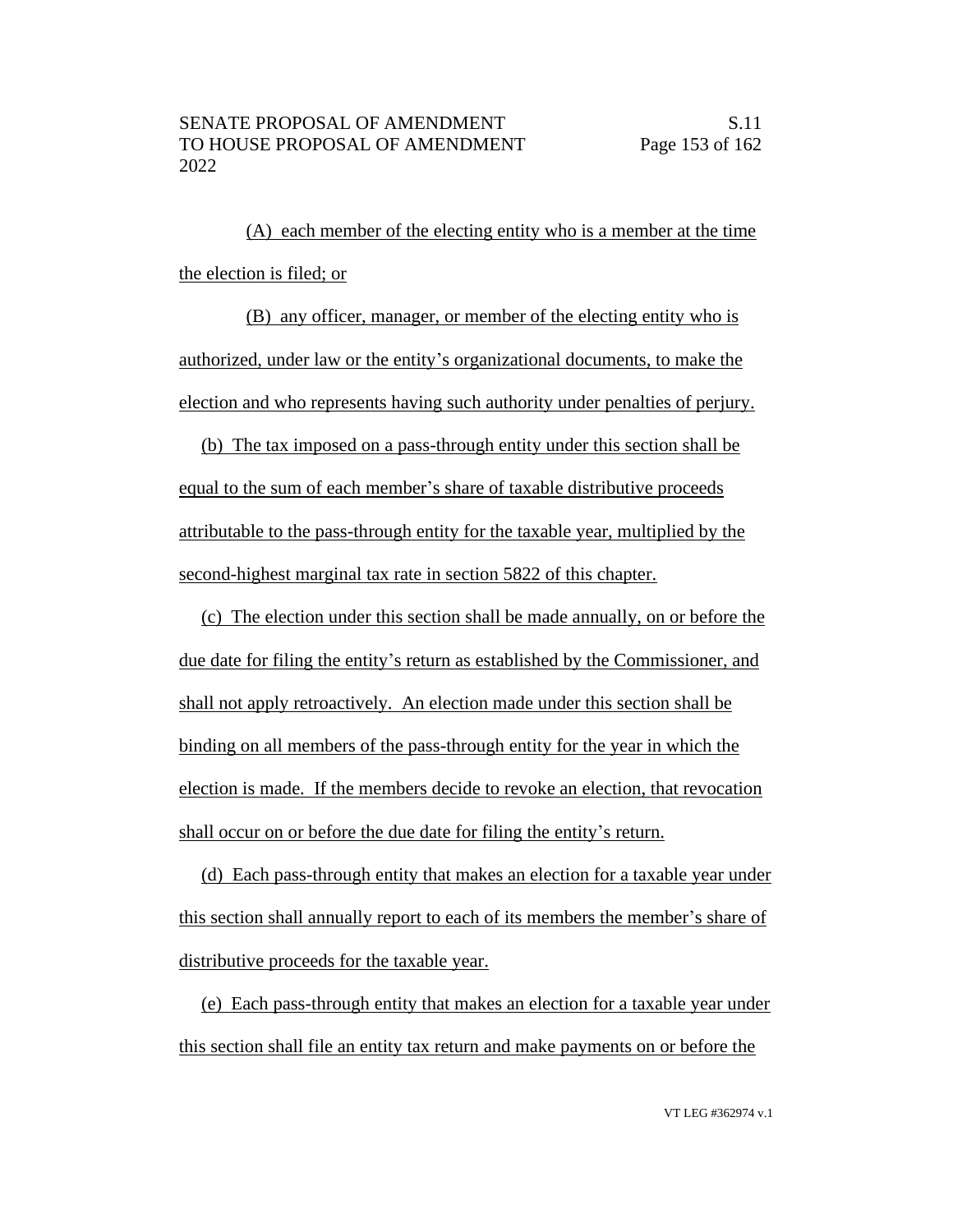(A) each member of the electing entity who is a member at the time the election is filed; or

(B) any officer, manager, or member of the electing entity who is authorized, under law or the entity's organizational documents, to make the election and who represents having such authority under penalties of perjury.

(b) The tax imposed on a pass-through entity under this section shall be equal to the sum of each member's share of taxable distributive proceeds attributable to the pass-through entity for the taxable year, multiplied by the second-highest marginal tax rate in section 5822 of this chapter.

(c) The election under this section shall be made annually, on or before the due date for filing the entity's return as established by the Commissioner, and shall not apply retroactively. An election made under this section shall be binding on all members of the pass-through entity for the year in which the election is made. If the members decide to revoke an election, that revocation shall occur on or before the due date for filing the entity's return.

(d) Each pass-through entity that makes an election for a taxable year under this section shall annually report to each of its members the member's share of distributive proceeds for the taxable year.

(e) Each pass-through entity that makes an election for a taxable year under this section shall file an entity tax return and make payments on or before the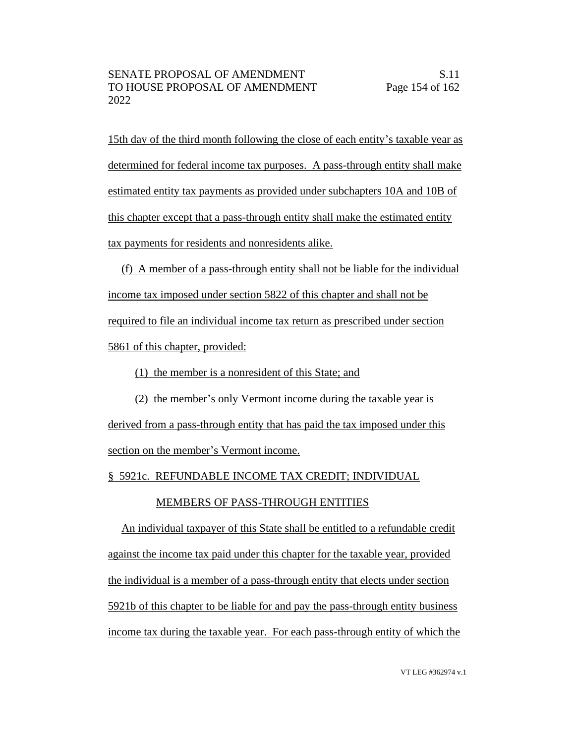15th day of the third month following the close of each entity's taxable year as determined for federal income tax purposes. A pass-through entity shall make estimated entity tax payments as provided under subchapters 10A and 10B of this chapter except that a pass-through entity shall make the estimated entity tax payments for residents and nonresidents alike.

(f) A member of a pass-through entity shall not be liable for the individual income tax imposed under section 5822 of this chapter and shall not be required to file an individual income tax return as prescribed under section 5861 of this chapter, provided:

(1) the member is a nonresident of this State; and

(2) the member's only Vermont income during the taxable year is derived from a pass-through entity that has paid the tax imposed under this section on the member's Vermont income.

§ 5921c. REFUNDABLE INCOME TAX CREDIT; INDIVIDUAL MEMBERS OF PASS-THROUGH ENTITIES

An individual taxpayer of this State shall be entitled to a refundable credit against the income tax paid under this chapter for the taxable year, provided the individual is a member of a pass-through entity that elects under section 5921b of this chapter to be liable for and pay the pass-through entity business income tax during the taxable year. For each pass-through entity of which the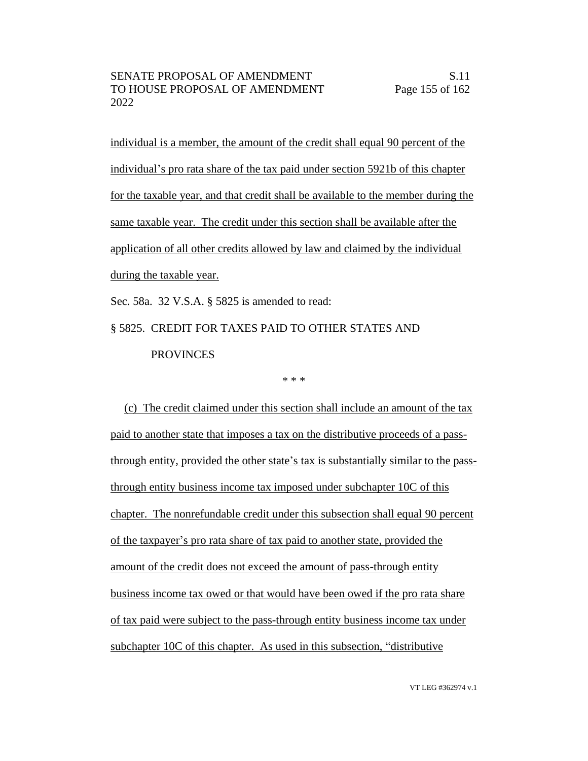individual is a member, the amount of the credit shall equal 90 percent of the individual's pro rata share of the tax paid under section 5921b of this chapter for the taxable year, and that credit shall be available to the member during the same taxable year. The credit under this section shall be available after the application of all other credits allowed by law and claimed by the individual during the taxable year.

Sec. 58a. 32 V.S.A. § 5825 is amended to read:

§ 5825. CREDIT FOR TAXES PAID TO OTHER STATES AND PROVINCES

\* \* \*

(c) The credit claimed under this section shall include an amount of the tax paid to another state that imposes a tax on the distributive proceeds of a pass-through entity, provided the other state's tax is substantially similar to the pass-through entity business income tax imposed under subchapter 10C of this chapter. The nonrefundable credit under this subsection shall equal 90 percent of the taxpayer's pro rata share of tax paid to another state, provided the amount of the credit does not exceed the amount of pass-through entity business income tax owed or that would have been owed if the pro rata share of tax paid were subject to the pass-through entity business income tax under subchapter 10C of this chapter. As used in this subsection, "distributive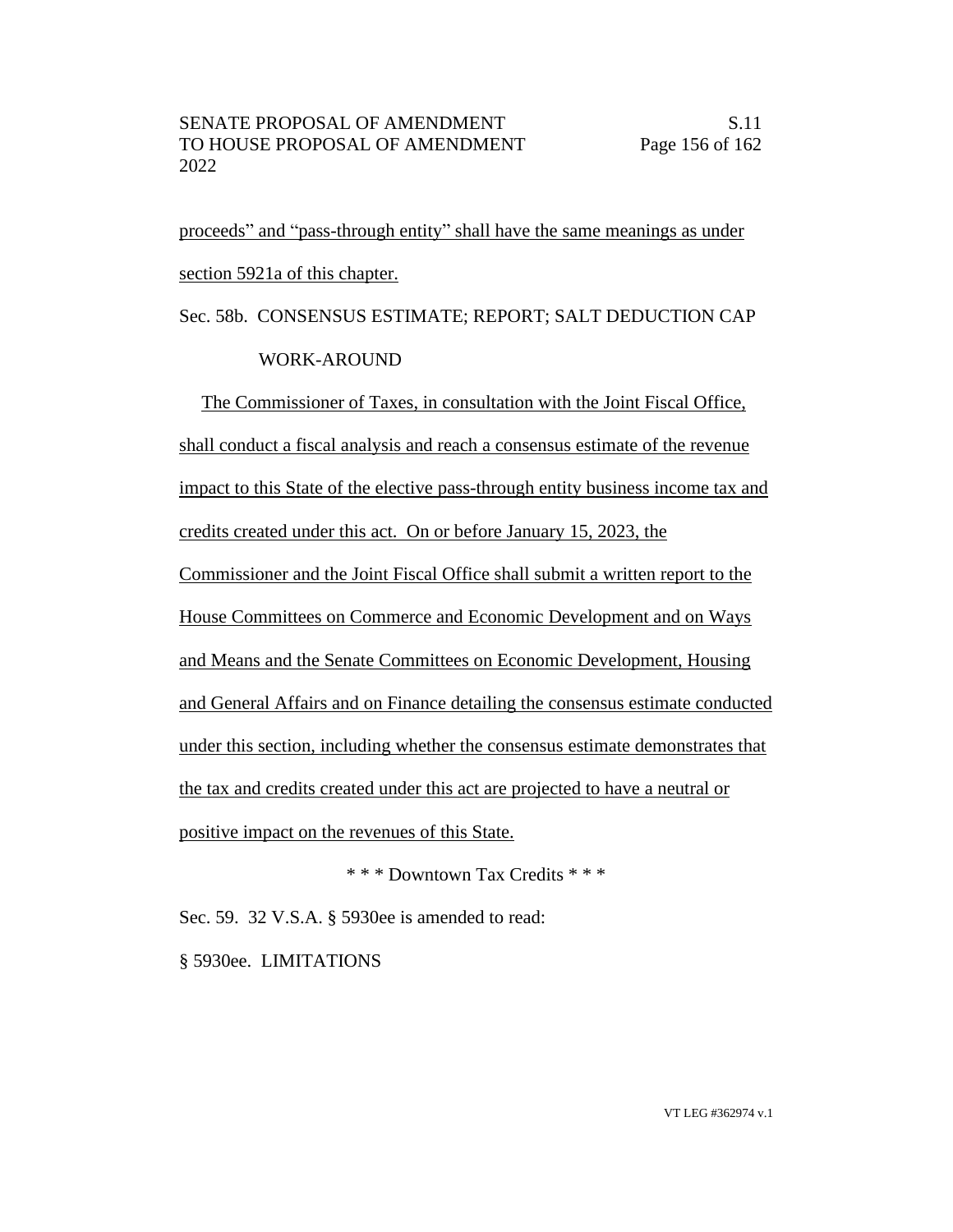proceeds" and "pass-through entity" shall have the same meanings as under section 5921a of this chapter.

Sec. 58b. CONSENSUS ESTIMATE; REPORT; SALT DEDUCTION CAP WORK-AROUND

The Commissioner of Taxes, in consultation with the Joint Fiscal Office, shall conduct a fiscal analysis and reach a consensus estimate of the revenue impact to this State of the elective pass-through entity business income tax and credits created under this act. On or before January 15, 2023, the Commissioner and the Joint Fiscal Office shall submit a written report to the House Committees on Commerce and Economic Development and on Ways and Means and the Senate Committees on Economic Development, Housing and General Affairs and on Finance detailing the consensus estimate conducted under this section, including whether the consensus estimate demonstrates that the tax and credits created under this act are projected to have a neutral or positive impact on the revenues of this State.

\* \* \* Downtown Tax Credits \* \* \*

Sec. 59. 32 V.S.A. § 5930ee is amended to read:

§ 5930ee. LIMITATIONS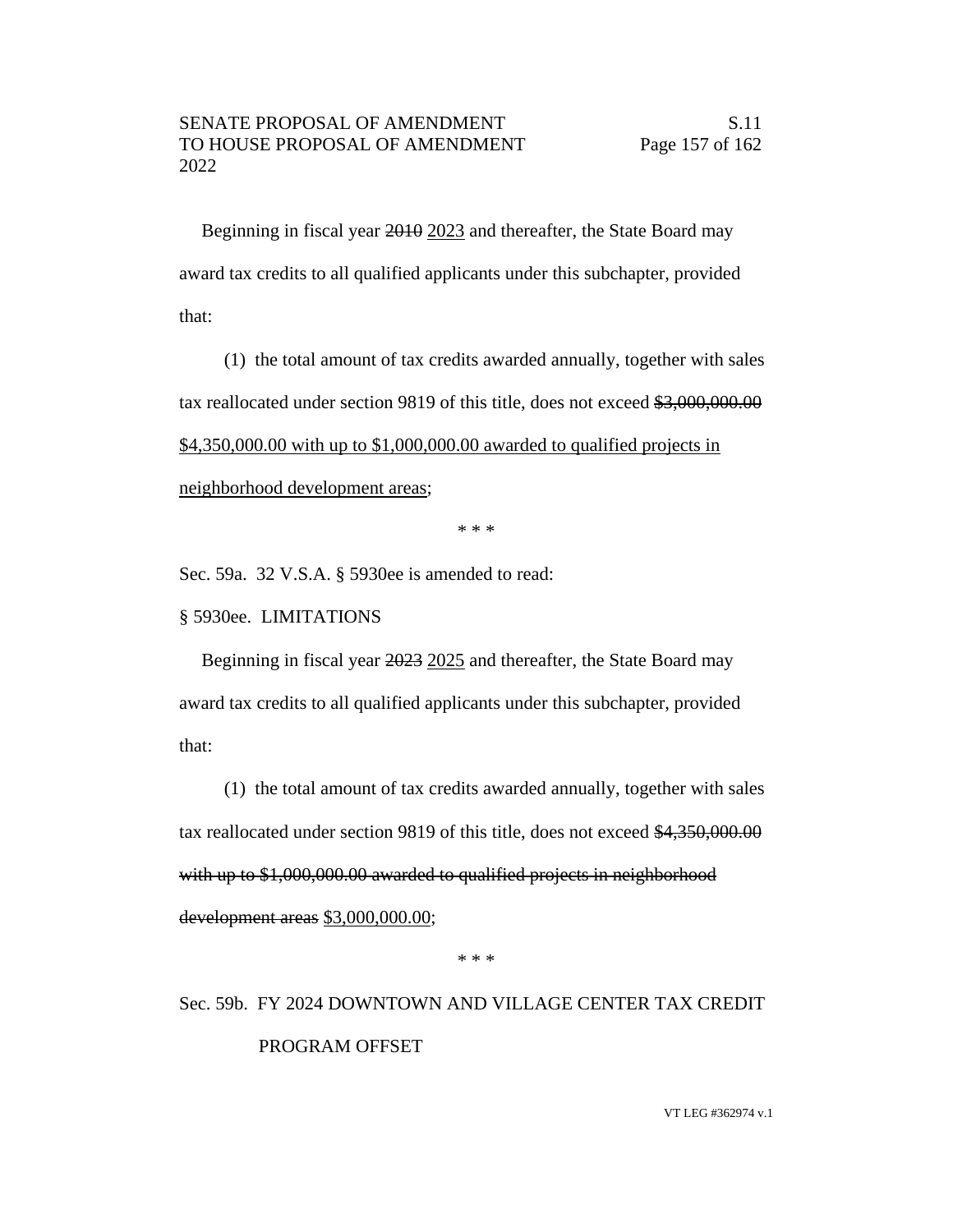Beginning in fiscal year ~~2010~~ <u>2023</u> and thereafter, the State Board may award tax credits to all qualified applicants under this subchapter, provided that:

(1) the total amount of tax credits awarded annually, together with sales tax reallocated under section 9819 of this title, does not exceed ~~$3,000,000.00~~ <u>$4,350,000.00 with up to $1,000,000.00 awarded to qualified projects in neighborhood development areas</u>;

\* \* \*

Sec. 59a. 32 V.S.A. § 5930ee is amended to read:

§ 5930ee. LIMITATIONS

Beginning in fiscal year ~~2023~~ <u>2025</u> and thereafter, the State Board may award tax credits to all qualified applicants under this subchapter, provided that:

(1) the total amount of tax credits awarded annually, together with sales tax reallocated under section 9819 of this title, does not exceed ~~$4,350,000.00 with up to $1,000,000.00 awarded to qualified projects in neighborhood development areas~~ <u>$3,000,000.00</u>;

\* \* \*

Sec. 59b. FY 2024 DOWNTOWN AND VILLAGE CENTER TAX CREDIT PROGRAM OFFSET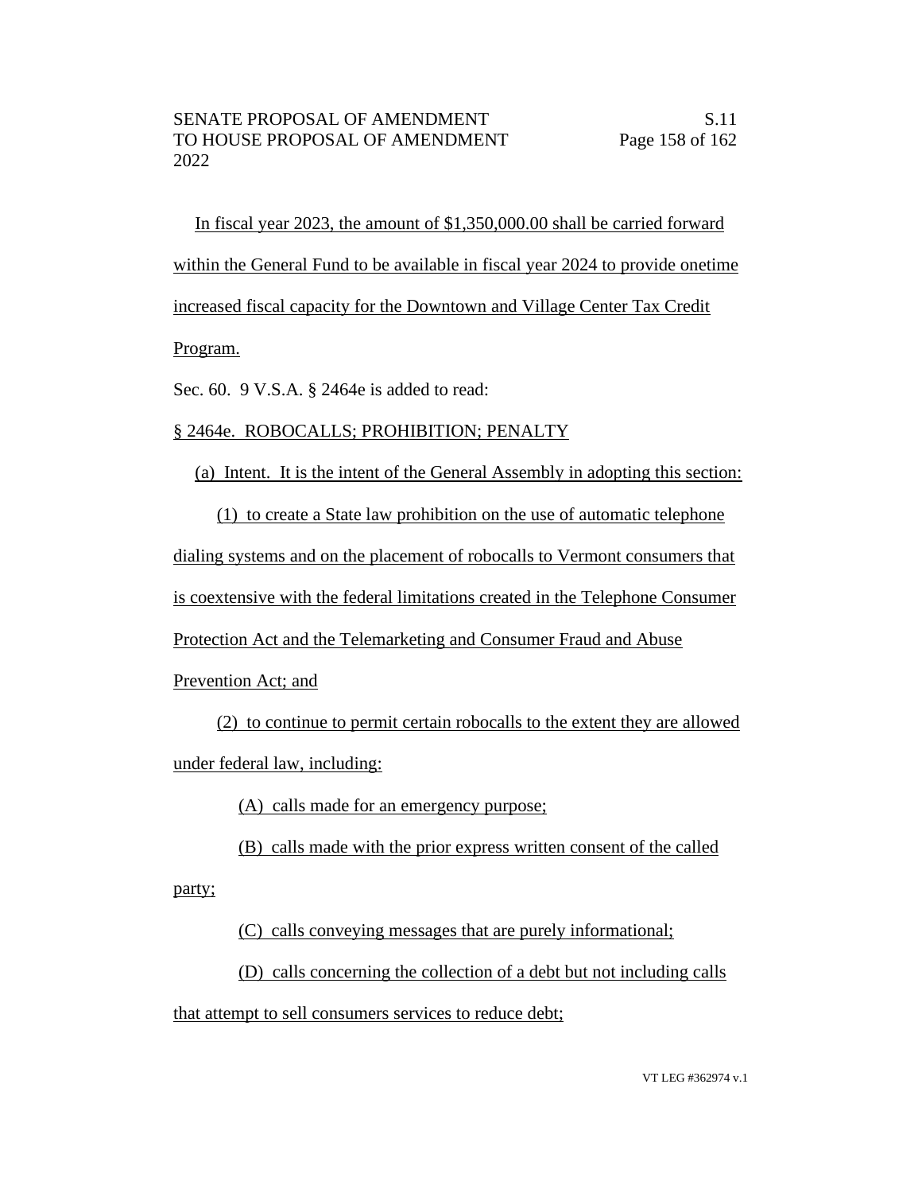In fiscal year 2023, the amount of $1,350,000.00 shall be carried forward within the General Fund to be available in fiscal year 2024 to provide onetime increased fiscal capacity for the Downtown and Village Center Tax Credit Program.

Sec. 60. 9 V.S.A. § 2464e is added to read:

§ 2464e. ROBOCALLS; PROHIBITION; PENALTY

(a) Intent. It is the intent of the General Assembly in adopting this section:

(1) to create a State law prohibition on the use of automatic telephone dialing systems and on the placement of robocalls to Vermont consumers that is coextensive with the federal limitations created in the Telephone Consumer Protection Act and the Telemarketing and Consumer Fraud and Abuse Prevention Act; and

(2) to continue to permit certain robocalls to the extent they are allowed under federal law, including:

(A) calls made for an emergency purpose;

(B) calls made with the prior express written consent of the called party;

(C) calls conveying messages that are purely informational;

(D) calls concerning the collection of a debt but not including calls that attempt to sell consumers services to reduce debt;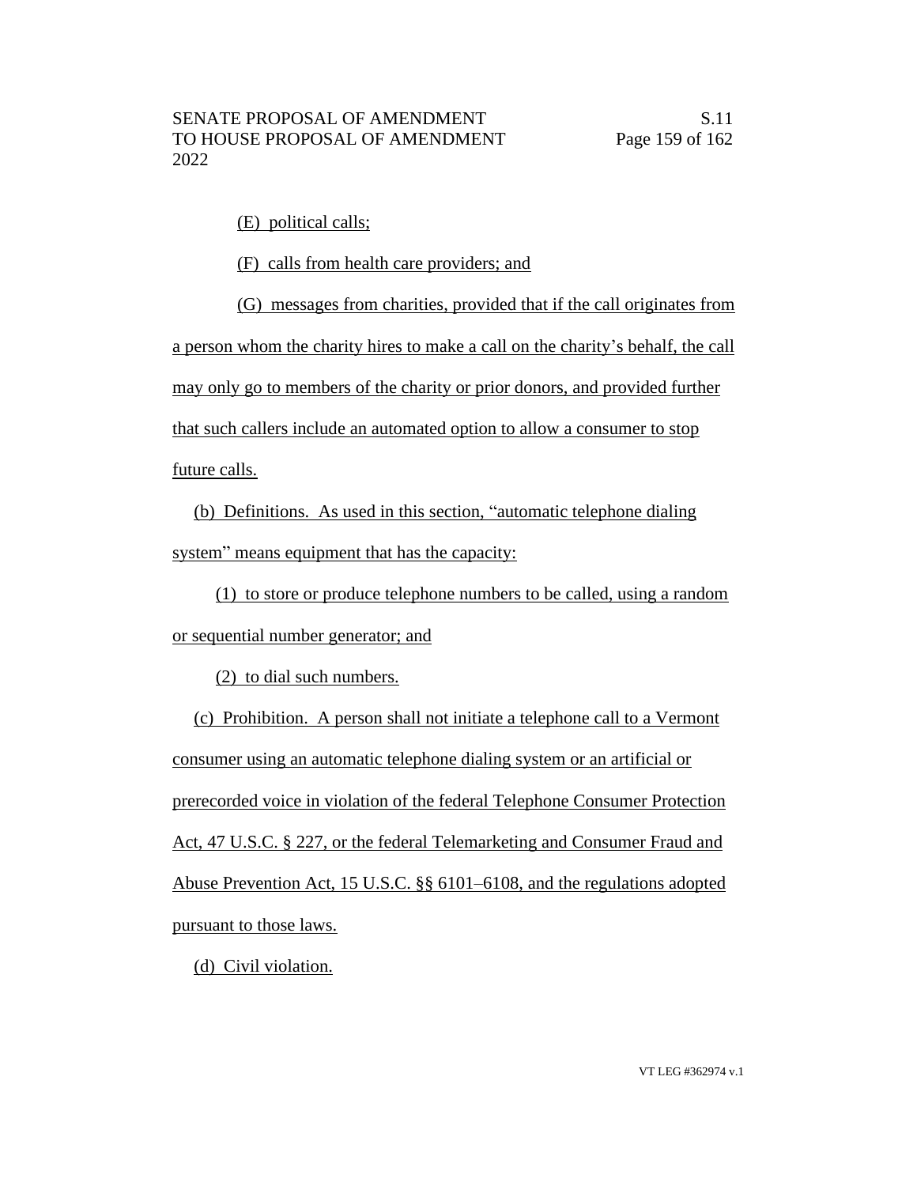(E) political calls;

(F) calls from health care providers; and

(G) messages from charities, provided that if the call originates from a person whom the charity hires to make a call on the charity's behalf, the call may only go to members of the charity or prior donors, and provided further that such callers include an automated option to allow a consumer to stop future calls.

(b) Definitions. As used in this section, "automatic telephone dialing system" means equipment that has the capacity:

(1) to store or produce telephone numbers to be called, using a random or sequential number generator; and

(2) to dial such numbers.

(c) Prohibition. A person shall not initiate a telephone call to a Vermont consumer using an automatic telephone dialing system or an artificial or prerecorded voice in violation of the federal Telephone Consumer Protection Act, 47 U.S.C. § 227, or the federal Telemarketing and Consumer Fraud and Abuse Prevention Act, 15 U.S.C. §§ 6101–6108, and the regulations adopted pursuant to those laws.

(d) Civil violation.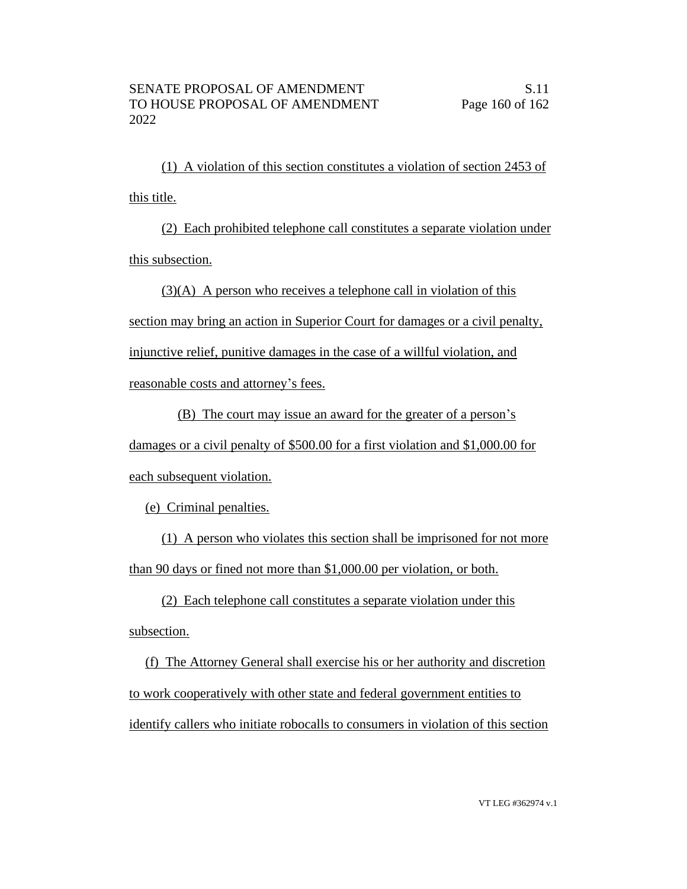(1) A violation of this section constitutes a violation of section 2453 of this title.

(2) Each prohibited telephone call constitutes a separate violation under this subsection.

(3)(A) A person who receives a telephone call in violation of this section may bring an action in Superior Court for damages or a civil penalty, injunctive relief, punitive damages in the case of a willful violation, and reasonable costs and attorney's fees.

(B) The court may issue an award for the greater of a person's damages or a civil penalty of $500.00 for a first violation and $1,000.00 for each subsequent violation.

(e) Criminal penalties.

(1) A person who violates this section shall be imprisoned for not more than 90 days or fined not more than $1,000.00 per violation, or both.

(2) Each telephone call constitutes a separate violation under this subsection.

(f) The Attorney General shall exercise his or her authority and discretion to work cooperatively with other state and federal government entities to identify callers who initiate robocalls to consumers in violation of this section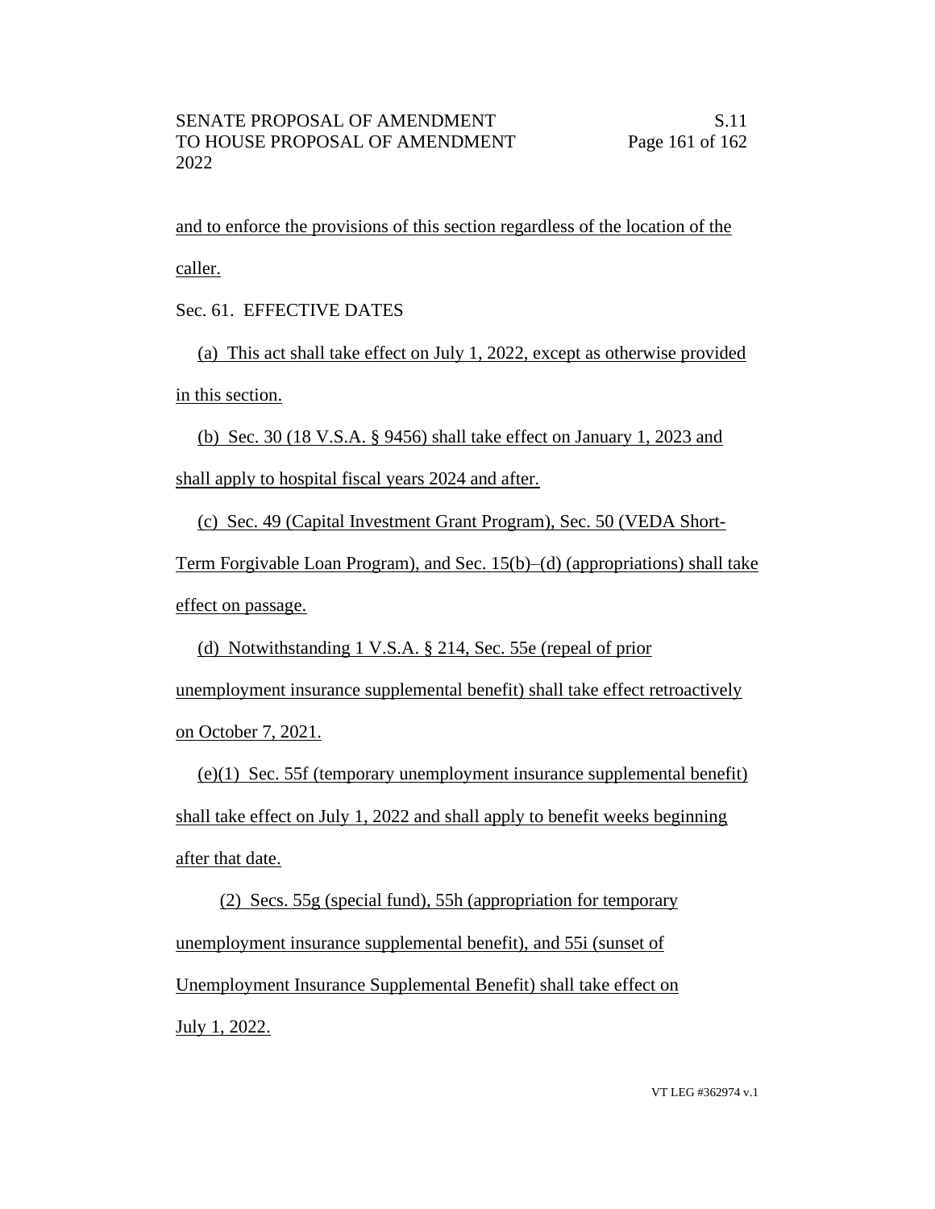and to enforce the provisions of this section regardless of the location of the caller.

Sec. 61. EFFECTIVE DATES

(a) This act shall take effect on July 1, 2022, except as otherwise provided in this section.

(b) Sec. 30 (18 V.S.A. § 9456) shall take effect on January 1, 2023 and shall apply to hospital fiscal years 2024 and after.

(c) Sec. 49 (Capital Investment Grant Program), Sec. 50 (VEDA Short-Term Forgivable Loan Program), and Sec. 15(b)–(d) (appropriations) shall take effect on passage.

(d) Notwithstanding 1 V.S.A. § 214, Sec. 55e (repeal of prior unemployment insurance supplemental benefit) shall take effect retroactively on October 7, 2021.

(e)(1) Sec. 55f (temporary unemployment insurance supplemental benefit) shall take effect on July 1, 2022 and shall apply to benefit weeks beginning after that date.

(2) Secs. 55g (special fund), 55h (appropriation for temporary unemployment insurance supplemental benefit), and 55i (sunset of Unemployment Insurance Supplemental Benefit) shall take effect on July 1, 2022.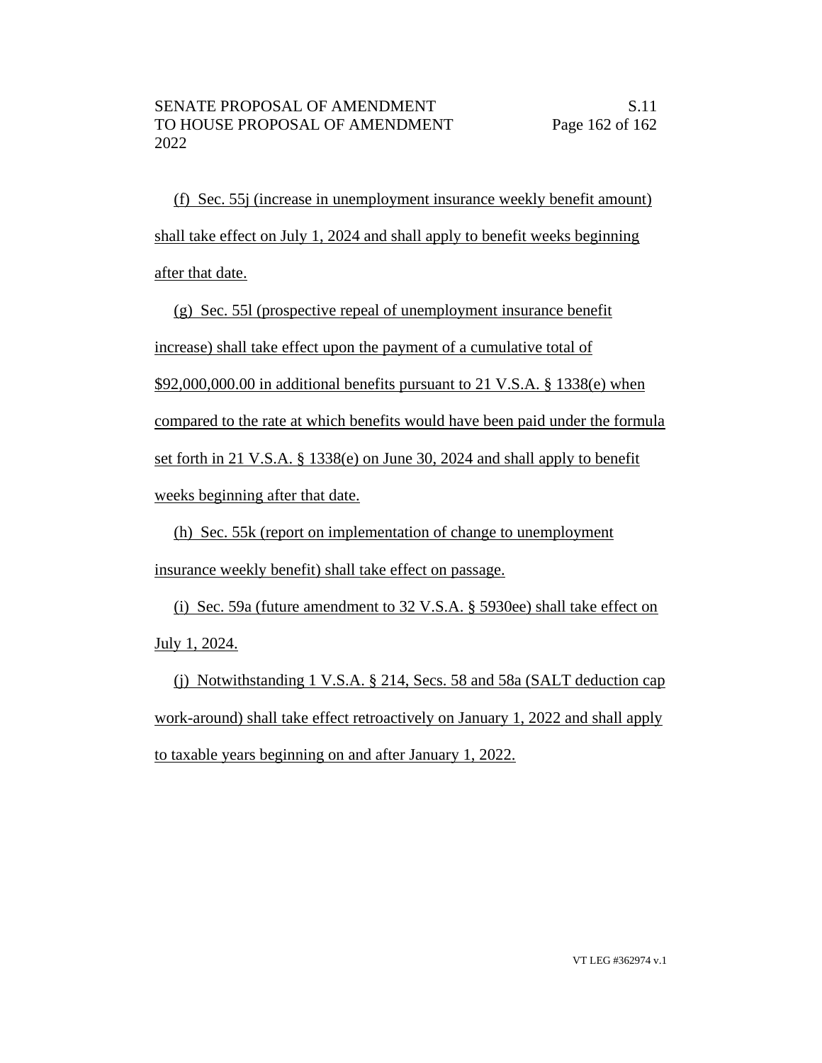(f) Sec. 55j (increase in unemployment insurance weekly benefit amount) shall take effect on July 1, 2024 and shall apply to benefit weeks beginning after that date.

(g) Sec. 55l (prospective repeal of unemployment insurance benefit increase) shall take effect upon the payment of a cumulative total of $92,000,000.00 in additional benefits pursuant to 21 V.S.A. § 1338(e) when compared to the rate at which benefits would have been paid under the formula set forth in 21 V.S.A. § 1338(e) on June 30, 2024 and shall apply to benefit weeks beginning after that date.

(h) Sec. 55k (report on implementation of change to unemployment insurance weekly benefit) shall take effect on passage.

(i) Sec. 59a (future amendment to 32 V.S.A. § 5930ee) shall take effect on July 1, 2024.

(j) Notwithstanding 1 V.S.A. § 214, Secs. 58 and 58a (SALT deduction cap work-around) shall take effect retroactively on January 1, 2022 and shall apply to taxable years beginning on and after January 1, 2022.